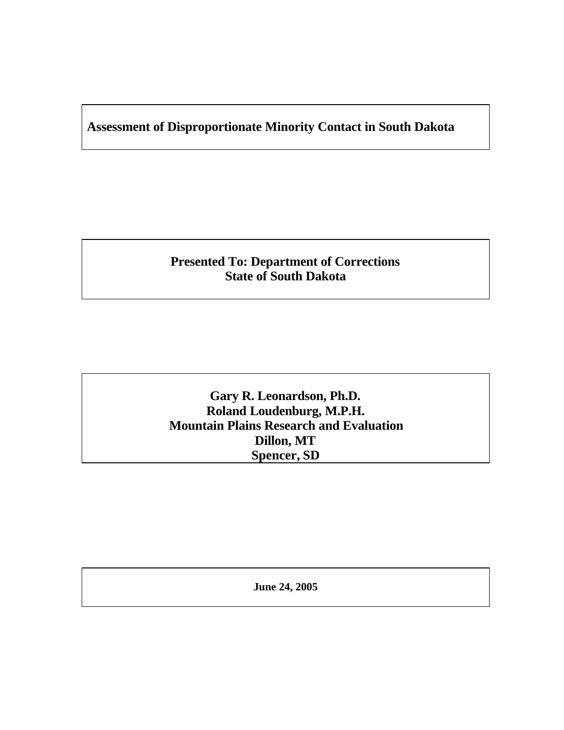# Assessment of Disproportionate Minority Contact in South Dakota

**Presented To: Department of Corrections**
**State of South Dakota**

**Gary R. Leonardson, Ph.D.**
**Roland Loudenburg, M.P.H.**
**Mountain Plains Research and Evaluation**
**Dillon, MT**
**Spencer, SD**

**June 24, 2005**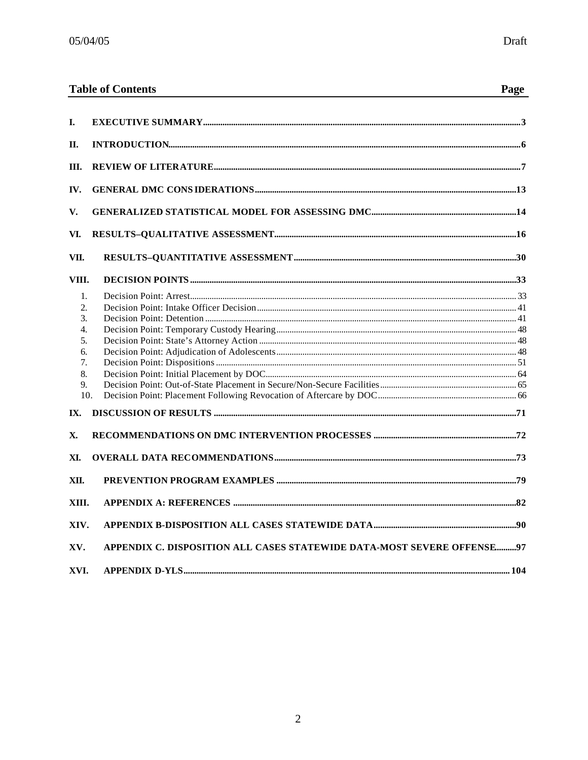05/04/05 Draft

## Table of Contents

| | | Page |
|---|---|---|
| I. | EXECUTIVE SUMMARY | 3 |
| II. | INTRODUCTION | 6 |
| III. | REVIEW OF LITERATURE | 7 |
| IV. | GENERAL DMC CONSIDERATIONS | 13 |
| V. | GENERALIZED STATISTICAL MODEL FOR ASSESSING DMC | 14 |
| VI. | RESULTS–QUALITATIVE ASSESSMENT | 16 |
| VII. | RESULTS–QUANTITATIVE ASSESSMENT | 30 |
| VIII. | DECISION POINTS | 33 |
| 1. | Decision Point: Arrest | 33 |
| 2. | Decision Point: Intake Officer Decision | 41 |
| 3. | Decision Point: Detention | 41 |
| 4. | Decision Point: Temporary Custody Hearing | 48 |
| 5. | Decision Point: State's Attorney Action | 48 |
| 6. | Decision Point: Adjudication of Adolescents | 48 |
| 7. | Decision Point: Dispositions | 51 |
| 8. | Decision Point: Initial Placement by DOC | 64 |
| 9. | Decision Point: Out-of-State Placement in Secure/Non-Secure Facilities | 65 |
| 10. | Decision Point: Placement Following Revocation of Aftercare by DOC | 66 |
| IX. | DISCUSSION OF RESULTS | 71 |
| X. | RECOMMENDATIONS ON DMC INTERVENTION PROCESSES | 72 |
| XI. | OVERALL DATA RECOMMENDATIONS | 73 |
| XII. | PREVENTION PROGRAM EXAMPLES | 79 |
| XIII. | APPENDIX A: REFERENCES | 82 |
| XIV. | APPENDIX B-DISPOSITION ALL CASES STATEWIDE DATA | 90 |
| XV. | APPENDIX C. DISPOSITION ALL CASES STATEWIDE DATA-MOST SEVERE OFFENSE | 97 |
| XVI. | APPENDIX D-YLS | 104 |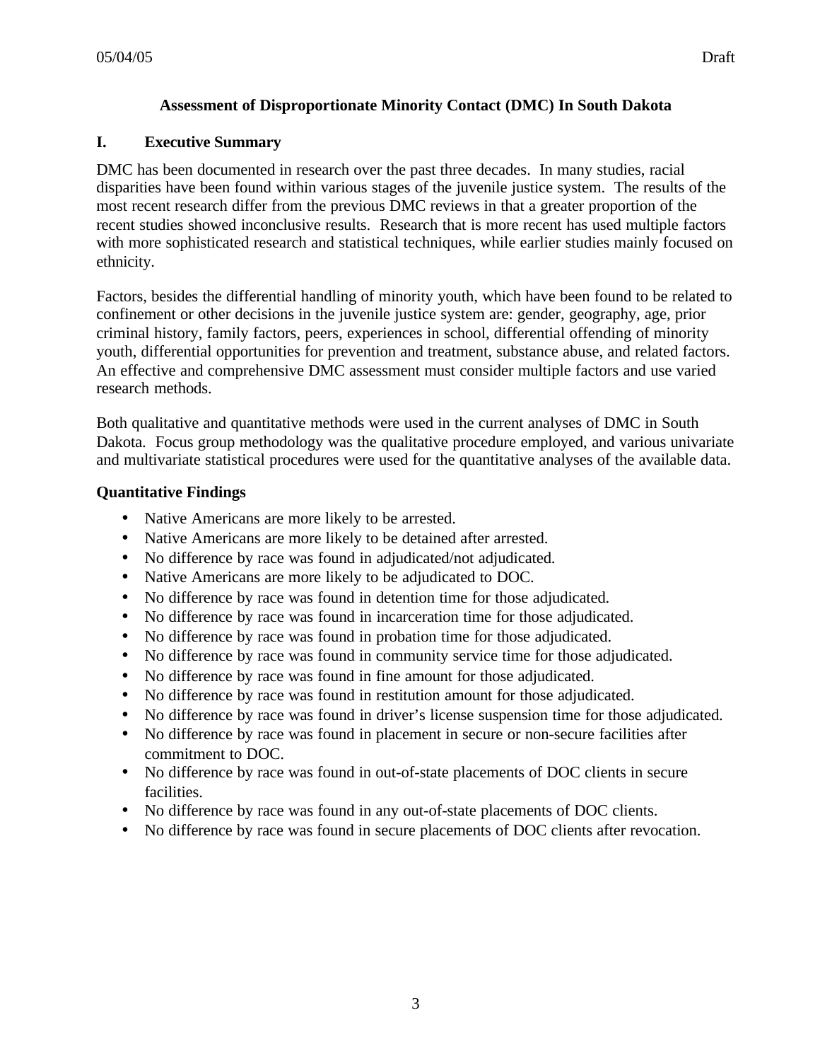# Assessment of Disproportionate Minority Contact (DMC) In South Dakota

## I. Executive Summary

DMC has been documented in research over the past three decades. In many studies, racial disparities have been found within various stages of the juvenile justice system. The results of the most recent research differ from the previous DMC reviews in that a greater proportion of the recent studies showed inconclusive results. Research that is more recent has used multiple factors with more sophisticated research and statistical techniques, while earlier studies mainly focused on ethnicity.

Factors, besides the differential handling of minority youth, which have been found to be related to confinement or other decisions in the juvenile justice system are: gender, geography, age, prior criminal history, family factors, peers, experiences in school, differential offending of minority youth, differential opportunities for prevention and treatment, substance abuse, and related factors. An effective and comprehensive DMC assessment must consider multiple factors and use varied research methods.

Both qualitative and quantitative methods were used in the current analyses of DMC in South Dakota. Focus group methodology was the qualitative procedure employed, and various univariate and multivariate statistical procedures were used for the quantitative analyses of the available data.

### Quantitative Findings

- Native Americans are more likely to be arrested.
- Native Americans are more likely to be detained after arrested.
- No difference by race was found in adjudicated/not adjudicated.
- Native Americans are more likely to be adjudicated to DOC.
- No difference by race was found in detention time for those adjudicated.
- No difference by race was found in incarceration time for those adjudicated.
- No difference by race was found in probation time for those adjudicated.
- No difference by race was found in community service time for those adjudicated.
- No difference by race was found in fine amount for those adjudicated.
- No difference by race was found in restitution amount for those adjudicated.
- No difference by race was found in driver's license suspension time for those adjudicated.
- No difference by race was found in placement in secure or non-secure facilities after commitment to DOC.
- No difference by race was found in out-of-state placements of DOC clients in secure facilities.
- No difference by race was found in any out-of-state placements of DOC clients.
- No difference by race was found in secure placements of DOC clients after revocation.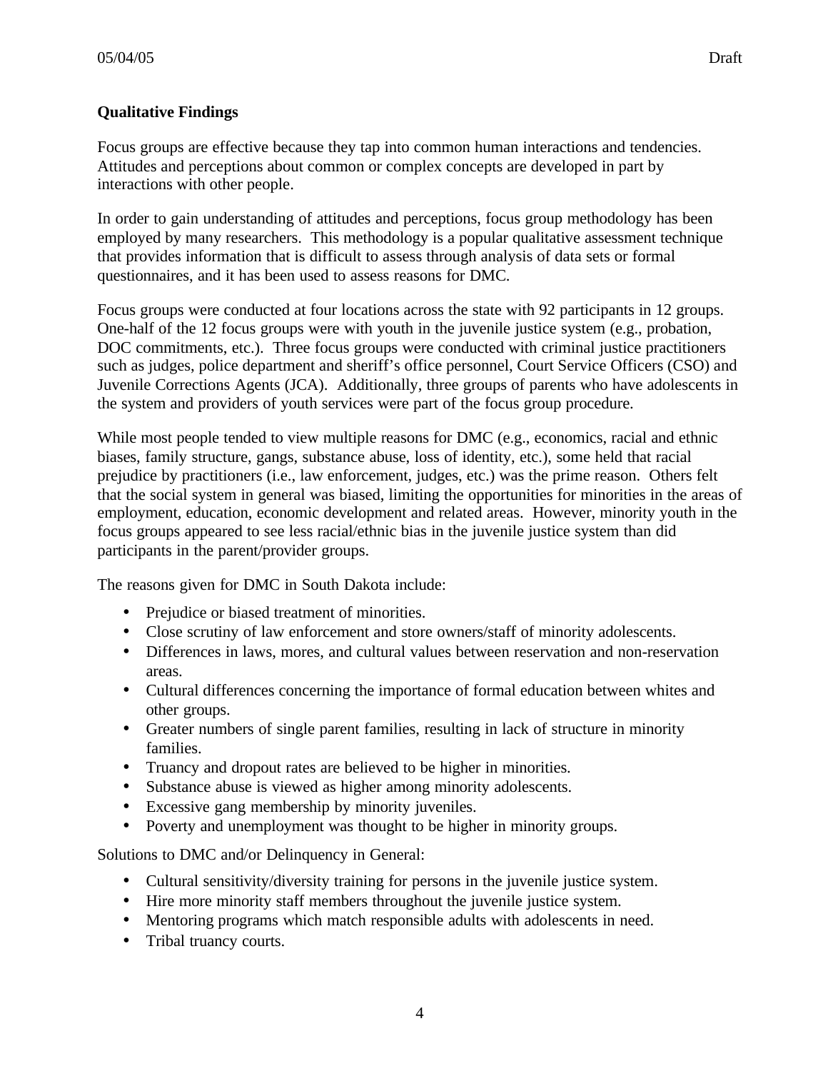**Qualitative Findings**

Focus groups are effective because they tap into common human interactions and tendencies. Attitudes and perceptions about common or complex concepts are developed in part by interactions with other people.

In order to gain understanding of attitudes and perceptions, focus group methodology has been employed by many researchers. This methodology is a popular qualitative assessment technique that provides information that is difficult to assess through analysis of data sets or formal questionnaires, and it has been used to assess reasons for DMC.

Focus groups were conducted at four locations across the state with 92 participants in 12 groups. One-half of the 12 focus groups were with youth in the juvenile justice system (e.g., probation, DOC commitments, etc.). Three focus groups were conducted with criminal justice practitioners such as judges, police department and sheriff's office personnel, Court Service Officers (CSO) and Juvenile Corrections Agents (JCA). Additionally, three groups of parents who have adolescents in the system and providers of youth services were part of the focus group procedure.

While most people tended to view multiple reasons for DMC (e.g., economics, racial and ethnic biases, family structure, gangs, substance abuse, loss of identity, etc.), some held that racial prejudice by practitioners (i.e., law enforcement, judges, etc.) was the prime reason. Others felt that the social system in general was biased, limiting the opportunities for minorities in the areas of employment, education, economic development and related areas. However, minority youth in the focus groups appeared to see less racial/ethnic bias in the juvenile justice system than did participants in the parent/provider groups.

The reasons given for DMC in South Dakota include:

- Prejudice or biased treatment of minorities.
- Close scrutiny of law enforcement and store owners/staff of minority adolescents.
- Differences in laws, mores, and cultural values between reservation and non-reservation areas.
- Cultural differences concerning the importance of formal education between whites and other groups.
- Greater numbers of single parent families, resulting in lack of structure in minority families.
- Truancy and dropout rates are believed to be higher in minorities.
- Substance abuse is viewed as higher among minority adolescents.
- Excessive gang membership by minority juveniles.
- Poverty and unemployment was thought to be higher in minority groups.

Solutions to DMC and/or Delinquency in General:

- Cultural sensitivity/diversity training for persons in the juvenile justice system.
- Hire more minority staff members throughout the juvenile justice system.
- Mentoring programs which match responsible adults with adolescents in need.
- Tribal truancy courts.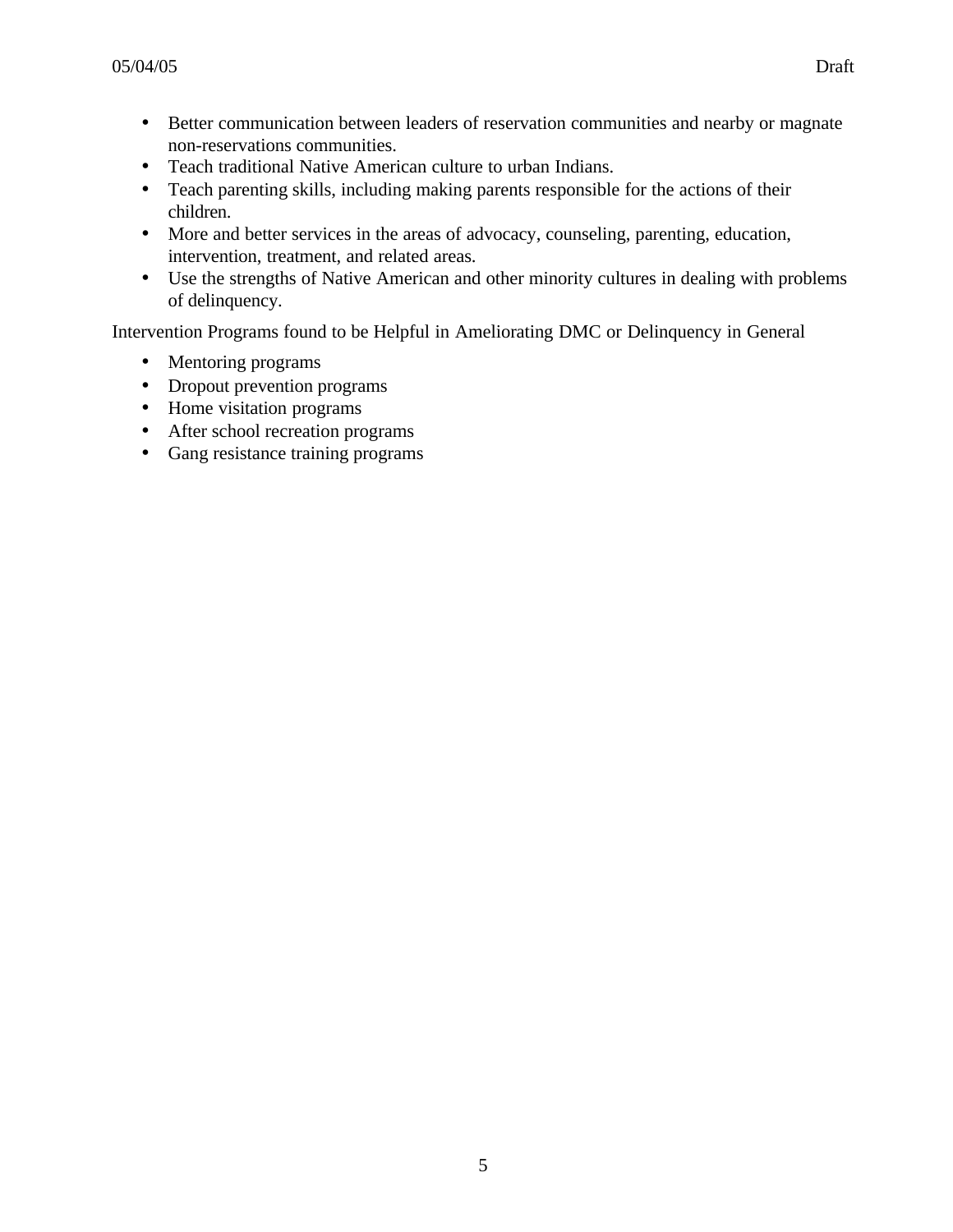- Better communication between leaders of reservation communities and nearby or magnate non-reservations communities.
- Teach traditional Native American culture to urban Indians.
- Teach parenting skills, including making parents responsible for the actions of their children.
- More and better services in the areas of advocacy, counseling, parenting, education, intervention, treatment, and related areas.
- Use the strengths of Native American and other minority cultures in dealing with problems of delinquency.

Intervention Programs found to be Helpful in Ameliorating DMC or Delinquency in General

- Mentoring programs
- Dropout prevention programs
- Home visitation programs
- After school recreation programs
- Gang resistance training programs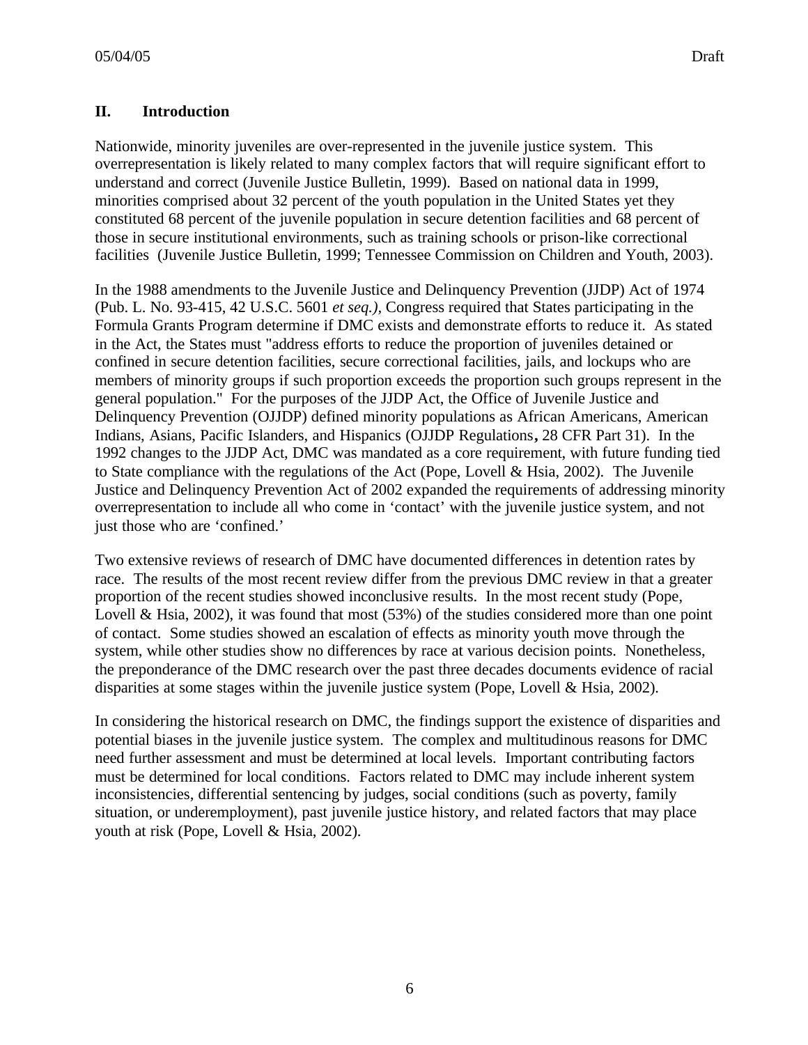## II. Introduction

Nationwide, minority juveniles are over-represented in the juvenile justice system. This overrepresentation is likely related to many complex factors that will require significant effort to understand and correct (Juvenile Justice Bulletin, 1999). Based on national data in 1999, minorities comprised about 32 percent of the youth population in the United States yet they constituted 68 percent of the juvenile population in secure detention facilities and 68 percent of those in secure institutional environments, such as training schools or prison-like correctional facilities (Juvenile Justice Bulletin, 1999; Tennessee Commission on Children and Youth, 2003).

In the 1988 amendments to the Juvenile Justice and Delinquency Prevention (JJDP) Act of 1974 (Pub. L. No. 93-415, 42 U.S.C. 5601 *et seq.),* Congress required that States participating in the Formula Grants Program determine if DMC exists and demonstrate efforts to reduce it. As stated in the Act, the States must "address efforts to reduce the proportion of juveniles detained or confined in secure detention facilities, secure correctional facilities, jails, and lockups who are members of minority groups if such proportion exceeds the proportion such groups represent in the general population." For the purposes of the JJDP Act, the Office of Juvenile Justice and Delinquency Prevention (OJJDP) defined minority populations as African Americans, American Indians, Asians, Pacific Islanders, and Hispanics (OJJDP Regulations**,** 28 CFR Part 31). In the 1992 changes to the JJDP Act, DMC was mandated as a core requirement, with future funding tied to State compliance with the regulations of the Act (Pope, Lovell & Hsia, 2002). The Juvenile Justice and Delinquency Prevention Act of 2002 expanded the requirements of addressing minority overrepresentation to include all who come in 'contact' with the juvenile justice system, and not just those who are 'confined.'

Two extensive reviews of research of DMC have documented differences in detention rates by race. The results of the most recent review differ from the previous DMC review in that a greater proportion of the recent studies showed inconclusive results. In the most recent study (Pope, Lovell & Hsia, 2002), it was found that most (53%) of the studies considered more than one point of contact. Some studies showed an escalation of effects as minority youth move through the system, while other studies show no differences by race at various decision points. Nonetheless, the preponderance of the DMC research over the past three decades documents evidence of racial disparities at some stages within the juvenile justice system (Pope, Lovell & Hsia, 2002).

In considering the historical research on DMC, the findings support the existence of disparities and potential biases in the juvenile justice system. The complex and multitudinous reasons for DMC need further assessment and must be determined at local levels. Important contributing factors must be determined for local conditions. Factors related to DMC may include inherent system inconsistencies, differential sentencing by judges, social conditions (such as poverty, family situation, or underemployment), past juvenile justice history, and related factors that may place youth at risk (Pope, Lovell & Hsia, 2002).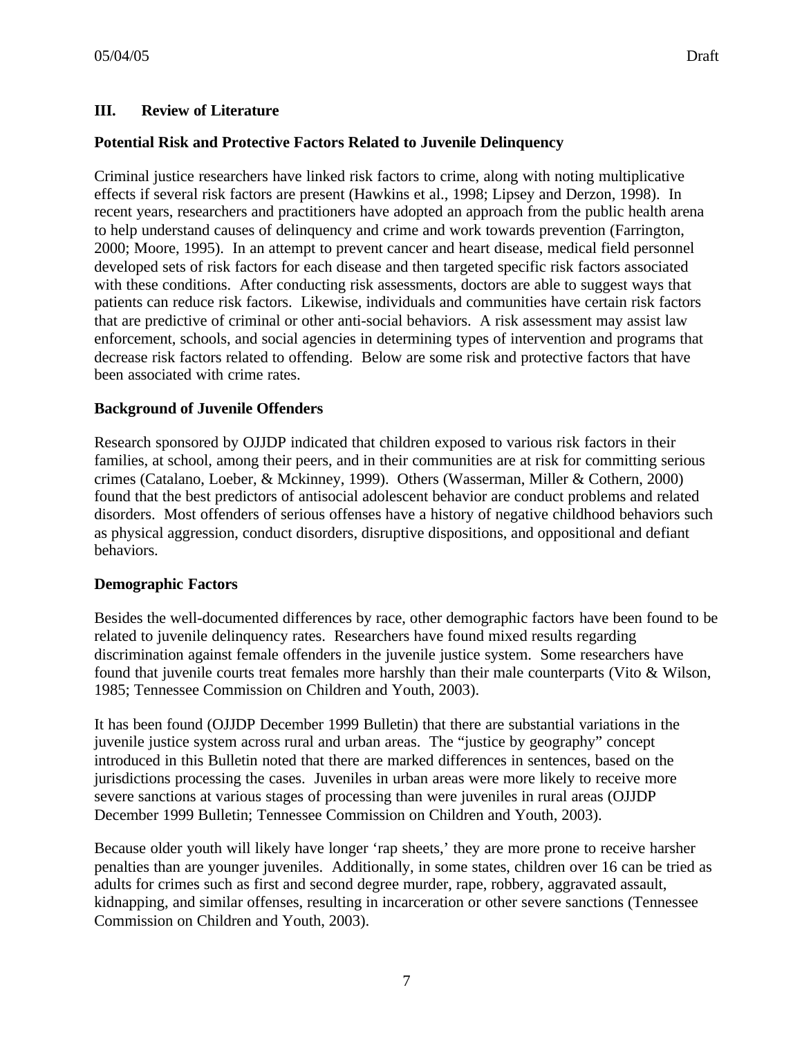## III. Review of Literature

### Potential Risk and Protective Factors Related to Juvenile Delinquency

Criminal justice researchers have linked risk factors to crime, along with noting multiplicative effects if several risk factors are present (Hawkins et al., 1998; Lipsey and Derzon, 1998). In recent years, researchers and practitioners have adopted an approach from the public health arena to help understand causes of delinquency and crime and work towards prevention (Farrington, 2000; Moore, 1995). In an attempt to prevent cancer and heart disease, medical field personnel developed sets of risk factors for each disease and then targeted specific risk factors associated with these conditions. After conducting risk assessments, doctors are able to suggest ways that patients can reduce risk factors. Likewise, individuals and communities have certain risk factors that are predictive of criminal or other anti-social behaviors. A risk assessment may assist law enforcement, schools, and social agencies in determining types of intervention and programs that decrease risk factors related to offending. Below are some risk and protective factors that have been associated with crime rates.

### Background of Juvenile Offenders

Research sponsored by OJJDP indicated that children exposed to various risk factors in their families, at school, among their peers, and in their communities are at risk for committing serious crimes (Catalano, Loeber, & Mckinney, 1999). Others (Wasserman, Miller & Cothern, 2000) found that the best predictors of antisocial adolescent behavior are conduct problems and related disorders. Most offenders of serious offenses have a history of negative childhood behaviors such as physical aggression, conduct disorders, disruptive dispositions, and oppositional and defiant behaviors.

### Demographic Factors

Besides the well-documented differences by race, other demographic factors have been found to be related to juvenile delinquency rates. Researchers have found mixed results regarding discrimination against female offenders in the juvenile justice system. Some researchers have found that juvenile courts treat females more harshly than their male counterparts (Vito & Wilson, 1985; Tennessee Commission on Children and Youth, 2003).

It has been found (OJJDP December 1999 Bulletin) that there are substantial variations in the juvenile justice system across rural and urban areas. The "justice by geography" concept introduced in this Bulletin noted that there are marked differences in sentences, based on the jurisdictions processing the cases. Juveniles in urban areas were more likely to receive more severe sanctions at various stages of processing than were juveniles in rural areas (OJJDP December 1999 Bulletin; Tennessee Commission on Children and Youth, 2003).

Because older youth will likely have longer 'rap sheets,' they are more prone to receive harsher penalties than are younger juveniles. Additionally, in some states, children over 16 can be tried as adults for crimes such as first and second degree murder, rape, robbery, aggravated assault, kidnapping, and similar offenses, resulting in incarceration or other severe sanctions (Tennessee Commission on Children and Youth, 2003).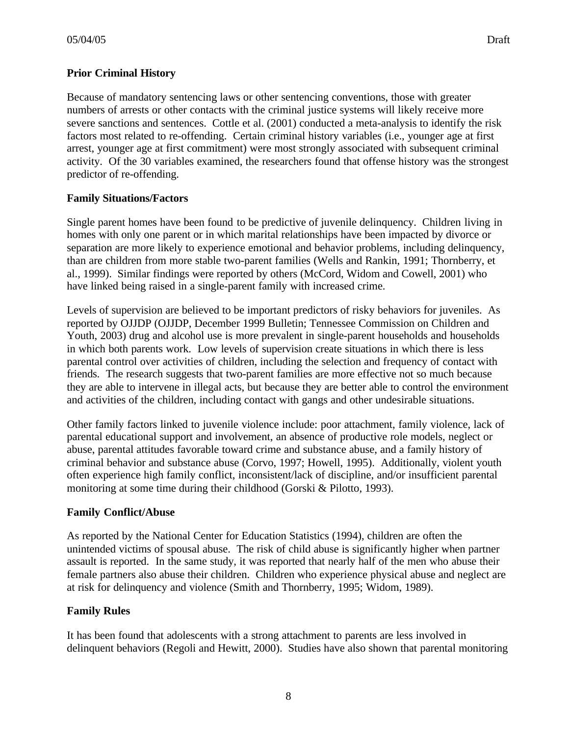**Prior Criminal History**

Because of mandatory sentencing laws or other sentencing conventions, those with greater numbers of arrests or other contacts with the criminal justice systems will likely receive more severe sanctions and sentences. Cottle et al. (2001) conducted a meta-analysis to identify the risk factors most related to re-offending. Certain criminal history variables (i.e., younger age at first arrest, younger age at first commitment) were most strongly associated with subsequent criminal activity. Of the 30 variables examined, the researchers found that offense history was the strongest predictor of re-offending.

**Family Situations/Factors**

Single parent homes have been found to be predictive of juvenile delinquency. Children living in homes with only one parent or in which marital relationships have been impacted by divorce or separation are more likely to experience emotional and behavior problems, including delinquency, than are children from more stable two-parent families (Wells and Rankin, 1991; Thornberry, et al., 1999). Similar findings were reported by others (McCord, Widom and Cowell, 2001) who have linked being raised in a single-parent family with increased crime.

Levels of supervision are believed to be important predictors of risky behaviors for juveniles. As reported by OJJDP (OJJDP, December 1999 Bulletin; Tennessee Commission on Children and Youth, 2003) drug and alcohol use is more prevalent in single-parent households and households in which both parents work. Low levels of supervision create situations in which there is less parental control over activities of children, including the selection and frequency of contact with friends. The research suggests that two-parent families are more effective not so much because they are able to intervene in illegal acts, but because they are better able to control the environment and activities of the children, including contact with gangs and other undesirable situations.

Other family factors linked to juvenile violence include: poor attachment, family violence, lack of parental educational support and involvement, an absence of productive role models, neglect or abuse, parental attitudes favorable toward crime and substance abuse, and a family history of criminal behavior and substance abuse (Corvo, 1997; Howell, 1995). Additionally, violent youth often experience high family conflict, inconsistent/lack of discipline, and/or insufficient parental monitoring at some time during their childhood (Gorski & Pilotto, 1993).

**Family Conflict/Abuse**

As reported by the National Center for Education Statistics (1994), children are often the unintended victims of spousal abuse. The risk of child abuse is significantly higher when partner assault is reported. In the same study, it was reported that nearly half of the men who abuse their female partners also abuse their children. Children who experience physical abuse and neglect are at risk for delinquency and violence (Smith and Thornberry, 1995; Widom, 1989).

**Family Rules**

It has been found that adolescents with a strong attachment to parents are less involved in delinquent behaviors (Regoli and Hewitt, 2000). Studies have also shown that parental monitoring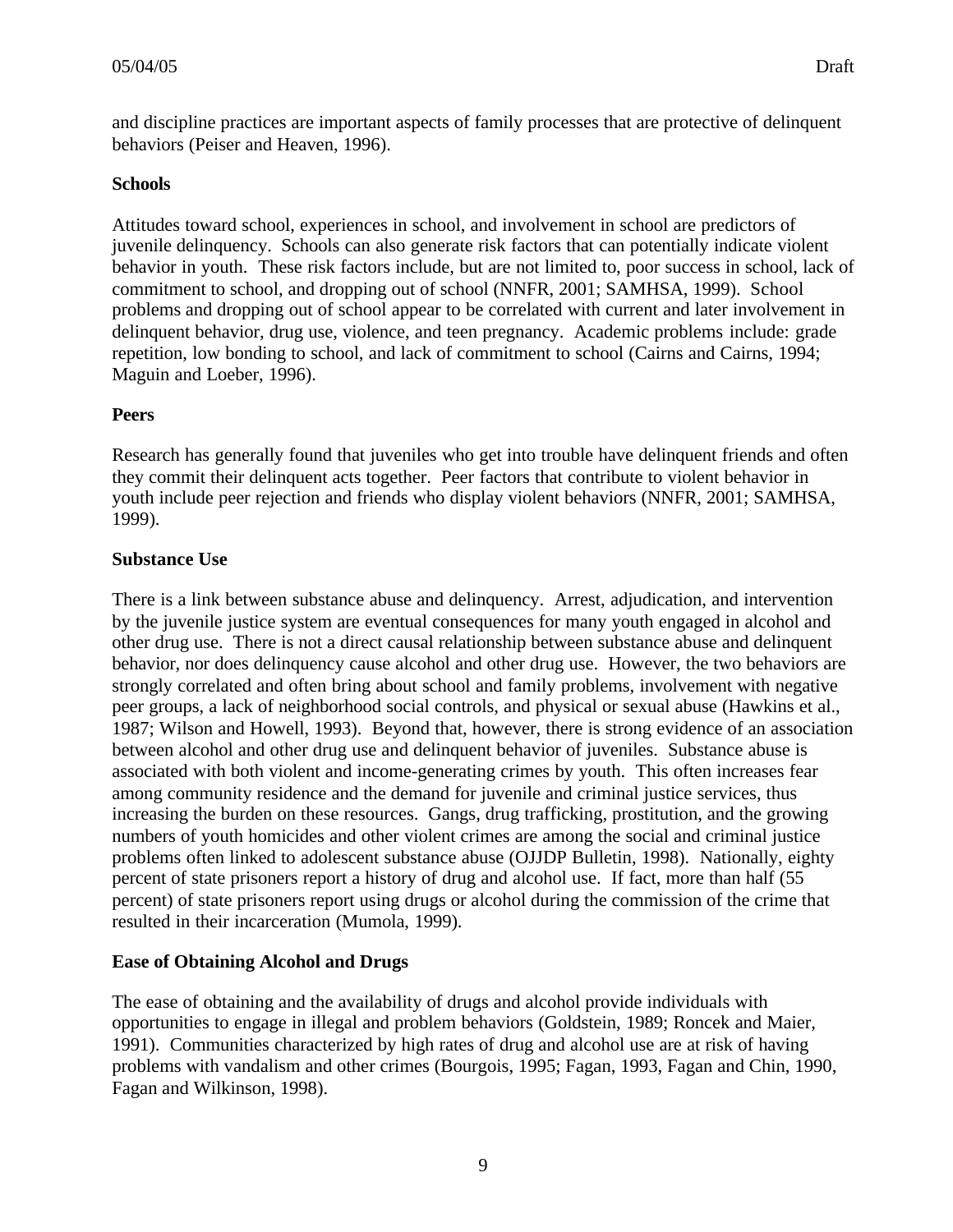and discipline practices are important aspects of family processes that are protective of delinquent behaviors (Peiser and Heaven, 1996).

**Schools**

Attitudes toward school, experiences in school, and involvement in school are predictors of juvenile delinquency. Schools can also generate risk factors that can potentially indicate violent behavior in youth. These risk factors include, but are not limited to, poor success in school, lack of commitment to school, and dropping out of school (NNFR, 2001; SAMHSA, 1999). School problems and dropping out of school appear to be correlated with current and later involvement in delinquent behavior, drug use, violence, and teen pregnancy. Academic problems include: grade repetition, low bonding to school, and lack of commitment to school (Cairns and Cairns, 1994; Maguin and Loeber, 1996).

**Peers**

Research has generally found that juveniles who get into trouble have delinquent friends and often they commit their delinquent acts together. Peer factors that contribute to violent behavior in youth include peer rejection and friends who display violent behaviors (NNFR, 2001; SAMHSA, 1999).

**Substance Use**

There is a link between substance abuse and delinquency. Arrest, adjudication, and intervention by the juvenile justice system are eventual consequences for many youth engaged in alcohol and other drug use. There is not a direct causal relationship between substance abuse and delinquent behavior, nor does delinquency cause alcohol and other drug use. However, the two behaviors are strongly correlated and often bring about school and family problems, involvement with negative peer groups, a lack of neighborhood social controls, and physical or sexual abuse (Hawkins et al., 1987; Wilson and Howell, 1993). Beyond that, however, there is strong evidence of an association between alcohol and other drug use and delinquent behavior of juveniles. Substance abuse is associated with both violent and income-generating crimes by youth. This often increases fear among community residence and the demand for juvenile and criminal justice services, thus increasing the burden on these resources. Gangs, drug trafficking, prostitution, and the growing numbers of youth homicides and other violent crimes are among the social and criminal justice problems often linked to adolescent substance abuse (OJJDP Bulletin, 1998). Nationally, eighty percent of state prisoners report a history of drug and alcohol use. If fact, more than half (55 percent) of state prisoners report using drugs or alcohol during the commission of the crime that resulted in their incarceration (Mumola, 1999).

**Ease of Obtaining Alcohol and Drugs**

The ease of obtaining and the availability of drugs and alcohol provide individuals with opportunities to engage in illegal and problem behaviors (Goldstein, 1989; Roncek and Maier, 1991). Communities characterized by high rates of drug and alcohol use are at risk of having problems with vandalism and other crimes (Bourgois, 1995; Fagan, 1993, Fagan and Chin, 1990, Fagan and Wilkinson, 1998).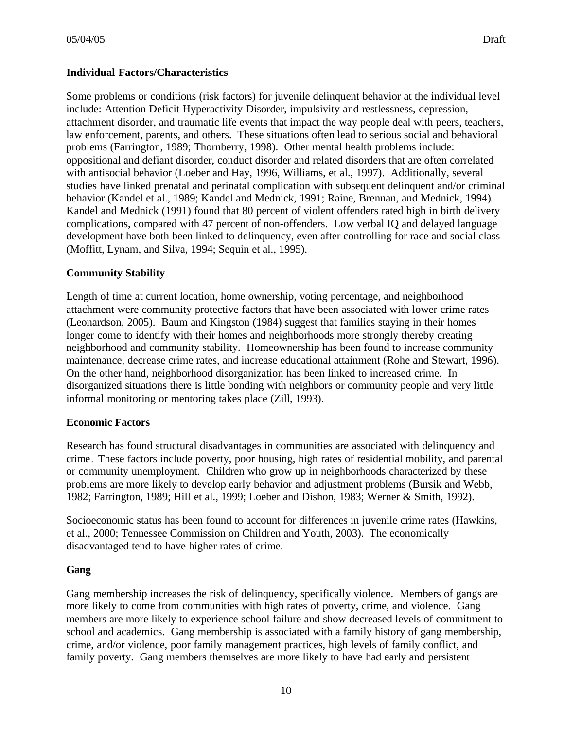**Individual Factors/Characteristics**

Some problems or conditions (risk factors) for juvenile delinquent behavior at the individual level include: Attention Deficit Hyperactivity Disorder, impulsivity and restlessness, depression, attachment disorder, and traumatic life events that impact the way people deal with peers, teachers, law enforcement, parents, and others. These situations often lead to serious social and behavioral problems (Farrington, 1989; Thornberry, 1998). Other mental health problems include: oppositional and defiant disorder, conduct disorder and related disorders that are often correlated with antisocial behavior (Loeber and Hay, 1996, Williams, et al., 1997). Additionally, several studies have linked prenatal and perinatal complication with subsequent delinquent and/or criminal behavior (Kandel et al., 1989; Kandel and Mednick, 1991; Raine, Brennan, and Mednick, 1994). Kandel and Mednick (1991) found that 80 percent of violent offenders rated high in birth delivery complications, compared with 47 percent of non-offenders. Low verbal IQ and delayed language development have both been linked to delinquency, even after controlling for race and social class (Moffitt, Lynam, and Silva, 1994; Sequin et al., 1995).

**Community Stability**

Length of time at current location, home ownership, voting percentage, and neighborhood attachment were community protective factors that have been associated with lower crime rates (Leonardson, 2005). Baum and Kingston (1984) suggest that families staying in their homes longer come to identify with their homes and neighborhoods more strongly thereby creating neighborhood and community stability. Homeownership has been found to increase community maintenance, decrease crime rates, and increase educational attainment (Rohe and Stewart, 1996). On the other hand, neighborhood disorganization has been linked to increased crime. In disorganized situations there is little bonding with neighbors or community people and very little informal monitoring or mentoring takes place (Zill, 1993).

**Economic Factors**

Research has found structural disadvantages in communities are associated with delinquency and crime. These factors include poverty, poor housing, high rates of residential mobility, and parental or community unemployment. Children who grow up in neighborhoods characterized by these problems are more likely to develop early behavior and adjustment problems (Bursik and Webb, 1982; Farrington, 1989; Hill et al., 1999; Loeber and Dishon, 1983; Werner & Smith, 1992).

Socioeconomic status has been found to account for differences in juvenile crime rates (Hawkins, et al., 2000; Tennessee Commission on Children and Youth, 2003). The economically disadvantaged tend to have higher rates of crime.

**Gang**

Gang membership increases the risk of delinquency, specifically violence. Members of gangs are more likely to come from communities with high rates of poverty, crime, and violence. Gang members are more likely to experience school failure and show decreased levels of commitment to school and academics. Gang membership is associated with a family history of gang membership, crime, and/or violence, poor family management practices, high levels of family conflict, and family poverty. Gang members themselves are more likely to have had early and persistent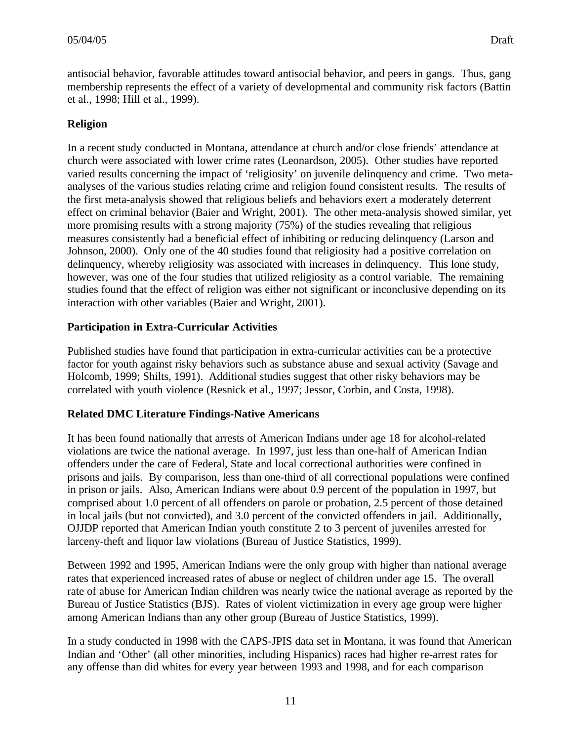antisocial behavior, favorable attitudes toward antisocial behavior, and peers in gangs. Thus, gang membership represents the effect of a variety of developmental and community risk factors (Battin et al., 1998; Hill et al., 1999).

**Religion**

In a recent study conducted in Montana, attendance at church and/or close friends' attendance at church were associated with lower crime rates (Leonardson, 2005). Other studies have reported varied results concerning the impact of 'religiosity' on juvenile delinquency and crime. Two meta-analyses of the various studies relating crime and religion found consistent results. The results of the first meta-analysis showed that religious beliefs and behaviors exert a moderately deterrent effect on criminal behavior (Baier and Wright, 2001). The other meta-analysis showed similar, yet more promising results with a strong majority (75%) of the studies revealing that religious measures consistently had a beneficial effect of inhibiting or reducing delinquency (Larson and Johnson, 2000). Only one of the 40 studies found that religiosity had a positive correlation on delinquency, whereby religiosity was associated with increases in delinquency. This lone study, however, was one of the four studies that utilized religiosity as a control variable. The remaining studies found that the effect of religion was either not significant or inconclusive depending on its interaction with other variables (Baier and Wright, 2001).

**Participation in Extra-Curricular Activities**

Published studies have found that participation in extra-curricular activities can be a protective factor for youth against risky behaviors such as substance abuse and sexual activity (Savage and Holcomb, 1999; Shilts, 1991). Additional studies suggest that other risky behaviors may be correlated with youth violence (Resnick et al., 1997; Jessor, Corbin, and Costa, 1998).

**Related DMC Literature Findings-Native Americans**

It has been found nationally that arrests of American Indians under age 18 for alcohol-related violations are twice the national average. In 1997, just less than one-half of American Indian offenders under the care of Federal, State and local correctional authorities were confined in prisons and jails. By comparison, less than one-third of all correctional populations were confined in prison or jails. Also, American Indians were about 0.9 percent of the population in 1997, but comprised about 1.0 percent of all offenders on parole or probation, 2.5 percent of those detained in local jails (but not convicted), and 3.0 percent of the convicted offenders in jail. Additionally, OJJDP reported that American Indian youth constitute 2 to 3 percent of juveniles arrested for larceny-theft and liquor law violations (Bureau of Justice Statistics, 1999).

Between 1992 and 1995, American Indians were the only group with higher than national average rates that experienced increased rates of abuse or neglect of children under age 15. The overall rate of abuse for American Indian children was nearly twice the national average as reported by the Bureau of Justice Statistics (BJS). Rates of violent victimization in every age group were higher among American Indians than any other group (Bureau of Justice Statistics, 1999).

In a study conducted in 1998 with the CAPS-JPIS data set in Montana, it was found that American Indian and 'Other' (all other minorities, including Hispanics) races had higher re-arrest rates for any offense than did whites for every year between 1993 and 1998, and for each comparison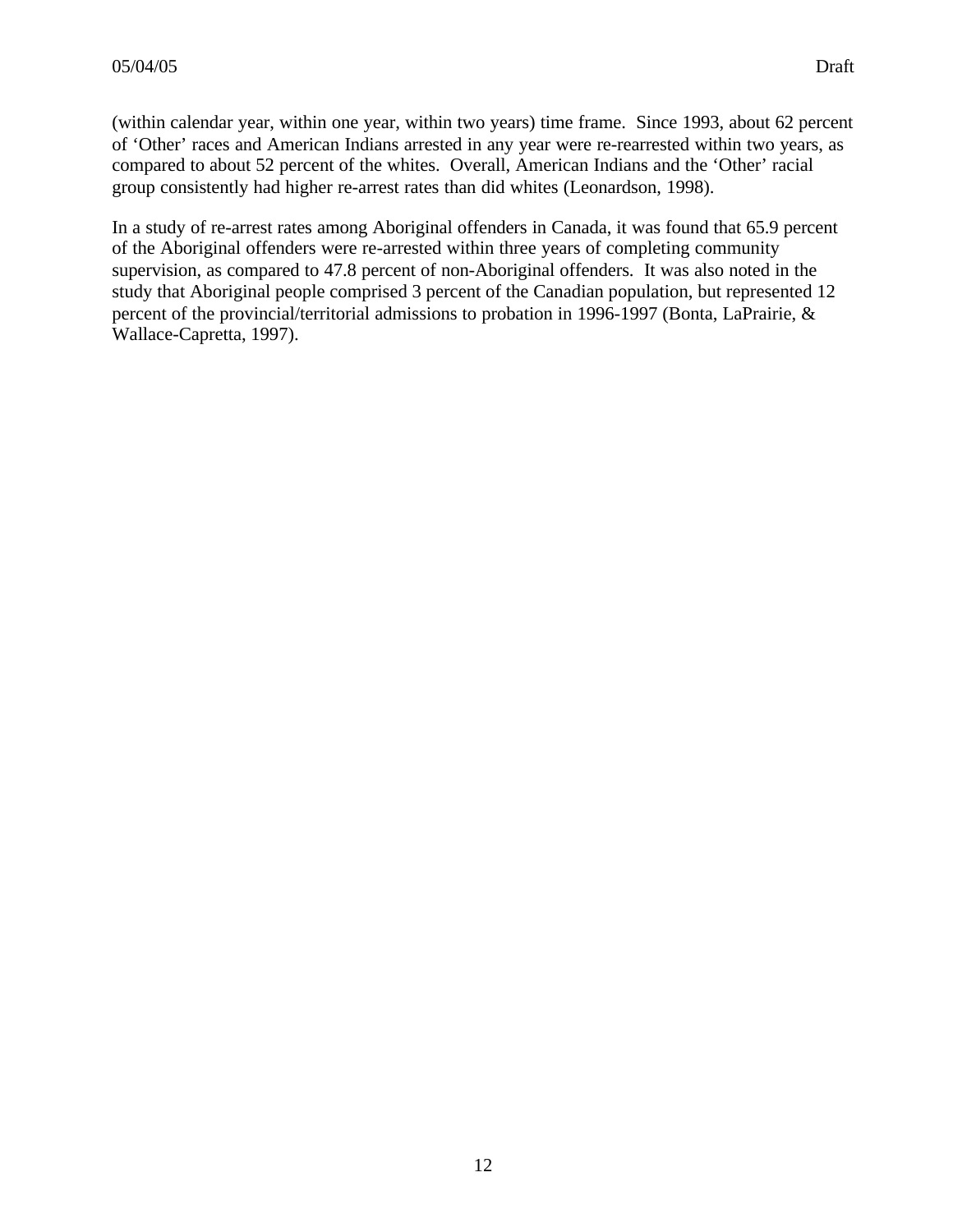(within calendar year, within one year, within two years) time frame. Since 1993, about 62 percent of 'Other' races and American Indians arrested in any year were re-rearrested within two years, as compared to about 52 percent of the whites. Overall, American Indians and the 'Other' racial group consistently had higher re-arrest rates than did whites (Leonardson, 1998).

In a study of re-arrest rates among Aboriginal offenders in Canada, it was found that 65.9 percent of the Aboriginal offenders were re-arrested within three years of completing community supervision, as compared to 47.8 percent of non-Aboriginal offenders. It was also noted in the study that Aboriginal people comprised 3 percent of the Canadian population, but represented 12 percent of the provincial/territorial admissions to probation in 1996-1997 (Bonta, LaPrairie, & Wallace-Capretta, 1997).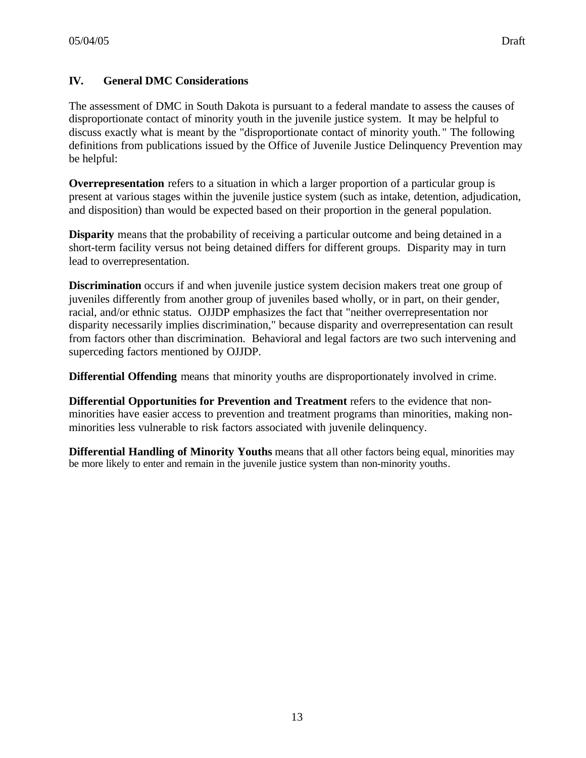## IV. General DMC Considerations

The assessment of DMC in South Dakota is pursuant to a federal mandate to assess the causes of disproportionate contact of minority youth in the juvenile justice system. It may be helpful to discuss exactly what is meant by the "disproportionate contact of minority youth." The following definitions from publications issued by the Office of Juvenile Justice Delinquency Prevention may be helpful:

**Overrepresentation** refers to a situation in which a larger proportion of a particular group is present at various stages within the juvenile justice system (such as intake, detention, adjudication, and disposition) than would be expected based on their proportion in the general population.

**Disparity** means that the probability of receiving a particular outcome and being detained in a short-term facility versus not being detained differs for different groups. Disparity may in turn lead to overrepresentation.

**Discrimination** occurs if and when juvenile justice system decision makers treat one group of juveniles differently from another group of juveniles based wholly, or in part, on their gender, racial, and/or ethnic status. OJJDP emphasizes the fact that "neither overrepresentation nor disparity necessarily implies discrimination," because disparity and overrepresentation can result from factors other than discrimination. Behavioral and legal factors are two such intervening and superceding factors mentioned by OJJDP.

**Differential Offending** means that minority youths are disproportionately involved in crime.

**Differential Opportunities for Prevention and Treatment** refers to the evidence that non-minorities have easier access to prevention and treatment programs than minorities, making non-minorities less vulnerable to risk factors associated with juvenile delinquency.

**Differential Handling of Minority Youths** means that all other factors being equal, minorities may be more likely to enter and remain in the juvenile justice system than non-minority youths.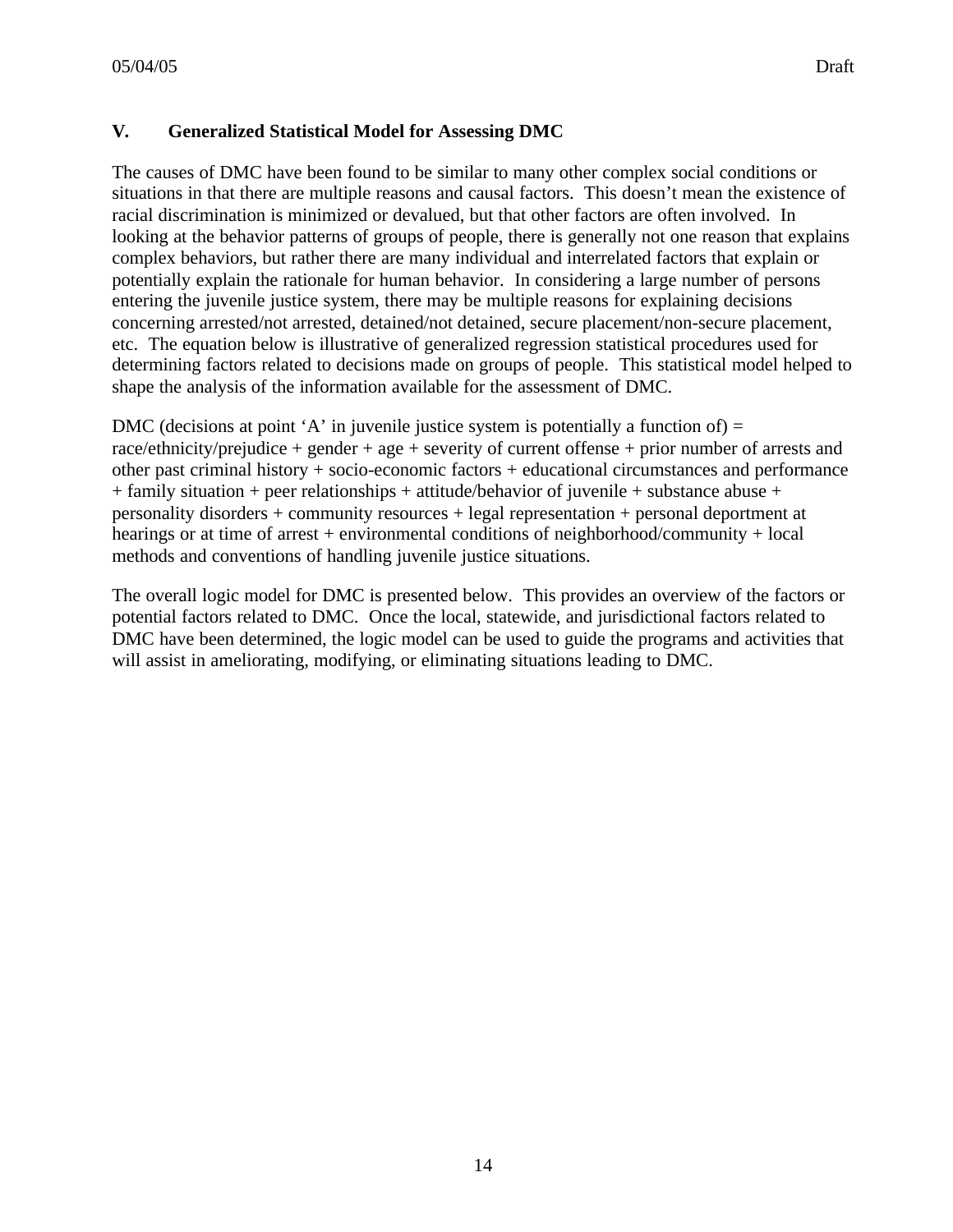## V. Generalized Statistical Model for Assessing DMC

The causes of DMC have been found to be similar to many other complex social conditions or situations in that there are multiple reasons and causal factors. This doesn't mean the existence of racial discrimination is minimized or devalued, but that other factors are often involved. In looking at the behavior patterns of groups of people, there is generally not one reason that explains complex behaviors, but rather there are many individual and interrelated factors that explain or potentially explain the rationale for human behavior. In considering a large number of persons entering the juvenile justice system, there may be multiple reasons for explaining decisions concerning arrested/not arrested, detained/not detained, secure placement/non-secure placement, etc. The equation below is illustrative of generalized regression statistical procedures used for determining factors related to decisions made on groups of people. This statistical model helped to shape the analysis of the information available for the assessment of DMC.

DMC (decisions at point 'A' in juvenile justice system is potentially a function of) = race/ethnicity/prejudice + gender + age + severity of current offense + prior number of arrests and other past criminal history + socio-economic factors + educational circumstances and performance + family situation + peer relationships + attitude/behavior of juvenile + substance abuse + personality disorders + community resources + legal representation + personal deportment at hearings or at time of arrest + environmental conditions of neighborhood/community + local methods and conventions of handling juvenile justice situations.

The overall logic model for DMC is presented below. This provides an overview of the factors or potential factors related to DMC. Once the local, statewide, and jurisdictional factors related to DMC have been determined, the logic model can be used to guide the programs and activities that will assist in ameliorating, modifying, or eliminating situations leading to DMC.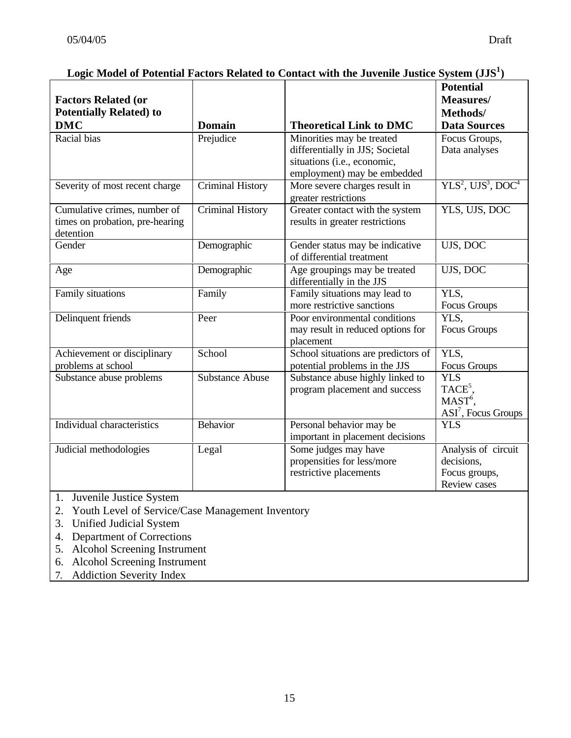**Logic Model of Potential Factors Related to Contact with the Juvenile Justice System (JJS[1])**

| Factors Related (or Potentially Related) to DMC | Domain | Theoretical Link to DMC | Potential Measures/ Methods/ Data Sources |
|---|---|---|---|
| Racial bias | Prejudice | Minorities may be treated differentially in JJS; Societal situations (i.e., economic, employment) may be embedded | Focus Groups, Data analyses |
| Severity of most recent charge | Criminal History | More severe charges result in greater restrictions | YLS[2], UJS[3], DOC[4] |
| Cumulative crimes, number of times on probation, pre-hearing detention | Criminal History | Greater contact with the system results in greater restrictions | YLS, UJS, DOC |
| Gender | Demographic | Gender status may be indicative of differential treatment | UJS, DOC |
| Age | Demographic | Age groupings may be treated differentially in the JJS | UJS, DOC |
| Family situations | Family | Family situations may lead to more restrictive sanctions | YLS, Focus Groups |
| Delinquent friends | Peer | Poor environmental conditions may result in reduced options for placement | YLS, Focus Groups |
| Achievement or disciplinary problems at school | School | School situations are predictors of potential problems in the JJS | YLS, Focus Groups |
| Substance abuse problems | Substance Abuse | Substance abuse highly linked to program placement and success | YLS TACE[5], MAST[6], ASI[7], Focus Groups |
| Individual characteristics | Behavior | Personal behavior may be important in placement decisions | YLS |
| Judicial methodologies | Legal | Some judges may have propensities for less/more restrictive placements | Analysis of circuit decisions, Focus groups, Review cases |

1. Juvenile Justice System
2. Youth Level of Service/Case Management Inventory
3. Unified Judicial System
4. Department of Corrections
5. Alcohol Screening Instrument
6. Alcohol Screening Instrument
7. Addiction Severity Index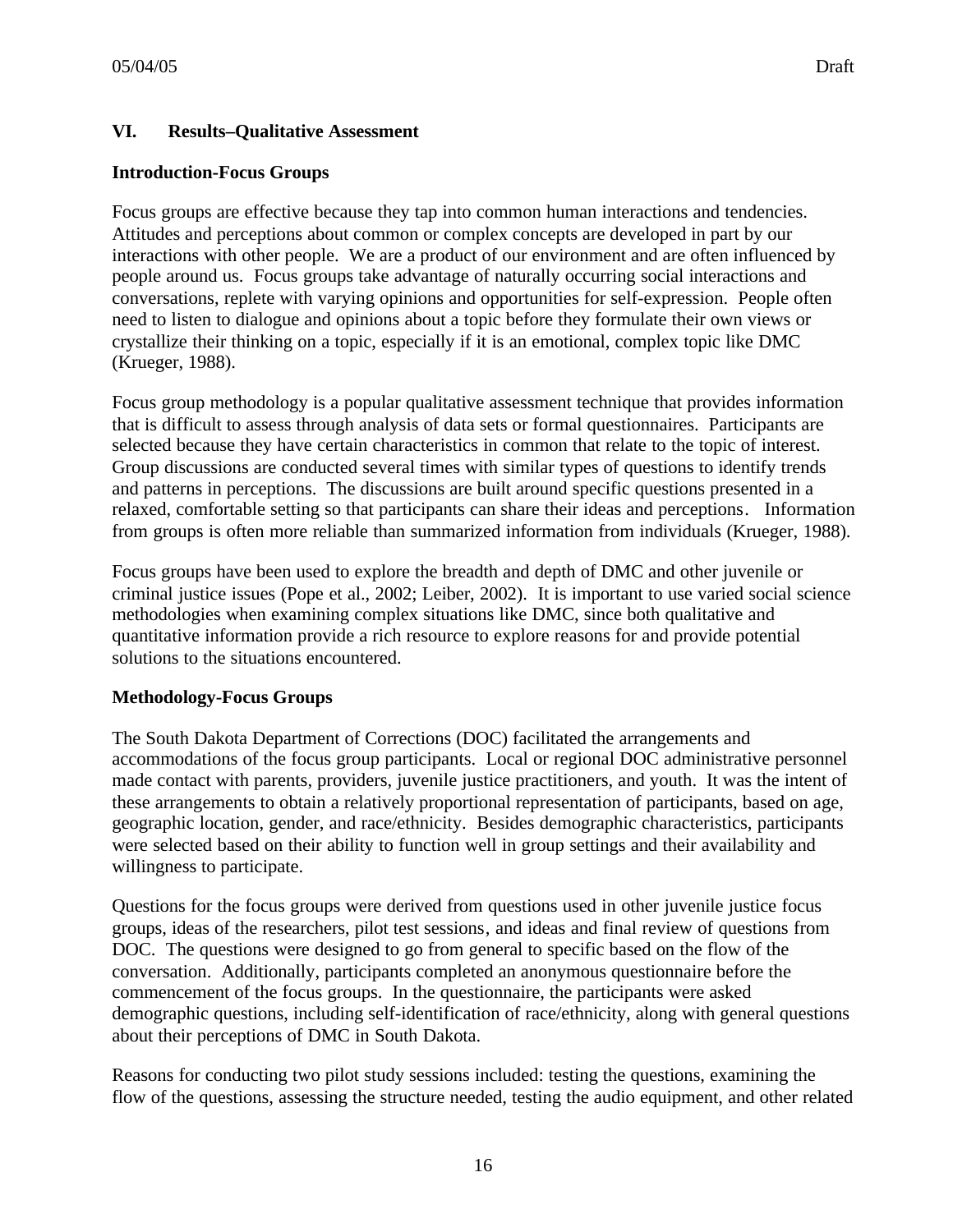## VI. Results–Qualitative Assessment

### Introduction-Focus Groups

Focus groups are effective because they tap into common human interactions and tendencies. Attitudes and perceptions about common or complex concepts are developed in part by our interactions with other people. We are a product of our environment and are often influenced by people around us. Focus groups take advantage of naturally occurring social interactions and conversations, replete with varying opinions and opportunities for self-expression. People often need to listen to dialogue and opinions about a topic before they formulate their own views or crystallize their thinking on a topic, especially if it is an emotional, complex topic like DMC (Krueger, 1988).

Focus group methodology is a popular qualitative assessment technique that provides information that is difficult to assess through analysis of data sets or formal questionnaires. Participants are selected because they have certain characteristics in common that relate to the topic of interest. Group discussions are conducted several times with similar types of questions to identify trends and patterns in perceptions. The discussions are built around specific questions presented in a relaxed, comfortable setting so that participants can share their ideas and perceptions. Information from groups is often more reliable than summarized information from individuals (Krueger, 1988).

Focus groups have been used to explore the breadth and depth of DMC and other juvenile or criminal justice issues (Pope et al., 2002; Leiber, 2002). It is important to use varied social science methodologies when examining complex situations like DMC, since both qualitative and quantitative information provide a rich resource to explore reasons for and provide potential solutions to the situations encountered.

### Methodology-Focus Groups

The South Dakota Department of Corrections (DOC) facilitated the arrangements and accommodations of the focus group participants. Local or regional DOC administrative personnel made contact with parents, providers, juvenile justice practitioners, and youth. It was the intent of these arrangements to obtain a relatively proportional representation of participants, based on age, geographic location, gender, and race/ethnicity. Besides demographic characteristics, participants were selected based on their ability to function well in group settings and their availability and willingness to participate.

Questions for the focus groups were derived from questions used in other juvenile justice focus groups, ideas of the researchers, pilot test sessions, and ideas and final review of questions from DOC. The questions were designed to go from general to specific based on the flow of the conversation. Additionally, participants completed an anonymous questionnaire before the commencement of the focus groups. In the questionnaire, the participants were asked demographic questions, including self-identification of race/ethnicity, along with general questions about their perceptions of DMC in South Dakota.

Reasons for conducting two pilot study sessions included: testing the questions, examining the flow of the questions, assessing the structure needed, testing the audio equipment, and other related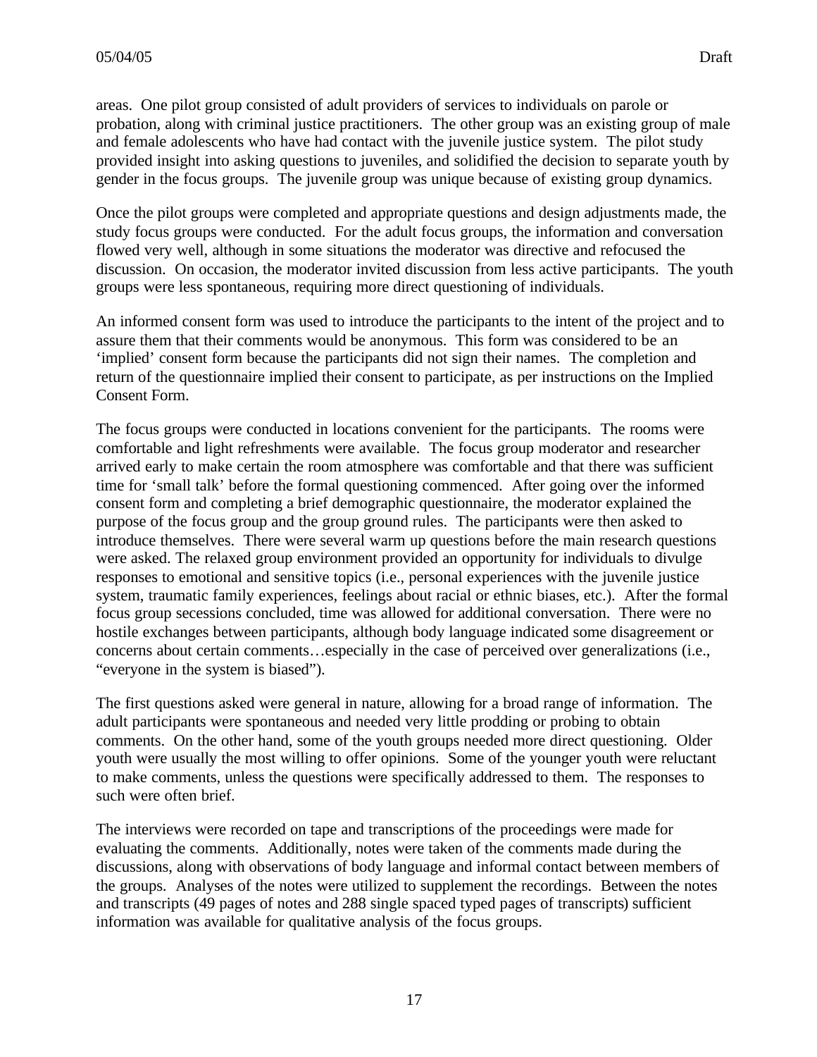areas. One pilot group consisted of adult providers of services to individuals on parole or probation, along with criminal justice practitioners. The other group was an existing group of male and female adolescents who have had contact with the juvenile justice system. The pilot study provided insight into asking questions to juveniles, and solidified the decision to separate youth by gender in the focus groups. The juvenile group was unique because of existing group dynamics.

Once the pilot groups were completed and appropriate questions and design adjustments made, the study focus groups were conducted. For the adult focus groups, the information and conversation flowed very well, although in some situations the moderator was directive and refocused the discussion. On occasion, the moderator invited discussion from less active participants. The youth groups were less spontaneous, requiring more direct questioning of individuals.

An informed consent form was used to introduce the participants to the intent of the project and to assure them that their comments would be anonymous. This form was considered to be an 'implied' consent form because the participants did not sign their names. The completion and return of the questionnaire implied their consent to participate, as per instructions on the Implied Consent Form.

The focus groups were conducted in locations convenient for the participants. The rooms were comfortable and light refreshments were available. The focus group moderator and researcher arrived early to make certain the room atmosphere was comfortable and that there was sufficient time for 'small talk' before the formal questioning commenced. After going over the informed consent form and completing a brief demographic questionnaire, the moderator explained the purpose of the focus group and the group ground rules. The participants were then asked to introduce themselves. There were several warm up questions before the main research questions were asked. The relaxed group environment provided an opportunity for individuals to divulge responses to emotional and sensitive topics (i.e., personal experiences with the juvenile justice system, traumatic family experiences, feelings about racial or ethnic biases, etc.). After the formal focus group secessions concluded, time was allowed for additional conversation. There were no hostile exchanges between participants, although body language indicated some disagreement or concerns about certain comments…especially in the case of perceived over generalizations (i.e., "everyone in the system is biased").

The first questions asked were general in nature, allowing for a broad range of information. The adult participants were spontaneous and needed very little prodding or probing to obtain comments. On the other hand, some of the youth groups needed more direct questioning. Older youth were usually the most willing to offer opinions. Some of the younger youth were reluctant to make comments, unless the questions were specifically addressed to them. The responses to such were often brief.

The interviews were recorded on tape and transcriptions of the proceedings were made for evaluating the comments. Additionally, notes were taken of the comments made during the discussions, along with observations of body language and informal contact between members of the groups. Analyses of the notes were utilized to supplement the recordings. Between the notes and transcripts (49 pages of notes and 288 single spaced typed pages of transcripts) sufficient information was available for qualitative analysis of the focus groups.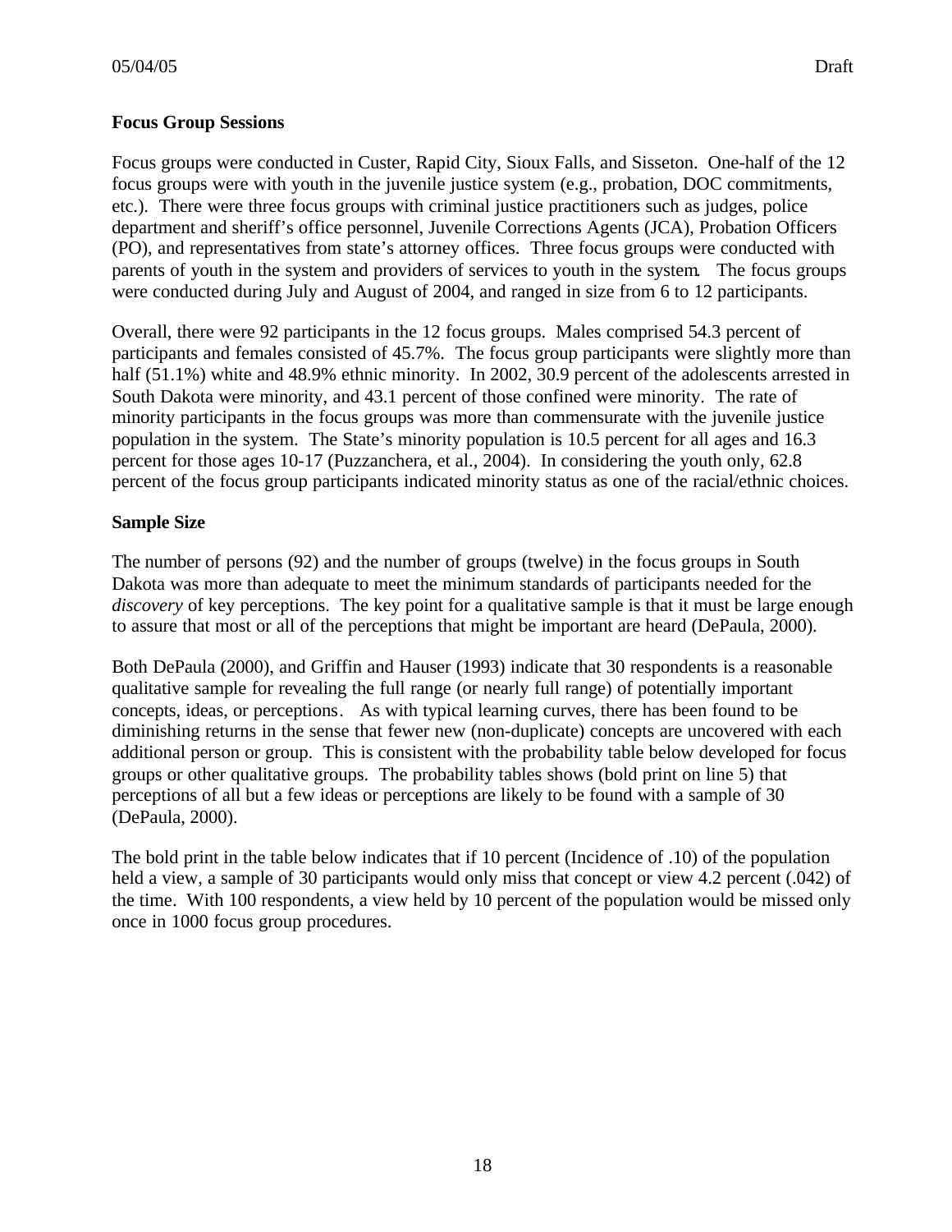**Focus Group Sessions**

Focus groups were conducted in Custer, Rapid City, Sioux Falls, and Sisseton. One-half of the 12 focus groups were with youth in the juvenile justice system (e.g., probation, DOC commitments, etc.). There were three focus groups with criminal justice practitioners such as judges, police department and sheriff's office personnel, Juvenile Corrections Agents (JCA), Probation Officers (PO), and representatives from state's attorney offices. Three focus groups were conducted with parents of youth in the system and providers of services to youth in the system. The focus groups were conducted during July and August of 2004, and ranged in size from 6 to 12 participants.

Overall, there were 92 participants in the 12 focus groups. Males comprised 54.3 percent of participants and females consisted of 45.7%. The focus group participants were slightly more than half (51.1%) white and 48.9% ethnic minority. In 2002, 30.9 percent of the adolescents arrested in South Dakota were minority, and 43.1 percent of those confined were minority. The rate of minority participants in the focus groups was more than commensurate with the juvenile justice population in the system. The State's minority population is 10.5 percent for all ages and 16.3 percent for those ages 10-17 (Puzzanchera, et al., 2004). In considering the youth only, 62.8 percent of the focus group participants indicated minority status as one of the racial/ethnic choices.

**Sample Size**

The number of persons (92) and the number of groups (twelve) in the focus groups in South Dakota was more than adequate to meet the minimum standards of participants needed for the *discovery* of key perceptions. The key point for a qualitative sample is that it must be large enough to assure that most or all of the perceptions that might be important are heard (DePaula, 2000).

Both DePaula (2000), and Griffin and Hauser (1993) indicate that 30 respondents is a reasonable qualitative sample for revealing the full range (or nearly full range) of potentially important concepts, ideas, or perceptions. As with typical learning curves, there has been found to be diminishing returns in the sense that fewer new (non-duplicate) concepts are uncovered with each additional person or group. This is consistent with the probability table below developed for focus groups or other qualitative groups. The probability tables shows (bold print on line 5) that perceptions of all but a few ideas or perceptions are likely to be found with a sample of 30 (DePaula, 2000).

The bold print in the table below indicates that if 10 percent (Incidence of .10) of the population held a view, a sample of 30 participants would only miss that concept or view 4.2 percent (.042) of the time. With 100 respondents, a view held by 10 percent of the population would be missed only once in 1000 focus group procedures.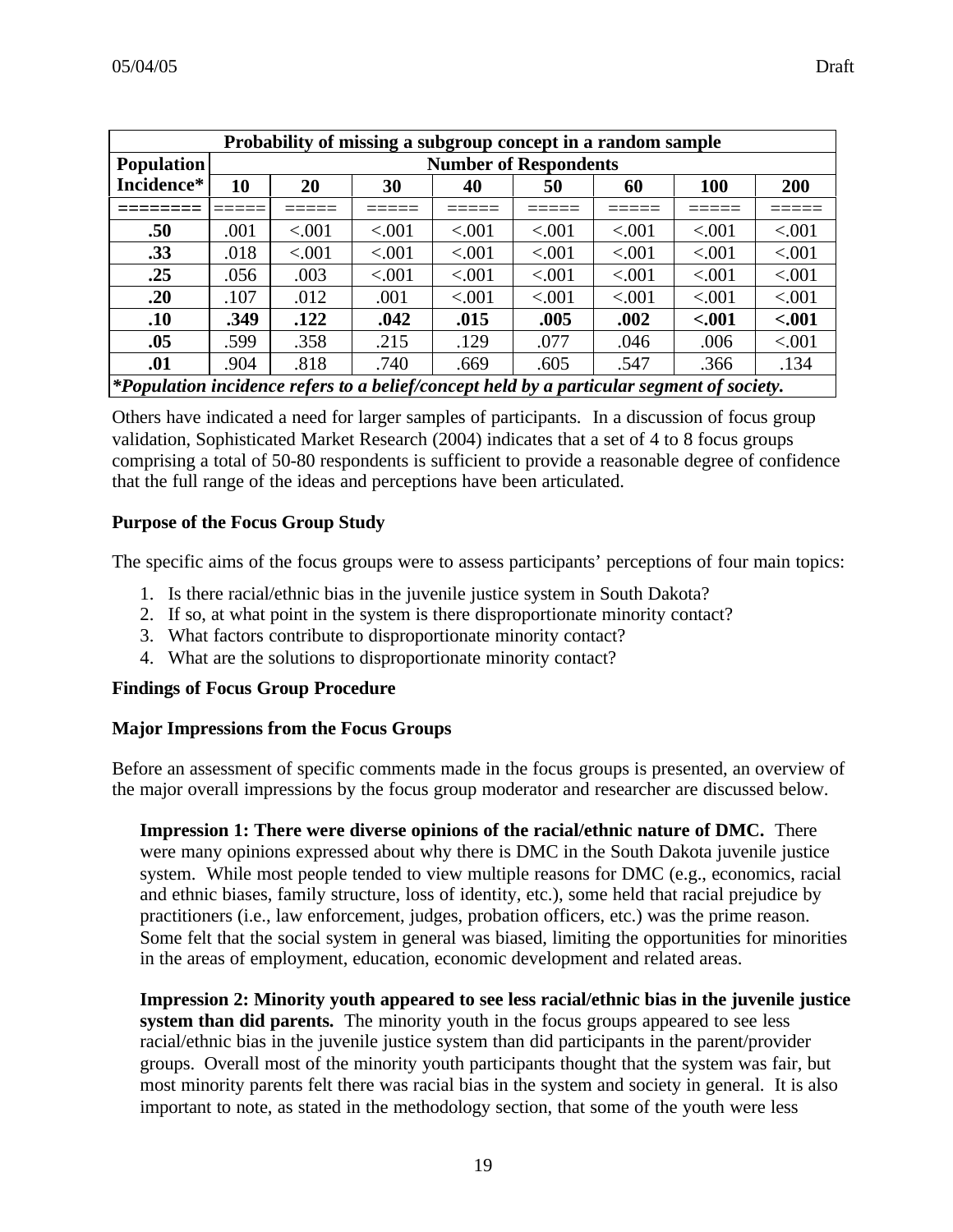| Probability of missing a subgroup concept in a random sample | | | | | | | | |
|---|---|---|---|---|---|---|---|---|
| **Population Incidence*** | **Number of Respondents** | | | | | | | |
| | **10** | **20** | **30** | **40** | **50** | **60** | **100** | **200** |
| **.50** | .001 | <.001 | <.001 | <.001 | <.001 | <.001 | <.001 | <.001 |
| **.33** | .018 | <.001 | <.001 | <.001 | <.001 | <.001 | <.001 | <.001 |
| **.25** | .056 | .003 | <.001 | <.001 | <.001 | <.001 | <.001 | <.001 |
| **.20** | .107 | .012 | .001 | <.001 | <.001 | <.001 | <.001 | <.001 |
| **.10** | **.349** | **.122** | **.042** | **.015** | **.005** | **.002** | **<.001** | **<.001** |
| **.05** | .599 | .358 | .215 | .129 | .077 | .046 | .006 | <.001 |
| **.01** | .904 | .818 | .740 | .669 | .605 | .547 | .366 | .134 |

***Population incidence refers to a belief/concept held by a particular segment of society.***

Others have indicated a need for larger samples of participants. In a discussion of focus group validation, Sophisticated Market Research (2004) indicates that a set of 4 to 8 focus groups comprising a total of 50-80 respondents is sufficient to provide a reasonable degree of confidence that the full range of the ideas and perceptions have been articulated.

### Purpose of the Focus Group Study

The specific aims of the focus groups were to assess participants' perceptions of four main topics:

1. Is there racial/ethnic bias in the juvenile justice system in South Dakota?
2. If so, at what point in the system is there disproportionate minority contact?
3. What factors contribute to disproportionate minority contact?
4. What are the solutions to disproportionate minority contact?

### Findings of Focus Group Procedure

### Major Impressions from the Focus Groups

Before an assessment of specific comments made in the focus groups is presented, an overview of the major overall impressions by the focus group moderator and researcher are discussed below.

**Impression 1: There were diverse opinions of the racial/ethnic nature of DMC.** There were many opinions expressed about why there is DMC in the South Dakota juvenile justice system. While most people tended to view multiple reasons for DMC (e.g., economics, racial and ethnic biases, family structure, loss of identity, etc.), some held that racial prejudice by practitioners (i.e., law enforcement, judges, probation officers, etc.) was the prime reason. Some felt that the social system in general was biased, limiting the opportunities for minorities in the areas of employment, education, economic development and related areas.

**Impression 2: Minority youth appeared to see less racial/ethnic bias in the juvenile justice system than did parents.** The minority youth in the focus groups appeared to see less racial/ethnic bias in the juvenile justice system than did participants in the parent/provider groups. Overall most of the minority youth participants thought that the system was fair, but most minority parents felt there was racial bias in the system and society in general. It is also important to note, as stated in the methodology section, that some of the youth were less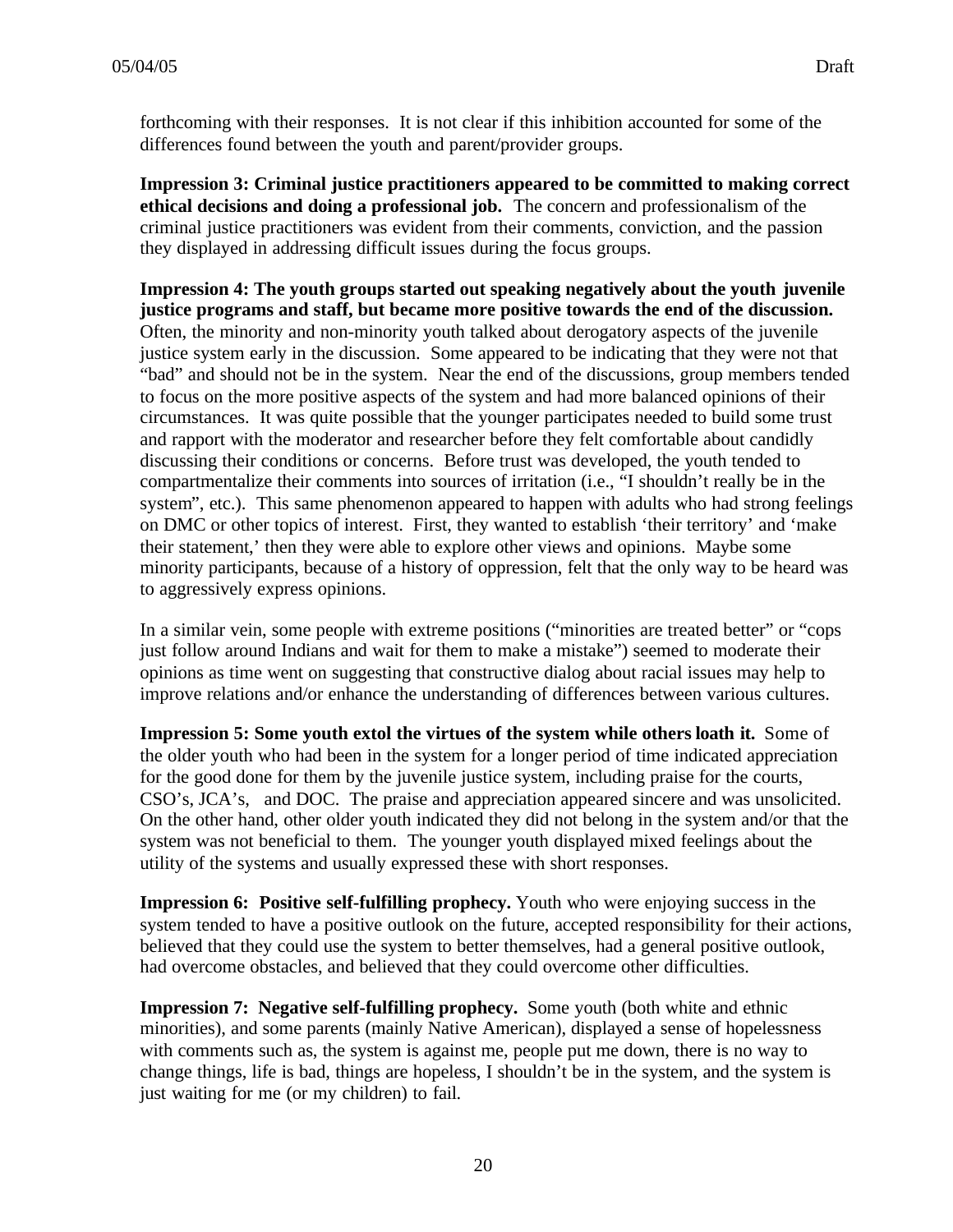forthcoming with their responses. It is not clear if this inhibition accounted for some of the differences found between the youth and parent/provider groups.

**Impression 3: Criminal justice practitioners appeared to be committed to making correct ethical decisions and doing a professional job.** The concern and professionalism of the criminal justice practitioners was evident from their comments, conviction, and the passion they displayed in addressing difficult issues during the focus groups.

**Impression 4: The youth groups started out speaking negatively about the youth juvenile justice programs and staff, but became more positive towards the end of the discussion.** Often, the minority and non-minority youth talked about derogatory aspects of the juvenile justice system early in the discussion. Some appeared to be indicating that they were not that "bad" and should not be in the system. Near the end of the discussions, group members tended to focus on the more positive aspects of the system and had more balanced opinions of their circumstances. It was quite possible that the younger participates needed to build some trust and rapport with the moderator and researcher before they felt comfortable about candidly discussing their conditions or concerns. Before trust was developed, the youth tended to compartmentalize their comments into sources of irritation (i.e., "I shouldn't really be in the system", etc.). This same phenomenon appeared to happen with adults who had strong feelings on DMC or other topics of interest. First, they wanted to establish 'their territory' and 'make their statement,' then they were able to explore other views and opinions. Maybe some minority participants, because of a history of oppression, felt that the only way to be heard was to aggressively express opinions.

In a similar vein, some people with extreme positions ("minorities are treated better" or "cops just follow around Indians and wait for them to make a mistake") seemed to moderate their opinions as time went on suggesting that constructive dialog about racial issues may help to improve relations and/or enhance the understanding of differences between various cultures.

**Impression 5: Some youth extol the virtues of the system while others loath it.** Some of the older youth who had been in the system for a longer period of time indicated appreciation for the good done for them by the juvenile justice system, including praise for the courts, CSO's, JCA's, and DOC. The praise and appreciation appeared sincere and was unsolicited. On the other hand, other older youth indicated they did not belong in the system and/or that the system was not beneficial to them. The younger youth displayed mixed feelings about the utility of the systems and usually expressed these with short responses.

**Impression 6: Positive self-fulfilling prophecy.** Youth who were enjoying success in the system tended to have a positive outlook on the future, accepted responsibility for their actions, believed that they could use the system to better themselves, had a general positive outlook, had overcome obstacles, and believed that they could overcome other difficulties.

**Impression 7: Negative self-fulfilling prophecy.** Some youth (both white and ethnic minorities), and some parents (mainly Native American), displayed a sense of hopelessness with comments such as, the system is against me, people put me down, there is no way to change things, life is bad, things are hopeless, I shouldn't be in the system, and the system is just waiting for me (or my children) to fail.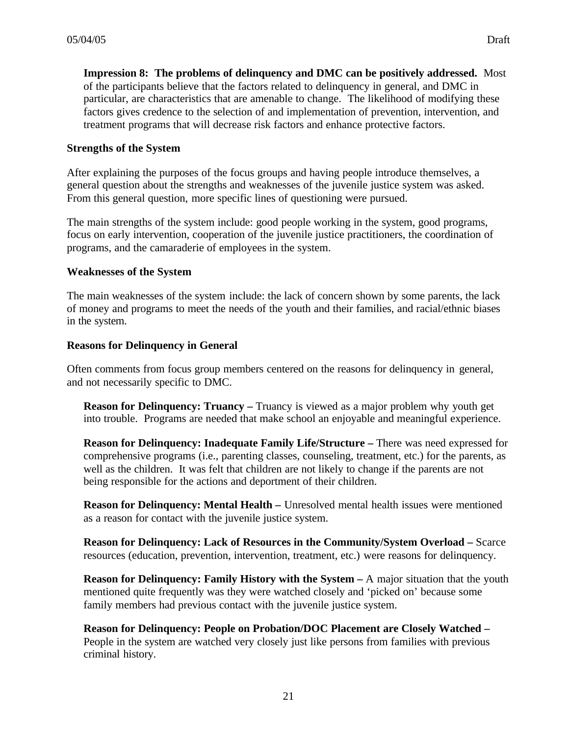**Impression 8: The problems of delinquency and DMC can be positively addressed.** Most of the participants believe that the factors related to delinquency in general, and DMC in particular, are characteristics that are amenable to change. The likelihood of modifying these factors gives credence to the selection of and implementation of prevention, intervention, and treatment programs that will decrease risk factors and enhance protective factors.

**Strengths of the System**

After explaining the purposes of the focus groups and having people introduce themselves, a general question about the strengths and weaknesses of the juvenile justice system was asked. From this general question, more specific lines of questioning were pursued.

The main strengths of the system include: good people working in the system, good programs, focus on early intervention, cooperation of the juvenile justice practitioners, the coordination of programs, and the camaraderie of employees in the system.

**Weaknesses of the System**

The main weaknesses of the system include: the lack of concern shown by some parents, the lack of money and programs to meet the needs of the youth and their families, and racial/ethnic biases in the system.

**Reasons for Delinquency in General**

Often comments from focus group members centered on the reasons for delinquency in general, and not necessarily specific to DMC.

**Reason for Delinquency: Truancy –** Truancy is viewed as a major problem why youth get into trouble. Programs are needed that make school an enjoyable and meaningful experience.

**Reason for Delinquency: Inadequate Family Life/Structure –** There was need expressed for comprehensive programs (i.e., parenting classes, counseling, treatment, etc.) for the parents, as well as the children. It was felt that children are not likely to change if the parents are not being responsible for the actions and deportment of their children.

**Reason for Delinquency: Mental Health –** Unresolved mental health issues were mentioned as a reason for contact with the juvenile justice system.

**Reason for Delinquency: Lack of Resources in the Community/System Overload –** Scarce resources (education, prevention, intervention, treatment, etc.) were reasons for delinquency.

**Reason for Delinquency: Family History with the System –** A major situation that the youth mentioned quite frequently was they were watched closely and 'picked on' because some family members had previous contact with the juvenile justice system.

**Reason for Delinquency: People on Probation/DOC Placement are Closely Watched –** People in the system are watched very closely just like persons from families with previous criminal history.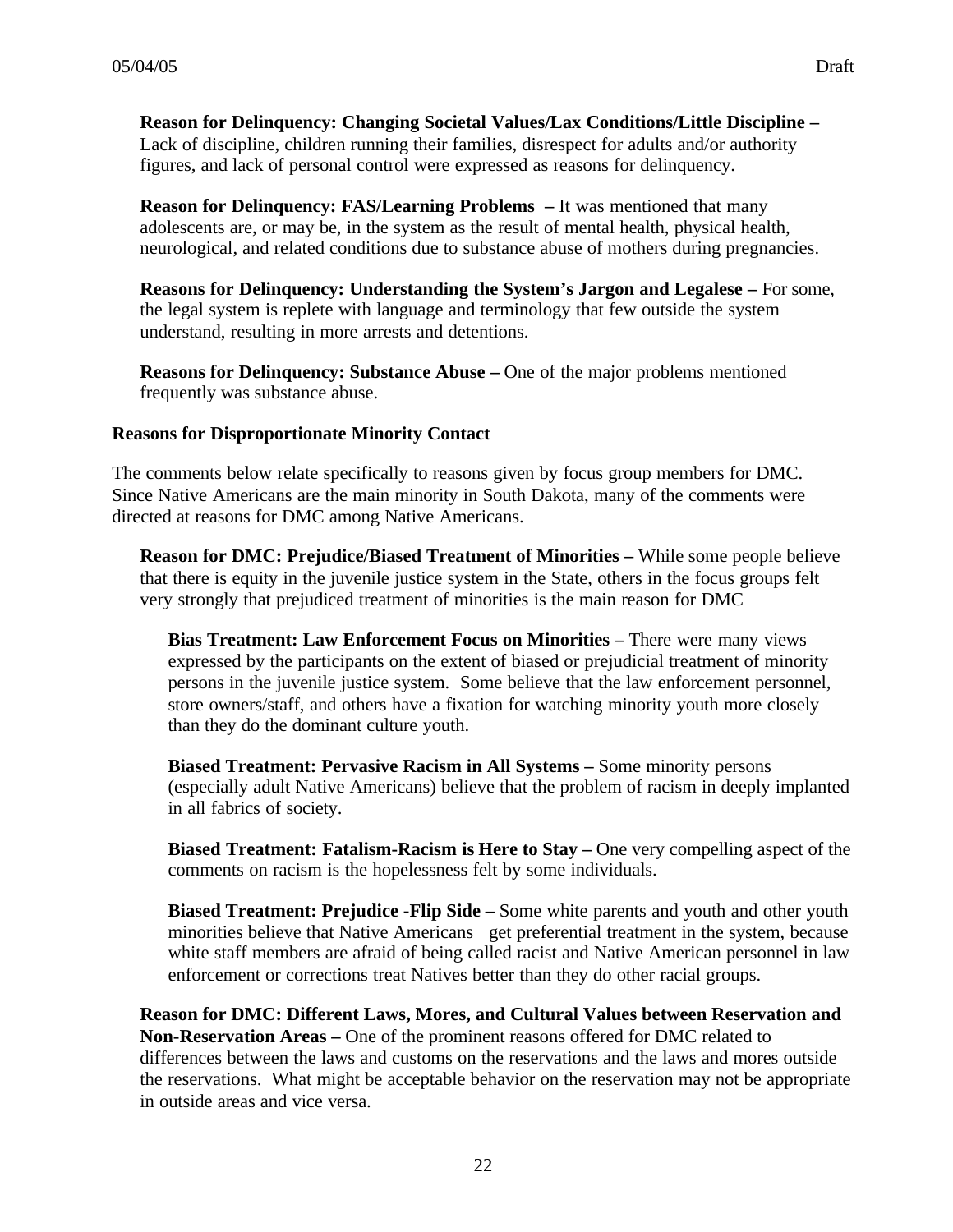**Reason for Delinquency: Changing Societal Values/Lax Conditions/Little Discipline –** Lack of discipline, children running their families, disrespect for adults and/or authority figures, and lack of personal control were expressed as reasons for delinquency.

**Reason for Delinquency: FAS/Learning Problems –** It was mentioned that many adolescents are, or may be, in the system as the result of mental health, physical health, neurological, and related conditions due to substance abuse of mothers during pregnancies.

**Reasons for Delinquency: Understanding the System's Jargon and Legalese –** For some, the legal system is replete with language and terminology that few outside the system understand, resulting in more arrests and detentions.

**Reasons for Delinquency: Substance Abuse –** One of the major problems mentioned frequently was substance abuse.

**Reasons for Disproportionate Minority Contact**

The comments below relate specifically to reasons given by focus group members for DMC. Since Native Americans are the main minority in South Dakota, many of the comments were directed at reasons for DMC among Native Americans.

**Reason for DMC: Prejudice/Biased Treatment of Minorities –** While some people believe that there is equity in the juvenile justice system in the State, others in the focus groups felt very strongly that prejudiced treatment of minorities is the main reason for DMC

**Bias Treatment: Law Enforcement Focus on Minorities –** There were many views expressed by the participants on the extent of biased or prejudicial treatment of minority persons in the juvenile justice system. Some believe that the law enforcement personnel, store owners/staff, and others have a fixation for watching minority youth more closely than they do the dominant culture youth.

**Biased Treatment: Pervasive Racism in All Systems –** Some minority persons (especially adult Native Americans) believe that the problem of racism in deeply implanted in all fabrics of society.

**Biased Treatment: Fatalism-Racism is Here to Stay –** One very compelling aspect of the comments on racism is the hopelessness felt by some individuals.

**Biased Treatment: Prejudice -Flip Side –** Some white parents and youth and other youth minorities believe that Native Americans get preferential treatment in the system, because white staff members are afraid of being called racist and Native American personnel in law enforcement or corrections treat Natives better than they do other racial groups.

**Reason for DMC: Different Laws, Mores, and Cultural Values between Reservation and Non-Reservation Areas –** One of the prominent reasons offered for DMC related to differences between the laws and customs on the reservations and the laws and mores outside the reservations. What might be acceptable behavior on the reservation may not be appropriate in outside areas and vice versa.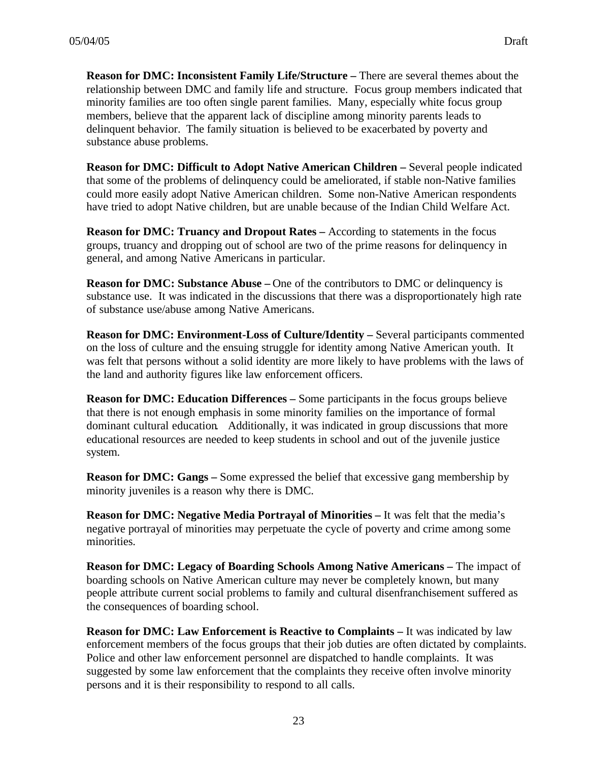**Reason for DMC: Inconsistent Family Life/Structure –** There are several themes about the relationship between DMC and family life and structure. Focus group members indicated that minority families are too often single parent families. Many, especially white focus group members, believe that the apparent lack of discipline among minority parents leads to delinquent behavior. The family situation is believed to be exacerbated by poverty and substance abuse problems.

**Reason for DMC: Difficult to Adopt Native American Children –** Several people indicated that some of the problems of delinquency could be ameliorated, if stable non-Native families could more easily adopt Native American children. Some non-Native American respondents have tried to adopt Native children, but are unable because of the Indian Child Welfare Act.

**Reason for DMC: Truancy and Dropout Rates –** According to statements in the focus groups, truancy and dropping out of school are two of the prime reasons for delinquency in general, and among Native Americans in particular.

**Reason for DMC: Substance Abuse –** One of the contributors to DMC or delinquency is substance use. It was indicated in the discussions that there was a disproportionately high rate of substance use/abuse among Native Americans.

**Reason for DMC: Environment-Loss of Culture/Identity –** Several participants commented on the loss of culture and the ensuing struggle for identity among Native American youth. It was felt that persons without a solid identity are more likely to have problems with the laws of the land and authority figures like law enforcement officers.

**Reason for DMC: Education Differences –** Some participants in the focus groups believe that there is not enough emphasis in some minority families on the importance of formal dominant cultural education. Additionally, it was indicated in group discussions that more educational resources are needed to keep students in school and out of the juvenile justice system.

**Reason for DMC: Gangs –** Some expressed the belief that excessive gang membership by minority juveniles is a reason why there is DMC.

**Reason for DMC: Negative Media Portrayal of Minorities –** It was felt that the media's negative portrayal of minorities may perpetuate the cycle of poverty and crime among some minorities.

**Reason for DMC: Legacy of Boarding Schools Among Native Americans –** The impact of boarding schools on Native American culture may never be completely known, but many people attribute current social problems to family and cultural disenfranchisement suffered as the consequences of boarding school.

**Reason for DMC: Law Enforcement is Reactive to Complaints –** It was indicated by law enforcement members of the focus groups that their job duties are often dictated by complaints. Police and other law enforcement personnel are dispatched to handle complaints. It was suggested by some law enforcement that the complaints they receive often involve minority persons and it is their responsibility to respond to all calls.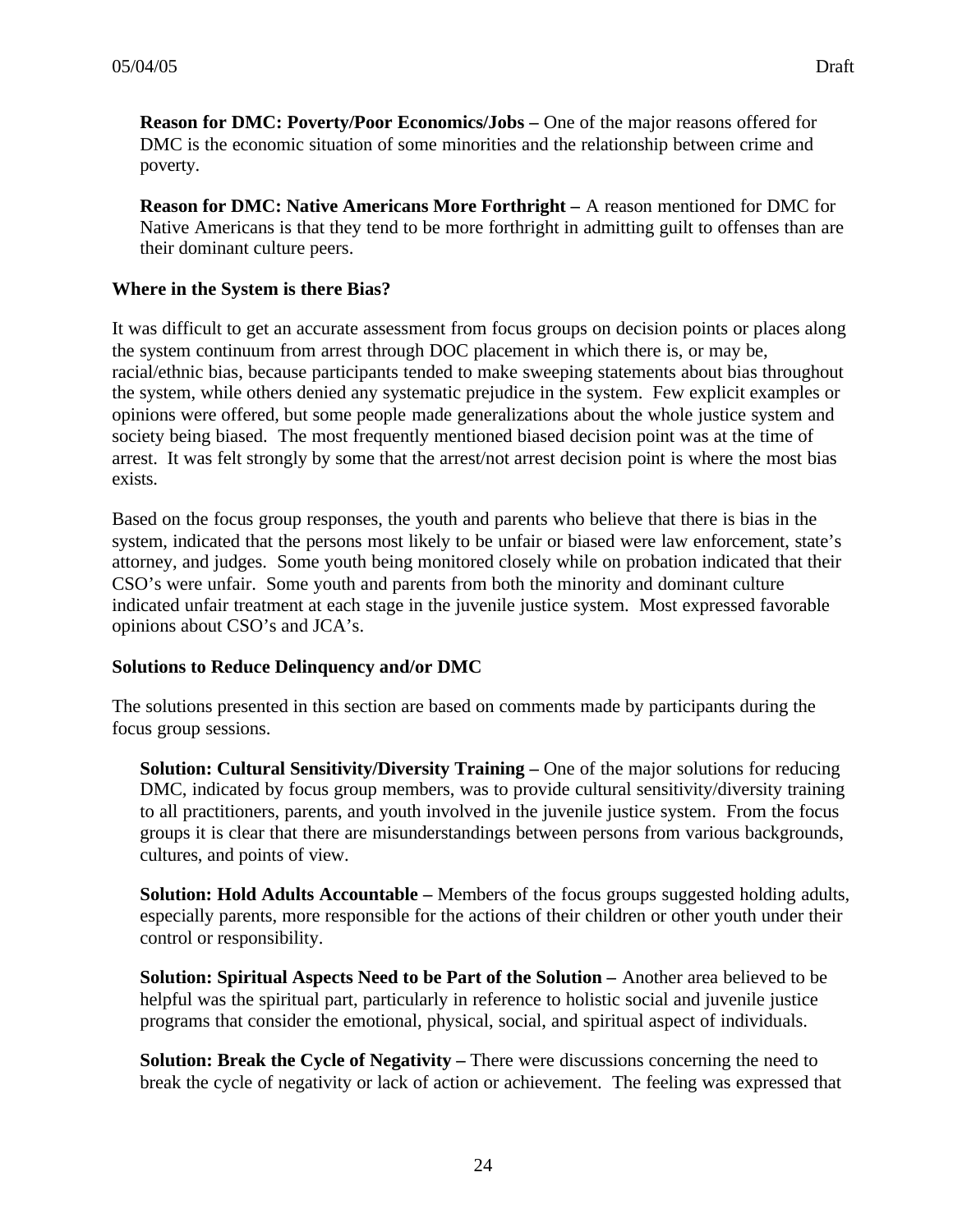**Reason for DMC: Poverty/Poor Economics/Jobs –** One of the major reasons offered for DMC is the economic situation of some minorities and the relationship between crime and poverty.

**Reason for DMC: Native Americans More Forthright –** A reason mentioned for DMC for Native Americans is that they tend to be more forthright in admitting guilt to offenses than are their dominant culture peers.

**Where in the System is there Bias?**

It was difficult to get an accurate assessment from focus groups on decision points or places along the system continuum from arrest through DOC placement in which there is, or may be, racial/ethnic bias, because participants tended to make sweeping statements about bias throughout the system, while others denied any systematic prejudice in the system. Few explicit examples or opinions were offered, but some people made generalizations about the whole justice system and society being biased. The most frequently mentioned biased decision point was at the time of arrest. It was felt strongly by some that the arrest/not arrest decision point is where the most bias exists.

Based on the focus group responses, the youth and parents who believe that there is bias in the system, indicated that the persons most likely to be unfair or biased were law enforcement, state's attorney, and judges. Some youth being monitored closely while on probation indicated that their CSO's were unfair. Some youth and parents from both the minority and dominant culture indicated unfair treatment at each stage in the juvenile justice system. Most expressed favorable opinions about CSO's and JCA's.

**Solutions to Reduce Delinquency and/or DMC**

The solutions presented in this section are based on comments made by participants during the focus group sessions.

**Solution: Cultural Sensitivity/Diversity Training –** One of the major solutions for reducing DMC, indicated by focus group members, was to provide cultural sensitivity/diversity training to all practitioners, parents, and youth involved in the juvenile justice system. From the focus groups it is clear that there are misunderstandings between persons from various backgrounds, cultures, and points of view.

**Solution: Hold Adults Accountable –** Members of the focus groups suggested holding adults, especially parents, more responsible for the actions of their children or other youth under their control or responsibility.

**Solution: Spiritual Aspects Need to be Part of the Solution –** Another area believed to be helpful was the spiritual part, particularly in reference to holistic social and juvenile justice programs that consider the emotional, physical, social, and spiritual aspect of individuals.

**Solution: Break the Cycle of Negativity –** There were discussions concerning the need to break the cycle of negativity or lack of action or achievement. The feeling was expressed that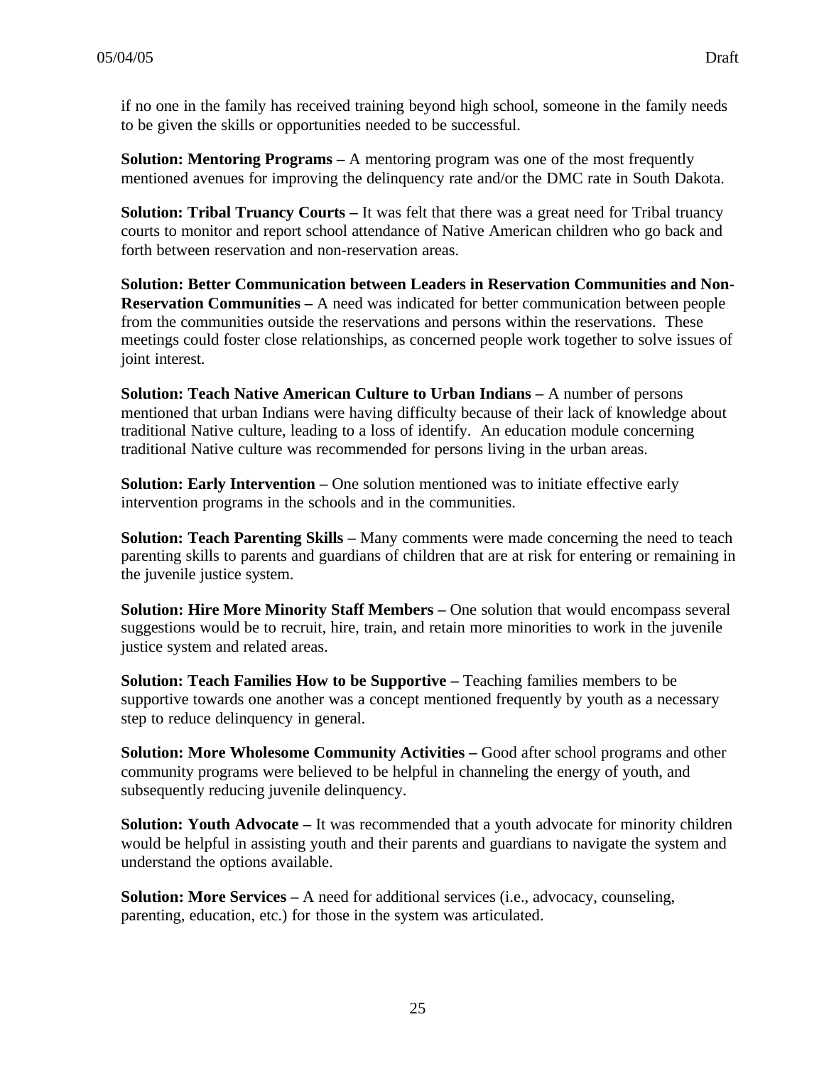if no one in the family has received training beyond high school, someone in the family needs to be given the skills or opportunities needed to be successful.

**Solution: Mentoring Programs –** A mentoring program was one of the most frequently mentioned avenues for improving the delinquency rate and/or the DMC rate in South Dakota.

**Solution: Tribal Truancy Courts –** It was felt that there was a great need for Tribal truancy courts to monitor and report school attendance of Native American children who go back and forth between reservation and non-reservation areas.

**Solution: Better Communication between Leaders in Reservation Communities and Non-Reservation Communities –** A need was indicated for better communication between people from the communities outside the reservations and persons within the reservations. These meetings could foster close relationships, as concerned people work together to solve issues of joint interest.

**Solution: Teach Native American Culture to Urban Indians –** A number of persons mentioned that urban Indians were having difficulty because of their lack of knowledge about traditional Native culture, leading to a loss of identify. An education module concerning traditional Native culture was recommended for persons living in the urban areas.

**Solution: Early Intervention –** One solution mentioned was to initiate effective early intervention programs in the schools and in the communities.

**Solution: Teach Parenting Skills –** Many comments were made concerning the need to teach parenting skills to parents and guardians of children that are at risk for entering or remaining in the juvenile justice system.

**Solution: Hire More Minority Staff Members –** One solution that would encompass several suggestions would be to recruit, hire, train, and retain more minorities to work in the juvenile justice system and related areas.

**Solution: Teach Families How to be Supportive –** Teaching families members to be supportive towards one another was a concept mentioned frequently by youth as a necessary step to reduce delinquency in general.

**Solution: More Wholesome Community Activities –** Good after school programs and other community programs were believed to be helpful in channeling the energy of youth, and subsequently reducing juvenile delinquency.

**Solution: Youth Advocate –** It was recommended that a youth advocate for minority children would be helpful in assisting youth and their parents and guardians to navigate the system and understand the options available.

**Solution: More Services –** A need for additional services (i.e., advocacy, counseling, parenting, education, etc.) for those in the system was articulated.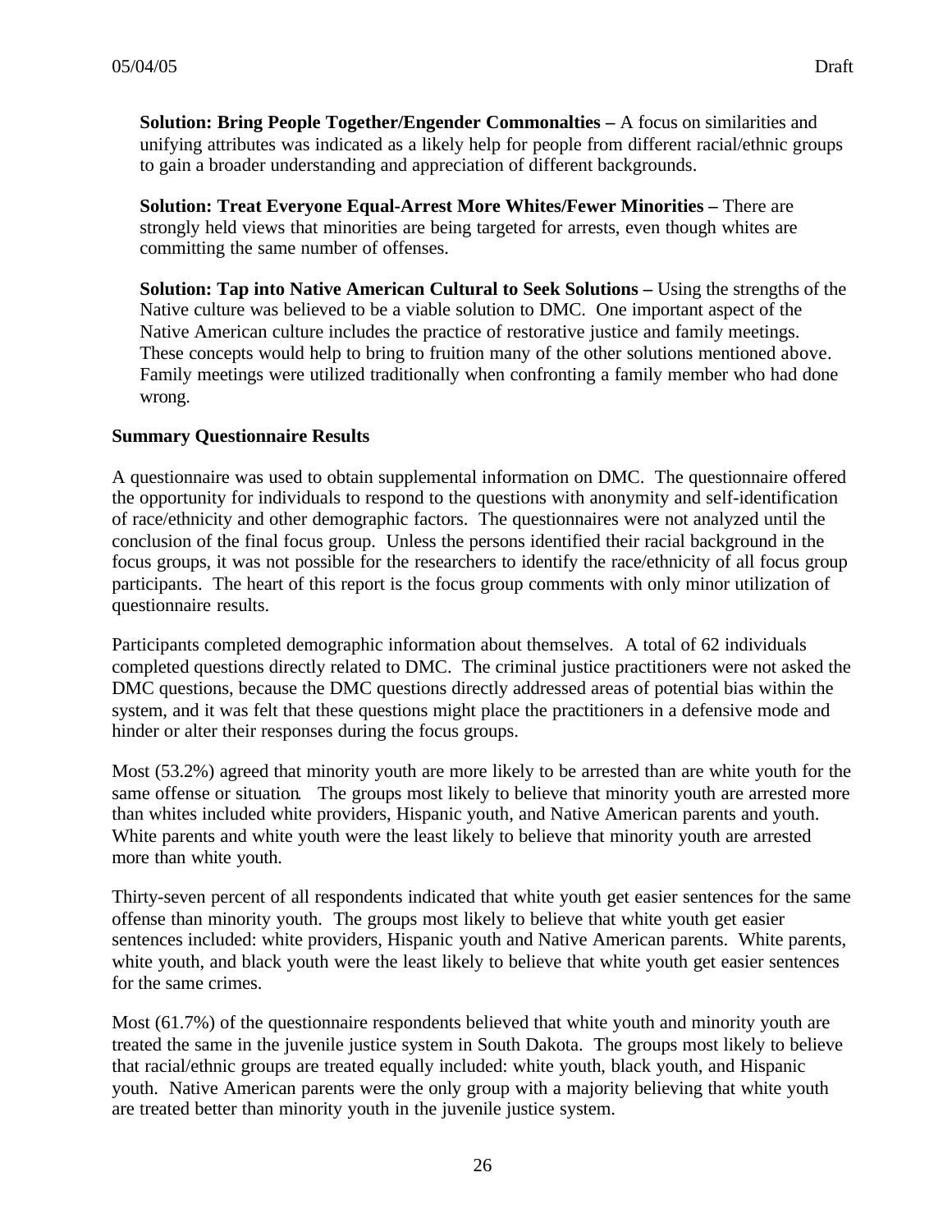**Solution: Bring People Together/Engender Commonalties –** A focus on similarities and unifying attributes was indicated as a likely help for people from different racial/ethnic groups to gain a broader understanding and appreciation of different backgrounds.

**Solution: Treat Everyone Equal-Arrest More Whites/Fewer Minorities –** There are strongly held views that minorities are being targeted for arrests, even though whites are committing the same number of offenses.

**Solution: Tap into Native American Cultural to Seek Solutions –** Using the strengths of the Native culture was believed to be a viable solution to DMC. One important aspect of the Native American culture includes the practice of restorative justice and family meetings. These concepts would help to bring to fruition many of the other solutions mentioned above. Family meetings were utilized traditionally when confronting a family member who had done wrong.

**Summary Questionnaire Results**

A questionnaire was used to obtain supplemental information on DMC. The questionnaire offered the opportunity for individuals to respond to the questions with anonymity and self-identification of race/ethnicity and other demographic factors. The questionnaires were not analyzed until the conclusion of the final focus group. Unless the persons identified their racial background in the focus groups, it was not possible for the researchers to identify the race/ethnicity of all focus group participants. The heart of this report is the focus group comments with only minor utilization of questionnaire results.

Participants completed demographic information about themselves. A total of 62 individuals completed questions directly related to DMC. The criminal justice practitioners were not asked the DMC questions, because the DMC questions directly addressed areas of potential bias within the system, and it was felt that these questions might place the practitioners in a defensive mode and hinder or alter their responses during the focus groups.

Most (53.2%) agreed that minority youth are more likely to be arrested than are white youth for the same offense or situation. The groups most likely to believe that minority youth are arrested more than whites included white providers, Hispanic youth, and Native American parents and youth. White parents and white youth were the least likely to believe that minority youth are arrested more than white youth.

Thirty-seven percent of all respondents indicated that white youth get easier sentences for the same offense than minority youth. The groups most likely to believe that white youth get easier sentences included: white providers, Hispanic youth and Native American parents. White parents, white youth, and black youth were the least likely to believe that white youth get easier sentences for the same crimes.

Most (61.7%) of the questionnaire respondents believed that white youth and minority youth are treated the same in the juvenile justice system in South Dakota. The groups most likely to believe that racial/ethnic groups are treated equally included: white youth, black youth, and Hispanic youth. Native American parents were the only group with a majority believing that white youth are treated better than minority youth in the juvenile justice system.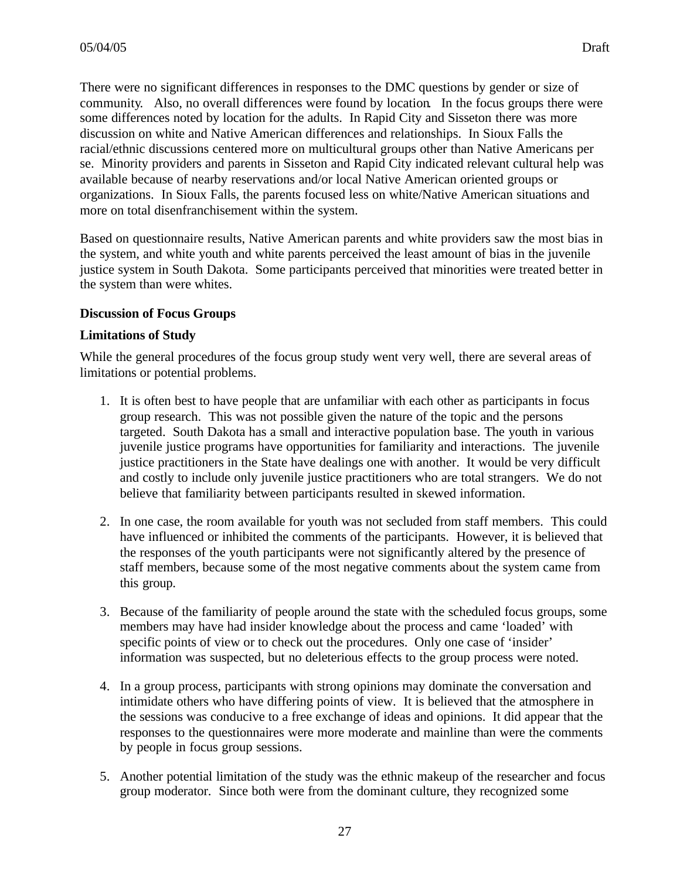There were no significant differences in responses to the DMC questions by gender or size of community. Also, no overall differences were found by location. In the focus groups there were some differences noted by location for the adults. In Rapid City and Sisseton there was more discussion on white and Native American differences and relationships. In Sioux Falls the racial/ethnic discussions centered more on multicultural groups other than Native Americans per se. Minority providers and parents in Sisseton and Rapid City indicated relevant cultural help was available because of nearby reservations and/or local Native American oriented groups or organizations. In Sioux Falls, the parents focused less on white/Native American situations and more on total disenfranchisement within the system.

Based on questionnaire results, Native American parents and white providers saw the most bias in the system, and white youth and white parents perceived the least amount of bias in the juvenile justice system in South Dakota. Some participants perceived that minorities were treated better in the system than were whites.

**Discussion of Focus Groups**

**Limitations of Study**

While the general procedures of the focus group study went very well, there are several areas of limitations or potential problems.

1. It is often best to have people that are unfamiliar with each other as participants in focus group research. This was not possible given the nature of the topic and the persons targeted. South Dakota has a small and interactive population base. The youth in various juvenile justice programs have opportunities for familiarity and interactions. The juvenile justice practitioners in the State have dealings one with another. It would be very difficult and costly to include only juvenile justice practitioners who are total strangers. We do not believe that familiarity between participants resulted in skewed information.

2. In one case, the room available for youth was not secluded from staff members. This could have influenced or inhibited the comments of the participants. However, it is believed that the responses of the youth participants were not significantly altered by the presence of staff members, because some of the most negative comments about the system came from this group.

3. Because of the familiarity of people around the state with the scheduled focus groups, some members may have had insider knowledge about the process and came 'loaded' with specific points of view or to check out the procedures. Only one case of 'insider' information was suspected, but no deleterious effects to the group process were noted.

4. In a group process, participants with strong opinions may dominate the conversation and intimidate others who have differing points of view. It is believed that the atmosphere in the sessions was conducive to a free exchange of ideas and opinions. It did appear that the responses to the questionnaires were more moderate and mainline than were the comments by people in focus group sessions.

5. Another potential limitation of the study was the ethnic makeup of the researcher and focus group moderator. Since both were from the dominant culture, they recognized some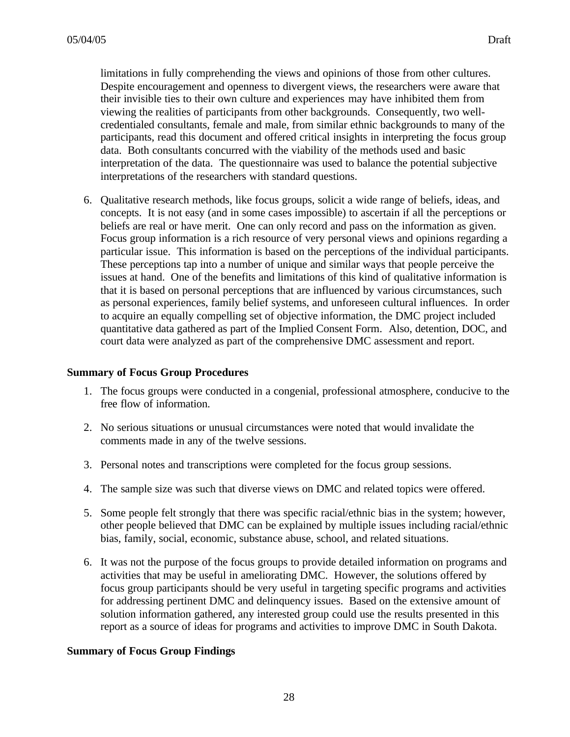limitations in fully comprehending the views and opinions of those from other cultures. Despite encouragement and openness to divergent views, the researchers were aware that their invisible ties to their own culture and experiences may have inhibited them from viewing the realities of participants from other backgrounds. Consequently, two well-credentialed consultants, female and male, from similar ethnic backgrounds to many of the participants, read this document and offered critical insights in interpreting the focus group data. Both consultants concurred with the viability of the methods used and basic interpretation of the data. The questionnaire was used to balance the potential subjective interpretations of the researchers with standard questions.

6. Qualitative research methods, like focus groups, solicit a wide range of beliefs, ideas, and concepts. It is not easy (and in some cases impossible) to ascertain if all the perceptions or beliefs are real or have merit. One can only record and pass on the information as given. Focus group information is a rich resource of very personal views and opinions regarding a particular issue. This information is based on the perceptions of the individual participants. These perceptions tap into a number of unique and similar ways that people perceive the issues at hand. One of the benefits and limitations of this kind of qualitative information is that it is based on personal perceptions that are influenced by various circumstances, such as personal experiences, family belief systems, and unforeseen cultural influences. In order to acquire an equally compelling set of objective information, the DMC project included quantitative data gathered as part of the Implied Consent Form. Also, detention, DOC, and court data were analyzed as part of the comprehensive DMC assessment and report.

**Summary of Focus Group Procedures**

1. The focus groups were conducted in a congenial, professional atmosphere, conducive to the free flow of information.

2. No serious situations or unusual circumstances were noted that would invalidate the comments made in any of the twelve sessions.

3. Personal notes and transcriptions were completed for the focus group sessions.

4. The sample size was such that diverse views on DMC and related topics were offered.

5. Some people felt strongly that there was specific racial/ethnic bias in the system; however, other people believed that DMC can be explained by multiple issues including racial/ethnic bias, family, social, economic, substance abuse, school, and related situations.

6. It was not the purpose of the focus groups to provide detailed information on programs and activities that may be useful in ameliorating DMC. However, the solutions offered by focus group participants should be very useful in targeting specific programs and activities for addressing pertinent DMC and delinquency issues. Based on the extensive amount of solution information gathered, any interested group could use the results presented in this report as a source of ideas for programs and activities to improve DMC in South Dakota.

**Summary of Focus Group Findings**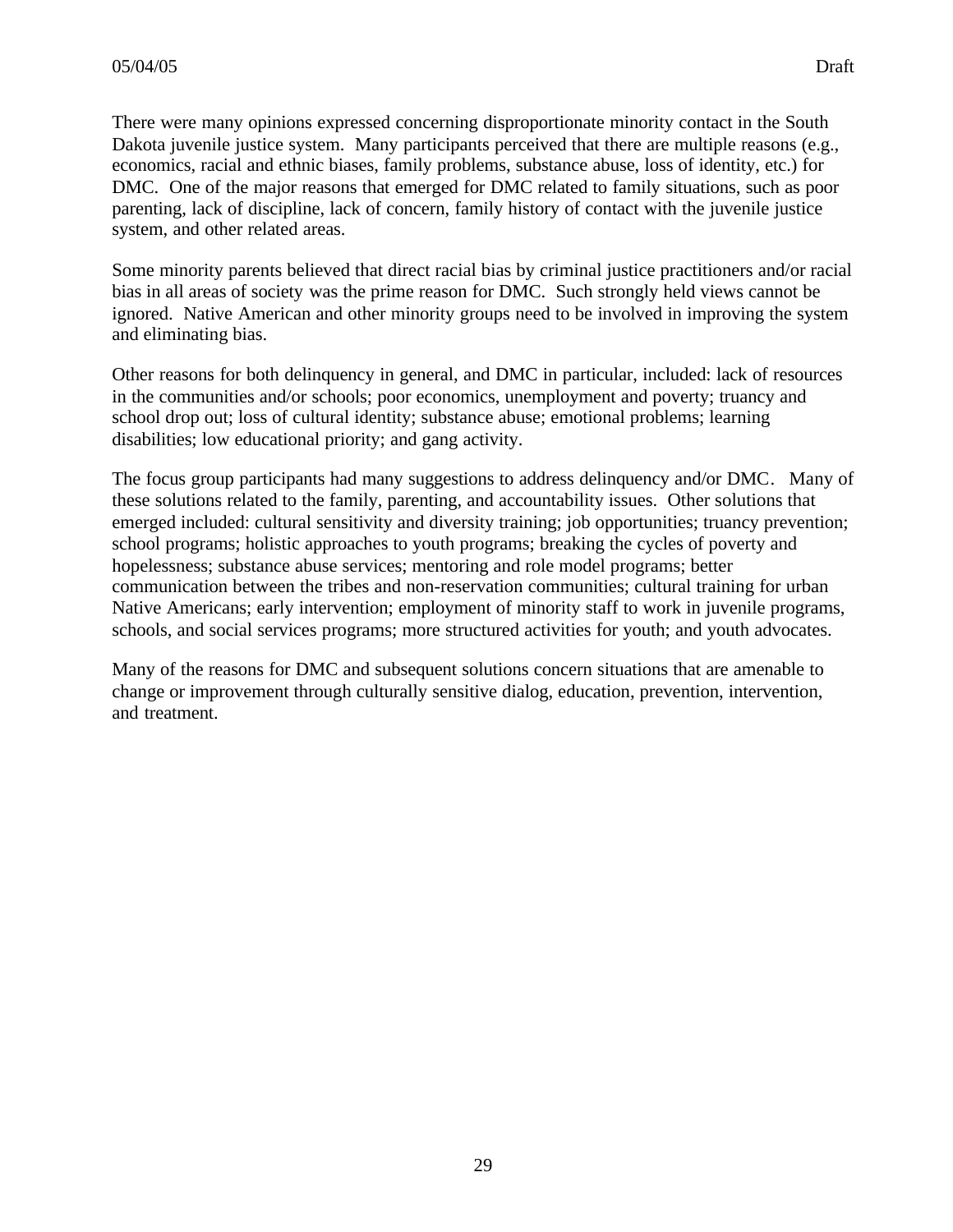There were many opinions expressed concerning disproportionate minority contact in the South Dakota juvenile justice system. Many participants perceived that there are multiple reasons (e.g., economics, racial and ethnic biases, family problems, substance abuse, loss of identity, etc.) for DMC. One of the major reasons that emerged for DMC related to family situations, such as poor parenting, lack of discipline, lack of concern, family history of contact with the juvenile justice system, and other related areas.

Some minority parents believed that direct racial bias by criminal justice practitioners and/or racial bias in all areas of society was the prime reason for DMC. Such strongly held views cannot be ignored. Native American and other minority groups need to be involved in improving the system and eliminating bias.

Other reasons for both delinquency in general, and DMC in particular, included: lack of resources in the communities and/or schools; poor economics, unemployment and poverty; truancy and school drop out; loss of cultural identity; substance abuse; emotional problems; learning disabilities; low educational priority; and gang activity.

The focus group participants had many suggestions to address delinquency and/or DMC. Many of these solutions related to the family, parenting, and accountability issues. Other solutions that emerged included: cultural sensitivity and diversity training; job opportunities; truancy prevention; school programs; holistic approaches to youth programs; breaking the cycles of poverty and hopelessness; substance abuse services; mentoring and role model programs; better communication between the tribes and non-reservation communities; cultural training for urban Native Americans; early intervention; employment of minority staff to work in juvenile programs, schools, and social services programs; more structured activities for youth; and youth advocates.

Many of the reasons for DMC and subsequent solutions concern situations that are amenable to change or improvement through culturally sensitive dialog, education, prevention, intervention, and treatment.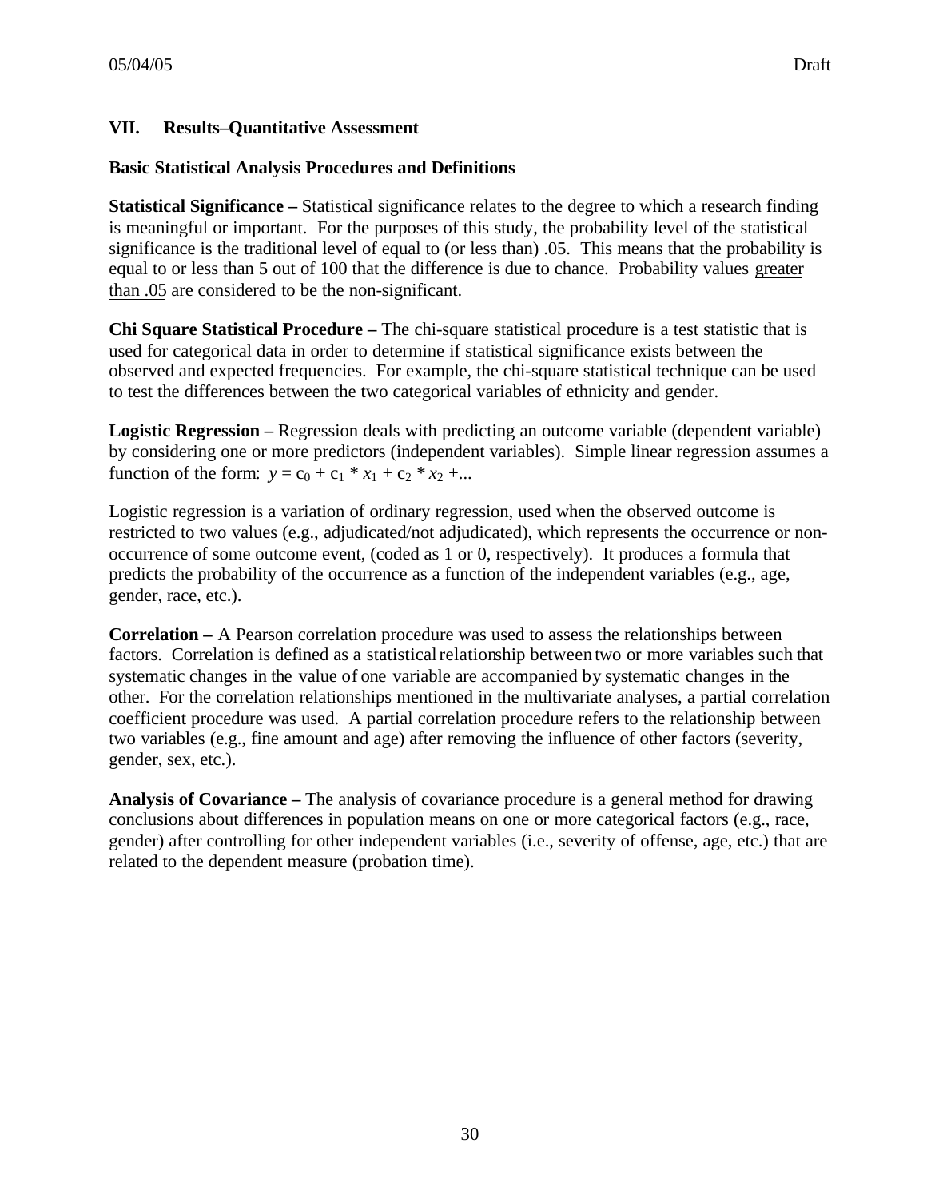## VII. Results–Quantitative Assessment

### Basic Statistical Analysis Procedures and Definitions

**Statistical Significance –** Statistical significance relates to the degree to which a research finding is meaningful or important. For the purposes of this study, the probability level of the statistical significance is the traditional level of equal to (or less than) .05. This means that the probability is equal to or less than 5 out of 100 that the difference is due to chance. Probability values greater than .05 are considered to be the non-significant.

**Chi Square Statistical Procedure –** The chi-square statistical procedure is a test statistic that is used for categorical data in order to determine if statistical significance exists between the observed and expected frequencies. For example, the chi-square statistical technique can be used to test the differences between the two categorical variables of ethnicity and gender.

**Logistic Regression –** Regression deals with predicting an outcome variable (dependent variable) by considering one or more predictors (independent variables). Simple linear regression assumes a function of the form: $y = c_0 + c_1 * x_1 + c_2 * x_2 + ...$

Logistic regression is a variation of ordinary regression, used when the observed outcome is restricted to two values (e.g., adjudicated/not adjudicated), which represents the occurrence or non-occurrence of some outcome event, (coded as 1 or 0, respectively). It produces a formula that predicts the probability of the occurrence as a function of the independent variables (e.g., age, gender, race, etc.).

**Correlation –** A Pearson correlation procedure was used to assess the relationships between factors. Correlation is defined as a statistical relationship between two or more variables such that systematic changes in the value of one variable are accompanied by systematic changes in the other. For the correlation relationships mentioned in the multivariate analyses, a partial correlation coefficient procedure was used. A partial correlation procedure refers to the relationship between two variables (e.g., fine amount and age) after removing the influence of other factors (severity, gender, sex, etc.).

**Analysis of Covariance –** The analysis of covariance procedure is a general method for drawing conclusions about differences in population means on one or more categorical factors (e.g., race, gender) after controlling for other independent variables (i.e., severity of offense, age, etc.) that are related to the dependent measure (probation time).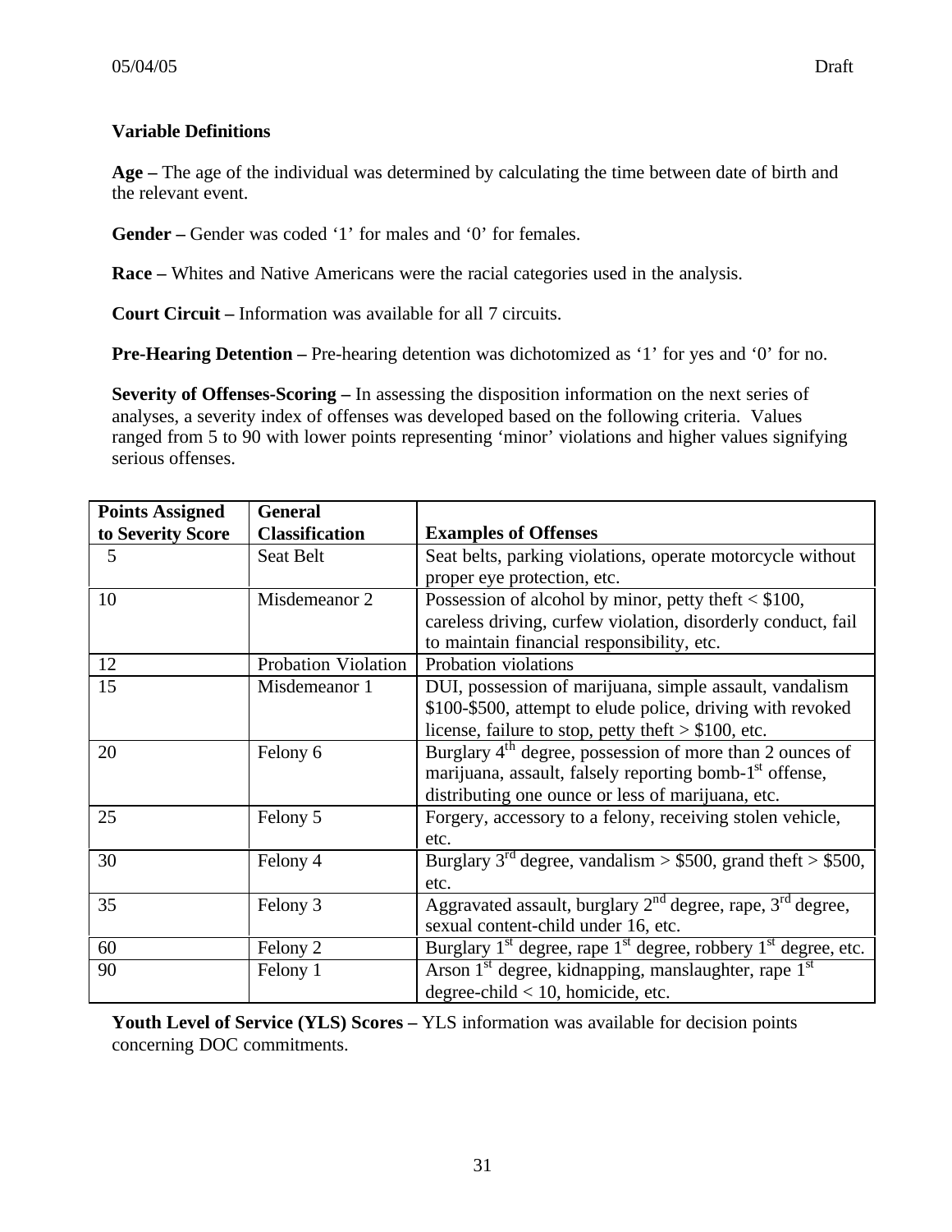**Variable Definitions**

**Age –** The age of the individual was determined by calculating the time between date of birth and the relevant event.

**Gender –** Gender was coded '1' for males and '0' for females.

**Race –** Whites and Native Americans were the racial categories used in the analysis.

**Court Circuit –** Information was available for all 7 circuits.

**Pre-Hearing Detention –** Pre-hearing detention was dichotomized as '1' for yes and '0' for no.

**Severity of Offenses-Scoring –** In assessing the disposition information on the next series of analyses, a severity index of offenses was developed based on the following criteria. Values ranged from 5 to 90 with lower points representing 'minor' violations and higher values signifying serious offenses.

| Points Assigned to Severity Score | General Classification | Examples of Offenses |
|---|---|---|
| 5 | Seat Belt | Seat belts, parking violations, operate motorcycle without proper eye protection, etc. |
| 10 | Misdemeanor 2 | Possession of alcohol by minor, petty theft < $100, careless driving, curfew violation, disorderly conduct, fail to maintain financial responsibility, etc. |
| 12 | Probation Violation | Probation violations |
| 15 | Misdemeanor 1 | DUI, possession of marijuana, simple assault, vandalism $100-$500, attempt to elude police, driving with revoked license, failure to stop, petty theft > $100, etc. |
| 20 | Felony 6 | Burglary 4th degree, possession of more than 2 ounces of marijuana, assault, falsely reporting bomb-1st offense, distributing one ounce or less of marijuana, etc. |
| 25 | Felony 5 | Forgery, accessory to a felony, receiving stolen vehicle, etc. |
| 30 | Felony 4 | Burglary 3rd degree, vandalism > $500, grand theft > $500, etc. |
| 35 | Felony 3 | Aggravated assault, burglary 2nd degree, rape, 3rd degree, sexual content-child under 16, etc. |
| 60 | Felony 2 | Burglary 1st degree, rape 1st degree, robbery 1st degree, etc. |
| 90 | Felony 1 | Arson 1st degree, kidnapping, manslaughter, rape 1st degree-child < 10, homicide, etc. |

**Youth Level of Service (YLS) Scores –** YLS information was available for decision points concerning DOC commitments.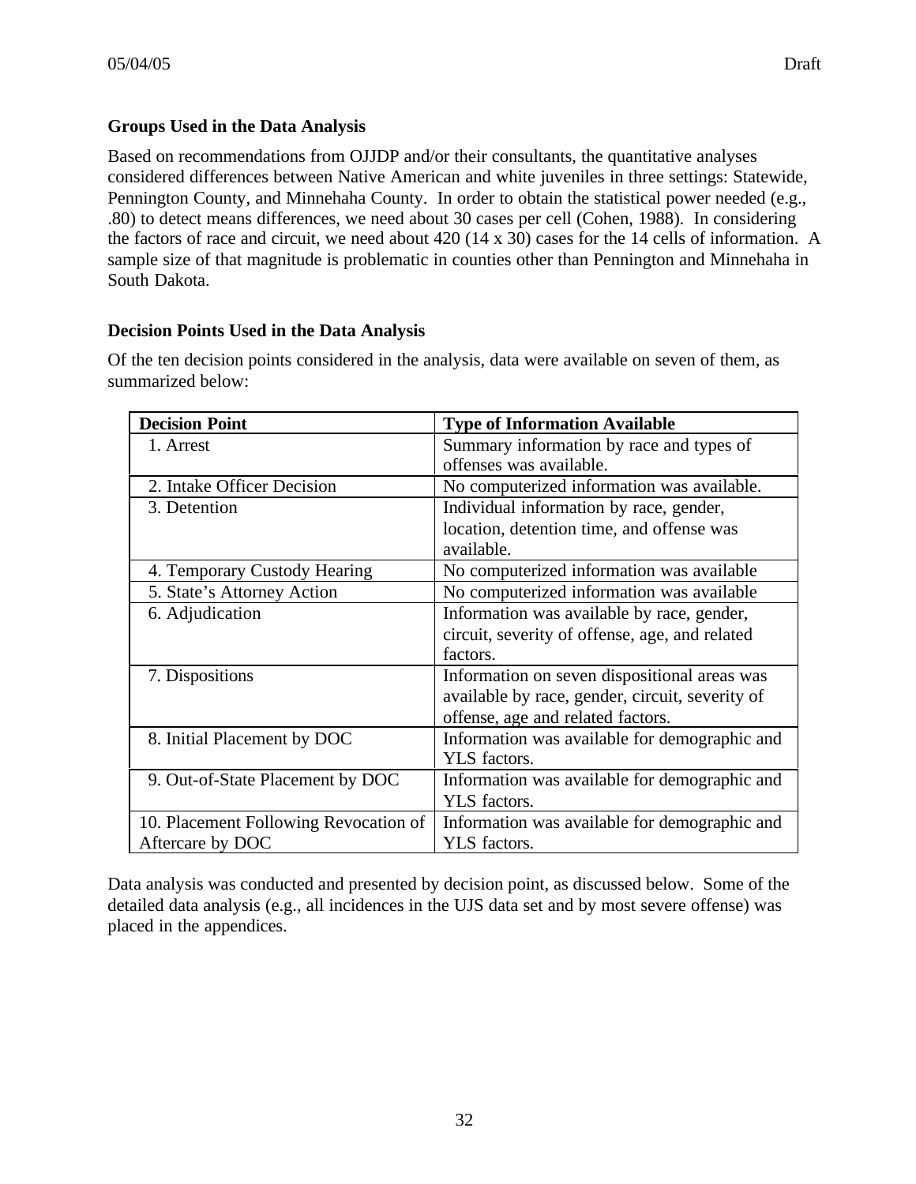### Groups Used in the Data Analysis

Based on recommendations from OJJDP and/or their consultants, the quantitative analyses considered differences between Native American and white juveniles in three settings: Statewide, Pennington County, and Minnehaha County. In order to obtain the statistical power needed (e.g., .80) to detect means differences, we need about 30 cases per cell (Cohen, 1988). In considering the factors of race and circuit, we need about 420 (14 x 30) cases for the 14 cells of information. A sample size of that magnitude is problematic in counties other than Pennington and Minnehaha in South Dakota.

### Decision Points Used in the Data Analysis

Of the ten decision points considered in the analysis, data were available on seven of them, as summarized below:

| Decision Point | Type of Information Available |
|---|---|
| 1. Arrest | Summary information by race and types of offenses was available. |
| 2. Intake Officer Decision | No computerized information was available. |
| 3. Detention | Individual information by race, gender, location, detention time, and offense was available. |
| 4. Temporary Custody Hearing | No computerized information was available |
| 5. State's Attorney Action | No computerized information was available |
| 6. Adjudication | Information was available by race, gender, circuit, severity of offense, age, and related factors. |
| 7. Dispositions | Information on seven dispositional areas was available by race, gender, circuit, severity of offense, age and related factors. |
| 8. Initial Placement by DOC | Information was available for demographic and YLS factors. |
| 9. Out-of-State Placement by DOC | Information was available for demographic and YLS factors. |
| 10. Placement Following Revocation of Aftercare by DOC | Information was available for demographic and YLS factors. |

Data analysis was conducted and presented by decision point, as discussed below. Some of the detailed data analysis (e.g., all incidences in the UJS data set and by most severe offense) was placed in the appendices.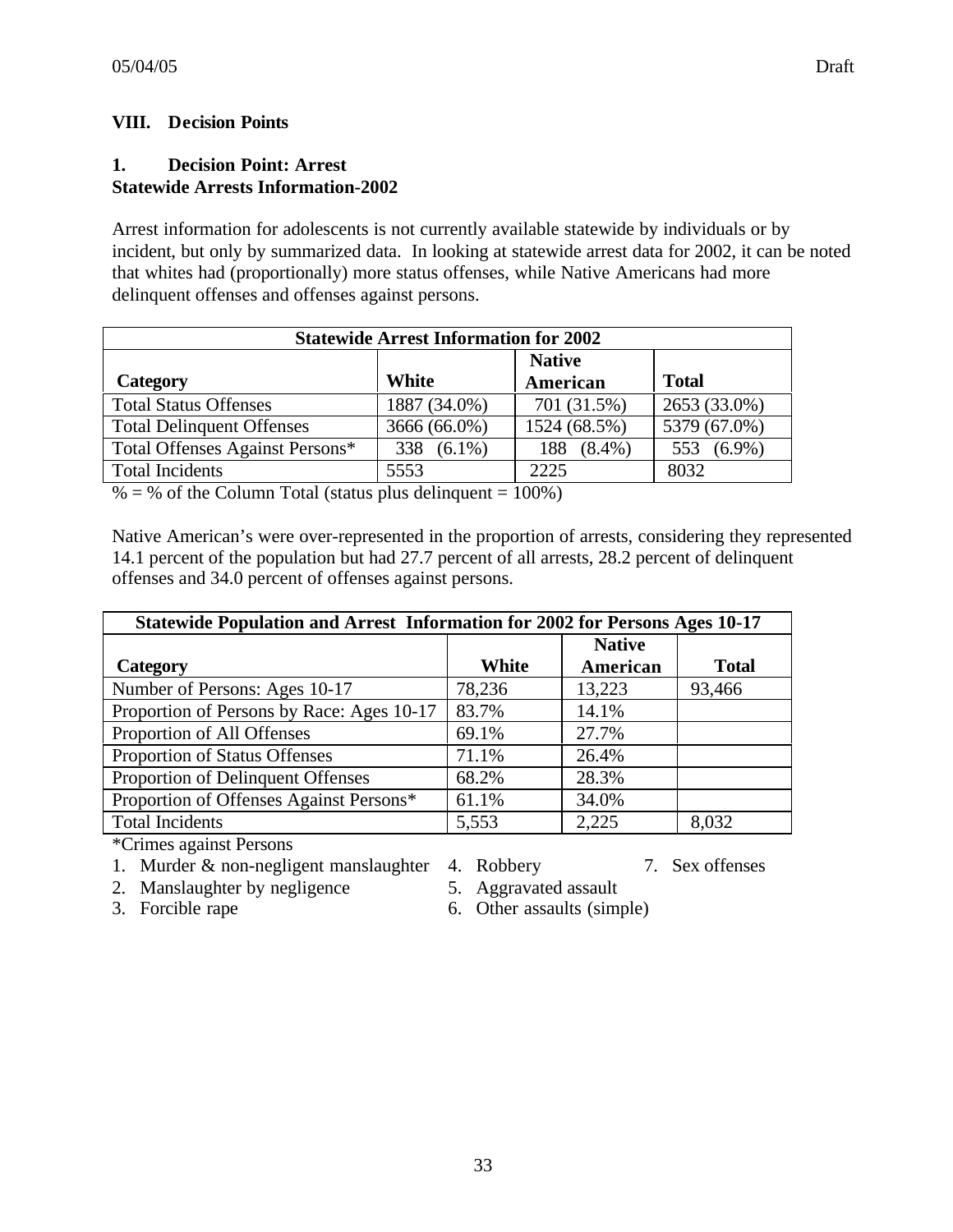## VIII. Decision Points

### 1. Decision Point: Arrest

**Statewide Arrests Information-2002**

Arrest information for adolescents is not currently available statewide by individuals or by incident, but only by summarized data. In looking at statewide arrest data for 2002, it can be noted that whites had (proportionally) more status offenses, while Native Americans had more delinquent offenses and offenses against persons.

| Statewide Arrest Information for 2002 | | | |
|---|---|---|---|
| **Category** | **White** | **Native American** | **Total** |
| Total Status Offenses | 1887 (34.0%) | 701 (31.5%) | 2653 (33.0%) |
| Total Delinquent Offenses | 3666 (66.0%) | 1524 (68.5%) | 5379 (67.0%) |
| Total Offenses Against Persons* | 338 (6.1%) | 188 (8.4%) | 553 (6.9%) |
| Total Incidents | 5553 | 2225 | 8032 |

% = % of the Column Total (status plus delinquent = 100%)

Native American's were over-represented in the proportion of arrests, considering they represented 14.1 percent of the population but had 27.7 percent of all arrests, 28.2 percent of delinquent offenses and 34.0 percent of offenses against persons.

| Statewide Population and Arrest Information for 2002 for Persons Ages 10-17 | | | |
|---|---|---|---|
| **Category** | **White** | **Native American** | **Total** |
| Number of Persons: Ages 10-17 | 78,236 | 13,223 | 93,466 |
| Proportion of Persons by Race: Ages 10-17 | 83.7% | 14.1% | |
| Proportion of All Offenses | 69.1% | 27.7% | |
| Proportion of Status Offenses | 71.1% | 26.4% | |
| Proportion of Delinquent Offenses | 68.2% | 28.3% | |
| Proportion of Offenses Against Persons* | 61.1% | 34.0% | |
| Total Incidents | 5,553 | 2,225 | 8,032 |

*Crimes against Persons

1. Murder & non-negligent manslaughter
2. Manslaughter by negligence
3. Forcible rape
4. Robbery
5. Aggravated assault
6. Other assaults (simple)
7. Sex offenses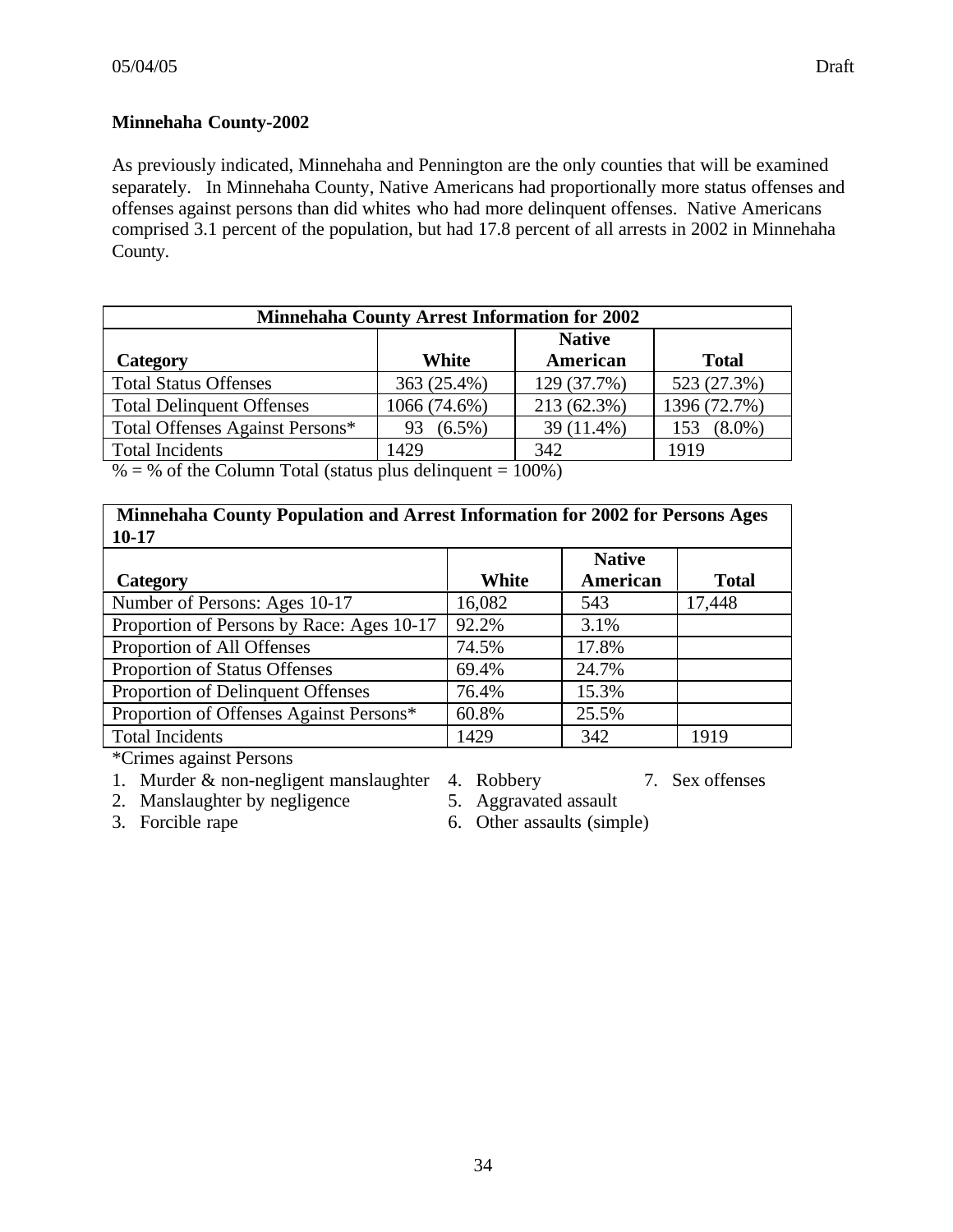**Minnehaha County-2002**

As previously indicated, Minnehaha and Pennington are the only counties that will be examined separately. In Minnehaha County, Native Americans had proportionally more status offenses and offenses against persons than did whites who had more delinquent offenses. Native Americans comprised 3.1 percent of the population, but had 17.8 percent of all arrests in 2002 in Minnehaha County.

| Minnehaha County Arrest Information for 2002 | | | |
|---|---|---|---|
| Category | White | Native American | Total |
| Total Status Offenses | 363 (25.4%) | 129 (37.7%) | 523 (27.3%) |
| Total Delinquent Offenses | 1066 (74.6%) | 213 (62.3%) | 1396 (72.7%) |
| Total Offenses Against Persons* | 93 (6.5%) | 39 (11.4%) | 153 (8.0%) |
| Total Incidents | 1429 | 342 | 1919 |

% = % of the Column Total (status plus delinquent = 100%)

| Minnehaha County Population and Arrest Information for 2002 for Persons Ages 10-17 | | | |
|---|---|---|---|
| Category | White | Native American | Total |
| Number of Persons: Ages 10-17 | 16,082 | 543 | 17,448 |
| Proportion of Persons by Race: Ages 10-17 | 92.2% | 3.1% | |
| Proportion of All Offenses | 74.5% | 17.8% | |
| Proportion of Status Offenses | 69.4% | 24.7% | |
| Proportion of Delinquent Offenses | 76.4% | 15.3% | |
| Proportion of Offenses Against Persons* | 60.8% | 25.5% | |
| Total Incidents | 1429 | 342 | 1919 |

*Crimes against Persons

1. Murder & non-negligent manslaughter
2. Manslaughter by negligence
3. Forcible rape
4. Robbery
5. Aggravated assault
6. Other assaults (simple)
7. Sex offenses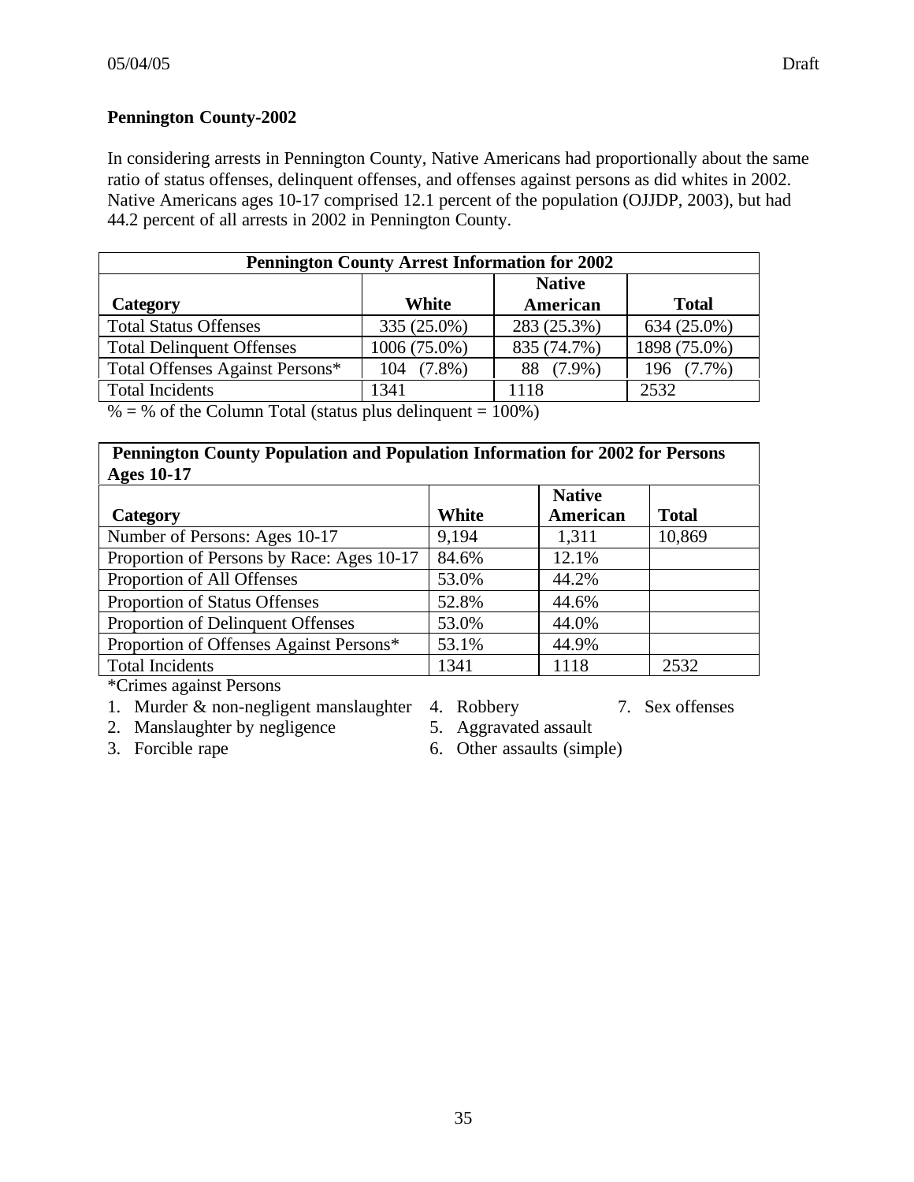**Pennington County-2002**

In considering arrests in Pennington County, Native Americans had proportionally about the same ratio of status offenses, delinquent offenses, and offenses against persons as did whites in 2002. Native Americans ages 10-17 comprised 12.1 percent of the population (OJJDP, 2003), but had 44.2 percent of all arrests in 2002 in Pennington County.

| **Pennington County Arrest Information for 2002** | | | |
|---|---|---|---|
| **Category** | **White** | **Native American** | **Total** |
| Total Status Offenses | 335 (25.0%) | 283 (25.3%) | 634 (25.0%) |
| Total Delinquent Offenses | 1006 (75.0%) | 835 (74.7%) | 1898 (75.0%) |
| Total Offenses Against Persons* | 104 (7.8%) | 88 (7.9%) | 196 (7.7%) |
| Total Incidents | 1341 | 1118 | 2532 |

% = % of the Column Total (status plus delinquent = 100%)

| **Pennington County Population and Population Information for 2002 for Persons Ages 10-17** | | | |
|---|---|---|---|
| **Category** | **White** | **Native American** | **Total** |
| Number of Persons: Ages 10-17 | 9,194 | 1,311 | 10,869 |
| Proportion of Persons by Race: Ages 10-17 | 84.6% | 12.1% | |
| Proportion of All Offenses | 53.0% | 44.2% | |
| Proportion of Status Offenses | 52.8% | 44.6% | |
| Proportion of Delinquent Offenses | 53.0% | 44.0% | |
| Proportion of Offenses Against Persons* | 53.1% | 44.9% | |
| Total Incidents | 1341 | 1118 | 2532 |

*Crimes against Persons

1. Murder & non-negligent manslaughter
2. Manslaughter by negligence
3. Forcible rape
4. Robbery
5. Aggravated assault
6. Other assaults (simple)
7. Sex offenses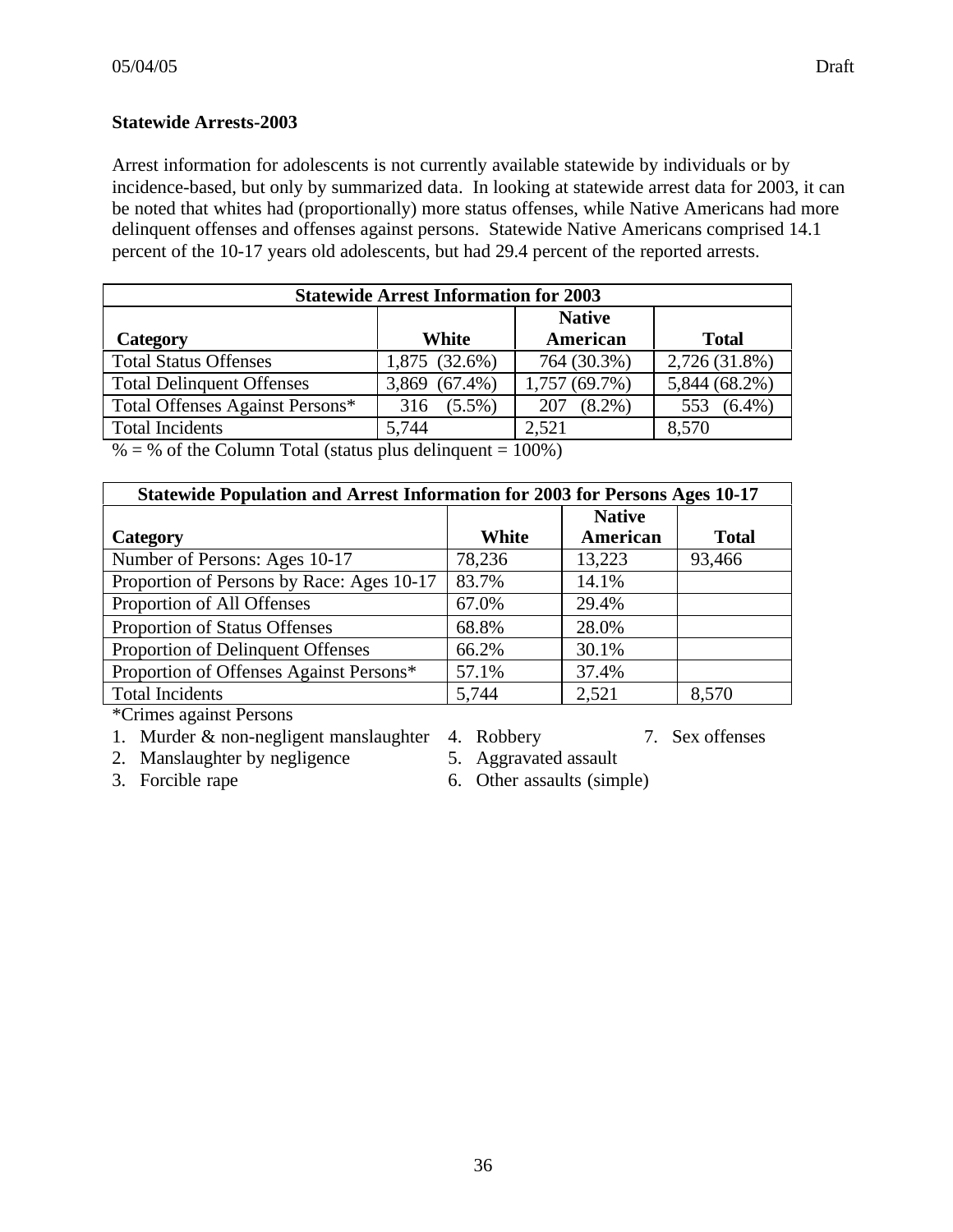**Statewide Arrests-2003**

Arrest information for adolescents is not currently available statewide by individuals or by incidence-based, but only by summarized data. In looking at statewide arrest data for 2003, it can be noted that whites had (proportionally) more status offenses, while Native Americans had more delinquent offenses and offenses against persons. Statewide Native Americans comprised 14.1 percent of the 10-17 years old adolescents, but had 29.4 percent of the reported arrests.

| Statewide Arrest Information for 2003 | | | |
|---|---|---|---|
| Category | White | Native American | Total |
| Total Status Offenses | 1,875 (32.6%) | 764 (30.3%) | 2,726 (31.8%) |
| Total Delinquent Offenses | 3,869 (67.4%) | 1,757 (69.7%) | 5,844 (68.2%) |
| Total Offenses Against Persons* | 316 (5.5%) | 207 (8.2%) | 553 (6.4%) |
| Total Incidents | 5,744 | 2,521 | 8,570 |

% = % of the Column Total (status plus delinquent = 100%)

| Statewide Population and Arrest Information for 2003 for Persons Ages 10-17 | | | |
|---|---|---|---|
| Category | White | Native American | Total |
| Number of Persons: Ages 10-17 | 78,236 | 13,223 | 93,466 |
| Proportion of Persons by Race: Ages 10-17 | 83.7% | 14.1% | |
| Proportion of All Offenses | 67.0% | 29.4% | |
| Proportion of Status Offenses | 68.8% | 28.0% | |
| Proportion of Delinquent Offenses | 66.2% | 30.1% | |
| Proportion of Offenses Against Persons* | 57.1% | 37.4% | |
| Total Incidents | 5,744 | 2,521 | 8,570 |

*Crimes against Persons

1. Murder & non-negligent manslaughter
2. Manslaughter by negligence
3. Forcible rape
4. Robbery
5. Aggravated assault
6. Other assaults (simple)
7. Sex offenses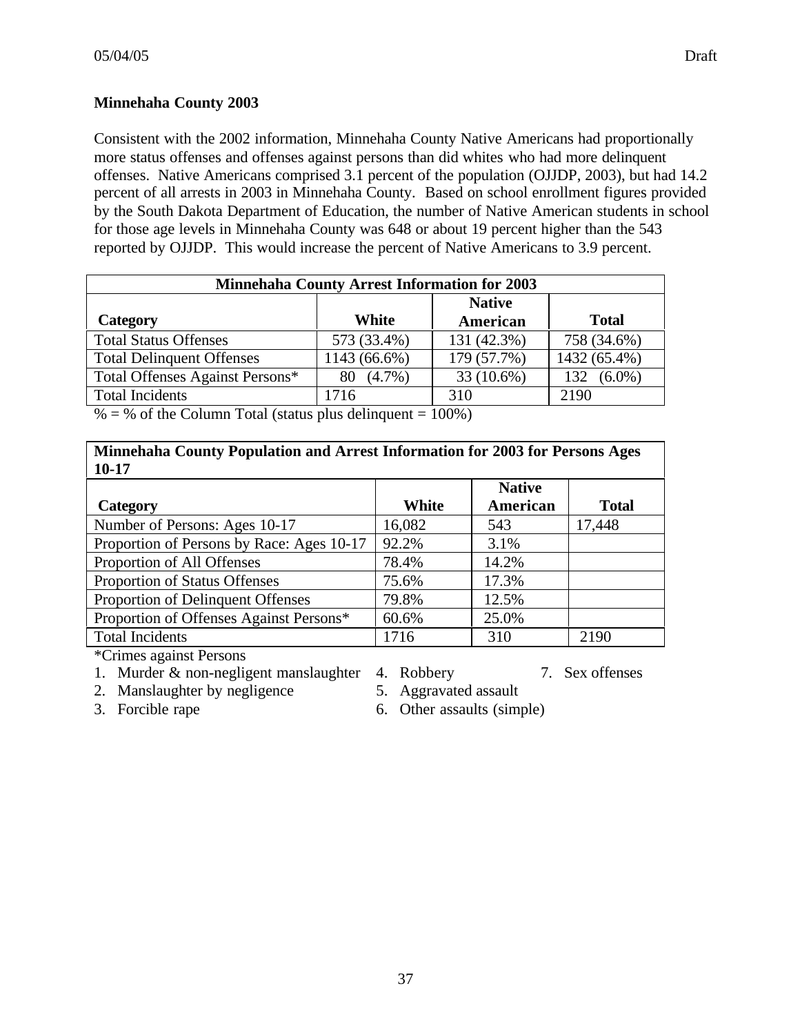**Minnehaha County 2003**

Consistent with the 2002 information, Minnehaha County Native Americans had proportionally more status offenses and offenses against persons than did whites who had more delinquent offenses. Native Americans comprised 3.1 percent of the population (OJJDP, 2003), but had 14.2 percent of all arrests in 2003 in Minnehaha County. Based on school enrollment figures provided by the South Dakota Department of Education, the number of Native American students in school for those age levels in Minnehaha County was 648 or about 19 percent higher than the 543 reported by OJJDP. This would increase the percent of Native Americans to 3.9 percent.

| Minnehaha County Arrest Information for 2003 | | | |
|---|---|---|---|
| Category | White | Native American | Total |
| Total Status Offenses | 573 (33.4%) | 131 (42.3%) | 758 (34.6%) |
| Total Delinquent Offenses | 1143 (66.6%) | 179 (57.7%) | 1432 (65.4%) |
| Total Offenses Against Persons* | 80 (4.7%) | 33 (10.6%) | 132 (6.0%) |
| Total Incidents | 1716 | 310 | 2190 |

% = % of the Column Total (status plus delinquent = 100%)

| Minnehaha County Population and Arrest Information for 2003 for Persons Ages 10-17 | | | |
|---|---|---|---|
| Category | White | Native American | Total |
| Number of Persons: Ages 10-17 | 16,082 | 543 | 17,448 |
| Proportion of Persons by Race: Ages 10-17 | 92.2% | 3.1% | |
| Proportion of All Offenses | 78.4% | 14.2% | |
| Proportion of Status Offenses | 75.6% | 17.3% | |
| Proportion of Delinquent Offenses | 79.8% | 12.5% | |
| Proportion of Offenses Against Persons* | 60.6% | 25.0% | |
| Total Incidents | 1716 | 310 | 2190 |

*Crimes against Persons

1. Murder & non-negligent manslaughter
2. Manslaughter by negligence
3. Forcible rape
4. Robbery
5. Aggravated assault
6. Other assaults (simple)
7. Sex offenses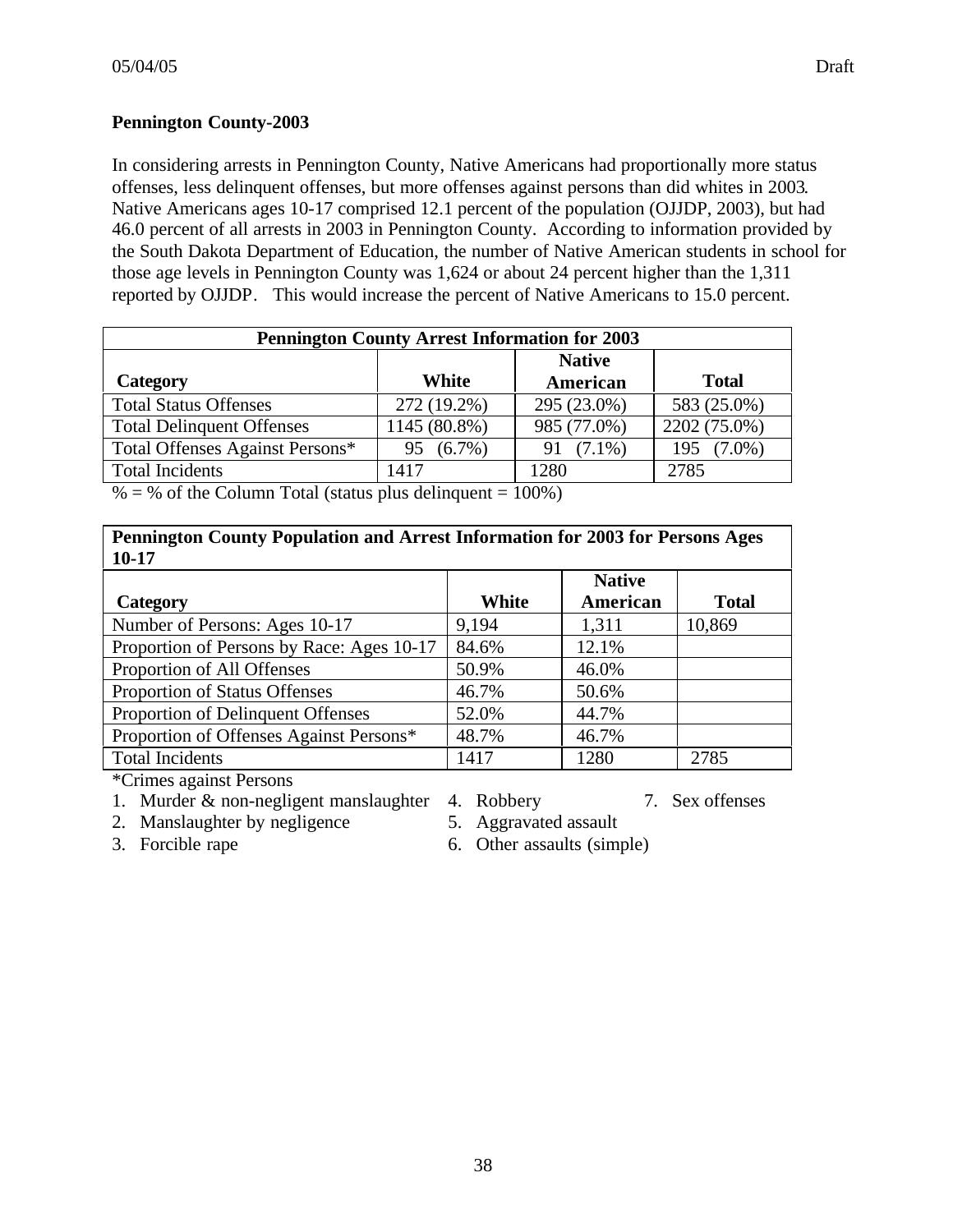**Pennington County-2003**

In considering arrests in Pennington County, Native Americans had proportionally more status offenses, less delinquent offenses, but more offenses against persons than did whites in 2003. Native Americans ages 10-17 comprised 12.1 percent of the population (OJJDP, 2003), but had 46.0 percent of all arrests in 2003 in Pennington County. According to information provided by the South Dakota Department of Education, the number of Native American students in school for those age levels in Pennington County was 1,624 or about 24 percent higher than the 1,311 reported by OJJDP. This would increase the percent of Native Americans to 15.0 percent.

| Pennington County Arrest Information for 2003 | | | |
|---|---|---|---|
| **Category** | **White** | **Native American** | **Total** |
| Total Status Offenses | 272 (19.2%) | 295 (23.0%) | 583 (25.0%) |
| Total Delinquent Offenses | 1145 (80.8%) | 985 (77.0%) | 2202 (75.0%) |
| Total Offenses Against Persons* | 95 (6.7%) | 91 (7.1%) | 195 (7.0%) |
| Total Incidents | 1417 | 1280 | 2785 |

% = % of the Column Total (status plus delinquent = 100%)

| Pennington County Population and Arrest Information for 2003 for Persons Ages 10-17 | | | |
|---|---|---|---|
| **Category** | **White** | **Native American** | **Total** |
| Number of Persons: Ages 10-17 | 9,194 | 1,311 | 10,869 |
| Proportion of Persons by Race: Ages 10-17 | 84.6% | 12.1% | |
| Proportion of All Offenses | 50.9% | 46.0% | |
| Proportion of Status Offenses | 46.7% | 50.6% | |
| Proportion of Delinquent Offenses | 52.0% | 44.7% | |
| Proportion of Offenses Against Persons* | 48.7% | 46.7% | |
| Total Incidents | 1417 | 1280 | 2785 |

*Crimes against Persons

1. Murder & non-negligent manslaughter
2. Manslaughter by negligence
3. Forcible rape
4. Robbery
5. Aggravated assault
6. Other assaults (simple)
7. Sex offenses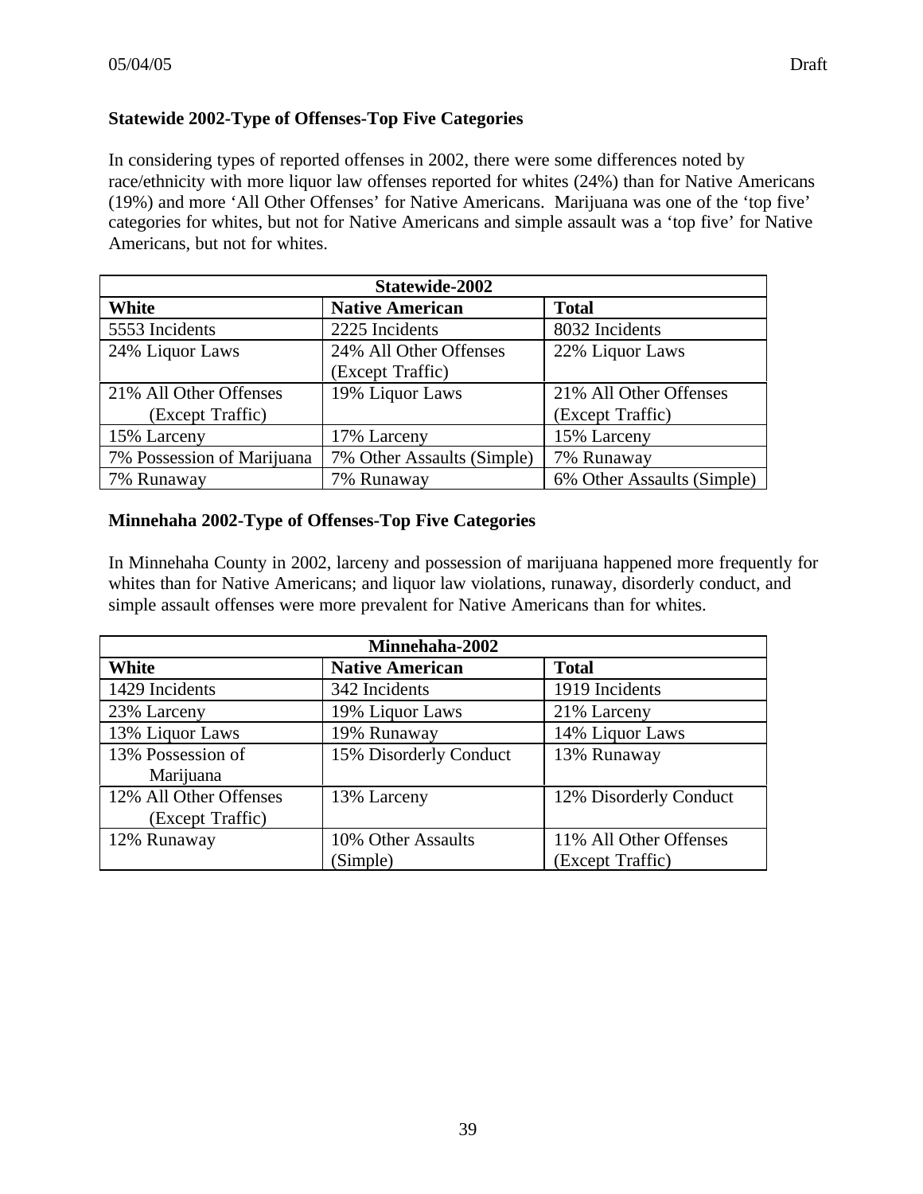**Statewide 2002-Type of Offenses-Top Five Categories**

In considering types of reported offenses in 2002, there were some differences noted by race/ethnicity with more liquor law offenses reported for whites (24%) than for Native Americans (19%) and more 'All Other Offenses' for Native Americans. Marijuana was one of the 'top five' categories for whites, but not for Native Americans and simple assault was a 'top five' for Native Americans, but not for whites.

| Statewide-2002 | | |
|---|---|---|
| **White** | **Native American** | **Total** |
| 5553 Incidents | 2225 Incidents | 8032 Incidents |
| 24% Liquor Laws | 24% All Other Offenses (Except Traffic) | 22% Liquor Laws |
| 21% All Other Offenses (Except Traffic) | 19% Liquor Laws | 21% All Other Offenses (Except Traffic) |
| 15% Larceny | 17% Larceny | 15% Larceny |
| 7% Possession of Marijuana | 7% Other Assaults (Simple) | 7% Runaway |
| 7% Runaway | 7% Runaway | 6% Other Assaults (Simple) |

**Minnehaha 2002-Type of Offenses-Top Five Categories**

In Minnehaha County in 2002, larceny and possession of marijuana happened more frequently for whites than for Native Americans; and liquor law violations, runaway, disorderly conduct, and simple assault offenses were more prevalent for Native Americans than for whites.

| Minnehaha-2002 | | |
|---|---|---|
| **White** | **Native American** | **Total** |
| 1429 Incidents | 342 Incidents | 1919 Incidents |
| 23% Larceny | 19% Liquor Laws | 21% Larceny |
| 13% Liquor Laws | 19% Runaway | 14% Liquor Laws |
| 13% Possession of Marijuana | 15% Disorderly Conduct | 13% Runaway |
| 12% All Other Offenses (Except Traffic) | 13% Larceny | 12% Disorderly Conduct |
| 12% Runaway | 10% Other Assaults (Simple) | 11% All Other Offenses (Except Traffic) |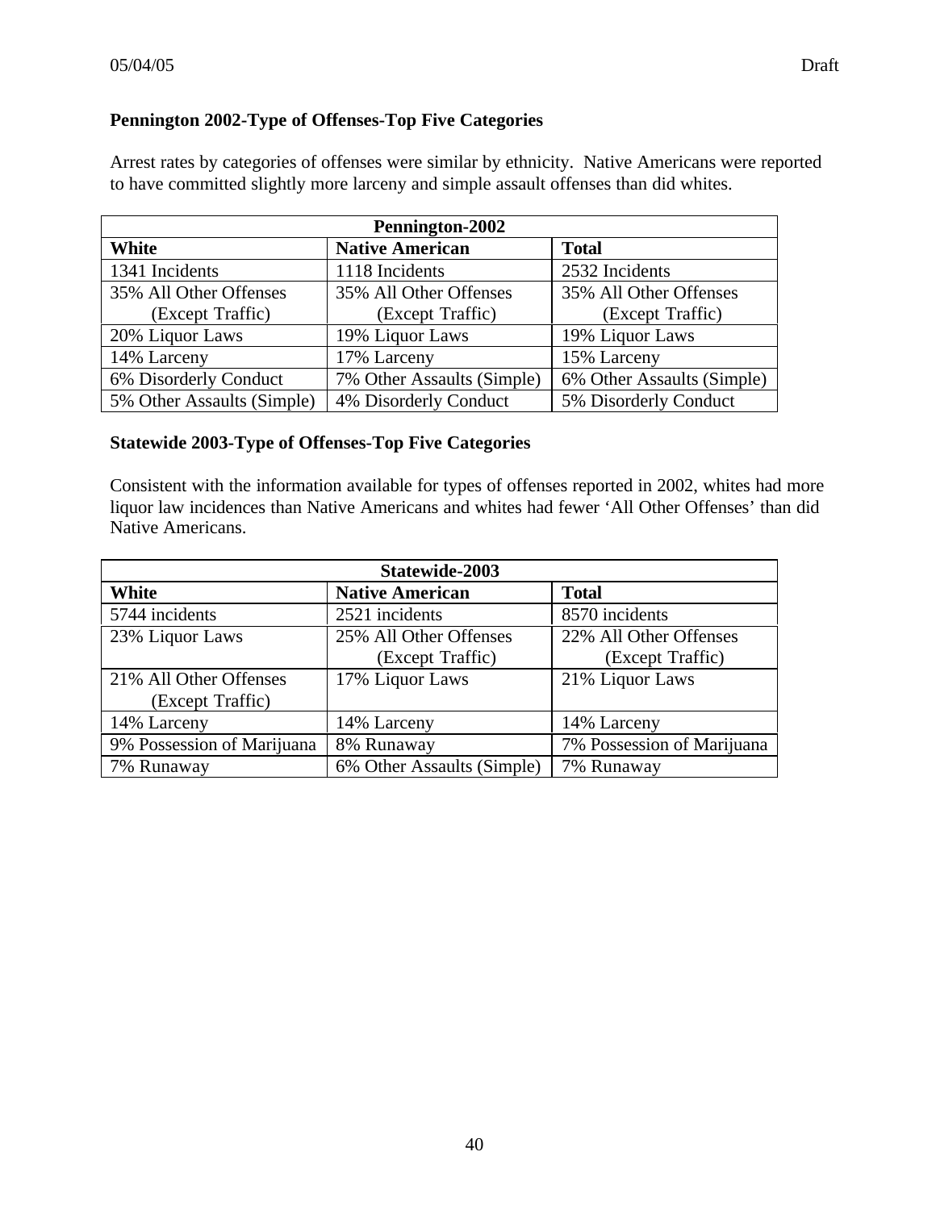**Pennington 2002-Type of Offenses-Top Five Categories**

Arrest rates by categories of offenses were similar by ethnicity. Native Americans were reported to have committed slightly more larceny and simple assault offenses than did whites.

| Pennington-2002 | | |
|---|---|---|
| **White** | **Native American** | **Total** |
| 1341 Incidents | 1118 Incidents | 2532 Incidents |
| 35% All Other Offenses (Except Traffic) | 35% All Other Offenses (Except Traffic) | 35% All Other Offenses (Except Traffic) |
| 20% Liquor Laws | 19% Liquor Laws | 19% Liquor Laws |
| 14% Larceny | 17% Larceny | 15% Larceny |
| 6% Disorderly Conduct | 7% Other Assaults (Simple) | 6% Other Assaults (Simple) |
| 5% Other Assaults (Simple) | 4% Disorderly Conduct | 5% Disorderly Conduct |

**Statewide 2003-Type of Offenses-Top Five Categories**

Consistent with the information available for types of offenses reported in 2002, whites had more liquor law incidences than Native Americans and whites had fewer 'All Other Offenses' than did Native Americans.

| Statewide-2003 | | |
|---|---|---|
| **White** | **Native American** | **Total** |
| 5744 incidents | 2521 incidents | 8570 incidents |
| 23% Liquor Laws | 25% All Other Offenses (Except Traffic) | 22% All Other Offenses (Except Traffic) |
| 21% All Other Offenses (Except Traffic) | 17% Liquor Laws | 21% Liquor Laws |
| 14% Larceny | 14% Larceny | 14% Larceny |
| 9% Possession of Marijuana | 8% Runaway | 7% Possession of Marijuana |
| 7% Runaway | 6% Other Assaults (Simple) | 7% Runaway |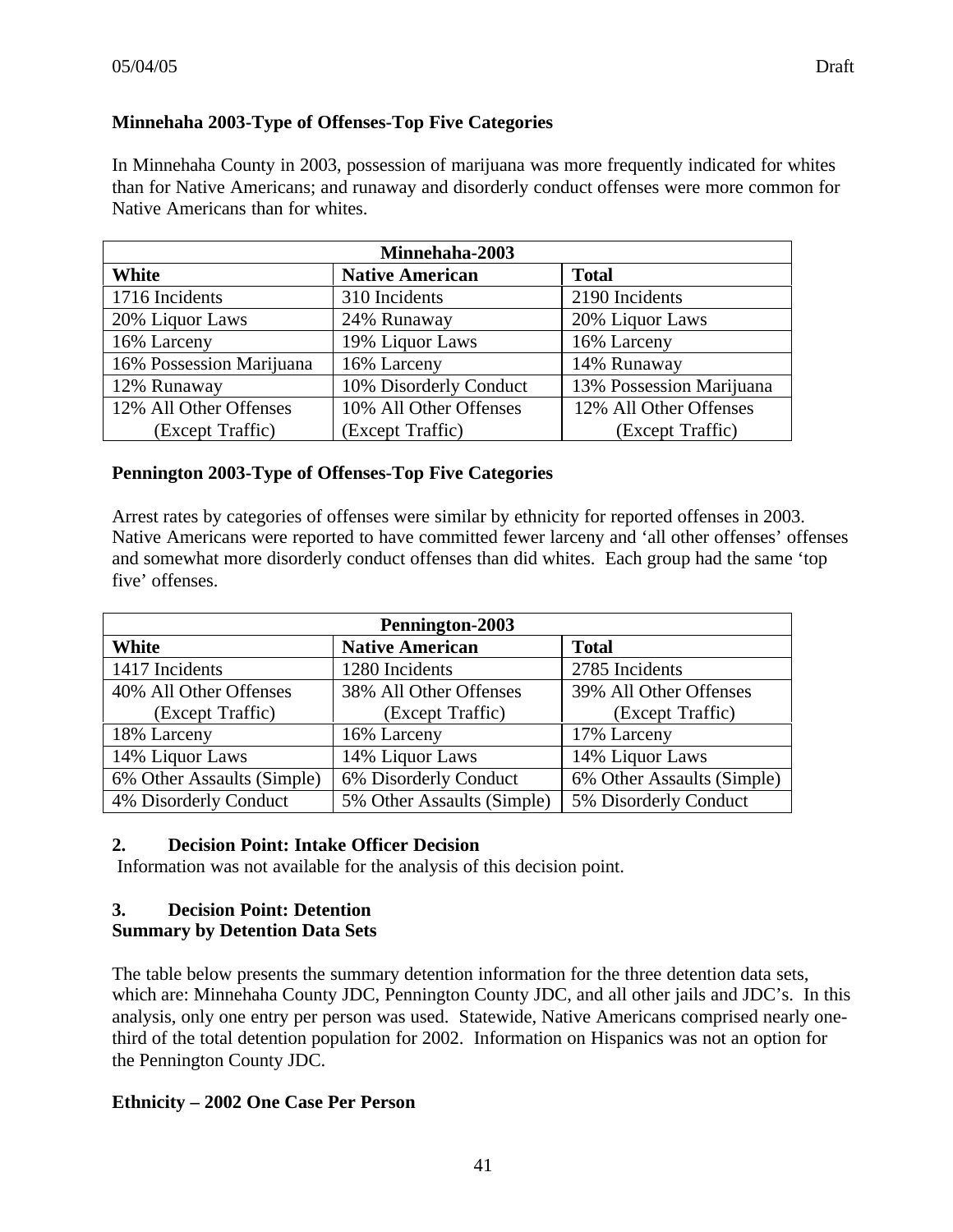**Minnehaha 2003-Type of Offenses-Top Five Categories**

In Minnehaha County in 2003, possession of marijuana was more frequently indicated for whites than for Native Americans; and runaway and disorderly conduct offenses were more common for Native Americans than for whites.

| Minnehaha-2003 | | |
|---|---|---|
| **White** | **Native American** | **Total** |
| 1716 Incidents | 310 Incidents | 2190 Incidents |
| 20% Liquor Laws | 24% Runaway | 20% Liquor Laws |
| 16% Larceny | 19% Liquor Laws | 16% Larceny |
| 16% Possession Marijuana | 16% Larceny | 14% Runaway |
| 12% Runaway | 10% Disorderly Conduct | 13% Possession Marijuana |
| 12% All Other Offenses (Except Traffic) | 10% All Other Offenses (Except Traffic) | 12% All Other Offenses (Except Traffic) |

**Pennington 2003-Type of Offenses-Top Five Categories**

Arrest rates by categories of offenses were similar by ethnicity for reported offenses in 2003. Native Americans were reported to have committed fewer larceny and 'all other offenses' offenses and somewhat more disorderly conduct offenses than did whites. Each group had the same 'top five' offenses.

| Pennington-2003 | | |
|---|---|---|
| **White** | **Native American** | **Total** |
| 1417 Incidents | 1280 Incidents | 2785 Incidents |
| 40% All Other Offenses (Except Traffic) | 38% All Other Offenses (Except Traffic) | 39% All Other Offenses (Except Traffic) |
| 18% Larceny | 16% Larceny | 17% Larceny |
| 14% Liquor Laws | 14% Liquor Laws | 14% Liquor Laws |
| 6% Other Assaults (Simple) | 6% Disorderly Conduct | 6% Other Assaults (Simple) |
| 4% Disorderly Conduct | 5% Other Assaults (Simple) | 5% Disorderly Conduct |

**2. Decision Point: Intake Officer Decision**

Information was not available for the analysis of this decision point.

**3. Decision Point: Detention**

**Summary by Detention Data Sets**

The table below presents the summary detention information for the three detention data sets, which are: Minnehaha County JDC, Pennington County JDC, and all other jails and JDC's. In this analysis, only one entry per person was used. Statewide, Native Americans comprised nearly one-third of the total detention population for 2002. Information on Hispanics was not an option for the Pennington County JDC.

**Ethnicity – 2002 One Case Per Person**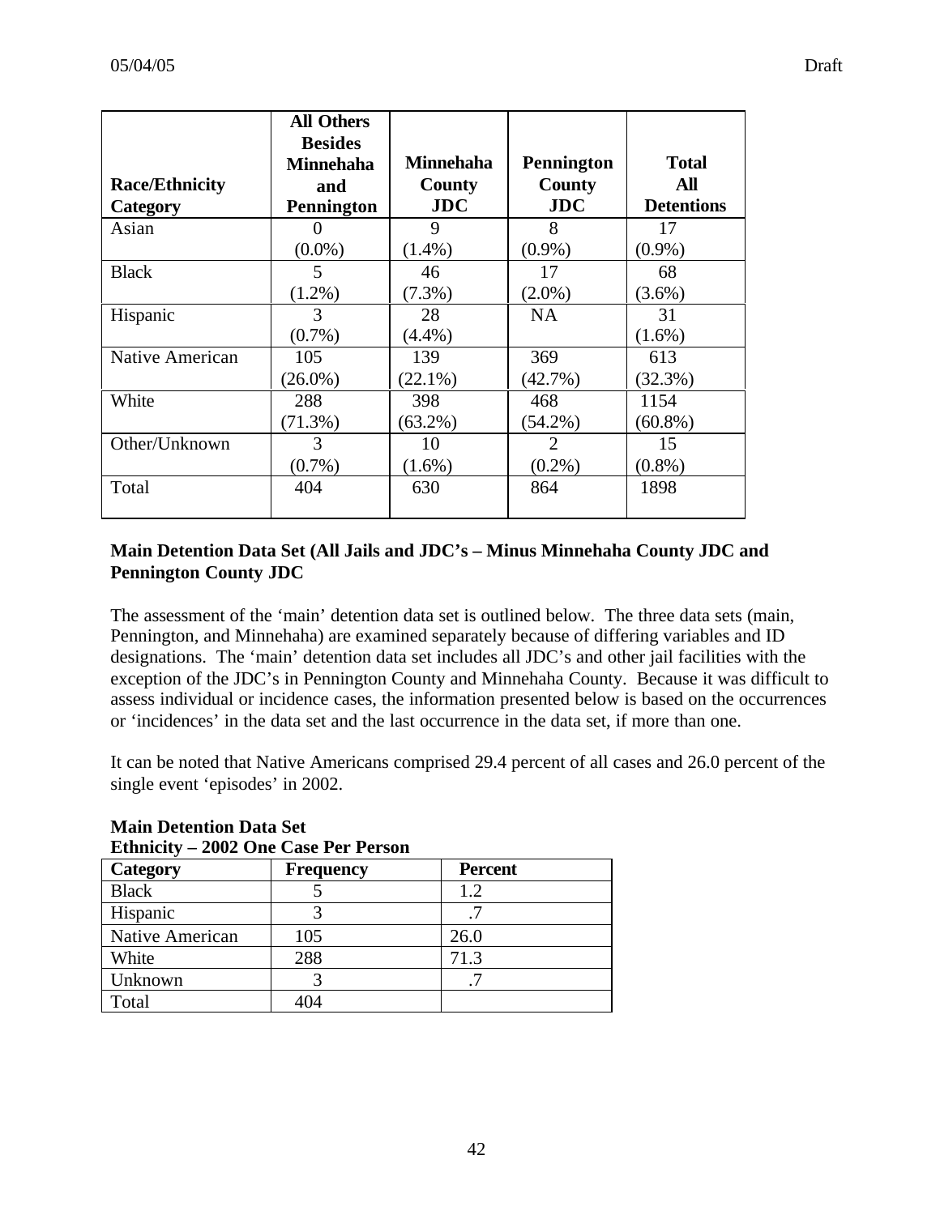| Race/Ethnicity Category | All Others Besides Minnehaha and Pennington | Minnehaha County JDC | Pennington County JDC | Total All Detentions |
|---|---|---|---|---|
| Asian | 0 (0.0%) | 9 (1.4%) | 8 (0.9%) | 17 (0.9%) |
| Black | 5 (1.2%) | 46 (7.3%) | 17 (2.0%) | 68 (3.6%) |
| Hispanic | 3 (0.7%) | 28 (4.4%) | NA | 31 (1.6%) |
| Native American | 105 (26.0%) | 139 (22.1%) | 369 (42.7%) | 613 (32.3%) |
| White | 288 (71.3%) | 398 (63.2%) | 468 (54.2%) | 1154 (60.8%) |
| Other/Unknown | 3 (0.7%) | 10 (1.6%) | 2 (0.2%) | 15 (0.8%) |
| Total | 404 | 630 | 864 | 1898 |

**Main Detention Data Set (All Jails and JDC's – Minus Minnehaha County JDC and Pennington County JDC**

The assessment of the 'main' detention data set is outlined below. The three data sets (main, Pennington, and Minnehaha) are examined separately because of differing variables and ID designations. The 'main' detention data set includes all JDC's and other jail facilities with the exception of the JDC's in Pennington County and Minnehaha County. Because it was difficult to assess individual or incidence cases, the information presented below is based on the occurrences or 'incidences' in the data set and the last occurrence in the data set, if more than one.

It can be noted that Native Americans comprised 29.4 percent of all cases and 26.0 percent of the single event 'episodes' in 2002.

**Main Detention Data Set**
**Ethnicity – 2002 One Case Per Person**

| Category | Frequency | Percent |
|---|---|---|
| Black | 5 | 1.2 |
| Hispanic | 3 | .7 |
| Native American | 105 | 26.0 |
| White | 288 | 71.3 |
| Unknown | 3 | .7 |
| Total | 404 | |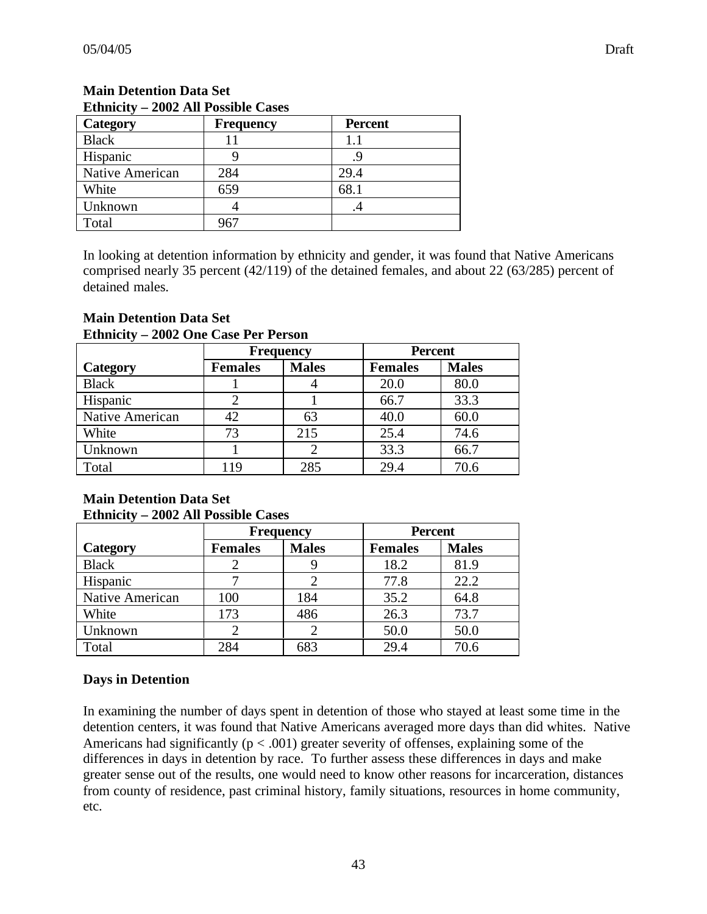**Main Detention Data Set**
**Ethnicity – 2002 All Possible Cases**

| Category | Frequency | Percent |
|---|---|---|
| Black | 11 | 1.1 |
| Hispanic | 9 | .9 |
| Native American | 284 | 29.4 |
| White | 659 | 68.1 |
| Unknown | 4 | .4 |
| Total | 967 | |

In looking at detention information by ethnicity and gender, it was found that Native Americans comprised nearly 35 percent (42/119) of the detained females, and about 22 (63/285) percent of detained males.

**Main Detention Data Set**
**Ethnicity – 2002 One Case Per Person**

| | Frequency | | Percent | |
|---|---|---|---|---|
| Category | Females | Males | Females | Males |
| Black | 1 | 4 | 20.0 | 80.0 |
| Hispanic | 2 | 1 | 66.7 | 33.3 |
| Native American | 42 | 63 | 40.0 | 60.0 |
| White | 73 | 215 | 25.4 | 74.6 |
| Unknown | 1 | 2 | 33.3 | 66.7 |
| Total | 119 | 285 | 29.4 | 70.6 |

**Main Detention Data Set**
**Ethnicity – 2002 All Possible Cases**

| | Frequency | | Percent | |
|---|---|---|---|---|
| Category | Females | Males | Females | Males |
| Black | 2 | 9 | 18.2 | 81.9 |
| Hispanic | 7 | 2 | 77.8 | 22.2 |
| Native American | 100 | 184 | 35.2 | 64.8 |
| White | 173 | 486 | 26.3 | 73.7 |
| Unknown | 2 | 2 | 50.0 | 50.0 |
| Total | 284 | 683 | 29.4 | 70.6 |

**Days in Detention**

In examining the number of days spent in detention of those who stayed at least some time in the detention centers, it was found that Native Americans averaged more days than did whites. Native Americans had significantly ($p < .001$) greater severity of offenses, explaining some of the differences in days in detention by race. To further assess these differences in days and make greater sense out of the results, one would need to know other reasons for incarceration, distances from county of residence, past criminal history, family situations, resources in home community, etc.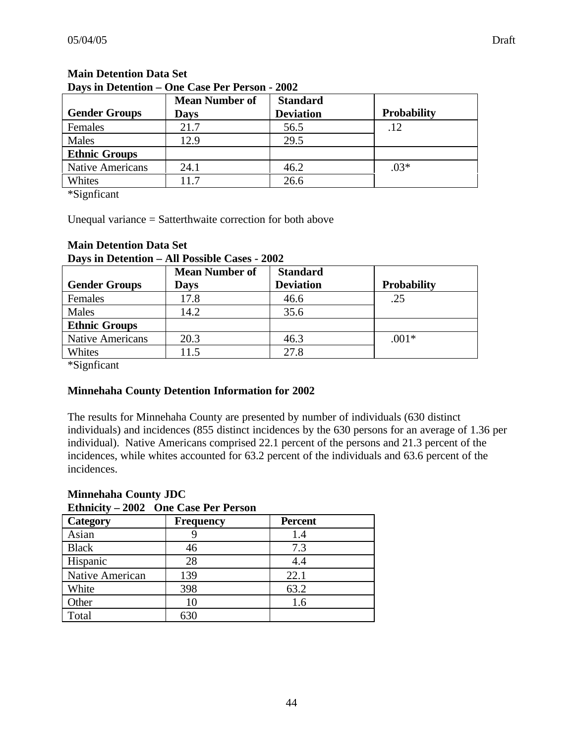**Main Detention Data Set**
**Days in Detention – One Case Per Person - 2002**

| Gender Groups | Mean Number of Days | Standard Deviation | Probability |
|---|---|---|---|
| Females | 21.7 | 56.5 | .12 |
| Males | 12.9 | 29.5 | |
| **Ethnic Groups** | | | |
| Native Americans | 24.1 | 46.2 | .03* |
| Whites | 11.7 | 26.6 | |

*Signficant

Unequal variance = Satterthwaite correction for both above

**Main Detention Data Set**
**Days in Detention – All Possible Cases - 2002**

| Gender Groups | Mean Number of Days | Standard Deviation | Probability |
|---|---|---|---|
| Females | 17.8 | 46.6 | .25 |
| Males | 14.2 | 35.6 | |
| **Ethnic Groups** | | | |
| Native Americans | 20.3 | 46.3 | .001* |
| Whites | 11.5 | 27.8 | |

*Signficant

**Minnehaha County Detention Information for 2002**

The results for Minnehaha County are presented by number of individuals (630 distinct individuals) and incidences (855 distinct incidences by the 630 persons for an average of 1.36 per individual). Native Americans comprised 22.1 percent of the persons and 21.3 percent of the incidences, while whites accounted for 63.2 percent of the individuals and 63.6 percent of the incidences.

**Minnehaha County JDC**
**Ethnicity – 2002 One Case Per Person**

| Category | Frequency | Percent |
|---|---|---|
| Asian | 9 | 1.4 |
| Black | 46 | 7.3 |
| Hispanic | 28 | 4.4 |
| Native American | 139 | 22.1 |
| White | 398 | 63.2 |
| Other | 10 | 1.6 |
| Total | 630 | |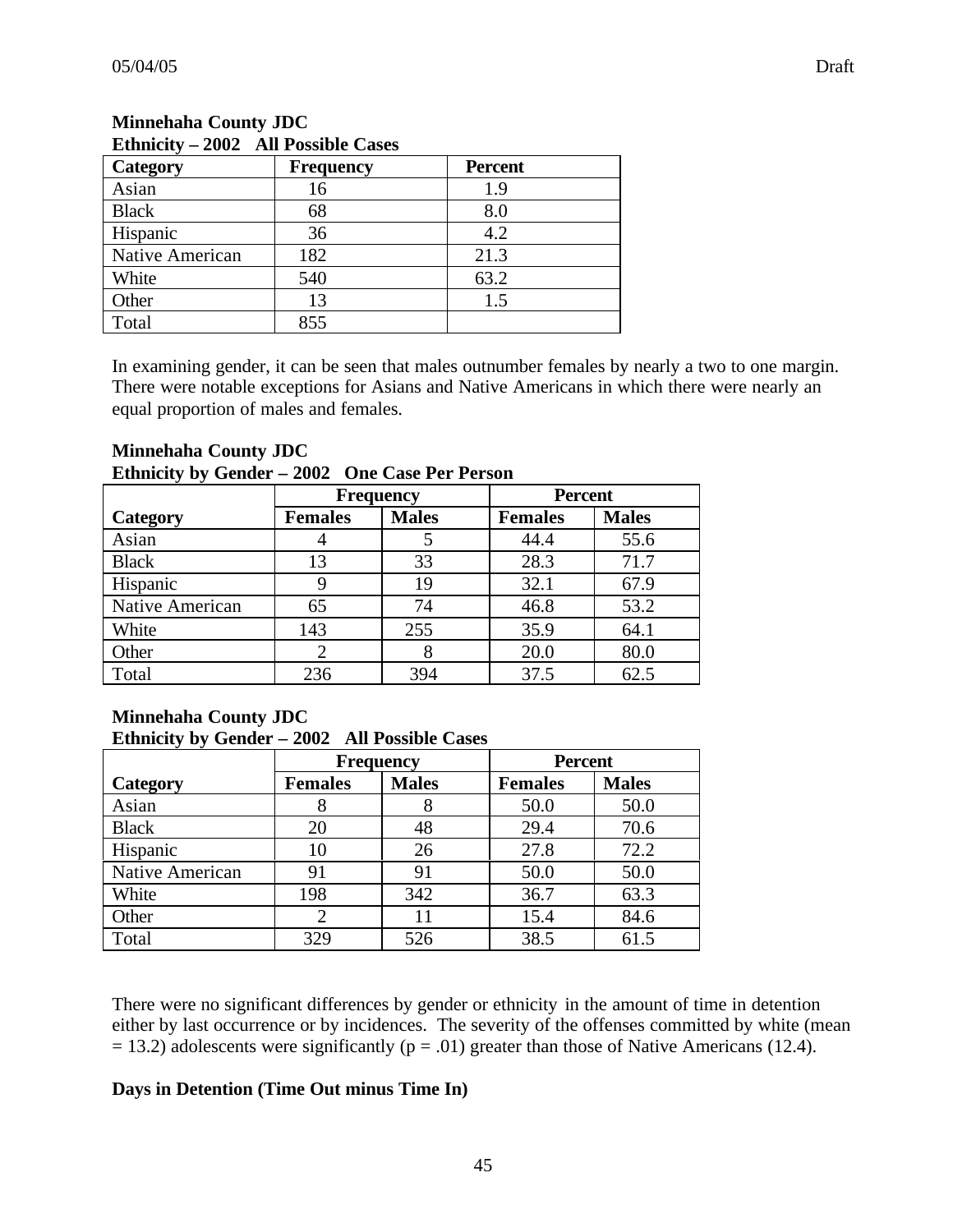**Minnehaha County JDC**
**Ethnicity – 2002 All Possible Cases**

| Category | Frequency | Percent |
|---|---|---|
| Asian | 16 | 1.9 |
| Black | 68 | 8.0 |
| Hispanic | 36 | 4.2 |
| Native American | 182 | 21.3 |
| White | 540 | 63.2 |
| Other | 13 | 1.5 |
| Total | 855 | |

In examining gender, it can be seen that males outnumber females by nearly a two to one margin. There were notable exceptions for Asians and Native Americans in which there were nearly an equal proportion of males and females.

**Minnehaha County JDC**
**Ethnicity by Gender – 2002 One Case Per Person**

| | Frequency | | Percent | |
|---|---|---|---|---|
| **Category** | **Females** | **Males** | **Females** | **Males** |
| Asian | 4 | 5 | 44.4 | 55.6 |
| Black | 13 | 33 | 28.3 | 71.7 |
| Hispanic | 9 | 19 | 32.1 | 67.9 |
| Native American | 65 | 74 | 46.8 | 53.2 |
| White | 143 | 255 | 35.9 | 64.1 |
| Other | 2 | 8 | 20.0 | 80.0 |
| Total | 236 | 394 | 37.5 | 62.5 |

**Minnehaha County JDC**
**Ethnicity by Gender – 2002 All Possible Cases**

| | Frequency | | Percent | |
|---|---|---|---|---|
| **Category** | **Females** | **Males** | **Females** | **Males** |
| Asian | 8 | 8 | 50.0 | 50.0 |
| Black | 20 | 48 | 29.4 | 70.6 |
| Hispanic | 10 | 26 | 27.8 | 72.2 |
| Native American | 91 | 91 | 50.0 | 50.0 |
| White | 198 | 342 | 36.7 | 63.3 |
| Other | 2 | 11 | 15.4 | 84.6 |
| Total | 329 | 526 | 38.5 | 61.5 |

There were no significant differences by gender or ethnicity in the amount of time in detention either by last occurrence or by incidences. The severity of the offenses committed by white (mean = 13.2) adolescents were significantly ($p = .01$) greater than those of Native Americans (12.4).

**Days in Detention (Time Out minus Time In)**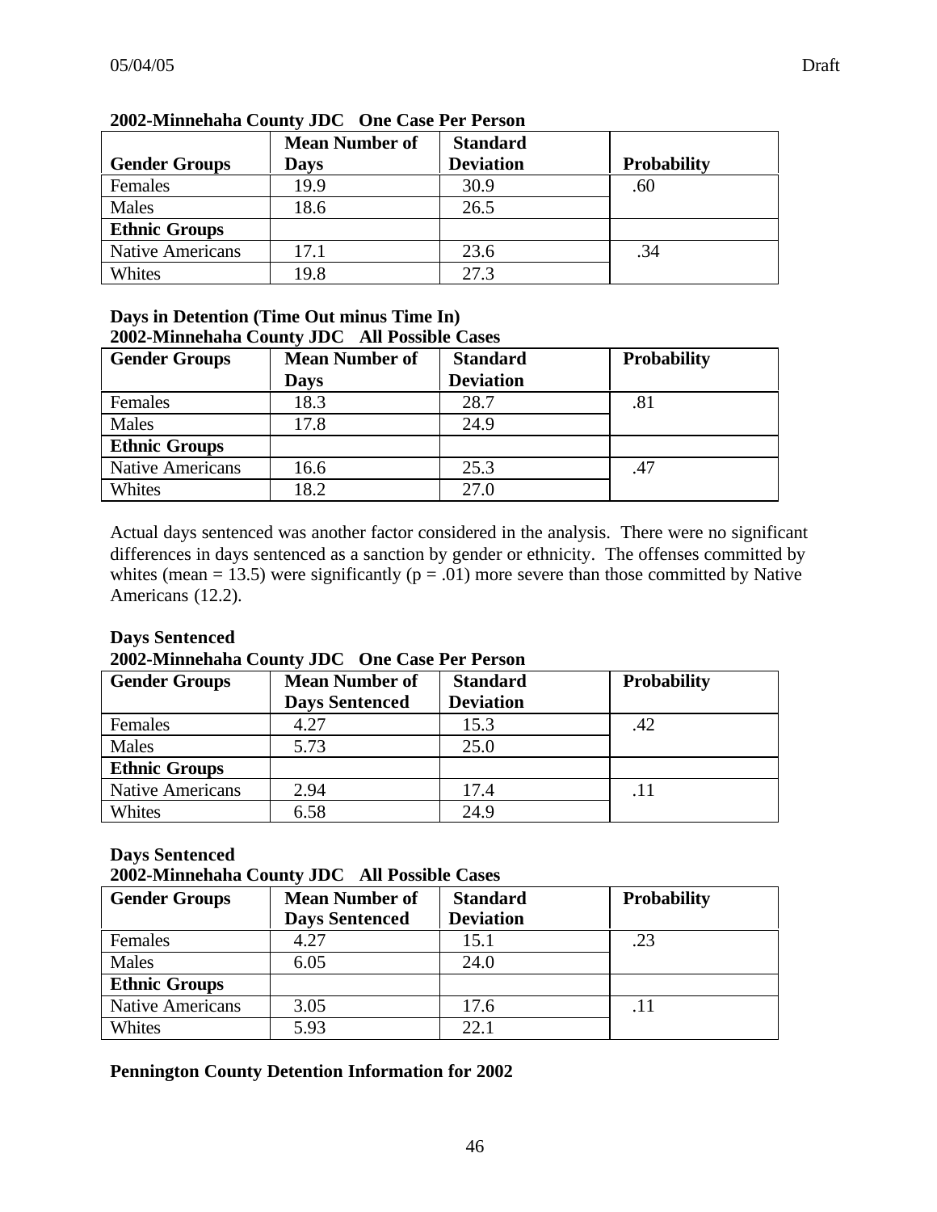**2002-Minnehaha County JDC One Case Per Person**

| Gender Groups | Mean Number of Days | Standard Deviation | Probability |
|---|---|---|---|
| Females | 19.9 | 30.9 | .60 |
| Males | 18.6 | 26.5 | |
| **Ethnic Groups** | | | |
| Native Americans | 17.1 | 23.6 | .34 |
| Whites | 19.8 | 27.3 | |

**Days in Detention (Time Out minus Time In)**
**2002-Minnehaha County JDC All Possible Cases**

| Gender Groups | Mean Number of Days | Standard Deviation | Probability |
|---|---|---|---|
| Females | 18.3 | 28.7 | .81 |
| Males | 17.8 | 24.9 | |
| **Ethnic Groups** | | | |
| Native Americans | 16.6 | 25.3 | .47 |
| Whites | 18.2 | 27.0 | |

Actual days sentenced was another factor considered in the analysis. There were no significant differences in days sentenced as a sanction by gender or ethnicity. The offenses committed by whites (mean = 13.5) were significantly (p = .01) more severe than those committed by Native Americans (12.2).

**Days Sentenced**
**2002-Minnehaha County JDC One Case Per Person**

| Gender Groups | Mean Number of Days Sentenced | Standard Deviation | Probability |
|---|---|---|---|
| Females | 4.27 | 15.3 | .42 |
| Males | 5.73 | 25.0 | |
| **Ethnic Groups** | | | |
| Native Americans | 2.94 | 17.4 | .11 |
| Whites | 6.58 | 24.9 | |

**Days Sentenced**
**2002-Minnehaha County JDC All Possible Cases**

| Gender Groups | Mean Number of Days Sentenced | Standard Deviation | Probability |
|---|---|---|---|
| Females | 4.27 | 15.1 | .23 |
| Males | 6.05 | 24.0 | |
| **Ethnic Groups** | | | |
| Native Americans | 3.05 | 17.6 | .11 |
| Whites | 5.93 | 22.1 | |

**Pennington County Detention Information for 2002**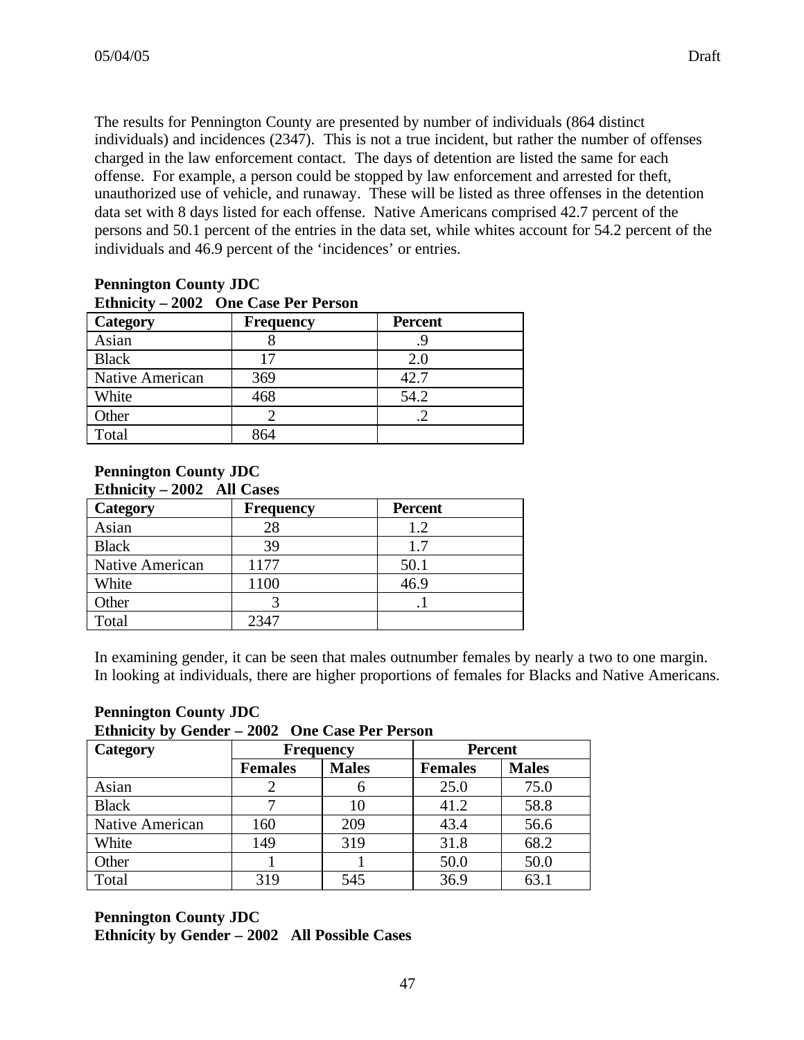The results for Pennington County are presented by number of individuals (864 distinct individuals) and incidences (2347). This is not a true incident, but rather the number of offenses charged in the law enforcement contact. The days of detention are listed the same for each offense. For example, a person could be stopped by law enforcement and arrested for theft, unauthorized use of vehicle, and runaway. These will be listed as three offenses in the detention data set with 8 days listed for each offense. Native Americans comprised 42.7 percent of the persons and 50.1 percent of the entries in the data set, while whites account for 54.2 percent of the individuals and 46.9 percent of the 'incidences' or entries.

**Pennington County JDC**
**Ethnicity – 2002 One Case Per Person**

| Category | Frequency | Percent |
|---|---|---|
| Asian | 8 | .9 |
| Black | 17 | 2.0 |
| Native American | 369 | 42.7 |
| White | 468 | 54.2 |
| Other | 2 | .2 |
| Total | 864 | |

**Pennington County JDC**
**Ethnicity – 2002 All Cases**

| Category | Frequency | Percent |
|---|---|---|
| Asian | 28 | 1.2 |
| Black | 39 | 1.7 |
| Native American | 1177 | 50.1 |
| White | 1100 | 46.9 |
| Other | 3 | .1 |
| Total | 2347 | |

In examining gender, it can be seen that males outnumber females by nearly a two to one margin. In looking at individuals, there are higher proportions of females for Blacks and Native Americans.

**Pennington County JDC**
**Ethnicity by Gender – 2002 One Case Per Person**

| Category | Frequency | | Percent | |
|---|---|---|---|---|
| | Females | Males | Females | Males |
| Asian | 2 | 6 | 25.0 | 75.0 |
| Black | 7 | 10 | 41.2 | 58.8 |
| Native American | 160 | 209 | 43.4 | 56.6 |
| White | 149 | 319 | 31.8 | 68.2 |
| Other | 1 | 1 | 50.0 | 50.0 |
| Total | 319 | 545 | 36.9 | 63.1 |

**Pennington County JDC**
**Ethnicity by Gender – 2002 All Possible Cases**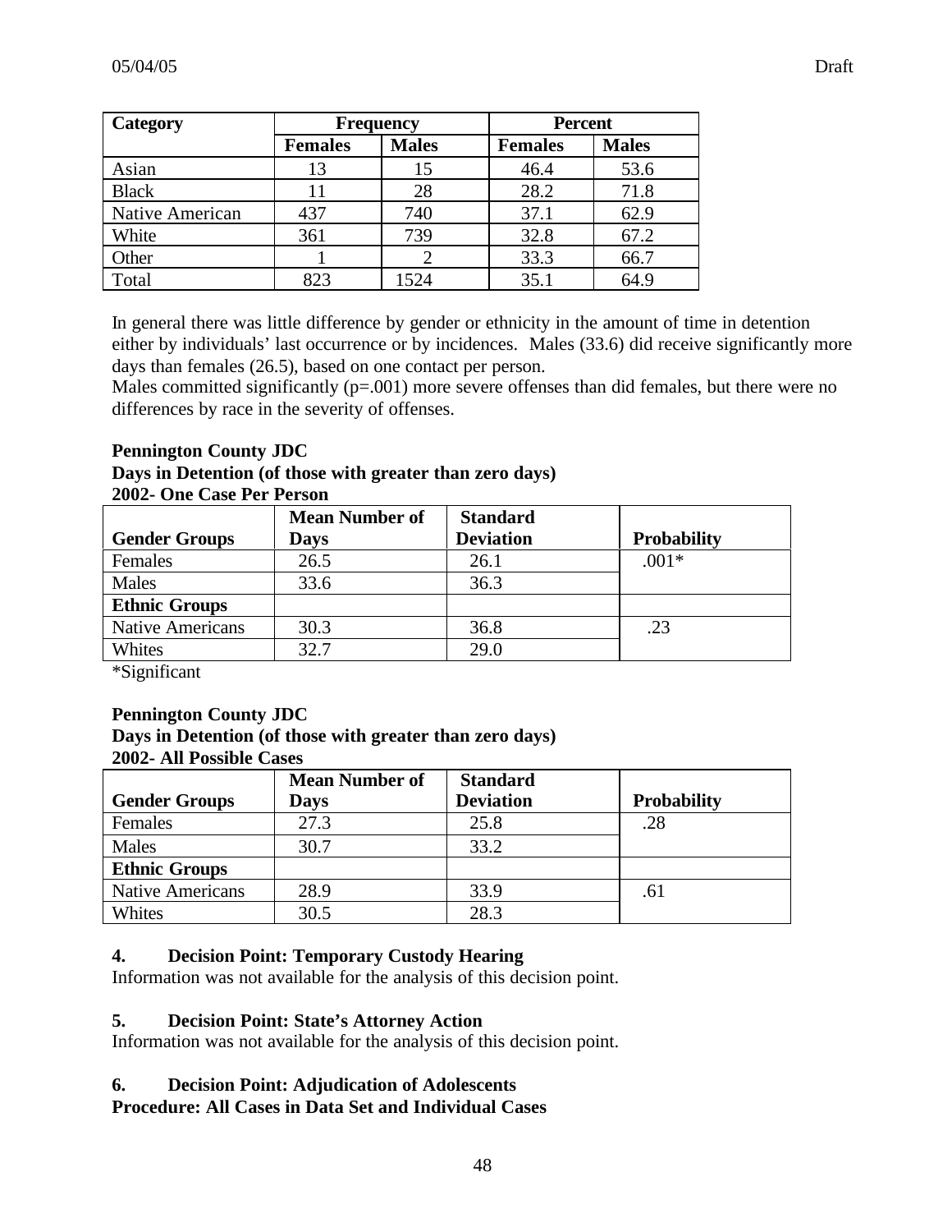| Category | Frequency | | Percent | |
|---|---|---|---|---|
| | Females | Males | Females | Males |
| Asian | 13 | 15 | 46.4 | 53.6 |
| Black | 11 | 28 | 28.2 | 71.8 |
| Native American | 437 | 740 | 37.1 | 62.9 |
| White | 361 | 739 | 32.8 | 67.2 |
| Other | 1 | 2 | 33.3 | 66.7 |
| Total | 823 | 1524 | 35.1 | 64.9 |

In general there was little difference by gender or ethnicity in the amount of time in detention either by individuals' last occurrence or by incidences. Males (33.6) did receive significantly more days than females (26.5), based on one contact per person.
Males committed significantly (p=.001) more severe offenses than did females, but there were no differences by race in the severity of offenses.

**Pennington County JDC**
**Days in Detention (of those with greater than zero days)**
**2002- One Case Per Person**

| Gender Groups | Mean Number of Days | Standard Deviation | Probability |
|---|---|---|---|
| Females | 26.5 | 26.1 | .001* |
| Males | 33.6 | 36.3 | |
| **Ethnic Groups** | | | |
| Native Americans | 30.3 | 36.8 | .23 |
| Whites | 32.7 | 29.0 | |

*Significant

**Pennington County JDC**
**Days in Detention (of those with greater than zero days)**
**2002- All Possible Cases**

| Gender Groups | Mean Number of Days | Standard Deviation | Probability |
|---|---|---|---|
| Females | 27.3 | 25.8 | .28 |
| Males | 30.7 | 33.2 | |
| **Ethnic Groups** | | | |
| Native Americans | 28.9 | 33.9 | .61 |
| Whites | 30.5 | 28.3 | |

**4. Decision Point: Temporary Custody Hearing**
Information was not available for the analysis of this decision point.

**5. Decision Point: State's Attorney Action**
Information was not available for the analysis of this decision point.

**6. Decision Point: Adjudication of Adolescents**
**Procedure: All Cases in Data Set and Individual Cases**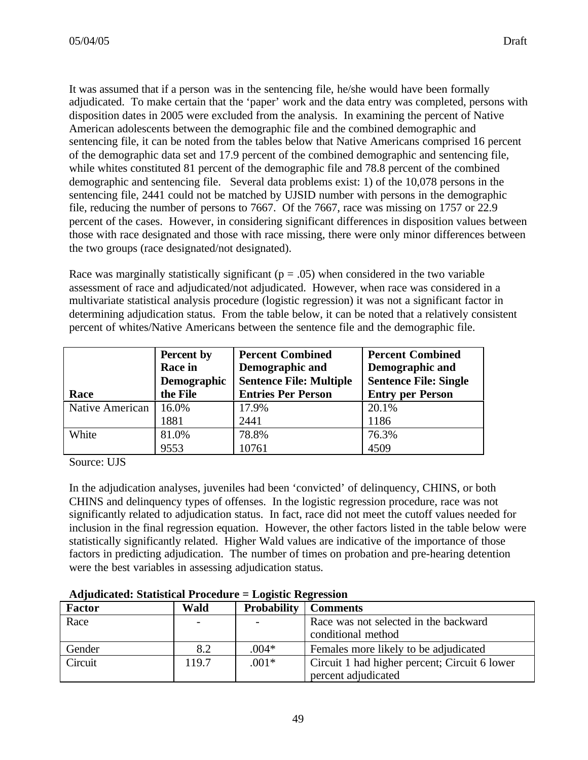It was assumed that if a person was in the sentencing file, he/she would have been formally adjudicated. To make certain that the 'paper' work and the data entry was completed, persons with disposition dates in 2005 were excluded from the analysis. In examining the percent of Native American adolescents between the demographic file and the combined demographic and sentencing file, it can be noted from the tables below that Native Americans comprised 16 percent of the demographic data set and 17.9 percent of the combined demographic and sentencing file, while whites constituted 81 percent of the demographic file and 78.8 percent of the combined demographic and sentencing file. Several data problems exist: 1) of the 10,078 persons in the sentencing file, 2441 could not be matched by UJSID number with persons in the demographic file, reducing the number of persons to 7667. Of the 7667, race was missing on 1757 or 22.9 percent of the cases. However, in considering significant differences in disposition values between those with race designated and those with race missing, there were only minor differences between the two groups (race designated/not designated).

Race was marginally statistically significant (p = .05) when considered in the two variable assessment of race and adjudicated/not adjudicated. However, when race was considered in a multivariate statistical analysis procedure (logistic regression) it was not a significant factor in determining adjudication status. From the table below, it can be noted that a relatively consistent percent of whites/Native Americans between the sentence file and the demographic file.

| Race | Percent by Race in Demographic the File | Percent Combined Demographic and Sentence File: Multiple Entries Per Person | Percent Combined Demographic and Sentence File: Single Entry per Person |
|---|---|---|---|
| Native American | 16.0%<br>1881 | 17.9%<br>2441 | 20.1%<br>1186 |
| White | 81.0%<br>9553 | 78.8%<br>10761 | 76.3%<br>4509 |

Source: UJS

In the adjudication analyses, juveniles had been 'convicted' of delinquency, CHINS, or both CHINS and delinquency types of offenses. In the logistic regression procedure, race was not significantly related to adjudication status. In fact, race did not meet the cutoff values needed for inclusion in the final regression equation. However, the other factors listed in the table below were statistically significantly related. Higher Wald values are indicative of the importance of those factors in predicting adjudication. The number of times on probation and pre-hearing detention were the best variables in assessing adjudication status.

**Adjudicated: Statistical Procedure = Logistic Regression**

| Factor | Wald | Probability | Comments |
|---|---|---|---|
| Race | - | - | Race was not selected in the backward conditional method |
| Gender | 8.2 | .004* | Females more likely to be adjudicated |
| Circuit | 119.7 | .001* | Circuit 1 had higher percent; Circuit 6 lower percent adjudicated |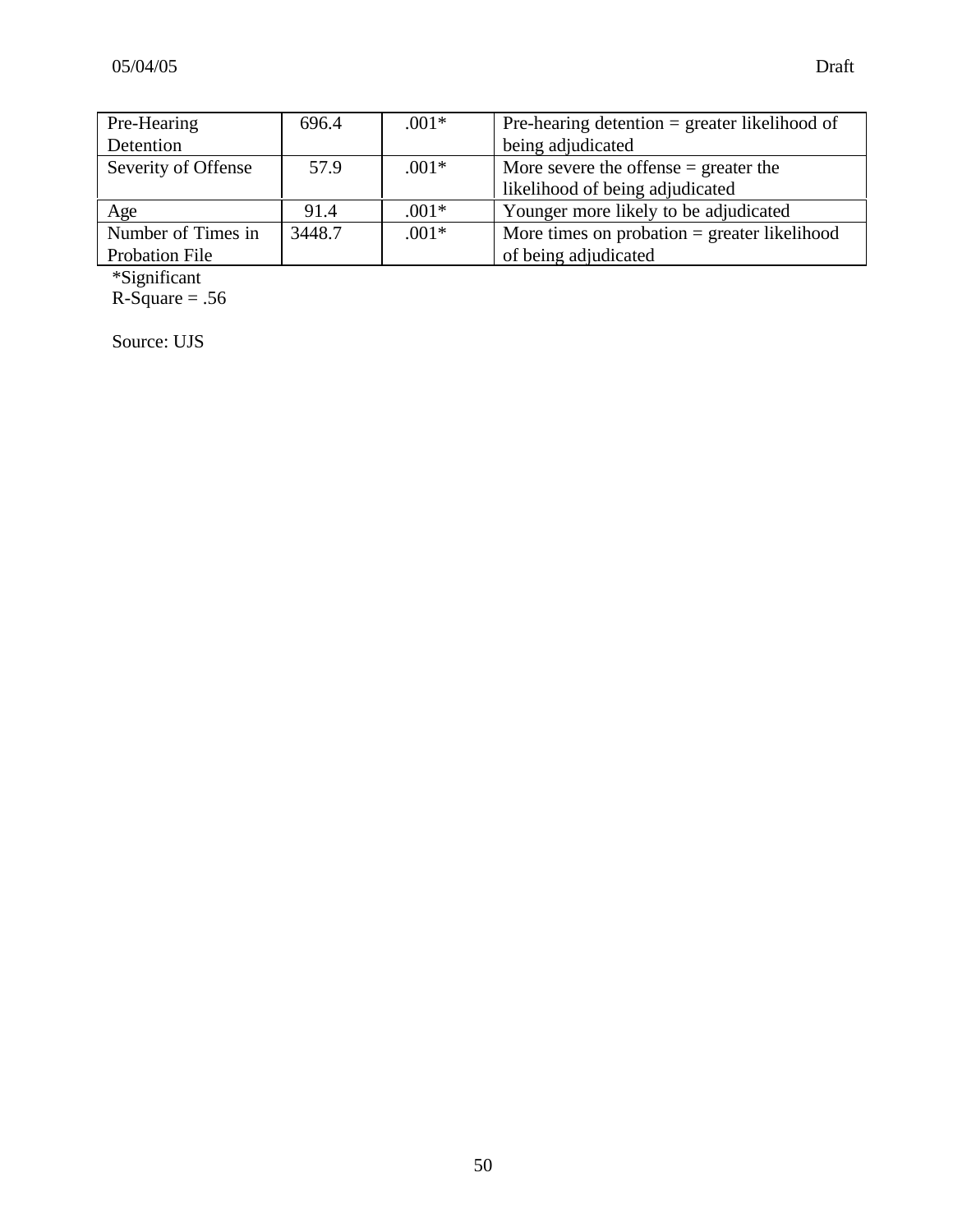| Pre-Hearing Detention | 696.4 | .001* | Pre-hearing detention = greater likelihood of being adjudicated |
|---|---|---|---|
| Severity of Offense | 57.9 | .001* | More severe the offense = greater the likelihood of being adjudicated |
| Age | 91.4 | .001* | Younger more likely to be adjudicated |
| Number of Times in Probation File | 3448.7 | .001* | More times on probation = greater likelihood of being adjudicated |

*Significant
R-Square = .56

Source: UJS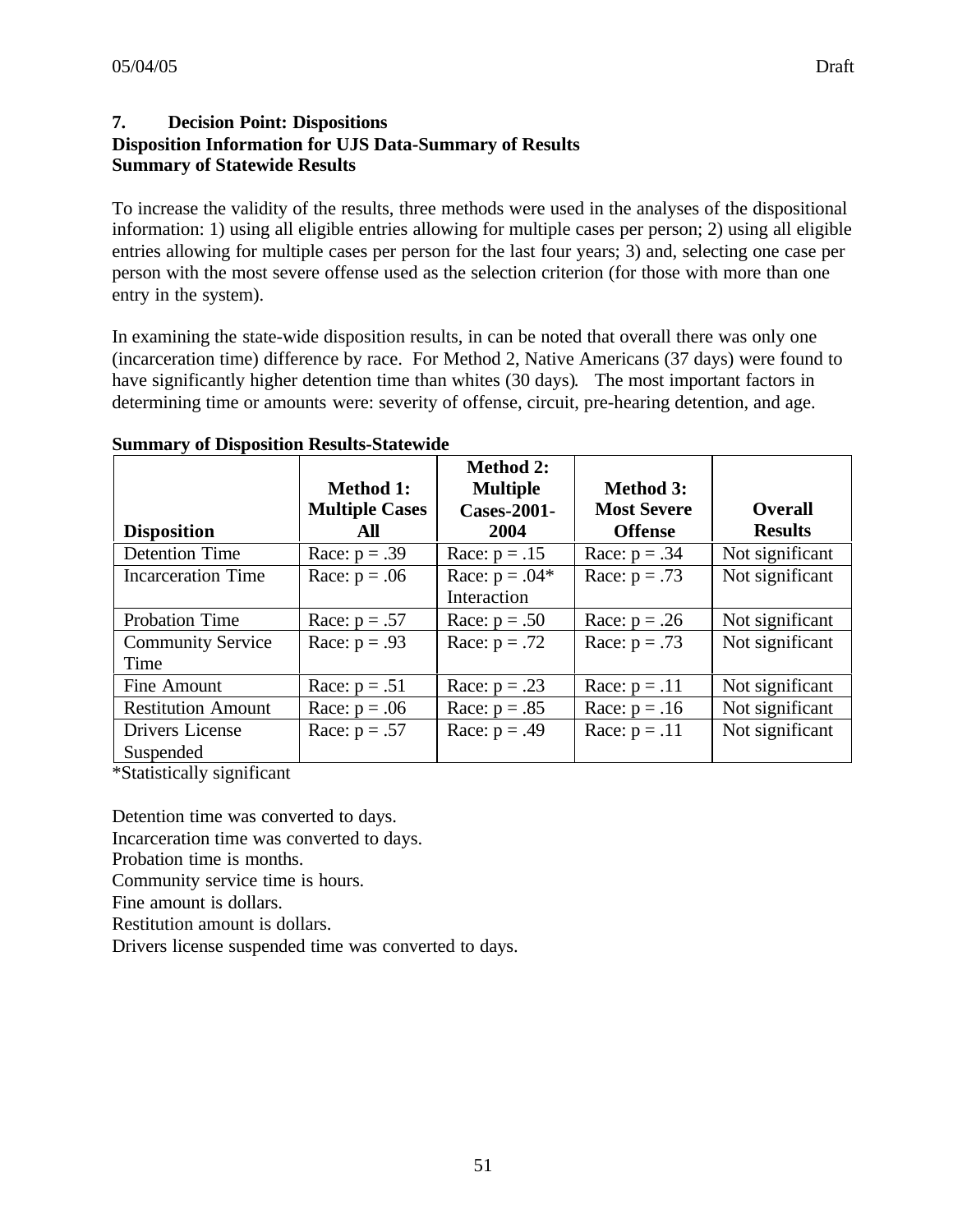## 7. Decision Point: Dispositions

**Disposition Information for UJS Data-Summary of Results**

**Summary of Statewide Results**

To increase the validity of the results, three methods were used in the analyses of the dispositional information: 1) using all eligible entries allowing for multiple cases per person; 2) using all eligible entries allowing for multiple cases per person for the last four years; 3) and, selecting one case per person with the most severe offense used as the selection criterion (for those with more than one entry in the system).

In examining the state-wide disposition results, in can be noted that overall there was only one (incarceration time) difference by race. For Method 2, Native Americans (37 days) were found to have significantly higher detention time than whites (30 days). The most important factors in determining time or amounts were: severity of offense, circuit, pre-hearing detention, and age.

**Summary of Disposition Results-Statewide**

| Disposition | Method 1: Multiple Cases All | Method 2: Multiple Cases-2001-2004 | Method 3: Most Severe Offense | Overall Results |
|---|---|---|---|---|
| Detention Time | Race: p = .39 | Race: p = .15 | Race: p = .34 | Not significant |
| Incarceration Time | Race: p = .06 | Race: p = .04* Interaction | Race: p = .73 | Not significant |
| Probation Time | Race: p = .57 | Race: p = .50 | Race: p = .26 | Not significant |
| Community Service Time | Race: p = .93 | Race: p = .72 | Race: p = .73 | Not significant |
| Fine Amount | Race: p = .51 | Race: p = .23 | Race: p = .11 | Not significant |
| Restitution Amount | Race: p = .06 | Race: p = .85 | Race: p = .16 | Not significant |
| Drivers License Suspended | Race: p = .57 | Race: p = .49 | Race: p = .11 | Not significant |

*Statistically significant

Detention time was converted to days.
Incarceration time was converted to days.
Probation time is months.
Community service time is hours.
Fine amount is dollars.
Restitution amount is dollars.
Drivers license suspended time was converted to days.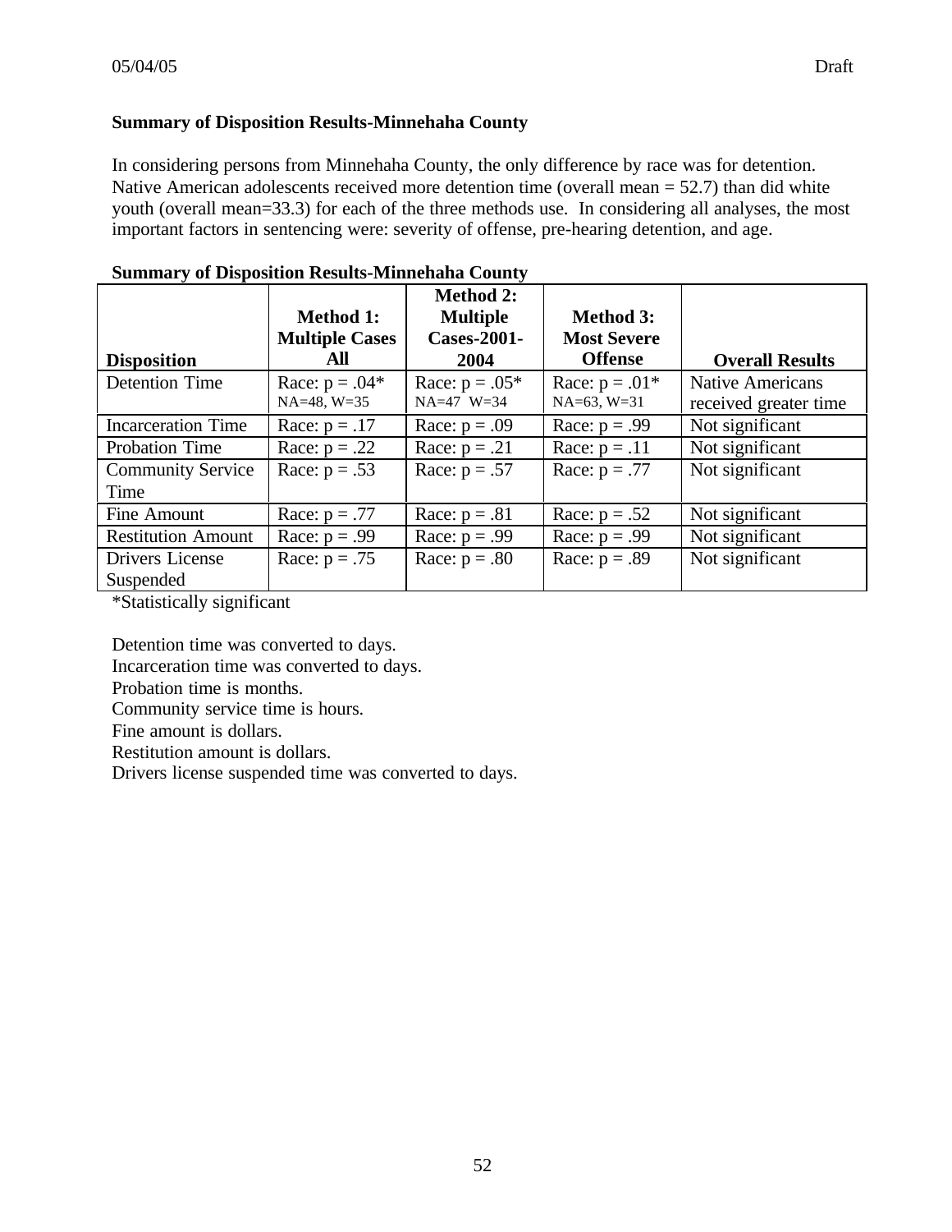**Summary of Disposition Results-Minnehaha County**

In considering persons from Minnehaha County, the only difference by race was for detention. Native American adolescents received more detention time (overall mean = 52.7) than did white youth (overall mean=33.3) for each of the three methods use. In considering all analyses, the most important factors in sentencing were: severity of offense, pre-hearing detention, and age.

**Summary of Disposition Results-Minnehaha County**

| Disposition | Method 1: Multiple Cases All | Method 2: Multiple Cases-2001-2004 | Method 3: Most Severe Offense | Overall Results |
|---|---|---|---|---|
| Detention Time | Race: p = .04* NA=48, W=35 | Race: p = .05* NA=47 W=34 | Race: p = .01* NA=63, W=31 | Native Americans received greater time |
| Incarceration Time | Race: p = .17 | Race: p = .09 | Race: p = .99 | Not significant |
| Probation Time | Race: p = .22 | Race: p = .21 | Race: p = .11 | Not significant |
| Community Service Time | Race: p = .53 | Race: p = .57 | Race: p = .77 | Not significant |
| Fine Amount | Race: p = .77 | Race: p = .81 | Race: p = .52 | Not significant |
| Restitution Amount | Race: p = .99 | Race: p = .99 | Race: p = .99 | Not significant |
| Drivers License Suspended | Race: p = .75 | Race: p = .80 | Race: p = .89 | Not significant |

*Statistically significant

Detention time was converted to days.
Incarceration time was converted to days.
Probation time is months.
Community service time is hours.
Fine amount is dollars.
Restitution amount is dollars.
Drivers license suspended time was converted to days.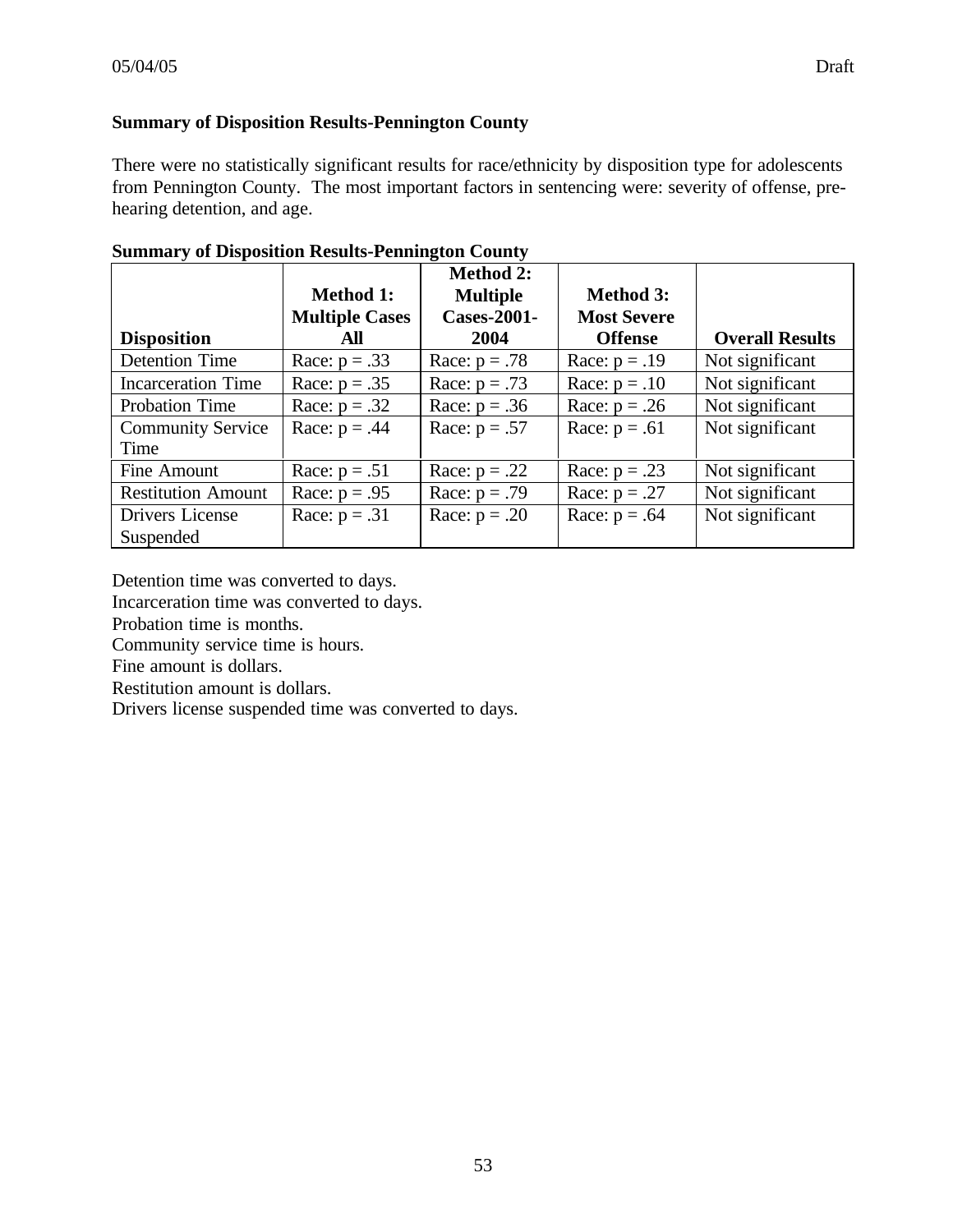**Summary of Disposition Results-Pennington County**

There were no statistically significant results for race/ethnicity by disposition type for adolescents from Pennington County. The most important factors in sentencing were: severity of offense, pre-hearing detention, and age.

**Summary of Disposition Results-Pennington County**

| Disposition | Method 1: Multiple Cases All | Method 2: Multiple Cases-2001-2004 | Method 3: Most Severe Offense | Overall Results |
|---|---|---|---|---|
| Detention Time | Race: $p = .33$ | Race: $p = .78$ | Race: $p = .19$ | Not significant |
| Incarceration Time | Race: $p = .35$ | Race: $p = .73$ | Race: $p = .10$ | Not significant |
| Probation Time | Race: $p = .32$ | Race: $p = .36$ | Race: $p = .26$ | Not significant |
| Community Service Time | Race: $p = .44$ | Race: $p = .57$ | Race: $p = .61$ | Not significant |
| Fine Amount | Race: $p = .51$ | Race: $p = .22$ | Race: $p = .23$ | Not significant |
| Restitution Amount | Race: $p = .95$ | Race: $p = .79$ | Race: $p = .27$ | Not significant |
| Drivers License Suspended | Race: $p = .31$ | Race: $p = .20$ | Race: $p = .64$ | Not significant |

Detention time was converted to days.
Incarceration time was converted to days.
Probation time is months.
Community service time is hours.
Fine amount is dollars.
Restitution amount is dollars.
Drivers license suspended time was converted to days.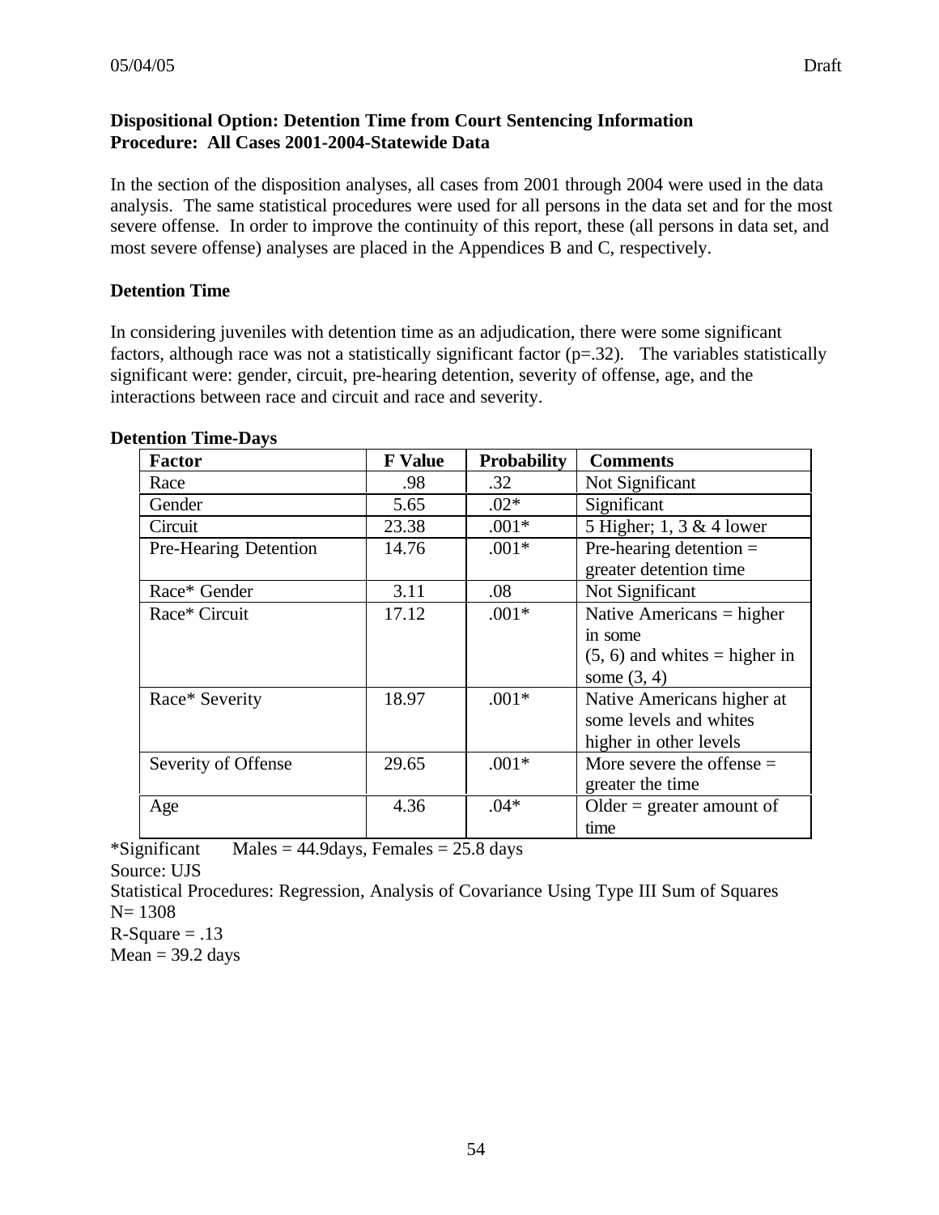**Dispositional Option: Detention Time from Court Sentencing Information**
**Procedure: All Cases 2001-2004-Statewide Data**

In the section of the disposition analyses, all cases from 2001 through 2004 were used in the data analysis. The same statistical procedures were used for all persons in the data set and for the most severe offense. In order to improve the continuity of this report, these (all persons in data set, and most severe offense) analyses are placed in the Appendices B and C, respectively.

**Detention Time**

In considering juveniles with detention time as an adjudication, there were some significant factors, although race was not a statistically significant factor (p=.32). The variables statistically significant were: gender, circuit, pre-hearing detention, severity of offense, age, and the interactions between race and circuit and race and severity.

**Detention Time-Days**

| Factor | F Value | Probability | Comments |
|---|---|---|---|
| Race | .98 | .32 | Not Significant |
| Gender | 5.65 | .02* | Significant |
| Circuit | 23.38 | .001* | 5 Higher; 1, 3 & 4 lower |
| Pre-Hearing Detention | 14.76 | .001* | Pre-hearing detention = greater detention time |
| Race* Gender | 3.11 | .08 | Not Significant |
| Race* Circuit | 17.12 | .001* | Native Americans = higher in some (5, 6) and whites = higher in some (3, 4) |
| Race* Severity | 18.97 | .001* | Native Americans higher at some levels and whites higher in other levels |
| Severity of Offense | 29.65 | .001* | More severe the offense = greater the time |
| Age | 4.36 | .04* | Older = greater amount of time |

*Significant Males = 44.9days, Females = 25.8 days
Source: UJS
Statistical Procedures: Regression, Analysis of Covariance Using Type III Sum of Squares
N= 1308
R-Square = .13
Mean = 39.2 days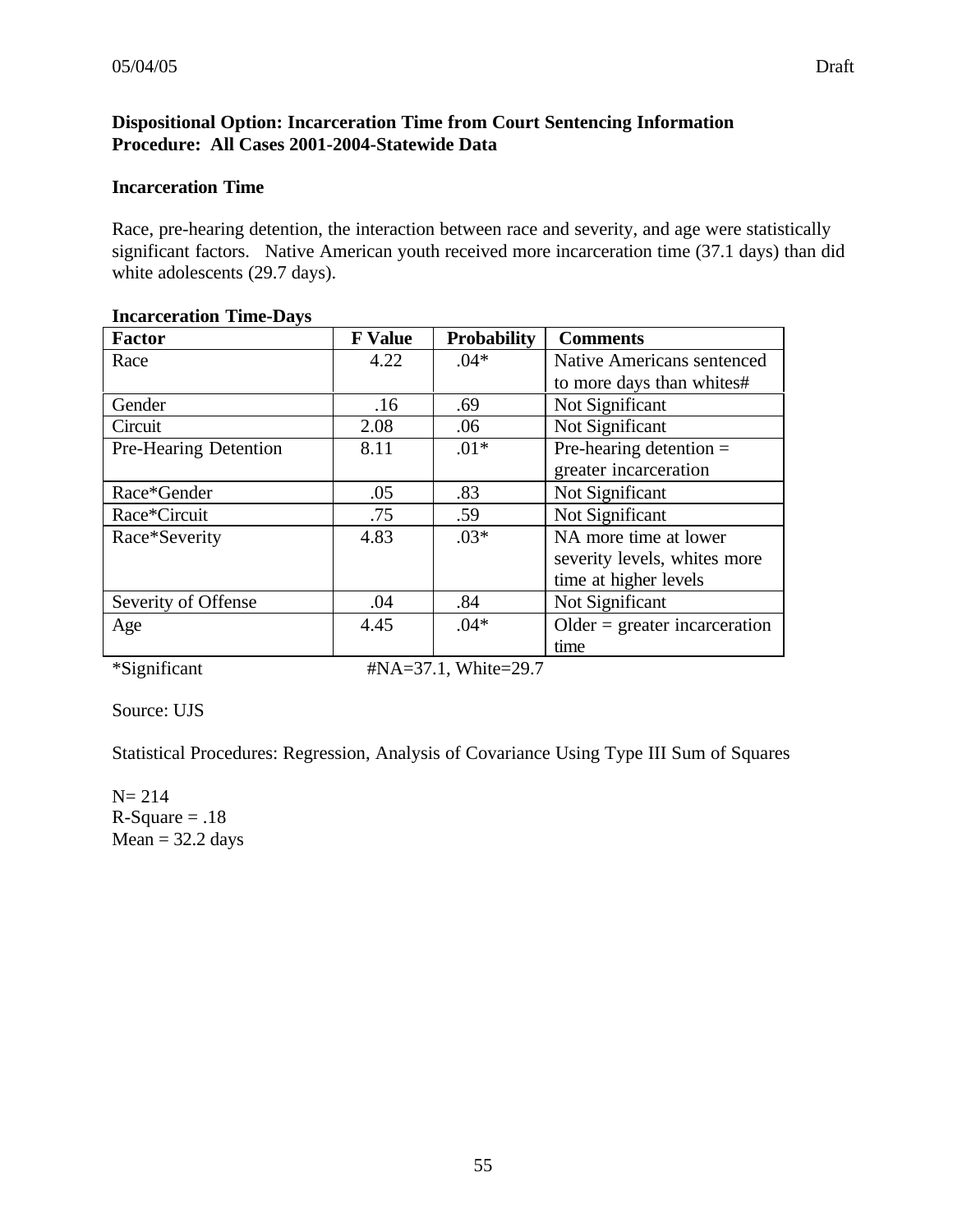**Dispositional Option: Incarceration Time from Court Sentencing Information**
**Procedure: All Cases 2001-2004-Statewide Data**

**Incarceration Time**

Race, pre-hearing detention, the interaction between race and severity, and age were statistically significant factors. Native American youth received more incarceration time (37.1 days) than did white adolescents (29.7 days).

**Incarceration Time-Days**

| Factor | F Value | Probability | Comments |
|---|---|---|---|
| Race | 4.22 | .04* | Native Americans sentenced to more days than whites# |
| Gender | .16 | .69 | Not Significant |
| Circuit | 2.08 | .06 | Not Significant |
| Pre-Hearing Detention | 8.11 | .01* | Pre-hearing detention = greater incarceration |
| Race*Gender | .05 | .83 | Not Significant |
| Race*Circuit | .75 | .59 | Not Significant |
| Race*Severity | 4.83 | .03* | NA more time at lower severity levels, whites more time at higher levels |
| Severity of Offense | .04 | .84 | Not Significant |
| Age | 4.45 | .04* | Older = greater incarceration time |

*Significant #NA=37.1, White=29.7

Source: UJS

Statistical Procedures: Regression, Analysis of Covariance Using Type III Sum of Squares

N= 214
R-Square = .18
Mean = 32.2 days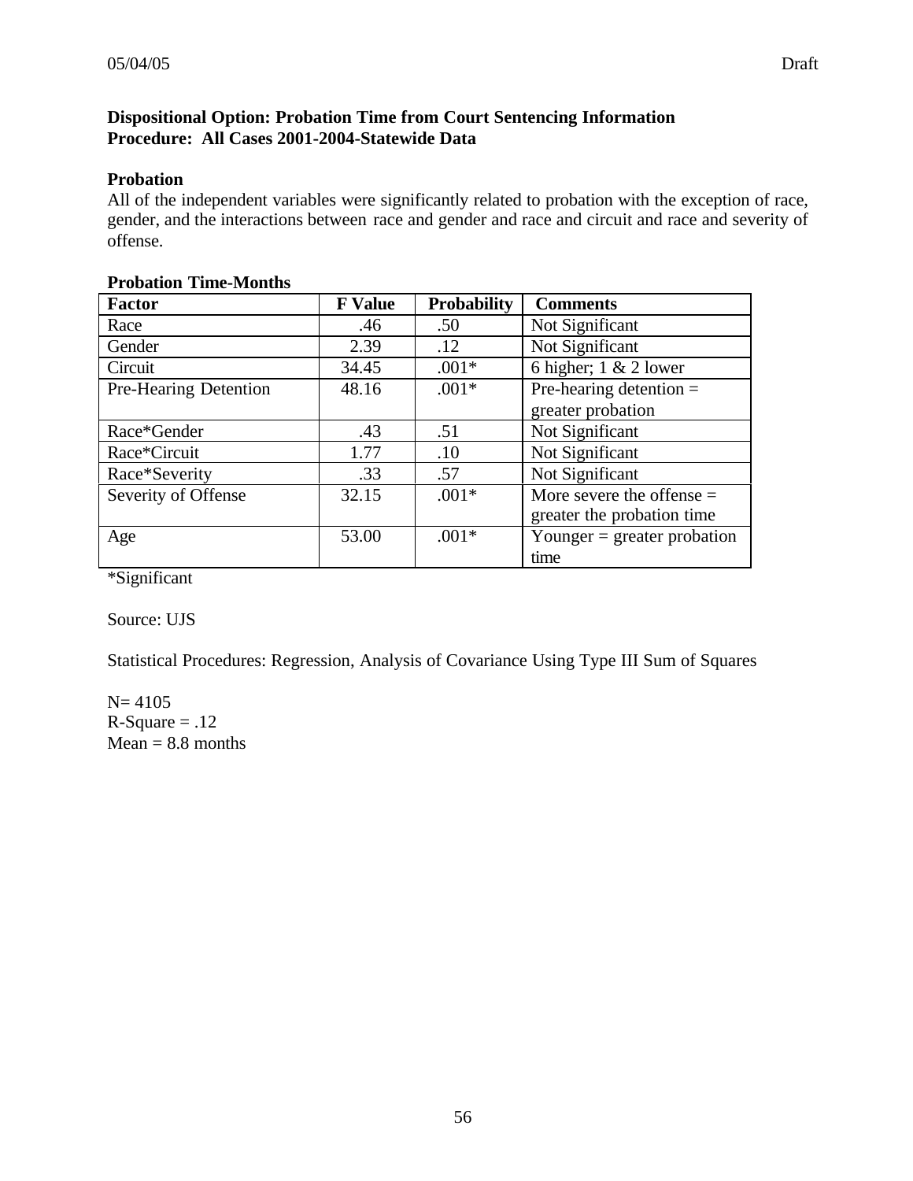**Dispositional Option: Probation Time from Court Sentencing Information**
**Procedure: All Cases 2001-2004-Statewide Data**

**Probation**

All of the independent variables were significantly related to probation with the exception of race, gender, and the interactions between race and gender and race and circuit and race and severity of offense.

**Probation Time-Months**

| Factor | F Value | Probability | Comments |
|---|---|---|---|
| Race | .46 | .50 | Not Significant |
| Gender | 2.39 | .12 | Not Significant |
| Circuit | 34.45 | .001* | 6 higher; 1 & 2 lower |
| Pre-Hearing Detention | 48.16 | .001* | Pre-hearing detention = greater probation |
| Race*Gender | .43 | .51 | Not Significant |
| Race*Circuit | 1.77 | .10 | Not Significant |
| Race*Severity | .33 | .57 | Not Significant |
| Severity of Offense | 32.15 | .001* | More severe the offense = greater the probation time |
| Age | 53.00 | .001* | Younger = greater probation time |

*Significant

Source: UJS

Statistical Procedures: Regression, Analysis of Covariance Using Type III Sum of Squares

N= 4105
R-Square = .12
Mean = 8.8 months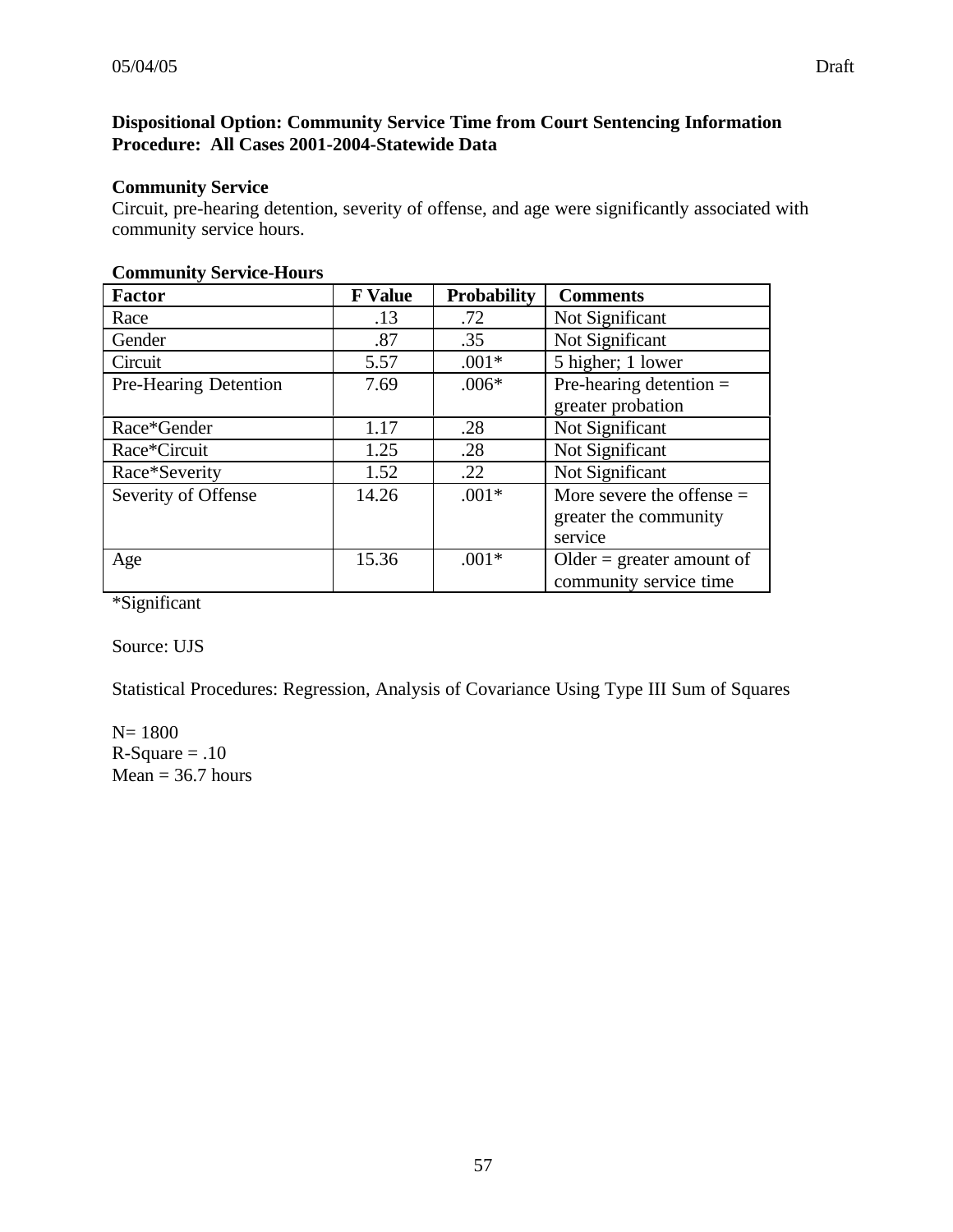**Dispositional Option: Community Service Time from Court Sentencing Information Procedure: All Cases 2001-2004-Statewide Data**

**Community Service**

Circuit, pre-hearing detention, severity of offense, and age were significantly associated with community service hours.

**Community Service-Hours**

| Factor | F Value | Probability | Comments |
|---|---|---|---|
| Race | .13 | .72 | Not Significant |
| Gender | .87 | .35 | Not Significant |
| Circuit | 5.57 | .001* | 5 higher; 1 lower |
| Pre-Hearing Detention | 7.69 | .006* | Pre-hearing detention = greater probation |
| Race*Gender | 1.17 | .28 | Not Significant |
| Race*Circuit | 1.25 | .28 | Not Significant |
| Race*Severity | 1.52 | .22 | Not Significant |
| Severity of Offense | 14.26 | .001* | More severe the offense = greater the community service |
| Age | 15.36 | .001* | Older = greater amount of community service time |

*Significant

Source: UJS

Statistical Procedures: Regression, Analysis of Covariance Using Type III Sum of Squares

N= 1800
R-Square = .10
Mean = 36.7 hours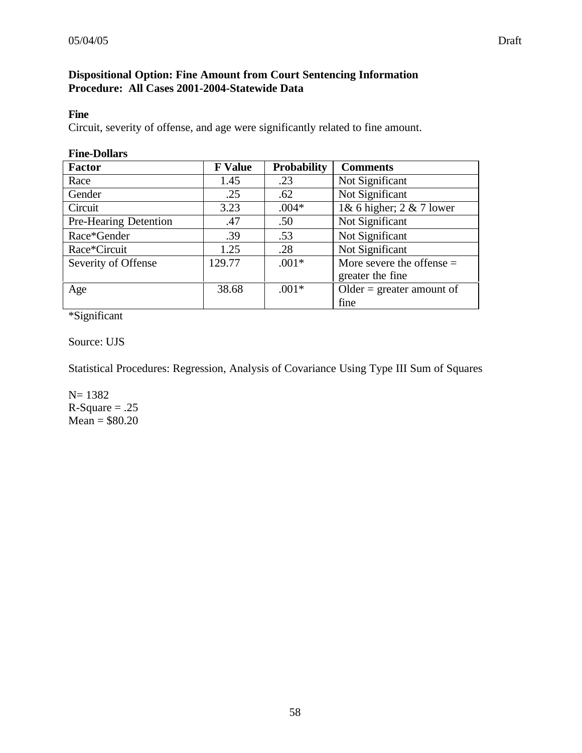**Dispositional Option: Fine Amount from Court Sentencing Information**
**Procedure: All Cases 2001-2004-Statewide Data**

**Fine**

Circuit, severity of offense, and age were significantly related to fine amount.

**Fine-Dollars**

| Factor | F Value | Probability | Comments |
|---|---|---|---|
| Race | 1.45 | .23 | Not Significant |
| Gender | .25 | .62 | Not Significant |
| Circuit | 3.23 | .004* | 1& 6 higher; 2 & 7 lower |
| Pre-Hearing Detention | .47 | .50 | Not Significant |
| Race*Gender | .39 | .53 | Not Significant |
| Race*Circuit | 1.25 | .28 | Not Significant |
| Severity of Offense | 129.77 | .001* | More severe the offense = greater the fine |
| Age | 38.68 | .001* | Older = greater amount of fine |

*Significant

Source: UJS

Statistical Procedures: Regression, Analysis of Covariance Using Type III Sum of Squares

N= 1382
R-Square = .25
Mean = $80.20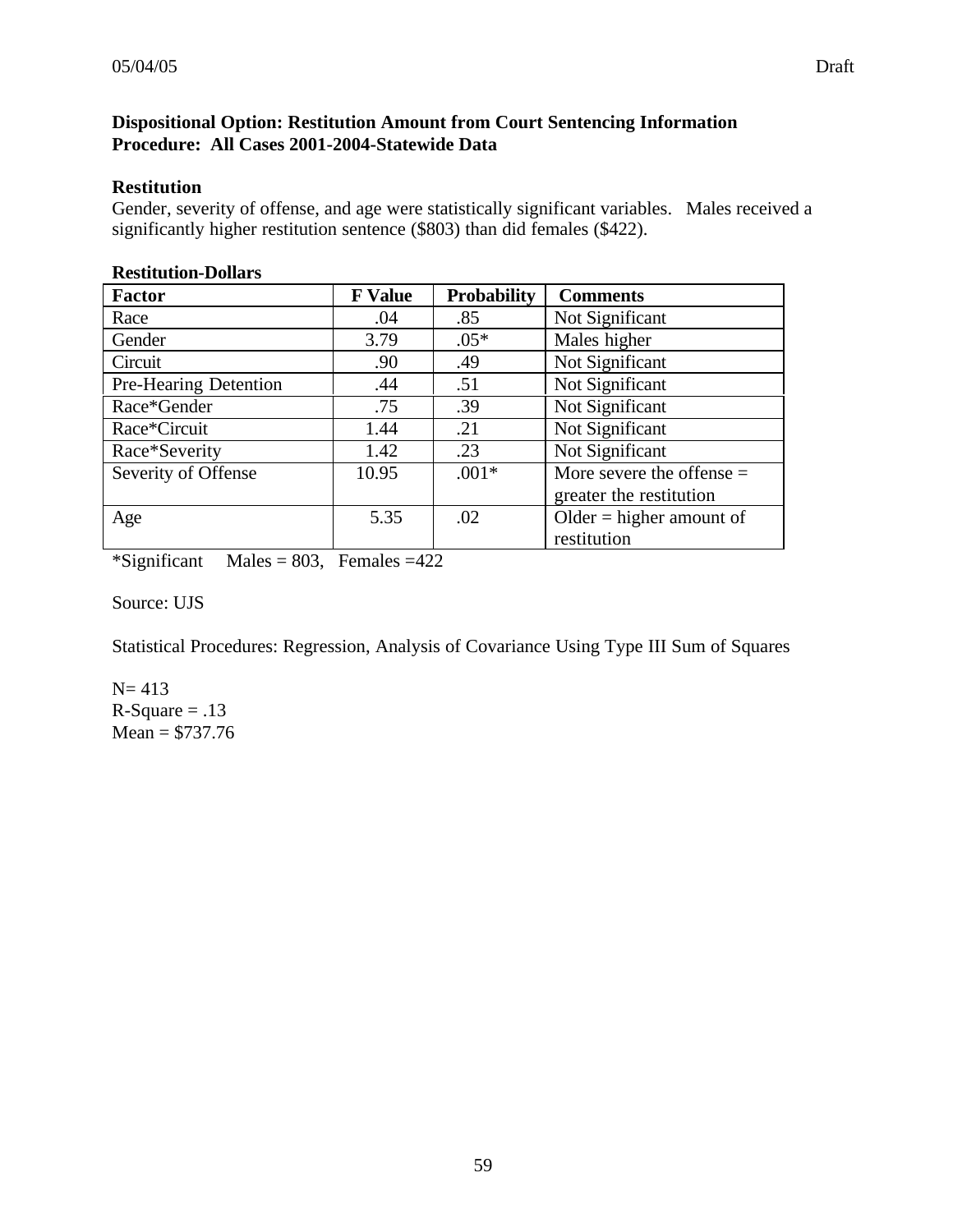**Dispositional Option: Restitution Amount from Court Sentencing Information**
**Procedure: All Cases 2001-2004-Statewide Data**

**Restitution**

Gender, severity of offense, and age were statistically significant variables. Males received a significantly higher restitution sentence ($803) than did females ($422).

**Restitution-Dollars**

| Factor | F Value | Probability | Comments |
|---|---|---|---|
| Race | .04 | .85 | Not Significant |
| Gender | 3.79 | .05* | Males higher |
| Circuit | .90 | .49 | Not Significant |
| Pre-Hearing Detention | .44 | .51 | Not Significant |
| Race*Gender | .75 | .39 | Not Significant |
| Race*Circuit | 1.44 | .21 | Not Significant |
| Race*Severity | 1.42 | .23 | Not Significant |
| Severity of Offense | 10.95 | .001* | More severe the offense = greater the restitution |
| Age | 5.35 | .02 | Older = higher amount of restitution |

*Significant Males = 803, Females =422

Source: UJS

Statistical Procedures: Regression, Analysis of Covariance Using Type III Sum of Squares

N= 413
R-Square = .13
Mean = $737.76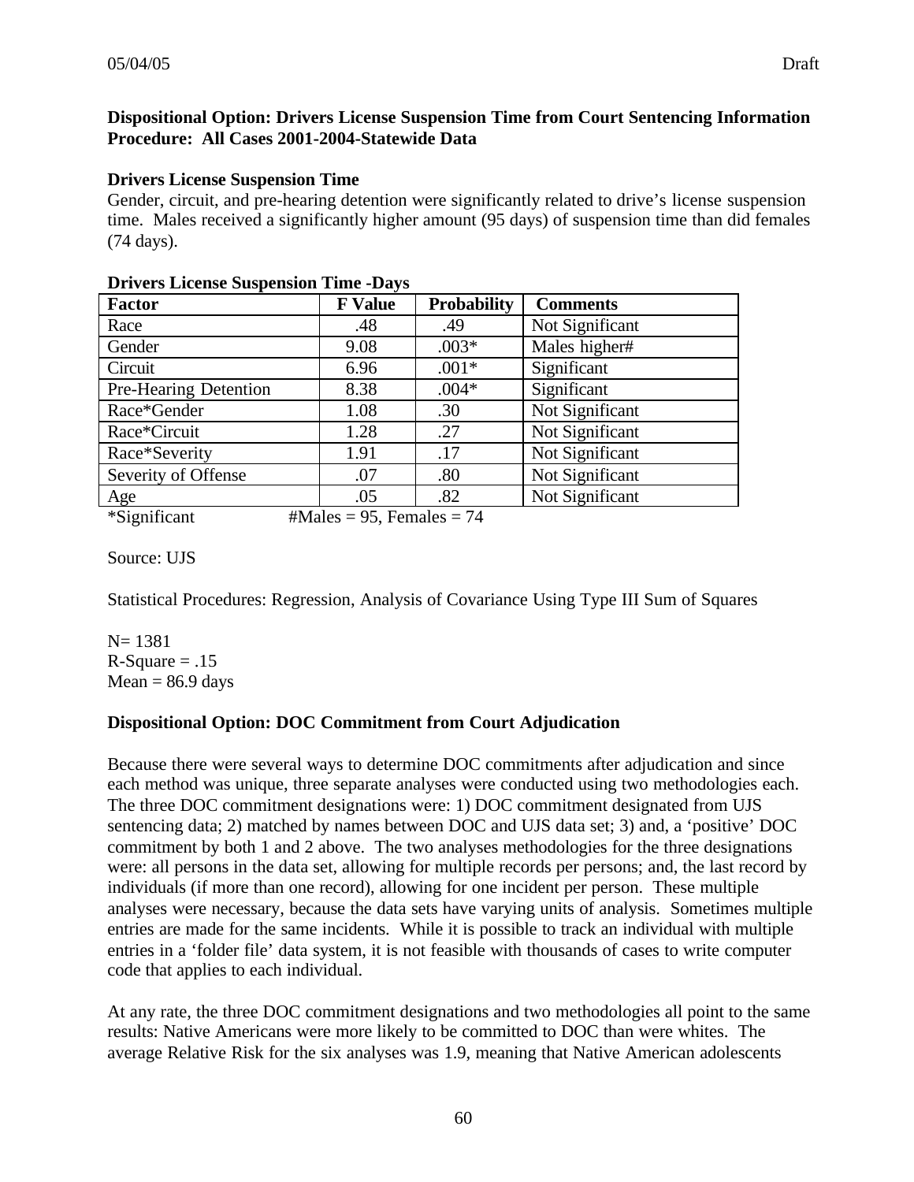**Dispositional Option: Drivers License Suspension Time from Court Sentencing Information**
**Procedure: All Cases 2001-2004-Statewide Data**

**Drivers License Suspension Time**

Gender, circuit, and pre-hearing detention were significantly related to drive's license suspension time. Males received a significantly higher amount (95 days) of suspension time than did females (74 days).

**Drivers License Suspension Time -Days**

| Factor | F Value | Probability | Comments |
|---|---|---|---|
| Race | .48 | .49 | Not Significant |
| Gender | 9.08 | .003* | Males higher# |
| Circuit | 6.96 | .001* | Significant |
| Pre-Hearing Detention | 8.38 | .004* | Significant |
| Race*Gender | 1.08 | .30 | Not Significant |
| Race*Circuit | 1.28 | .27 | Not Significant |
| Race*Severity | 1.91 | .17 | Not Significant |
| Severity of Offense | .07 | .80 | Not Significant |
| Age | .05 | .82 | Not Significant |

*Significant #Males = 95, Females = 74

Source: UJS

Statistical Procedures: Regression, Analysis of Covariance Using Type III Sum of Squares

N= 1381
R-Square = .15
Mean = 86.9 days

**Dispositional Option: DOC Commitment from Court Adjudication**

Because there were several ways to determine DOC commitments after adjudication and since each method was unique, three separate analyses were conducted using two methodologies each. The three DOC commitment designations were: 1) DOC commitment designated from UJS sentencing data; 2) matched by names between DOC and UJS data set; 3) and, a 'positive' DOC commitment by both 1 and 2 above. The two analyses methodologies for the three designations were: all persons in the data set, allowing for multiple records per persons; and, the last record by individuals (if more than one record), allowing for one incident per person. These multiple analyses were necessary, because the data sets have varying units of analysis. Sometimes multiple entries are made for the same incidents. While it is possible to track an individual with multiple entries in a 'folder file' data system, it is not feasible with thousands of cases to write computer code that applies to each individual.

At any rate, the three DOC commitment designations and two methodologies all point to the same results: Native Americans were more likely to be committed to DOC than were whites. The average Relative Risk for the six analyses was 1.9, meaning that Native American adolescents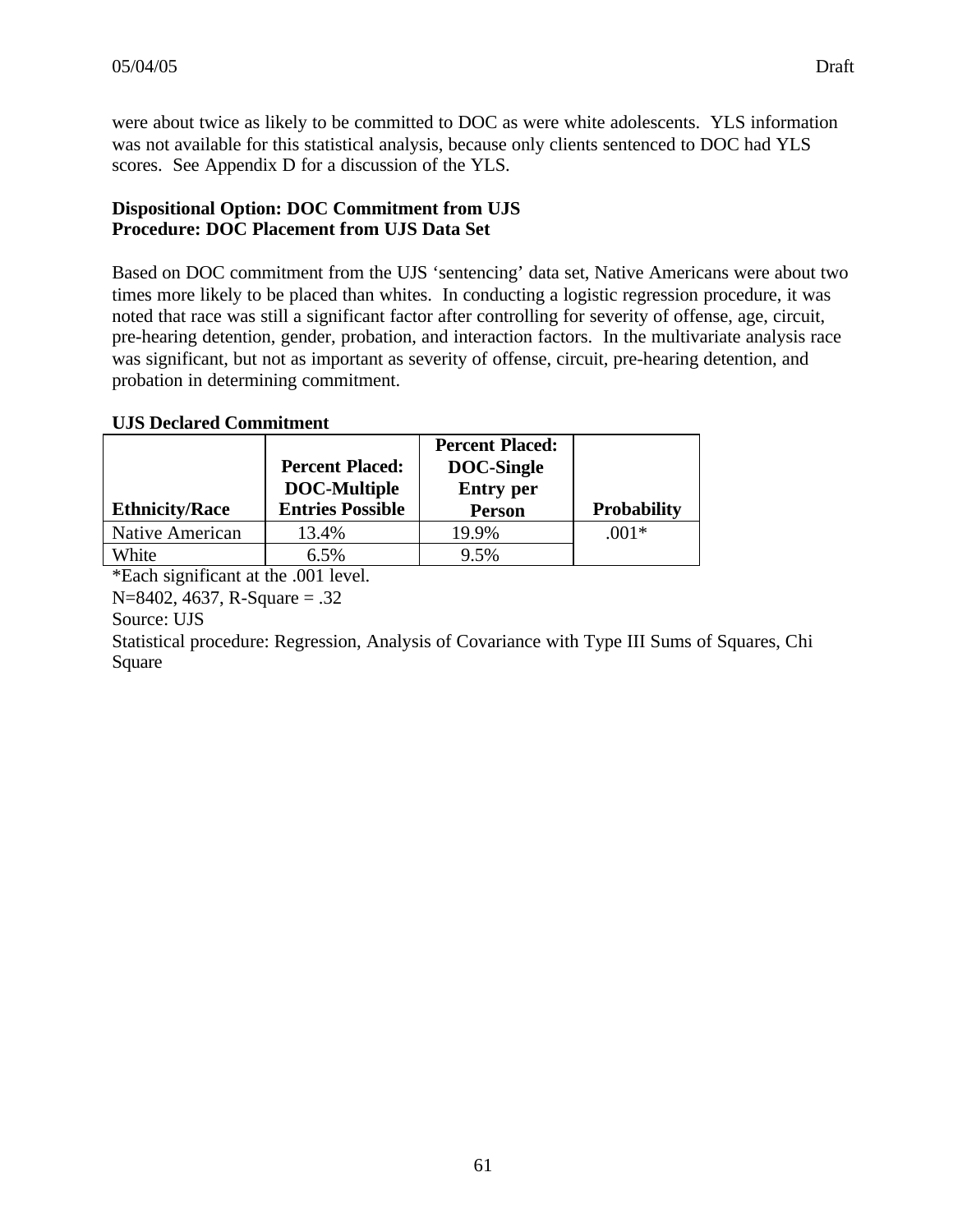were about twice as likely to be committed to DOC as were white adolescents. YLS information was not available for this statistical analysis, because only clients sentenced to DOC had YLS scores. See Appendix D for a discussion of the YLS.

**Dispositional Option: DOC Commitment from UJS**
**Procedure: DOC Placement from UJS Data Set**

Based on DOC commitment from the UJS 'sentencing' data set, Native Americans were about two times more likely to be placed than whites. In conducting a logistic regression procedure, it was noted that race was still a significant factor after controlling for severity of offense, age, circuit, pre-hearing detention, gender, probation, and interaction factors. In the multivariate analysis race was significant, but not as important as severity of offense, circuit, pre-hearing detention, and probation in determining commitment.

**UJS Declared Commitment**

| Ethnicity/Race | Percent Placed: DOC-Multiple Entries Possible | Percent Placed: DOC-Single Entry per Person | Probability |
|---|---|---|---|
| Native American | 13.4% | 19.9% | .001* |
| White | 6.5% | 9.5% | |

*Each significant at the .001 level.

N=8402, 4637, R-Square = .32

Source: UJS

Statistical procedure: Regression, Analysis of Covariance with Type III Sums of Squares, Chi Square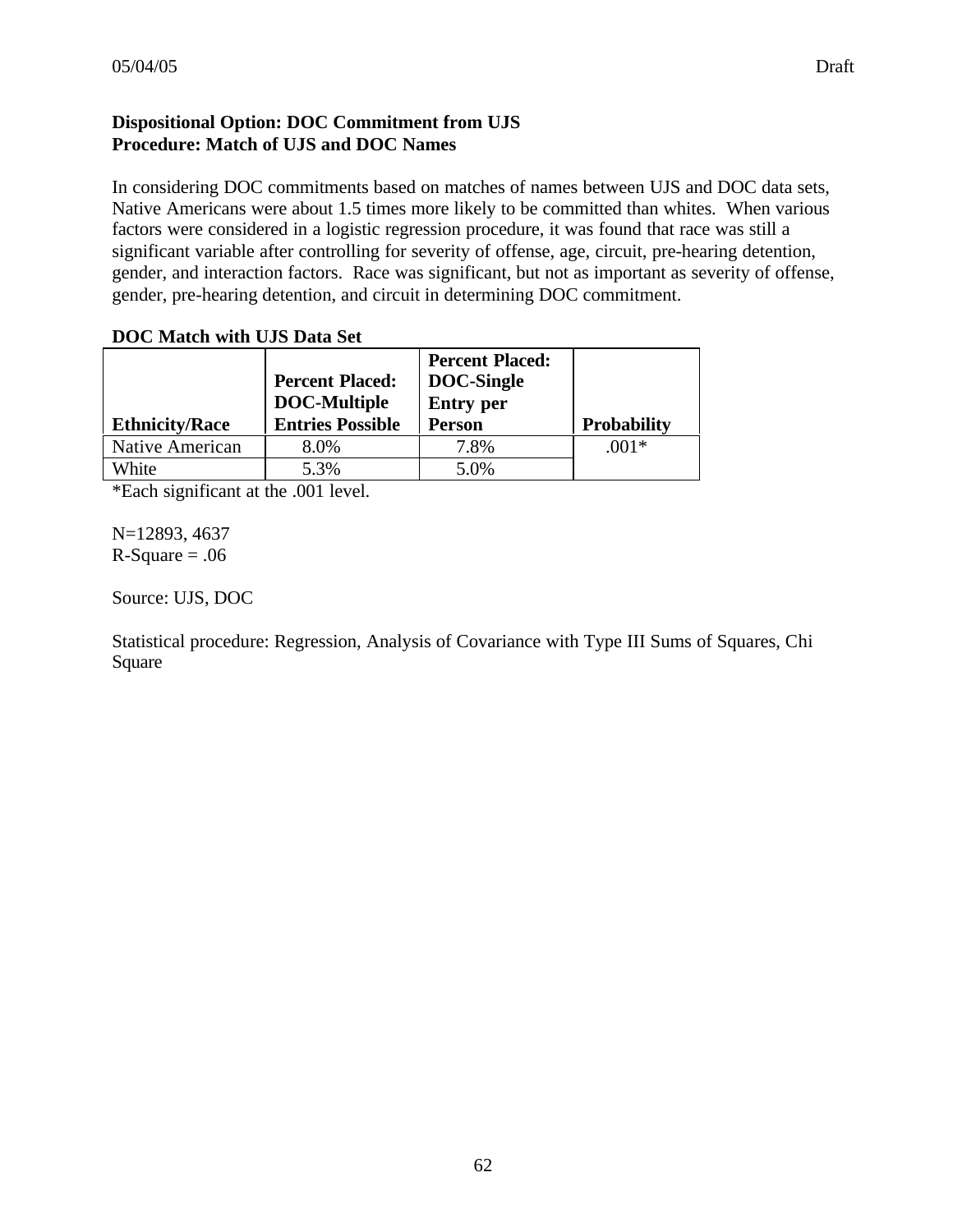**Dispositional Option: DOC Commitment from UJS**
**Procedure: Match of UJS and DOC Names**

In considering DOC commitments based on matches of names between UJS and DOC data sets, Native Americans were about 1.5 times more likely to be committed than whites. When various factors were considered in a logistic regression procedure, it was found that race was still a significant variable after controlling for severity of offense, age, circuit, pre-hearing detention, gender, and interaction factors. Race was significant, but not as important as severity of offense, gender, pre-hearing detention, and circuit in determining DOC commitment.

**DOC Match with UJS Data Set**

| Ethnicity/Race | Percent Placed: DOC-Multiple Entries Possible | Percent Placed: DOC-Single Entry per Person | Probability |
|---|---|---|---|
| Native American | 8.0% | 7.8% | .001* |
| White | 5.3% | 5.0% | |

*Each significant at the .001 level.

N=12893, 4637
R-Square = .06

Source: UJS, DOC

Statistical procedure: Regression, Analysis of Covariance with Type III Sums of Squares, Chi Square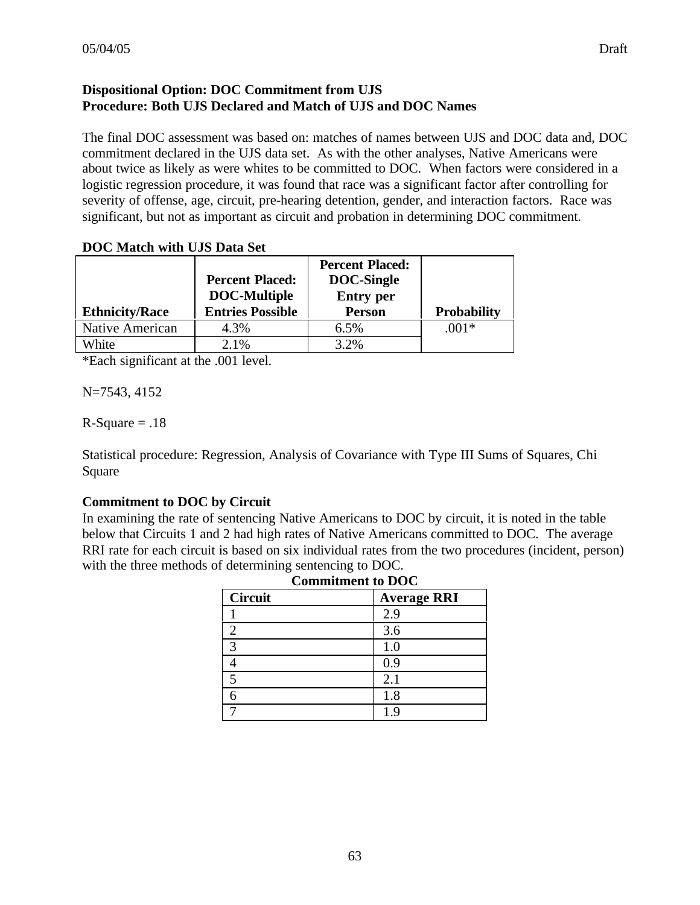**Dispositional Option: DOC Commitment from UJS**
**Procedure: Both UJS Declared and Match of UJS and DOC Names**

The final DOC assessment was based on: matches of names between UJS and DOC data and, DOC commitment declared in the UJS data set. As with the other analyses, Native Americans were about twice as likely as were whites to be committed to DOC. When factors were considered in a logistic regression procedure, it was found that race was a significant factor after controlling for severity of offense, age, circuit, pre-hearing detention, gender, and interaction factors. Race was significant, but not as important as circuit and probation in determining DOC commitment.

**DOC Match with UJS Data Set**

| Ethnicity/Race | Percent Placed: DOC-Multiple Entries Possible | Percent Placed: DOC-Single Entry per Person | Probability |
|---|---|---|---|
| Native American | 4.3% | 6.5% | .001* |
| White | 2.1% | 3.2% | |

*Each significant at the .001 level.

N=7543, 4152

R-Square = .18

Statistical procedure: Regression, Analysis of Covariance with Type III Sums of Squares, Chi Square

**Commitment to DOC by Circuit**

In examining the rate of sentencing Native Americans to DOC by circuit, it is noted in the table below that Circuits 1 and 2 had high rates of Native Americans committed to DOC. The average RRI rate for each circuit is based on six individual rates from the two procedures (incident, person) with the three methods of determining sentencing to DOC.

**Commitment to DOC**

| Circuit | Average RRI |
|---|---|
| 1 | 2.9 |
| 2 | 3.6 |
| 3 | 1.0 |
| 4 | 0.9 |
| 5 | 2.1 |
| 6 | 1.8 |
| 7 | 1.9 |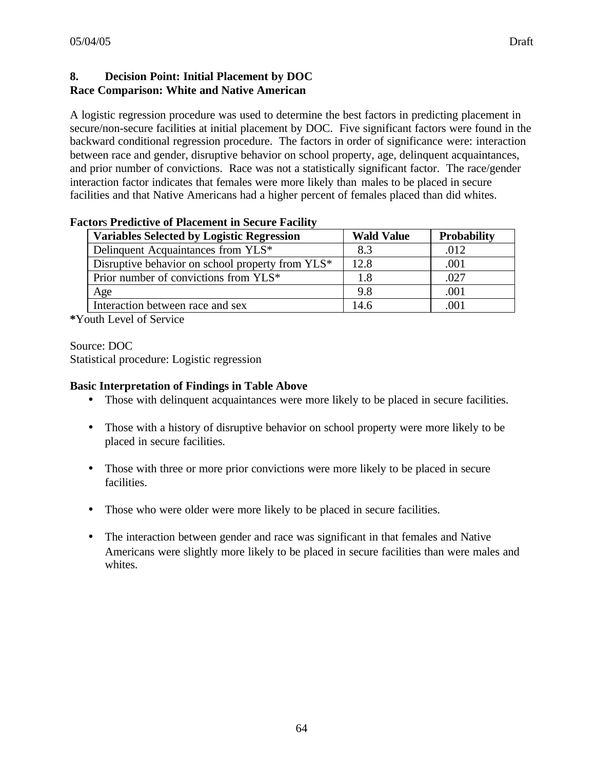## 8. Decision Point: Initial Placement by DOC

**Race Comparison: White and Native American**

A logistic regression procedure was used to determine the best factors in predicting placement in secure/non-secure facilities at initial placement by DOC. Five significant factors were found in the backward conditional regression procedure. The factors in order of significance were: interaction between race and gender, disruptive behavior on school property, age, delinquent acquaintances, and prior number of convictions. Race was not a statistically significant factor. The race/gender interaction factor indicates that females were more likely than males to be placed in secure facilities and that Native Americans had a higher percent of females placed than did whites.

**Factors Predictive of Placement in Secure Facility**

| Variables Selected by Logistic Regression | Wald Value | Probability |
|---|---|---|
| Delinquent Acquaintances from YLS* | 8.3 | .012 |
| Disruptive behavior on school property from YLS* | 12.8 | .001 |
| Prior number of convictions from YLS* | 1.8 | .027 |
| Age | 9.8 | .001 |
| Interaction between race and sex | 14.6 | .001 |

***Youth Level of Service

Source: DOC
Statistical procedure: Logistic regression

**Basic Interpretation of Findings in Table Above**

- Those with delinquent acquaintances were more likely to be placed in secure facilities.
- Those with a history of disruptive behavior on school property were more likely to be placed in secure facilities.
- Those with three or more prior convictions were more likely to be placed in secure facilities.
- Those who were older were more likely to be placed in secure facilities.
- The interaction between gender and race was significant in that females and Native Americans were slightly more likely to be placed in secure facilities than were males and whites.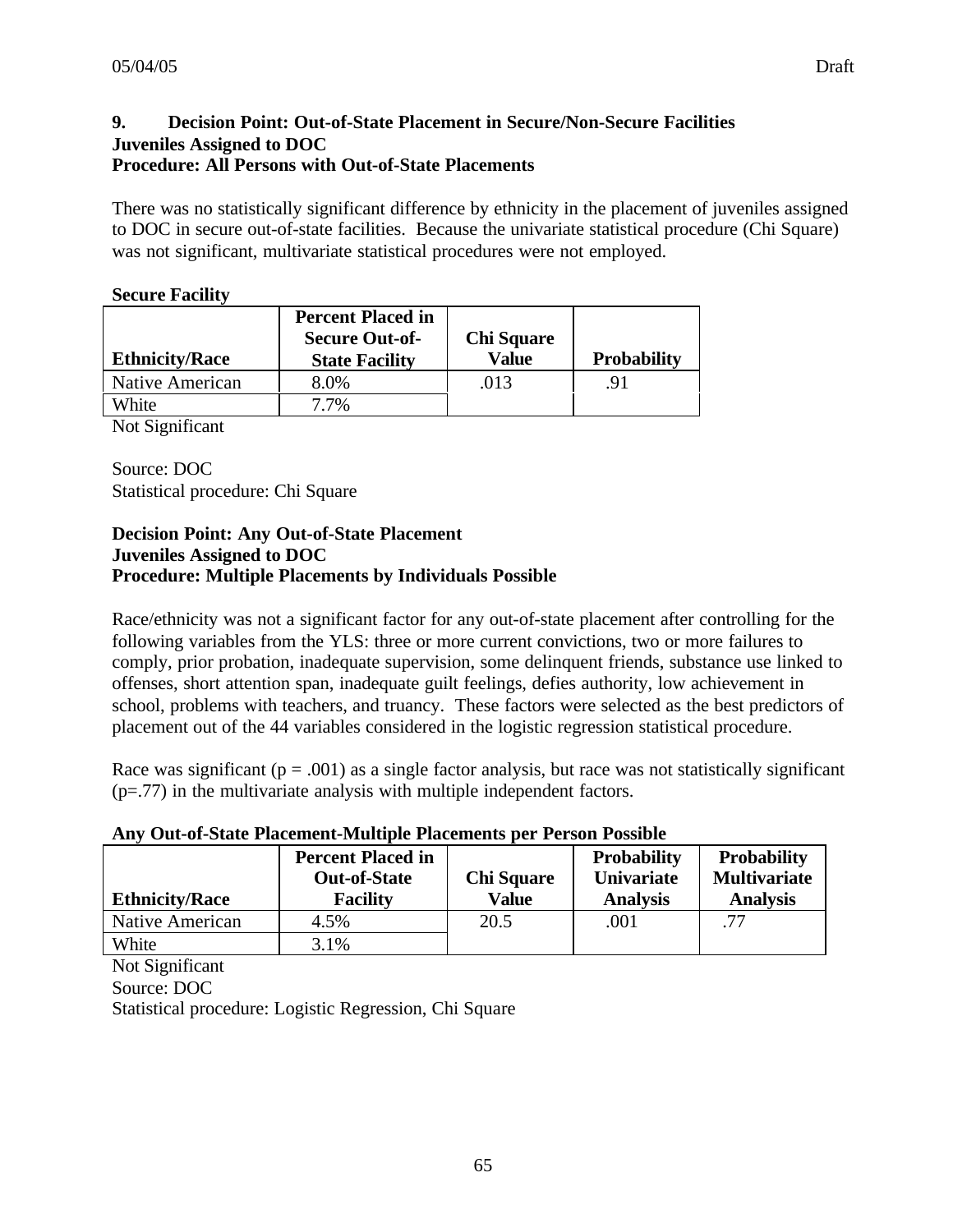### 9. Decision Point: Out-of-State Placement in Secure/Non-Secure Facilities
**Juveniles Assigned to DOC**
**Procedure: All Persons with Out-of-State Placements**

There was no statistically significant difference by ethnicity in the placement of juveniles assigned to DOC in secure out-of-state facilities. Because the univariate statistical procedure (Chi Square) was not significant, multivariate statistical procedures were not employed.

**Secure Facility**

| Ethnicity/Race | Percent Placed in Secure Out-of-State Facility | Chi Square Value | Probability |
|---|---|---|---|
| Native American | 8.0% | .013 | .91 |
| White | 7.7% | | |

Not Significant

Source: DOC
Statistical procedure: Chi Square

**Decision Point: Any Out-of-State Placement**
**Juveniles Assigned to DOC**
**Procedure: Multiple Placements by Individuals Possible**

Race/ethnicity was not a significant factor for any out-of-state placement after controlling for the following variables from the YLS: three or more current convictions, two or more failures to comply, prior probation, inadequate supervision, some delinquent friends, substance use linked to offenses, short attention span, inadequate guilt feelings, defies authority, low achievement in school, problems with teachers, and truancy. These factors were selected as the best predictors of placement out of the 44 variables considered in the logistic regression statistical procedure.

Race was significant ($p = .001$) as a single factor analysis, but race was not statistically significant ($p=.77$) in the multivariate analysis with multiple independent factors.

**Any Out-of-State Placement-Multiple Placements per Person Possible**

| Ethnicity/Race | Percent Placed in Out-of-State Facility | Chi Square Value | Probability Univariate Analysis | Probability Multivariate Analysis |
|---|---|---|---|---|
| Native American | 4.5% | 20.5 | .001 | .77 |
| White | 3.1% | | | |

Not Significant
Source: DOC
Statistical procedure: Logistic Regression, Chi Square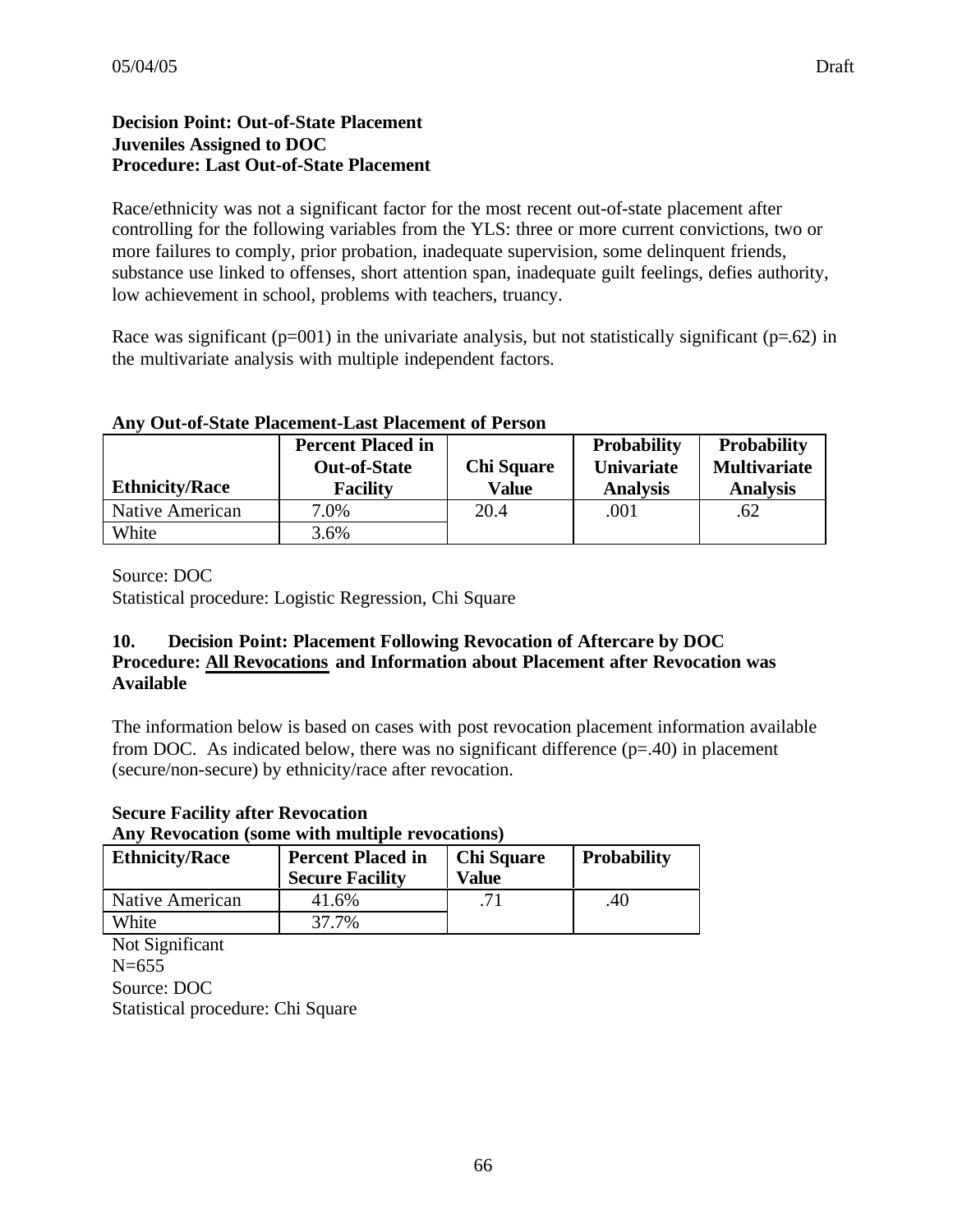**Decision Point: Out-of-State Placement**
**Juveniles Assigned to DOC**
**Procedure: Last Out-of-State Placement**

Race/ethnicity was not a significant factor for the most recent out-of-state placement after controlling for the following variables from the YLS: three or more current convictions, two or more failures to comply, prior probation, inadequate supervision, some delinquent friends, substance use linked to offenses, short attention span, inadequate guilt feelings, defies authority, low achievement in school, problems with teachers, truancy.

Race was significant (p=001) in the univariate analysis, but not statistically significant (p=.62) in the multivariate analysis with multiple independent factors.

**Any Out-of-State Placement-Last Placement of Person**

| Ethnicity/Race | Percent Placed in Out-of-State Facility | Chi Square Value | Probability Univariate Analysis | Probability Multivariate Analysis |
|---|---|---|---|---|
| Native American | 7.0% | 20.4 | .001 | .62 |
| White | 3.6% | | | |

Source: DOC
Statistical procedure: Logistic Regression, Chi Square

**10. Decision Point: Placement Following Revocation of Aftercare by DOC**
**Procedure: <u>All Revocations</u> and Information about Placement after Revocation was Available**

The information below is based on cases with post revocation placement information available from DOC. As indicated below, there was no significant difference (p=.40) in placement (secure/non-secure) by ethnicity/race after revocation.

**Secure Facility after Revocation**
**Any Revocation (some with multiple revocations)**

| Ethnicity/Race | Percent Placed in Secure Facility | Chi Square Value | Probability |
|---|---|---|---|
| Native American | 41.6% | .71 | .40 |
| White | 37.7% | | |

Not Significant
N=655
Source: DOC
Statistical procedure: Chi Square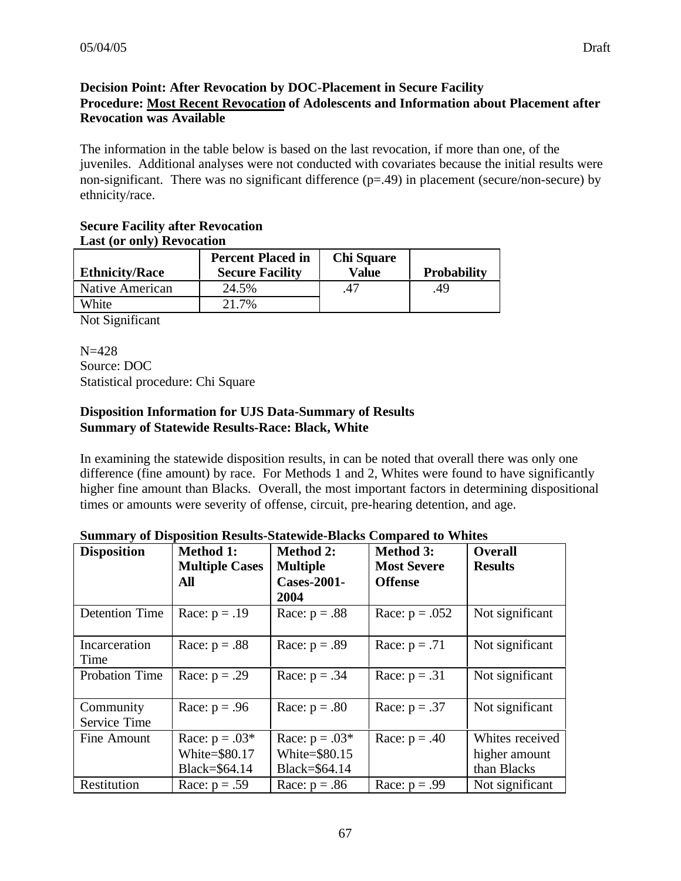**Decision Point: After Revocation by DOC-Placement in Secure Facility**
**Procedure: Most Recent Revocation of Adolescents and Information about Placement after Revocation was Available**

The information in the table below is based on the last revocation, if more than one, of the juveniles. Additional analyses were not conducted with covariates because the initial results were non-significant. There was no significant difference (p=.49) in placement (secure/non-secure) by ethnicity/race.

**Secure Facility after Revocation**
**Last (or only) Revocation**

| Ethnicity/Race | Percent Placed in Secure Facility | Chi Square Value | Probability |
|---|---|---|---|
| Native American | 24.5% | .47 | .49 |
| White | 21.7% | | |

Not Significant

N=428
Source: DOC
Statistical procedure: Chi Square

**Disposition Information for UJS Data-Summary of Results**
**Summary of Statewide Results-Race: Black, White**

In examining the statewide disposition results, in can be noted that overall there was only one difference (fine amount) by race. For Methods 1 and 2, Whites were found to have significantly higher fine amount than Blacks. Overall, the most important factors in determining dispositional times or amounts were severity of offense, circuit, pre-hearing detention, and age.

**Summary of Disposition Results-Statewide-Blacks Compared to Whites**

| Disposition | Method 1: Multiple Cases All | Method 2: Multiple Cases-2001-2004 | Method 3: Most Severe Offense | Overall Results |
|---|---|---|---|---|
| Detention Time | Race: p = .19 | Race: p = .88 | Race: p = .052 | Not significant |
| Incarceration Time | Race: p = .88 | Race: p = .89 | Race: p = .71 | Not significant |
| Probation Time | Race: p = .29 | Race: p = .34 | Race: p = .31 | Not significant |
| Community Service Time | Race: p = .96 | Race: p = .80 | Race: p = .37 | Not significant |
| Fine Amount | Race: p = .03* White=$80.17 Black=$64.14 | Race: p = .03* White=$80.15 Black=$64.14 | Race: p = .40 | Whites received higher amount than Blacks |
| Restitution | Race: p = .59 | Race: p = .86 | Race: p = .99 | Not significant |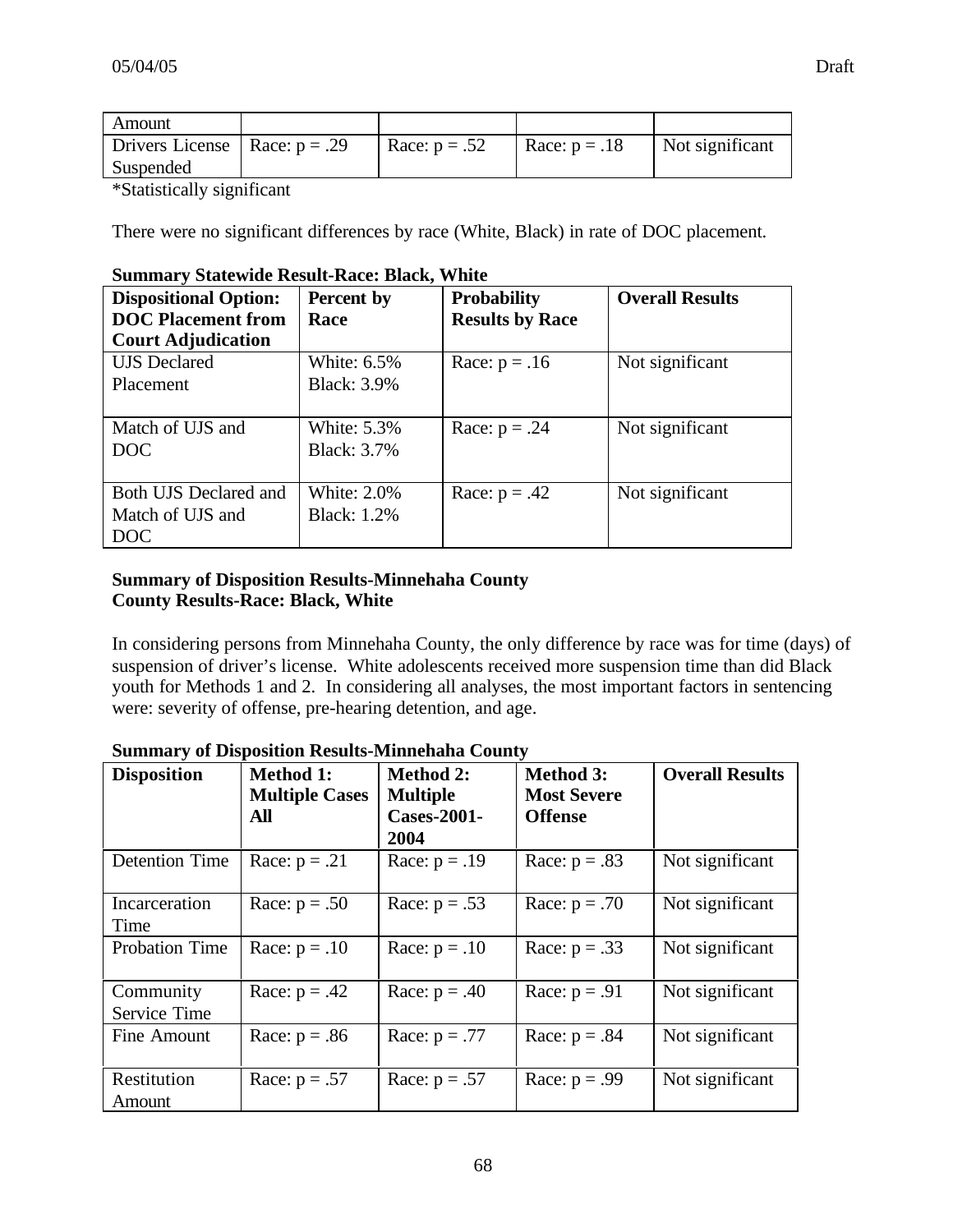| Amount | | | | |
|---|---|---|---|---|
| Drivers License Suspended | Race: p = .29 | Race: p = .52 | Race: p = .18 | Not significant |

*Statistically significant

There were no significant differences by race (White, Black) in rate of DOC placement.

**Summary Statewide Result-Race: Black, White**

| **Dispositional Option: DOC Placement from Court Adjudication** | **Percent by Race** | **Probability Results by Race** | **Overall Results** |
|---|---|---|---|
| UJS Declared Placement | White: 6.5%<br>Black: 3.9% | Race: p = .16 | Not significant |
| Match of UJS and DOC | White: 5.3%<br>Black: 3.7% | Race: p = .24 | Not significant |
| Both UJS Declared and Match of UJS and DOC | White: 2.0%<br>Black: 1.2% | Race: p = .42 | Not significant |

**Summary of Disposition Results-Minnehaha County**
**County Results-Race: Black, White**

In considering persons from Minnehaha County, the only difference by race was for time (days) of suspension of driver's license. White adolescents received more suspension time than did Black youth for Methods 1 and 2. In considering all analyses, the most important factors in sentencing were: severity of offense, pre-hearing detention, and age.

**Summary of Disposition Results-Minnehaha County**

| **Disposition** | **Method 1: Multiple Cases All** | **Method 2: Multiple Cases-2001-2004** | **Method 3: Most Severe Offense** | **Overall Results** |
|---|---|---|---|---|
| Detention Time | Race: p = .21 | Race: p = .19 | Race: p = .83 | Not significant |
| Incarceration Time | Race: p = .50 | Race: p = .53 | Race: p = .70 | Not significant |
| Probation Time | Race: p = .10 | Race: p = .10 | Race: p = .33 | Not significant |
| Community Service Time | Race: p = .42 | Race: p = .40 | Race: p = .91 | Not significant |
| Fine Amount | Race: p = .86 | Race: p = .77 | Race: p = .84 | Not significant |
| Restitution Amount | Race: p = .57 | Race: p = .57 | Race: p = .99 | Not significant |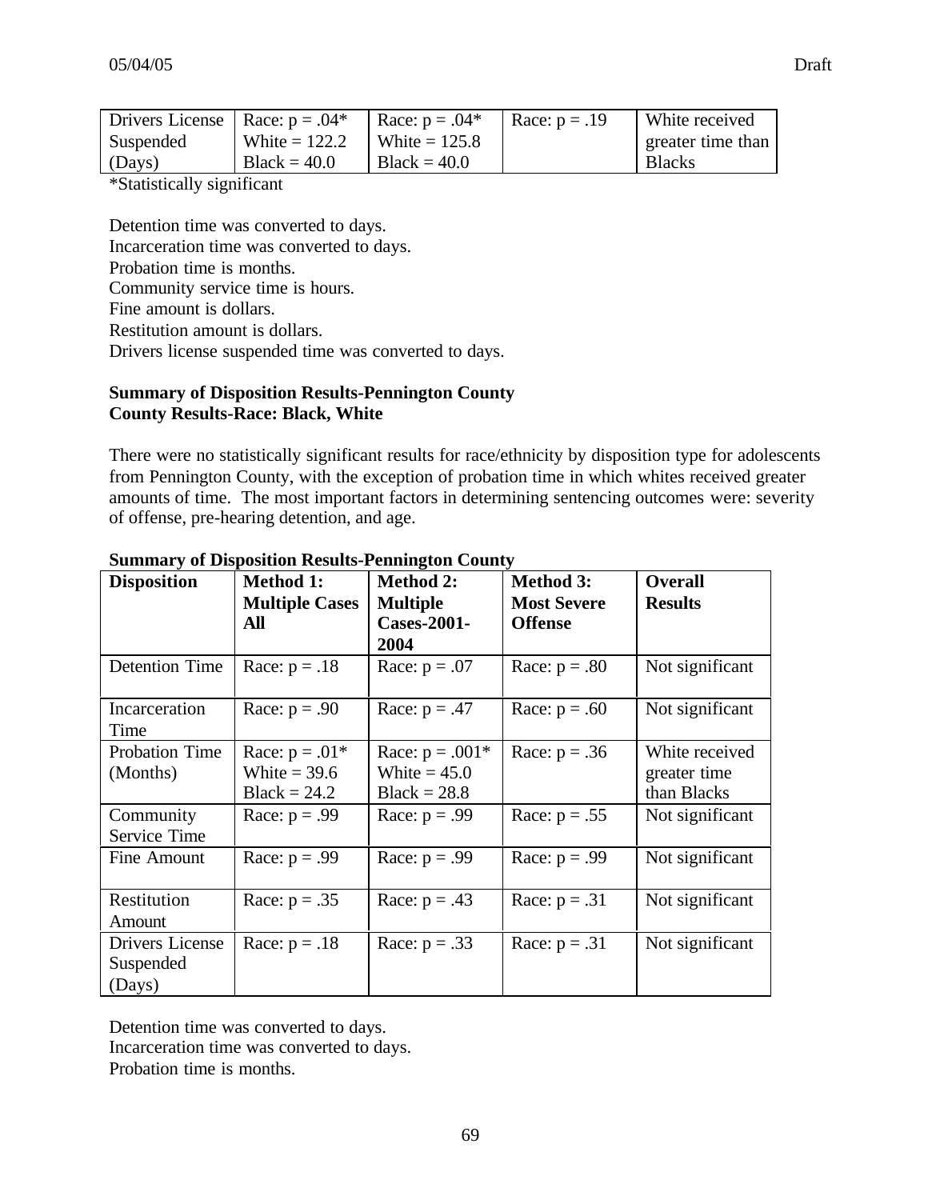| Drivers License Suspended (Days) | Race: p = .04* White = 122.2 Black = 40.0 | Race: p = .04* White = 125.8 Black = 40.0 | Race: p = .19 | White received greater time than Blacks |
|---|---|---|---|---|

*Statistically significant

Detention time was converted to days.
Incarceration time was converted to days.
Probation time is months.
Community service time is hours.
Fine amount is dollars.
Restitution amount is dollars.
Drivers license suspended time was converted to days.

**Summary of Disposition Results-Pennington County**
**County Results-Race: Black, White**

There were no statistically significant results for race/ethnicity by disposition type for adolescents from Pennington County, with the exception of probation time in which whites received greater amounts of time. The most important factors in determining sentencing outcomes were: severity of offense, pre-hearing detention, and age.

**Summary of Disposition Results-Pennington County**

| Disposition | Method 1: Multiple Cases All | Method 2: Multiple Cases-2001-2004 | Method 3: Most Severe Offense | Overall Results |
|---|---|---|---|---|
| Detention Time | Race: p = .18 | Race: p = .07 | Race: p = .80 | Not significant |
| Incarceration Time | Race: p = .90 | Race: p = .47 | Race: p = .60 | Not significant |
| Probation Time (Months) | Race: p = .01* White = 39.6 Black = 24.2 | Race: p = .001* White = 45.0 Black = 28.8 | Race: p = .36 | White received greater time than Blacks |
| Community Service Time | Race: p = .99 | Race: p = .99 | Race: p = .55 | Not significant |
| Fine Amount | Race: p = .99 | Race: p = .99 | Race: p = .99 | Not significant |
| Restitution Amount | Race: p = .35 | Race: p = .43 | Race: p = .31 | Not significant |
| Drivers License Suspended (Days) | Race: p = .18 | Race: p = .33 | Race: p = .31 | Not significant |

Detention time was converted to days.
Incarceration time was converted to days.
Probation time is months.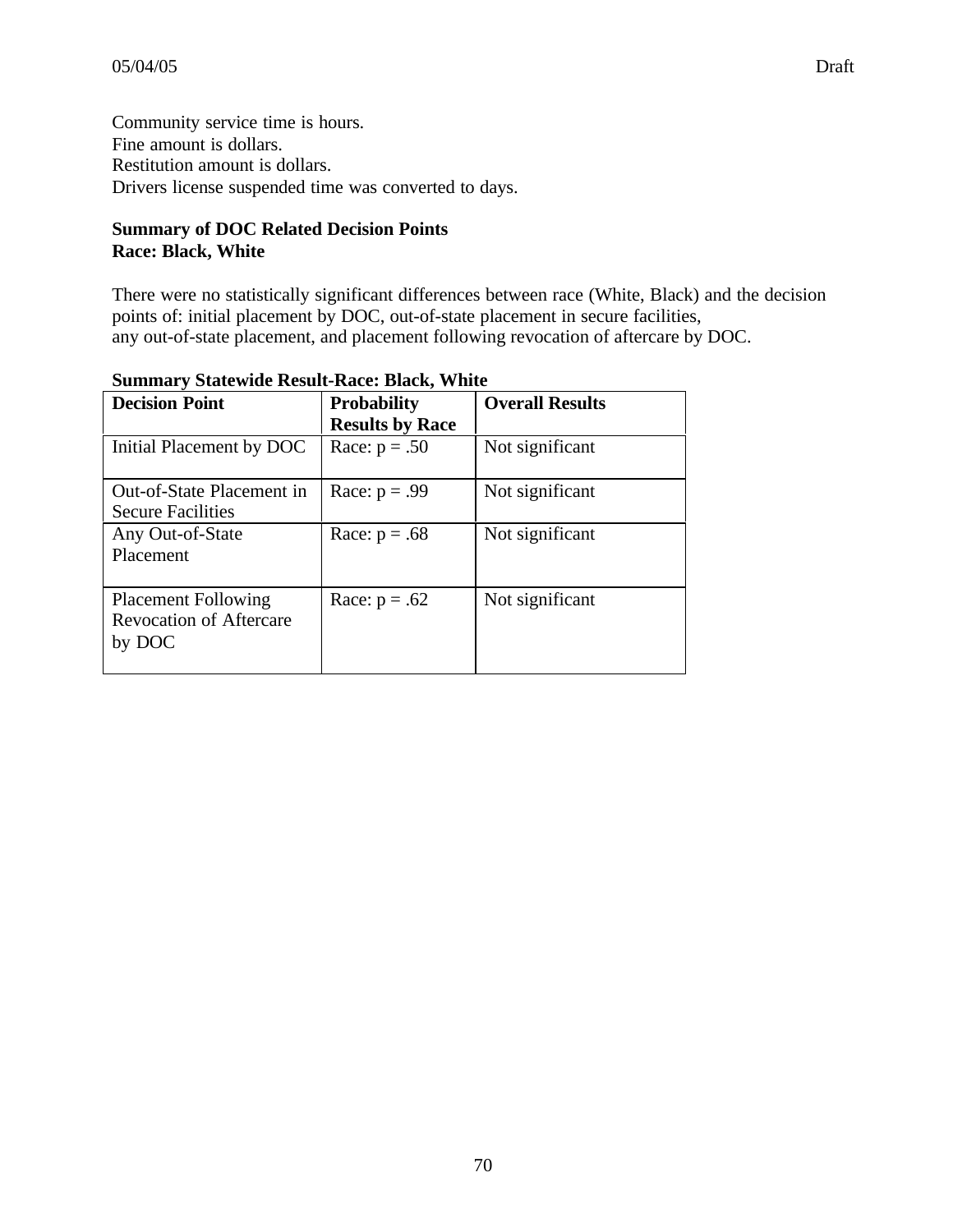Community service time is hours.
Fine amount is dollars.
Restitution amount is dollars.
Drivers license suspended time was converted to days.

**Summary of DOC Related Decision Points**
**Race: Black, White**

There were no statistically significant differences between race (White, Black) and the decision points of: initial placement by DOC, out-of-state placement in secure facilities, any out-of-state placement, and placement following revocation of aftercare by DOC.

**Summary Statewide Result-Race: Black, White**

| **Decision Point** | **Probability Results by Race** | **Overall Results** |
|---|---|---|
| Initial Placement by DOC | Race: $p = .50$ | Not significant |
| Out-of-State Placement in Secure Facilities | Race: $p = .99$ | Not significant |
| Any Out-of-State Placement | Race: $p = .68$ | Not significant |
| Placement Following Revocation of Aftercare by DOC | Race: $p = .62$ | Not significant |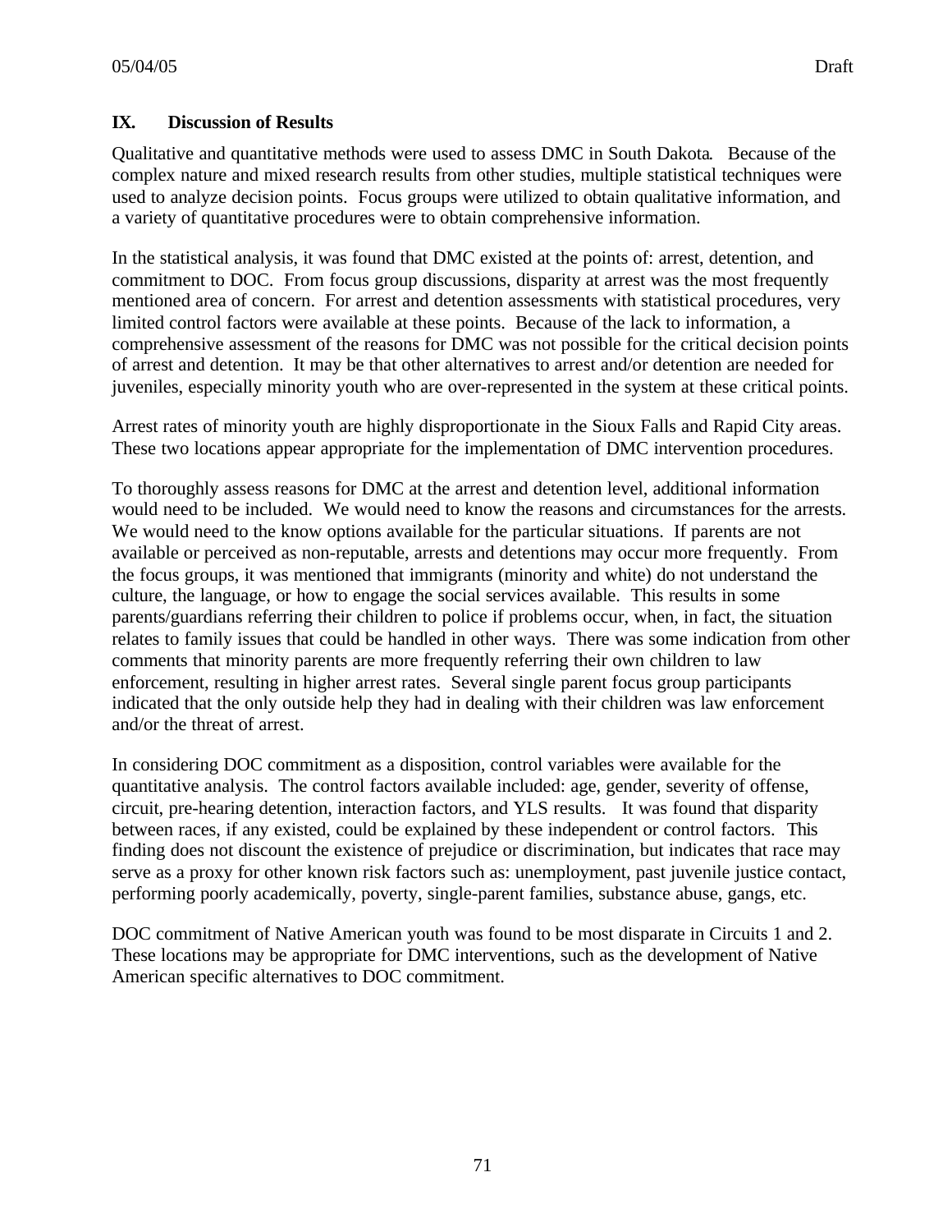## IX. Discussion of Results

Qualitative and quantitative methods were used to assess DMC in South Dakota. Because of the complex nature and mixed research results from other studies, multiple statistical techniques were used to analyze decision points. Focus groups were utilized to obtain qualitative information, and a variety of quantitative procedures were to obtain comprehensive information.

In the statistical analysis, it was found that DMC existed at the points of: arrest, detention, and commitment to DOC. From focus group discussions, disparity at arrest was the most frequently mentioned area of concern. For arrest and detention assessments with statistical procedures, very limited control factors were available at these points. Because of the lack to information, a comprehensive assessment of the reasons for DMC was not possible for the critical decision points of arrest and detention. It may be that other alternatives to arrest and/or detention are needed for juveniles, especially minority youth who are over-represented in the system at these critical points.

Arrest rates of minority youth are highly disproportionate in the Sioux Falls and Rapid City areas. These two locations appear appropriate for the implementation of DMC intervention procedures.

To thoroughly assess reasons for DMC at the arrest and detention level, additional information would need to be included. We would need to know the reasons and circumstances for the arrests. We would need to the know options available for the particular situations. If parents are not available or perceived as non-reputable, arrests and detentions may occur more frequently. From the focus groups, it was mentioned that immigrants (minority and white) do not understand the culture, the language, or how to engage the social services available. This results in some parents/guardians referring their children to police if problems occur, when, in fact, the situation relates to family issues that could be handled in other ways. There was some indication from other comments that minority parents are more frequently referring their own children to law enforcement, resulting in higher arrest rates. Several single parent focus group participants indicated that the only outside help they had in dealing with their children was law enforcement and/or the threat of arrest.

In considering DOC commitment as a disposition, control variables were available for the quantitative analysis. The control factors available included: age, gender, severity of offense, circuit, pre-hearing detention, interaction factors, and YLS results. It was found that disparity between races, if any existed, could be explained by these independent or control factors. This finding does not discount the existence of prejudice or discrimination, but indicates that race may serve as a proxy for other known risk factors such as: unemployment, past juvenile justice contact, performing poorly academically, poverty, single-parent families, substance abuse, gangs, etc.

DOC commitment of Native American youth was found to be most disparate in Circuits 1 and 2. These locations may be appropriate for DMC interventions, such as the development of Native American specific alternatives to DOC commitment.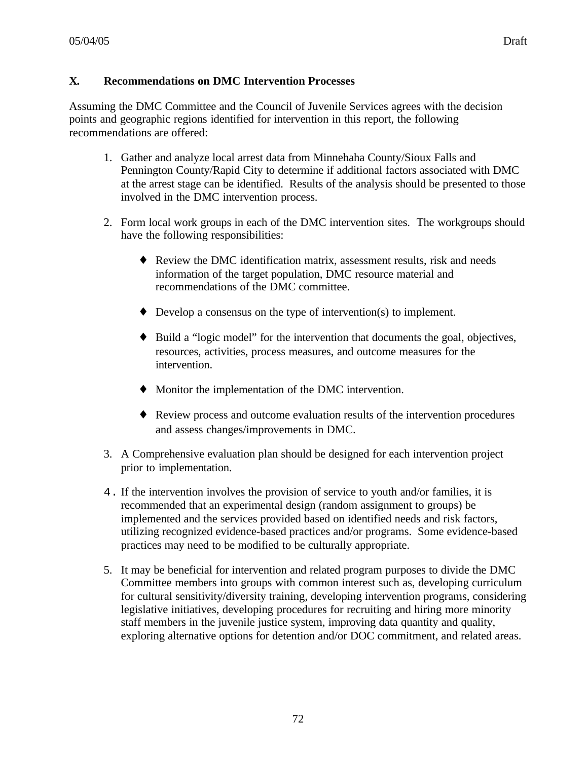## X. Recommendations on DMC Intervention Processes

Assuming the DMC Committee and the Council of Juvenile Services agrees with the decision points and geographic regions identified for intervention in this report, the following recommendations are offered:

1. Gather and analyze local arrest data from Minnehaha County/Sioux Falls and Pennington County/Rapid City to determine if additional factors associated with DMC at the arrest stage can be identified. Results of the analysis should be presented to those involved in the DMC intervention process.

2. Form local work groups in each of the DMC intervention sites. The workgroups should have the following responsibilities:

   - Review the DMC identification matrix, assessment results, risk and needs information of the target population, DMC resource material and recommendations of the DMC committee.

   - Develop a consensus on the type of intervention(s) to implement.

   - Build a "logic model" for the intervention that documents the goal, objectives, resources, activities, process measures, and outcome measures for the intervention.

   - Monitor the implementation of the DMC intervention.

   - Review process and outcome evaluation results of the intervention procedures and assess changes/improvements in DMC.

3. A Comprehensive evaluation plan should be designed for each intervention project prior to implementation.

4. If the intervention involves the provision of service to youth and/or families, it is recommended that an experimental design (random assignment to groups) be implemented and the services provided based on identified needs and risk factors, utilizing recognized evidence-based practices and/or programs. Some evidence-based practices may need to be modified to be culturally appropriate.

5. It may be beneficial for intervention and related program purposes to divide the DMC Committee members into groups with common interest such as, developing curriculum for cultural sensitivity/diversity training, developing intervention programs, considering legislative initiatives, developing procedures for recruiting and hiring more minority staff members in the juvenile justice system, improving data quantity and quality, exploring alternative options for detention and/or DOC commitment, and related areas.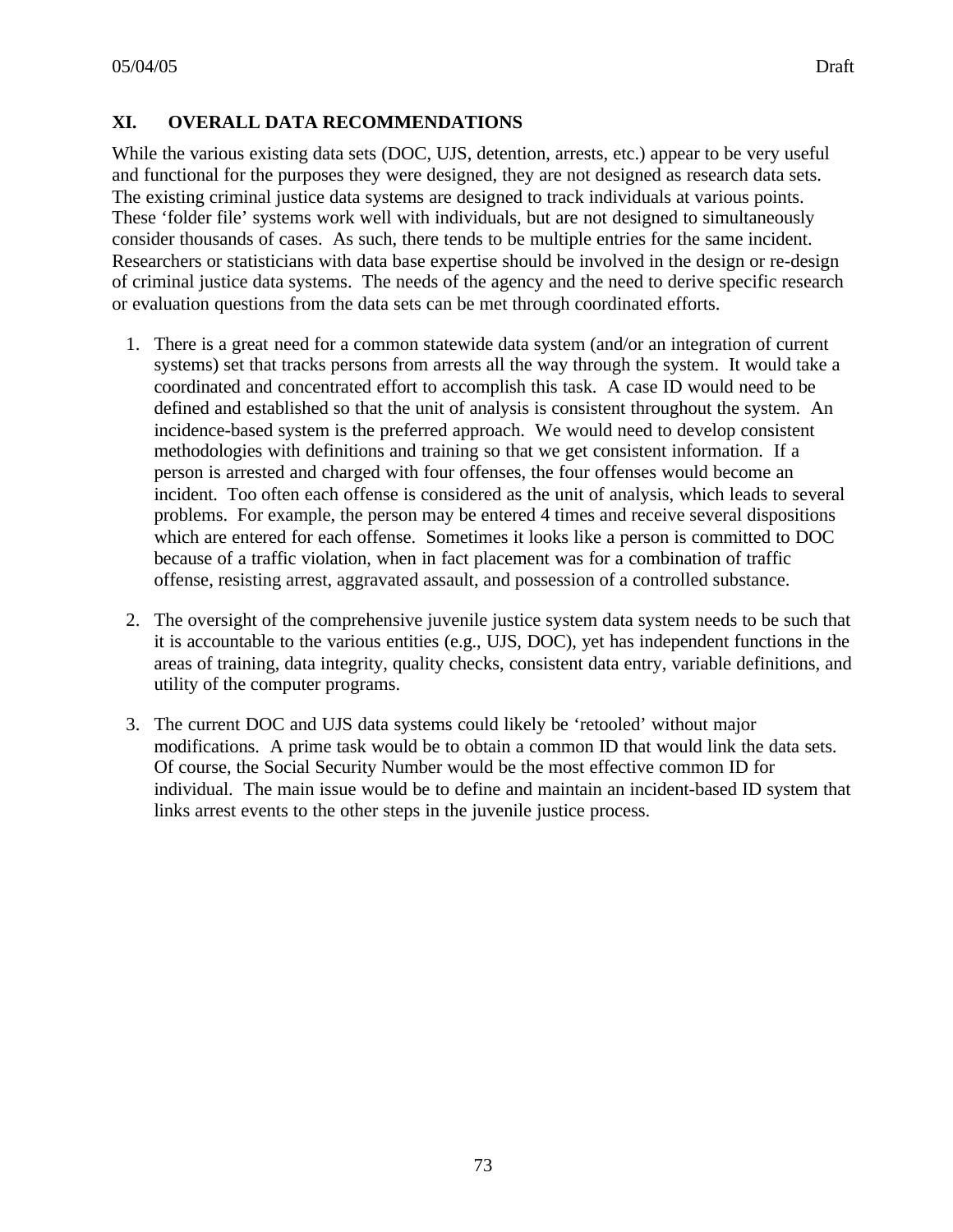## XI. OVERALL DATA RECOMMENDATIONS

While the various existing data sets (DOC, UJS, detention, arrests, etc.) appear to be very useful and functional for the purposes they were designed, they are not designed as research data sets. The existing criminal justice data systems are designed to track individuals at various points. These 'folder file' systems work well with individuals, but are not designed to simultaneously consider thousands of cases. As such, there tends to be multiple entries for the same incident. Researchers or statisticians with data base expertise should be involved in the design or re-design of criminal justice data systems. The needs of the agency and the need to derive specific research or evaluation questions from the data sets can be met through coordinated efforts.

1. There is a great need for a common statewide data system (and/or an integration of current systems) set that tracks persons from arrests all the way through the system. It would take a coordinated and concentrated effort to accomplish this task. A case ID would need to be defined and established so that the unit of analysis is consistent throughout the system. An incidence-based system is the preferred approach. We would need to develop consistent methodologies with definitions and training so that we get consistent information. If a person is arrested and charged with four offenses, the four offenses would become an incident. Too often each offense is considered as the unit of analysis, which leads to several problems. For example, the person may be entered 4 times and receive several dispositions which are entered for each offense. Sometimes it looks like a person is committed to DOC because of a traffic violation, when in fact placement was for a combination of traffic offense, resisting arrest, aggravated assault, and possession of a controlled substance.

2. The oversight of the comprehensive juvenile justice system data system needs to be such that it is accountable to the various entities (e.g., UJS, DOC), yet has independent functions in the areas of training, data integrity, quality checks, consistent data entry, variable definitions, and utility of the computer programs.

3. The current DOC and UJS data systems could likely be 'retooled' without major modifications. A prime task would be to obtain a common ID that would link the data sets. Of course, the Social Security Number would be the most effective common ID for individual. The main issue would be to define and maintain an incident-based ID system that links arrest events to the other steps in the juvenile justice process.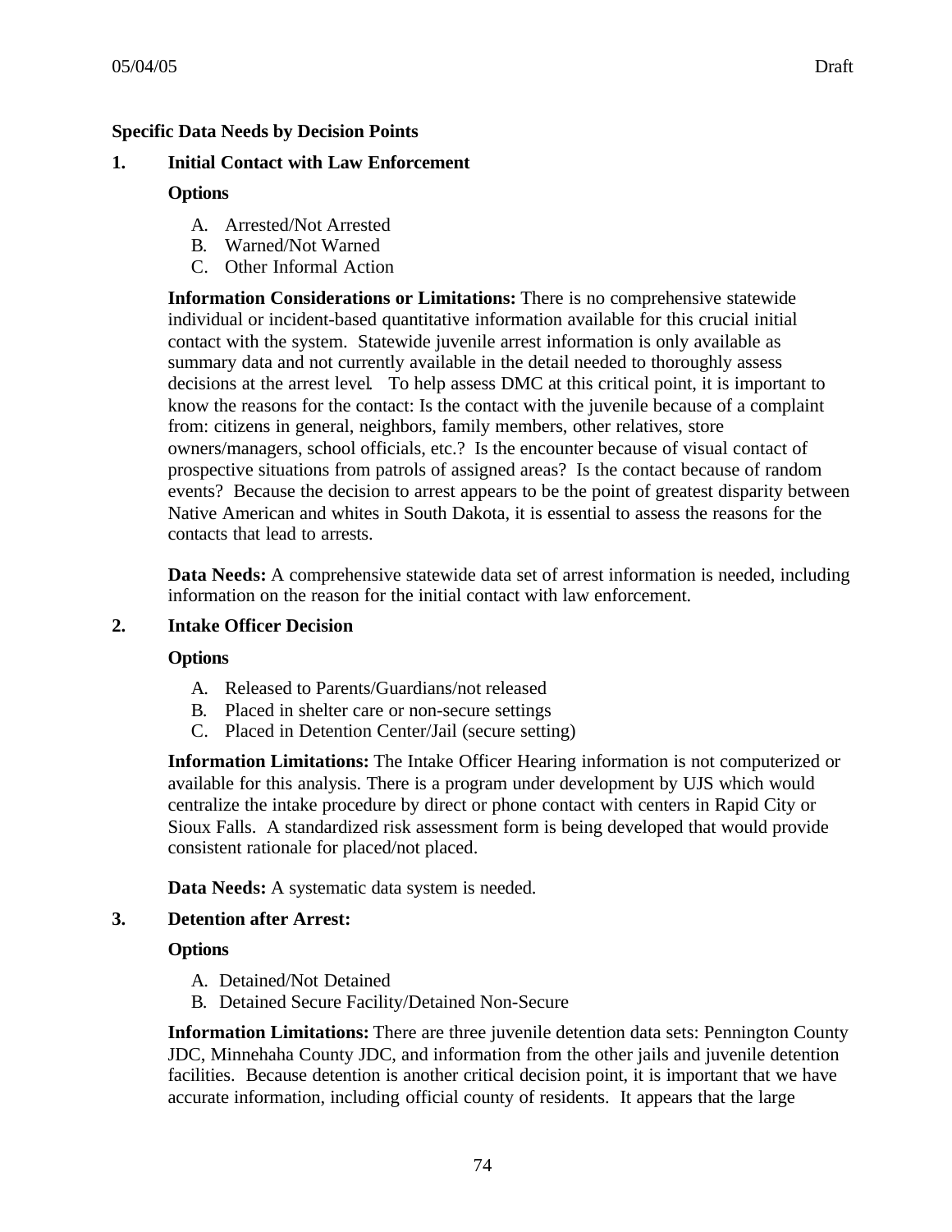**Specific Data Needs by Decision Points**

**1. Initial Contact with Law Enforcement**

**Options**

A. Arrested/Not Arrested
B. Warned/Not Warned
C. Other Informal Action

**Information Considerations or Limitations:** There is no comprehensive statewide individual or incident-based quantitative information available for this crucial initial contact with the system. Statewide juvenile arrest information is only available as summary data and not currently available in the detail needed to thoroughly assess decisions at the arrest level. To help assess DMC at this critical point, it is important to know the reasons for the contact: Is the contact with the juvenile because of a complaint from: citizens in general, neighbors, family members, other relatives, store owners/managers, school officials, etc.? Is the encounter because of visual contact of prospective situations from patrols of assigned areas? Is the contact because of random events? Because the decision to arrest appears to be the point of greatest disparity between Native American and whites in South Dakota, it is essential to assess the reasons for the contacts that lead to arrests.

**Data Needs:** A comprehensive statewide data set of arrest information is needed, including information on the reason for the initial contact with law enforcement.

**2. Intake Officer Decision**

**Options**

A. Released to Parents/Guardians/not released
B. Placed in shelter care or non-secure settings
C. Placed in Detention Center/Jail (secure setting)

**Information Limitations:** The Intake Officer Hearing information is not computerized or available for this analysis. There is a program under development by UJS which would centralize the intake procedure by direct or phone contact with centers in Rapid City or Sioux Falls. A standardized risk assessment form is being developed that would provide consistent rationale for placed/not placed.

**Data Needs:** A systematic data system is needed.

**3. Detention after Arrest:**

**Options**

A. Detained/Not Detained
B. Detained Secure Facility/Detained Non-Secure

**Information Limitations:** There are three juvenile detention data sets: Pennington County JDC, Minnehaha County JDC, and information from the other jails and juvenile detention facilities. Because detention is another critical decision point, it is important that we have accurate information, including official county of residents. It appears that the large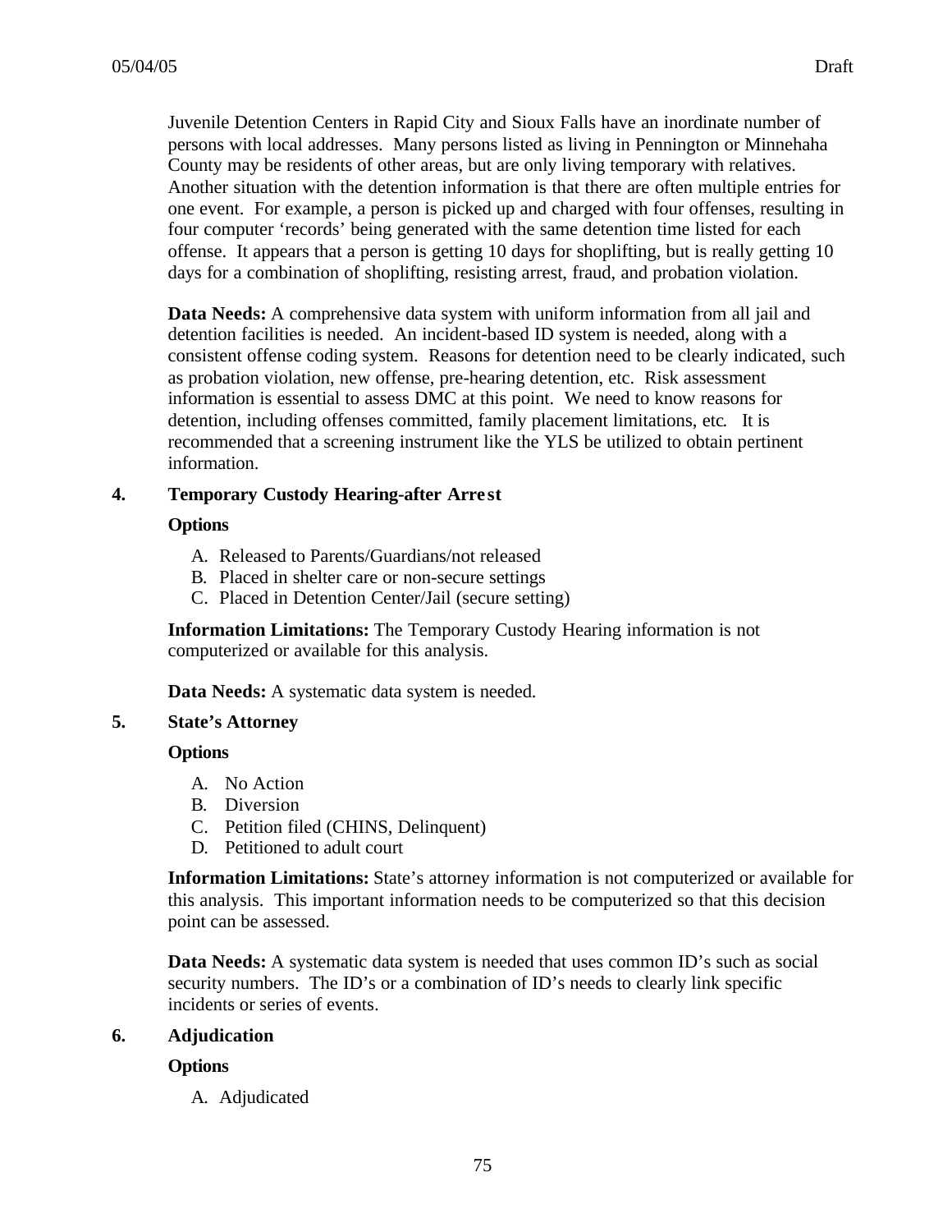Juvenile Detention Centers in Rapid City and Sioux Falls have an inordinate number of persons with local addresses. Many persons listed as living in Pennington or Minnehaha County may be residents of other areas, but are only living temporary with relatives. Another situation with the detention information is that there are often multiple entries for one event. For example, a person is picked up and charged with four offenses, resulting in four computer 'records' being generated with the same detention time listed for each offense. It appears that a person is getting 10 days for shoplifting, but is really getting 10 days for a combination of shoplifting, resisting arrest, fraud, and probation violation.

**Data Needs:** A comprehensive data system with uniform information from all jail and detention facilities is needed. An incident-based ID system is needed, along with a consistent offense coding system. Reasons for detention need to be clearly indicated, such as probation violation, new offense, pre-hearing detention, etc. Risk assessment information is essential to assess DMC at this point. We need to know reasons for detention, including offenses committed, family placement limitations, etc. It is recommended that a screening instrument like the YLS be utilized to obtain pertinent information.

## 4. Temporary Custody Hearing-after Arrest

**Options**

A. Released to Parents/Guardians/not released
B. Placed in shelter care or non-secure settings
C. Placed in Detention Center/Jail (secure setting)

**Information Limitations:** The Temporary Custody Hearing information is not computerized or available for this analysis.

**Data Needs:** A systematic data system is needed.

## 5. State's Attorney

**Options**

A. No Action
B. Diversion
C. Petition filed (CHINS, Delinquent)
D. Petitioned to adult court

**Information Limitations:** State's attorney information is not computerized or available for this analysis. This important information needs to be computerized so that this decision point can be assessed.

**Data Needs:** A systematic data system is needed that uses common ID's such as social security numbers. The ID's or a combination of ID's needs to clearly link specific incidents or series of events.

## 6. Adjudication

**Options**

A. Adjudicated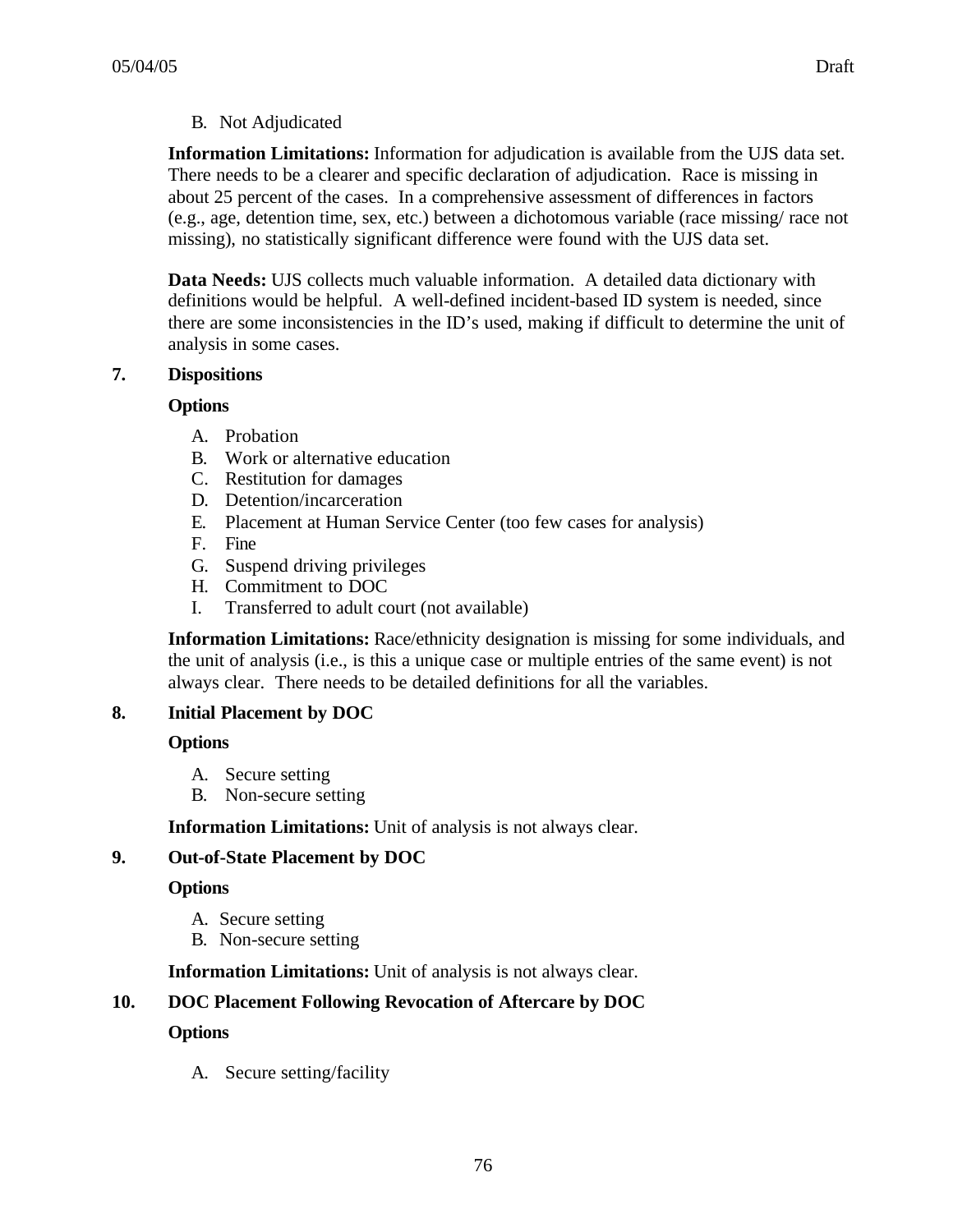B. Not Adjudicated

**Information Limitations:** Information for adjudication is available from the UJS data set. There needs to be a clearer and specific declaration of adjudication. Race is missing in about 25 percent of the cases. In a comprehensive assessment of differences in factors (e.g., age, detention time, sex, etc.) between a dichotomous variable (race missing/ race not missing), no statistically significant difference were found with the UJS data set.

**Data Needs:** UJS collects much valuable information. A detailed data dictionary with definitions would be helpful. A well-defined incident-based ID system is needed, since there are some inconsistencies in the ID's used, making if difficult to determine the unit of analysis in some cases.

**7. Dispositions**

**Options**

A. Probation
B. Work or alternative education
C. Restitution for damages
D. Detention/incarceration
E. Placement at Human Service Center (too few cases for analysis)
F. Fine
G. Suspend driving privileges
H. Commitment to DOC
I. Transferred to adult court (not available)

**Information Limitations:** Race/ethnicity designation is missing for some individuals, and the unit of analysis (i.e., is this a unique case or multiple entries of the same event) is not always clear. There needs to be detailed definitions for all the variables.

**8. Initial Placement by DOC**

**Options**

A. Secure setting
B. Non-secure setting

**Information Limitations:** Unit of analysis is not always clear.

**9. Out-of-State Placement by DOC**

**Options**

A. Secure setting
B. Non-secure setting

**Information Limitations:** Unit of analysis is not always clear.

**10. DOC Placement Following Revocation of Aftercare by DOC**

**Options**

A. Secure setting/facility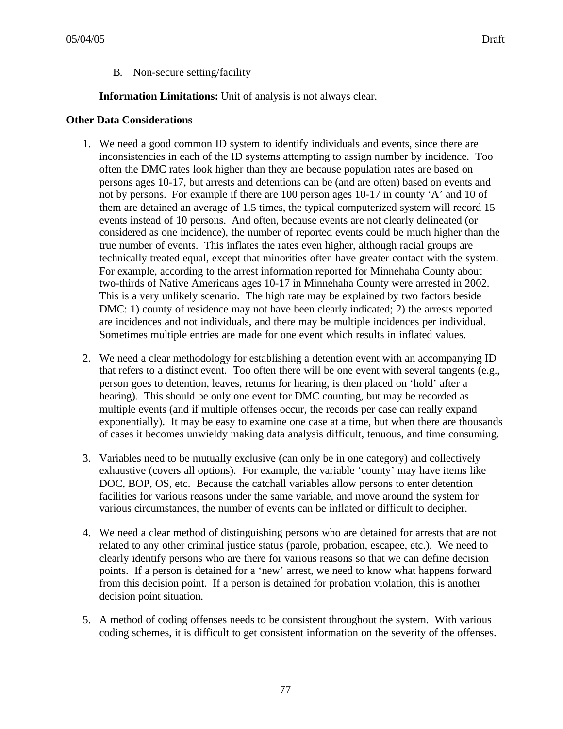B. Non-secure setting/facility

**Information Limitations:** Unit of analysis is not always clear.

**Other Data Considerations**

1. We need a good common ID system to identify individuals and events, since there are inconsistencies in each of the ID systems attempting to assign number by incidence. Too often the DMC rates look higher than they are because population rates are based on persons ages 10-17, but arrests and detentions can be (and are often) based on events and not by persons. For example if there are 100 person ages 10-17 in county 'A' and 10 of them are detained an average of 1.5 times, the typical computerized system will record 15 events instead of 10 persons. And often, because events are not clearly delineated (or considered as one incidence), the number of reported events could be much higher than the true number of events. This inflates the rates even higher, although racial groups are technically treated equal, except that minorities often have greater contact with the system. For example, according to the arrest information reported for Minnehaha County about two-thirds of Native Americans ages 10-17 in Minnehaha County were arrested in 2002. This is a very unlikely scenario. The high rate may be explained by two factors beside DMC: 1) county of residence may not have been clearly indicated; 2) the arrests reported are incidences and not individuals, and there may be multiple incidences per individual. Sometimes multiple entries are made for one event which results in inflated values.

2. We need a clear methodology for establishing a detention event with an accompanying ID that refers to a distinct event. Too often there will be one event with several tangents (e.g., person goes to detention, leaves, returns for hearing, is then placed on 'hold' after a hearing). This should be only one event for DMC counting, but may be recorded as multiple events (and if multiple offenses occur, the records per case can really expand exponentially). It may be easy to examine one case at a time, but when there are thousands of cases it becomes unwieldy making data analysis difficult, tenuous, and time consuming.

3. Variables need to be mutually exclusive (can only be in one category) and collectively exhaustive (covers all options). For example, the variable 'county' may have items like DOC, BOP, OS, etc. Because the catchall variables allow persons to enter detention facilities for various reasons under the same variable, and move around the system for various circumstances, the number of events can be inflated or difficult to decipher.

4. We need a clear method of distinguishing persons who are detained for arrests that are not related to any other criminal justice status (parole, probation, escapee, etc.). We need to clearly identify persons who are there for various reasons so that we can define decision points. If a person is detained for a 'new' arrest, we need to know what happens forward from this decision point. If a person is detained for probation violation, this is another decision point situation.

5. A method of coding offenses needs to be consistent throughout the system. With various coding schemes, it is difficult to get consistent information on the severity of the offenses.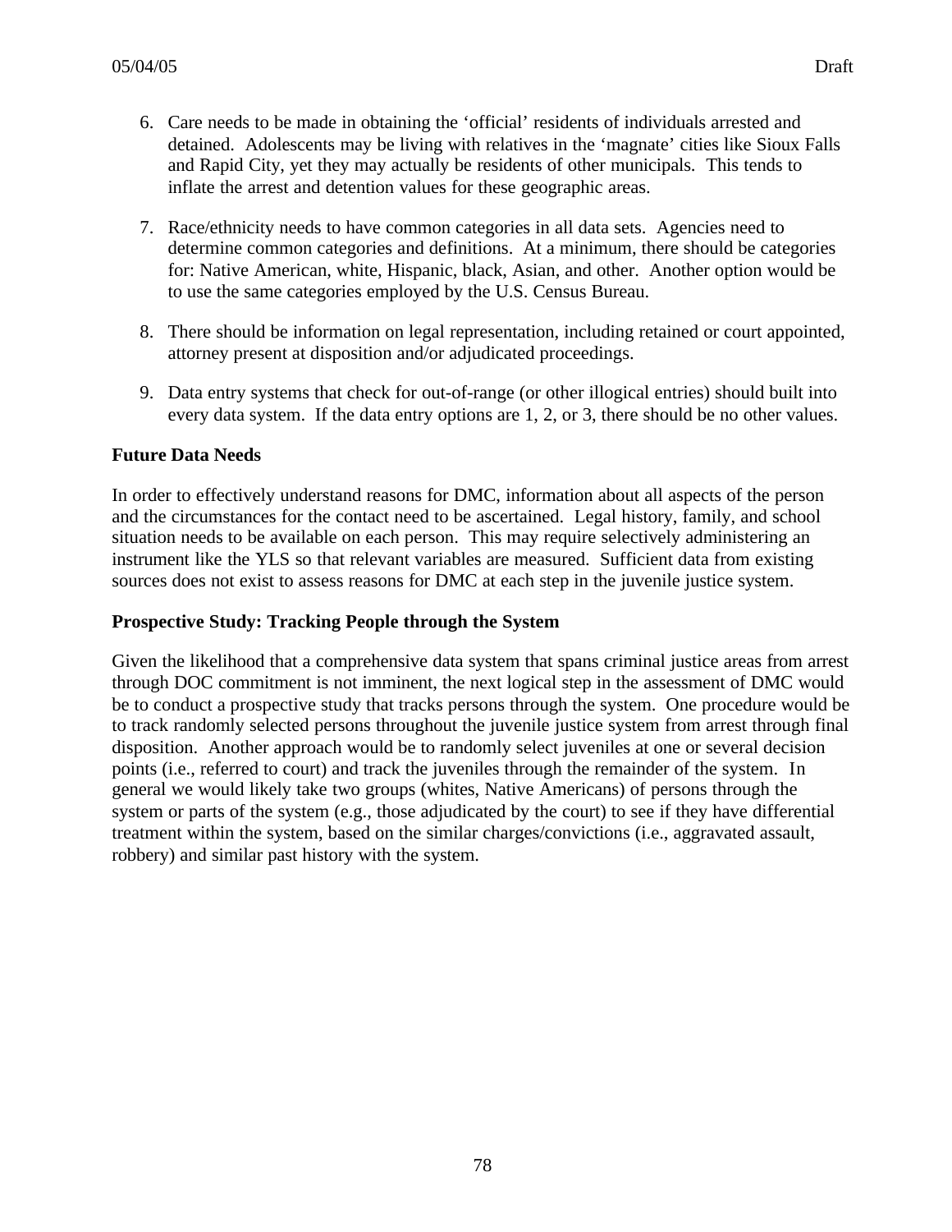6. Care needs to be made in obtaining the 'official' residents of individuals arrested and detained. Adolescents may be living with relatives in the 'magnate' cities like Sioux Falls and Rapid City, yet they may actually be residents of other municipals. This tends to inflate the arrest and detention values for these geographic areas.

7. Race/ethnicity needs to have common categories in all data sets. Agencies need to determine common categories and definitions. At a minimum, there should be categories for: Native American, white, Hispanic, black, Asian, and other. Another option would be to use the same categories employed by the U.S. Census Bureau.

8. There should be information on legal representation, including retained or court appointed, attorney present at disposition and/or adjudicated proceedings.

9. Data entry systems that check for out-of-range (or other illogical entries) should built into every data system. If the data entry options are 1, 2, or 3, there should be no other values.

**Future Data Needs**

In order to effectively understand reasons for DMC, information about all aspects of the person and the circumstances for the contact need to be ascertained. Legal history, family, and school situation needs to be available on each person. This may require selectively administering an instrument like the YLS so that relevant variables are measured. Sufficient data from existing sources does not exist to assess reasons for DMC at each step in the juvenile justice system.

**Prospective Study: Tracking People through the System**

Given the likelihood that a comprehensive data system that spans criminal justice areas from arrest through DOC commitment is not imminent, the next logical step in the assessment of DMC would be to conduct a prospective study that tracks persons through the system. One procedure would be to track randomly selected persons throughout the juvenile justice system from arrest through final disposition. Another approach would be to randomly select juveniles at one or several decision points (i.e., referred to court) and track the juveniles through the remainder of the system. In general we would likely take two groups (whites, Native Americans) of persons through the system or parts of the system (e.g., those adjudicated by the court) to see if they have differential treatment within the system, based on the similar charges/convictions (i.e., aggravated assault, robbery) and similar past history with the system.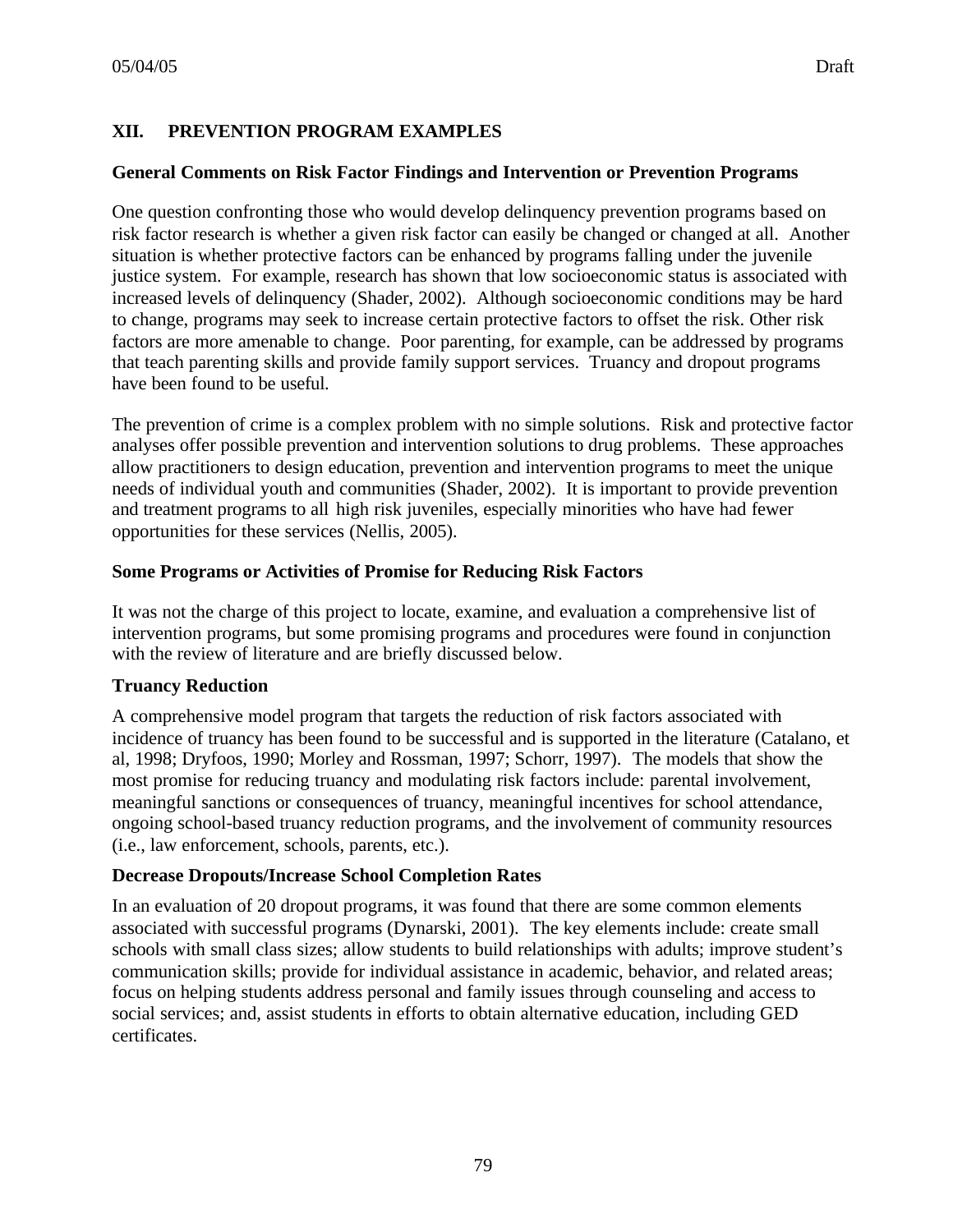## XII. PREVENTION PROGRAM EXAMPLES

**General Comments on Risk Factor Findings and Intervention or Prevention Programs**

One question confronting those who would develop delinquency prevention programs based on risk factor research is whether a given risk factor can easily be changed or changed at all. Another situation is whether protective factors can be enhanced by programs falling under the juvenile justice system. For example, research has shown that low socioeconomic status is associated with increased levels of delinquency (Shader, 2002). Although socioeconomic conditions may be hard to change, programs may seek to increase certain protective factors to offset the risk. Other risk factors are more amenable to change. Poor parenting, for example, can be addressed by programs that teach parenting skills and provide family support services. Truancy and dropout programs have been found to be useful.

The prevention of crime is a complex problem with no simple solutions. Risk and protective factor analyses offer possible prevention and intervention solutions to drug problems. These approaches allow practitioners to design education, prevention and intervention programs to meet the unique needs of individual youth and communities (Shader, 2002). It is important to provide prevention and treatment programs to all high risk juveniles, especially minorities who have had fewer opportunities for these services (Nellis, 2005).

**Some Programs or Activities of Promise for Reducing Risk Factors**

It was not the charge of this project to locate, examine, and evaluation a comprehensive list of intervention programs, but some promising programs and procedures were found in conjunction with the review of literature and are briefly discussed below.

**Truancy Reduction**

A comprehensive model program that targets the reduction of risk factors associated with incidence of truancy has been found to be successful and is supported in the literature (Catalano, et al, 1998; Dryfoos, 1990; Morley and Rossman, 1997; Schorr, 1997). The models that show the most promise for reducing truancy and modulating risk factors include: parental involvement, meaningful sanctions or consequences of truancy, meaningful incentives for school attendance, ongoing school-based truancy reduction programs, and the involvement of community resources (i.e., law enforcement, schools, parents, etc.).

**Decrease Dropouts/Increase School Completion Rates**

In an evaluation of 20 dropout programs, it was found that there are some common elements associated with successful programs (Dynarski, 2001). The key elements include: create small schools with small class sizes; allow students to build relationships with adults; improve student's communication skills; provide for individual assistance in academic, behavior, and related areas; focus on helping students address personal and family issues through counseling and access to social services; and, assist students in efforts to obtain alternative education, including GED certificates.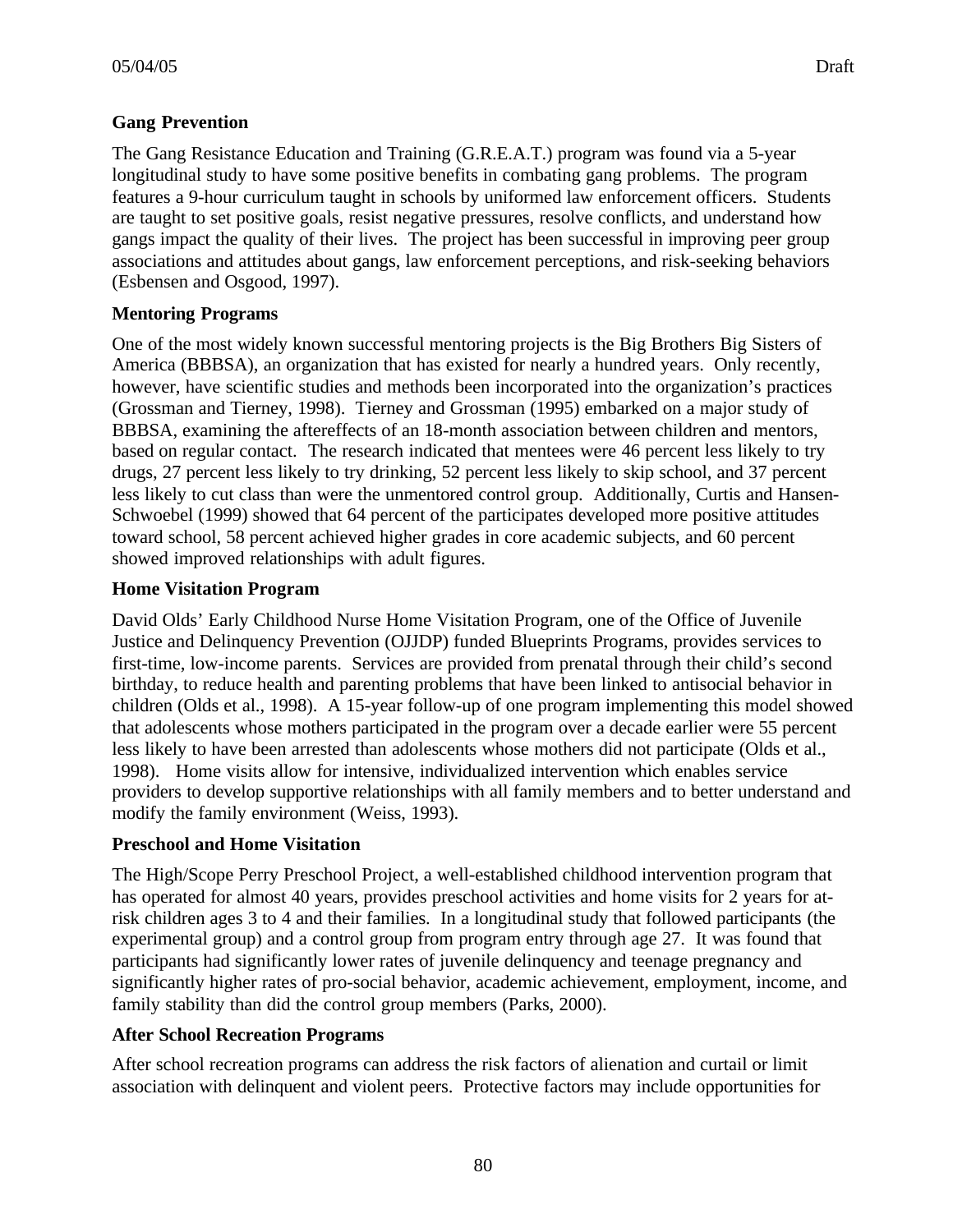**Gang Prevention**

The Gang Resistance Education and Training (G.R.E.A.T.) program was found via a 5-year longitudinal study to have some positive benefits in combating gang problems. The program features a 9-hour curriculum taught in schools by uniformed law enforcement officers. Students are taught to set positive goals, resist negative pressures, resolve conflicts, and understand how gangs impact the quality of their lives. The project has been successful in improving peer group associations and attitudes about gangs, law enforcement perceptions, and risk-seeking behaviors (Esbensen and Osgood, 1997).

**Mentoring Programs**

One of the most widely known successful mentoring projects is the Big Brothers Big Sisters of America (BBBSA), an organization that has existed for nearly a hundred years. Only recently, however, have scientific studies and methods been incorporated into the organization's practices (Grossman and Tierney, 1998). Tierney and Grossman (1995) embarked on a major study of BBBSA, examining the aftereffects of an 18-month association between children and mentors, based on regular contact. The research indicated that mentees were 46 percent less likely to try drugs, 27 percent less likely to try drinking, 52 percent less likely to skip school, and 37 percent less likely to cut class than were the unmentored control group. Additionally, Curtis and Hansen-Schwoebel (1999) showed that 64 percent of the participates developed more positive attitudes toward school, 58 percent achieved higher grades in core academic subjects, and 60 percent showed improved relationships with adult figures.

**Home Visitation Program**

David Olds' Early Childhood Nurse Home Visitation Program, one of the Office of Juvenile Justice and Delinquency Prevention (OJJDP) funded Blueprints Programs, provides services to first-time, low-income parents. Services are provided from prenatal through their child's second birthday, to reduce health and parenting problems that have been linked to antisocial behavior in children (Olds et al., 1998). A 15-year follow-up of one program implementing this model showed that adolescents whose mothers participated in the program over a decade earlier were 55 percent less likely to have been arrested than adolescents whose mothers did not participate (Olds et al., 1998). Home visits allow for intensive, individualized intervention which enables service providers to develop supportive relationships with all family members and to better understand and modify the family environment (Weiss, 1993).

**Preschool and Home Visitation**

The High/Scope Perry Preschool Project, a well-established childhood intervention program that has operated for almost 40 years, provides preschool activities and home visits for 2 years for at-risk children ages 3 to 4 and their families. In a longitudinal study that followed participants (the experimental group) and a control group from program entry through age 27. It was found that participants had significantly lower rates of juvenile delinquency and teenage pregnancy and significantly higher rates of pro-social behavior, academic achievement, employment, income, and family stability than did the control group members (Parks, 2000).

**After School Recreation Programs**

After school recreation programs can address the risk factors of alienation and curtail or limit association with delinquent and violent peers. Protective factors may include opportunities for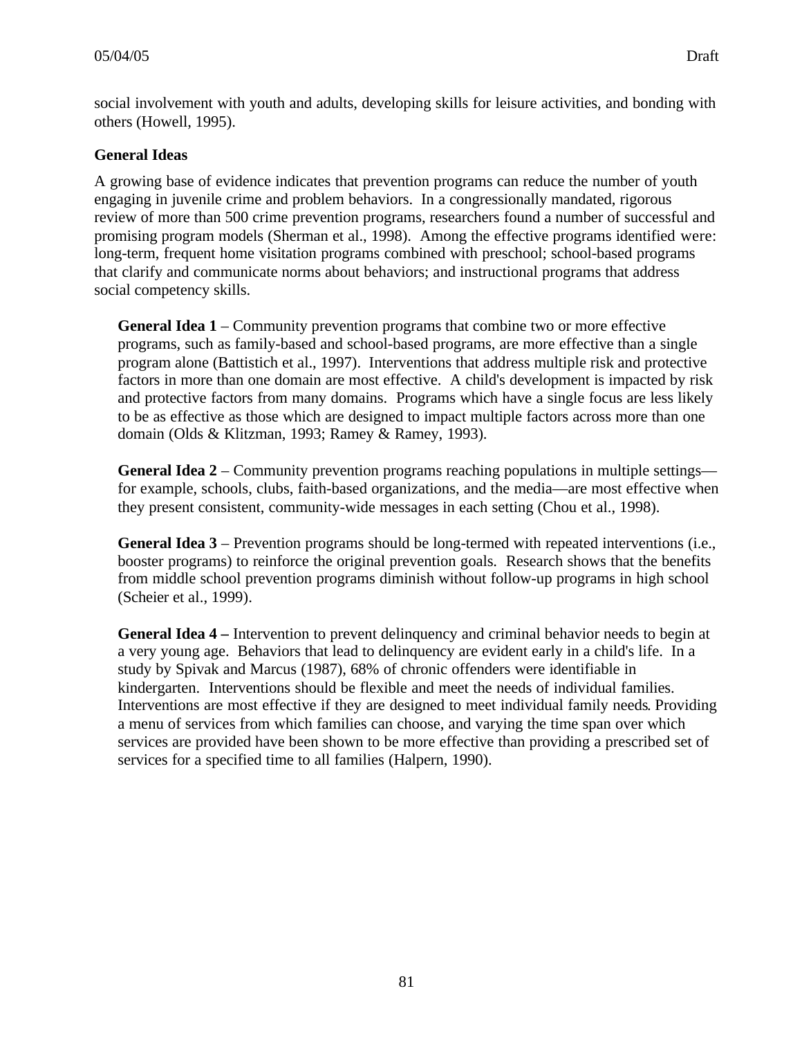social involvement with youth and adults, developing skills for leisure activities, and bonding with others (Howell, 1995).

### General Ideas

A growing base of evidence indicates that prevention programs can reduce the number of youth engaging in juvenile crime and problem behaviors. In a congressionally mandated, rigorous review of more than 500 crime prevention programs, researchers found a number of successful and promising program models (Sherman et al., 1998). Among the effective programs identified were: long-term, frequent home visitation programs combined with preschool; school-based programs that clarify and communicate norms about behaviors; and instructional programs that address social competency skills.

**General Idea 1** – Community prevention programs that combine two or more effective programs, such as family-based and school-based programs, are more effective than a single program alone (Battistich et al., 1997). Interventions that address multiple risk and protective factors in more than one domain are most effective. A child's development is impacted by risk and protective factors from many domains. Programs which have a single focus are less likely to be as effective as those which are designed to impact multiple factors across more than one domain (Olds & Klitzman, 1993; Ramey & Ramey, 1993).

**General Idea 2** – Community prevention programs reaching populations in multiple settings—for example, schools, clubs, faith-based organizations, and the media—are most effective when they present consistent, community-wide messages in each setting (Chou et al., 1998).

**General Idea 3** – Prevention programs should be long-termed with repeated interventions (i.e., booster programs) to reinforce the original prevention goals. Research shows that the benefits from middle school prevention programs diminish without follow-up programs in high school (Scheier et al., 1999).

**General Idea 4 –** Intervention to prevent delinquency and criminal behavior needs to begin at a very young age. Behaviors that lead to delinquency are evident early in a child's life. In a study by Spivak and Marcus (1987), 68% of chronic offenders were identifiable in kindergarten. Interventions should be flexible and meet the needs of individual families. Interventions are most effective if they are designed to meet individual family needs. Providing a menu of services from which families can choose, and varying the time span over which services are provided have been shown to be more effective than providing a prescribed set of services for a specified time to all families (Halpern, 1990).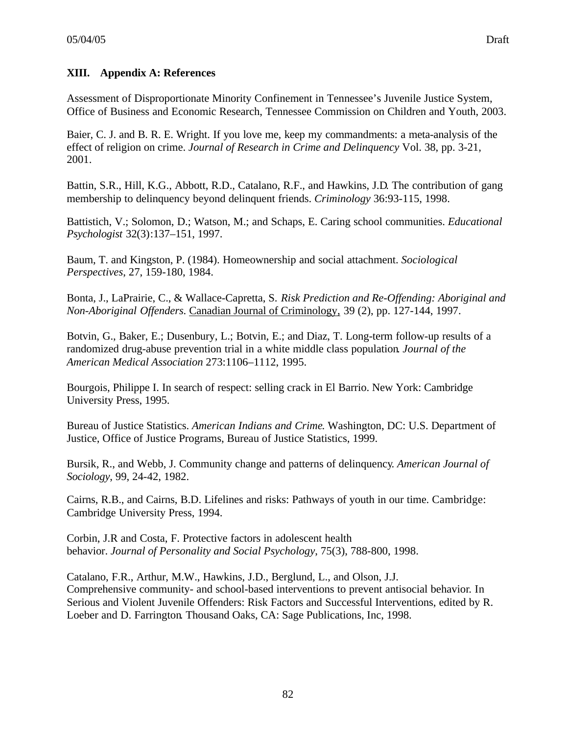## XIII. Appendix A: References

Assessment of Disproportionate Minority Confinement in Tennessee's Juvenile Justice System, Office of Business and Economic Research, Tennessee Commission on Children and Youth, 2003.

Baier, C. J. and B. R. E. Wright. If you love me, keep my commandments: a meta-analysis of the effect of religion on crime. *Journal of Research in Crime and Delinquency* Vol. 38, pp. 3-21, 2001.

Battin, S.R., Hill, K.G., Abbott, R.D., Catalano, R.F., and Hawkins, J.D. The contribution of gang membership to delinquency beyond delinquent friends. *Criminology* 36:93-115, 1998.

Battistich, V.; Solomon, D.; Watson, M.; and Schaps, E. Caring school communities. *Educational Psychologist* 32(3):137–151, 1997.

Baum, T. and Kingston, P. (1984). Homeownership and social attachment. *Sociological Perspectives*, 27, 159-180, 1984.

Bonta, J., LaPrairie, C., & Wallace-Capretta, S. *Risk Prediction and Re-Offending: Aboriginal and Non-Aboriginal Offenders.* Canadian Journal of Criminology, 39 (2), pp. 127-144, 1997.

Botvin, G., Baker, E.; Dusenbury, L.; Botvin, E.; and Diaz, T. Long-term follow-up results of a randomized drug-abuse prevention trial in a white middle class population. *Journal of the American Medical Association* 273:1106–1112, 1995.

Bourgois, Philippe I. In search of respect: selling crack in El Barrio. New York: Cambridge University Press, 1995.

Bureau of Justice Statistics. *American Indians and Crime*. Washington, DC: U.S. Department of Justice, Office of Justice Programs, Bureau of Justice Statistics, 1999.

Bursik, R., and Webb, J. Community change and patterns of delinquency. *American Journal of Sociology*, 99, 24-42, 1982.

Cairns, R.B., and Cairns, B.D. Lifelines and risks: Pathways of youth in our time. Cambridge: Cambridge University Press, 1994.

Corbin, J.R and Costa, F. Protective factors in adolescent health behavior. *Journal of Personality and Social Psychology*, 75(3), 788-800, 1998.

Catalano, F.R., Arthur, M.W., Hawkins, J.D., Berglund, L., and Olson, J.J. Comprehensive community- and school-based interventions to prevent antisocial behavior. In Serious and Violent Juvenile Offenders: Risk Factors and Successful Interventions, edited by R. Loeber and D. Farrington. Thousand Oaks, CA: Sage Publications, Inc, 1998.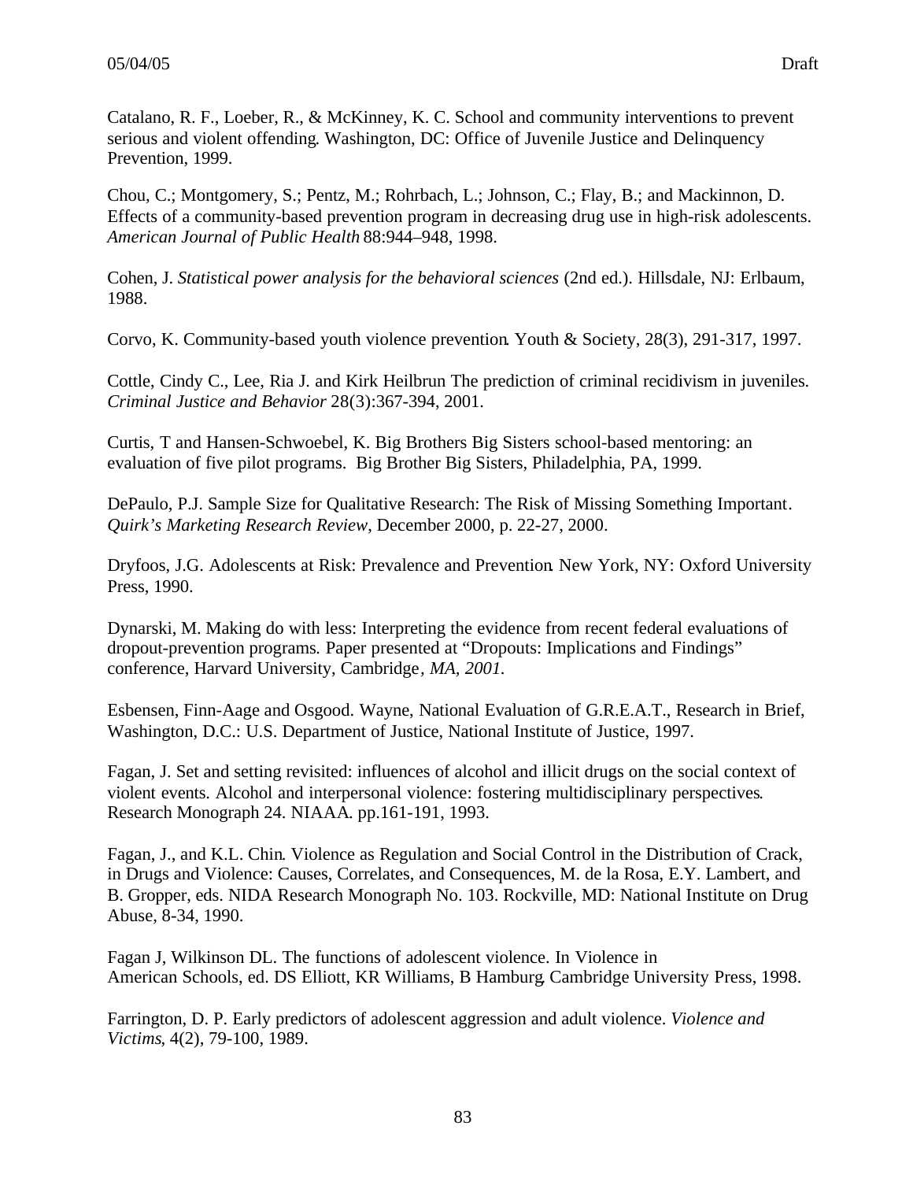Catalano, R. F., Loeber, R., & McKinney, K. C. School and community interventions to prevent serious and violent offending. Washington, DC: Office of Juvenile Justice and Delinquency Prevention, 1999.

Chou, C.; Montgomery, S.; Pentz, M.; Rohrbach, L.; Johnson, C.; Flay, B.; and Mackinnon, D. Effects of a community-based prevention program in decreasing drug use in high-risk adolescents. *American Journal of Public Health* 88:944–948, 1998.

Cohen, J. *Statistical power analysis for the behavioral sciences* (2nd ed.). Hillsdale, NJ: Erlbaum, 1988.

Corvo, K. Community-based youth violence prevention. Youth & Society, 28(3), 291-317, 1997.

Cottle, Cindy C., Lee, Ria J. and Kirk Heilbrun The prediction of criminal recidivism in juveniles. *Criminal Justice and Behavior* 28(3):367-394, 2001.

Curtis, T and Hansen-Schwoebel, K. Big Brothers Big Sisters school-based mentoring: an evaluation of five pilot programs. Big Brother Big Sisters, Philadelphia, PA, 1999.

DePaulo, P.J. Sample Size for Qualitative Research: The Risk of Missing Something Important. *Quirk's Marketing Research Review*, December 2000, p. 22-27, 2000.

Dryfoos, J.G. Adolescents at Risk: Prevalence and Prevention. New York, NY: Oxford University Press, 1990.

Dynarski, M. Making do with less: Interpreting the evidence from recent federal evaluations of dropout-prevention programs. Paper presented at "Dropouts: Implications and Findings" conference, Harvard University, Cambridge*, MA, 2001.*

Esbensen, Finn-Aage and Osgood. Wayne, National Evaluation of G.R.E.A.T., Research in Brief, Washington, D.C.: U.S. Department of Justice, National Institute of Justice, 1997.

Fagan, J. Set and setting revisited: influences of alcohol and illicit drugs on the social context of violent events. Alcohol and interpersonal violence: fostering multidisciplinary perspectives. Research Monograph 24. NIAAA. pp.161-191, 1993.

Fagan, J., and K.L. Chin. Violence as Regulation and Social Control in the Distribution of Crack, in Drugs and Violence: Causes, Correlates, and Consequences, M. de la Rosa, E.Y. Lambert, and B. Gropper, eds. NIDA Research Monograph No. 103. Rockville, MD: National Institute on Drug Abuse, 8-34, 1990.

Fagan J, Wilkinson DL. The functions of adolescent violence. In Violence in American Schools, ed. DS Elliott, KR Williams, B Hamburg. Cambridge University Press, 1998.

Farrington, D. P. Early predictors of adolescent aggression and adult violence. *Violence and Victims*, 4(2), 79-100, 1989.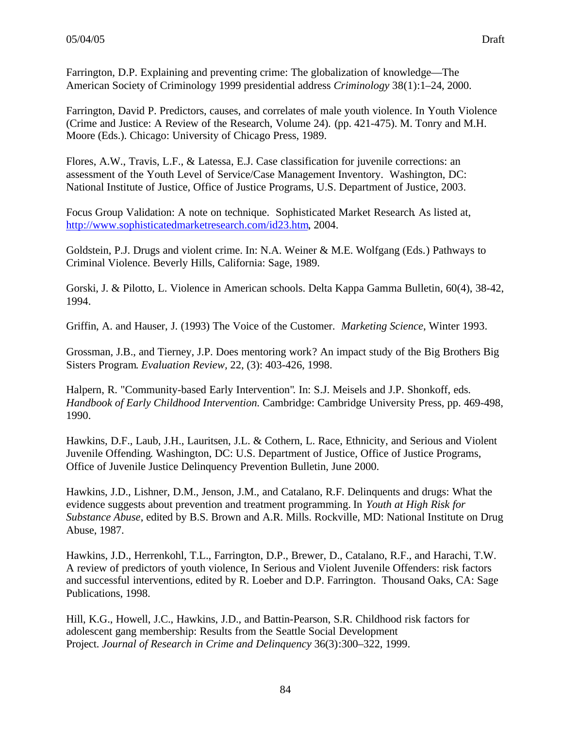Farrington, D.P. Explaining and preventing crime: The globalization of knowledge—The American Society of Criminology 1999 presidential address *Criminology* 38(1):1–24, 2000.

Farrington, David P. Predictors, causes, and correlates of male youth violence. In Youth Violence (Crime and Justice: A Review of the Research, Volume 24). (pp. 421-475). M. Tonry and M.H. Moore (Eds.). Chicago: University of Chicago Press, 1989.

Flores, A.W., Travis, L.F., & Latessa, E.J. Case classification for juvenile corrections: an assessment of the Youth Level of Service/Case Management Inventory. Washington, DC: National Institute of Justice, Office of Justice Programs, U.S. Department of Justice, 2003.

Focus Group Validation: A note on technique. Sophisticated Market Research. As listed at, http://www.sophisticatedmarketresearch.com/id23.htm, 2004.

Goldstein, P.J. Drugs and violent crime. In: N.A. Weiner & M.E. Wolfgang (Eds.) Pathways to Criminal Violence. Beverly Hills, California: Sage, 1989.

Gorski, J. & Pilotto, L. Violence in American schools. Delta Kappa Gamma Bulletin, 60(4), 38-42, 1994.

Griffin, A. and Hauser, J. (1993) The Voice of the Customer. *Marketing Science*, Winter 1993.

Grossman, J.B., and Tierney, J.P. Does mentoring work? An impact study of the Big Brothers Big Sisters Program. *Evaluation Review,* 22, (3): 403-426, 1998.

Halpern, R. "Community-based Early Intervention". In: S.J. Meisels and J.P. Shonkoff, eds. *Handbook of Early Childhood Intervention.* Cambridge: Cambridge University Press, pp. 469-498, 1990.

Hawkins, D.F., Laub, J.H., Lauritsen, J.L. & Cothern, L. Race, Ethnicity, and Serious and Violent Juvenile Offending. Washington, DC: U.S. Department of Justice, Office of Justice Programs, Office of Juvenile Justice Delinquency Prevention Bulletin, June 2000.

Hawkins, J.D., Lishner, D.M., Jenson, J.M., and Catalano, R.F. Delinquents and drugs: What the evidence suggests about prevention and treatment programming. In *Youth at High Risk for Substance Abuse*, edited by B.S. Brown and A.R. Mills. Rockville, MD: National Institute on Drug Abuse, 1987.

Hawkins, J.D., Herrenkohl, T.L., Farrington, D.P., Brewer, D., Catalano, R.F., and Harachi, T.W. A review of predictors of youth violence, In Serious and Violent Juvenile Offenders: risk factors and successful interventions, edited by R. Loeber and D.P. Farrington. Thousand Oaks, CA: Sage Publications, 1998.

Hill, K.G., Howell, J.C., Hawkins, J.D., and Battin-Pearson, S.R. Childhood risk factors for adolescent gang membership: Results from the Seattle Social Development Project. *Journal of Research in Crime and Delinquency* 36(3):300–322, 1999.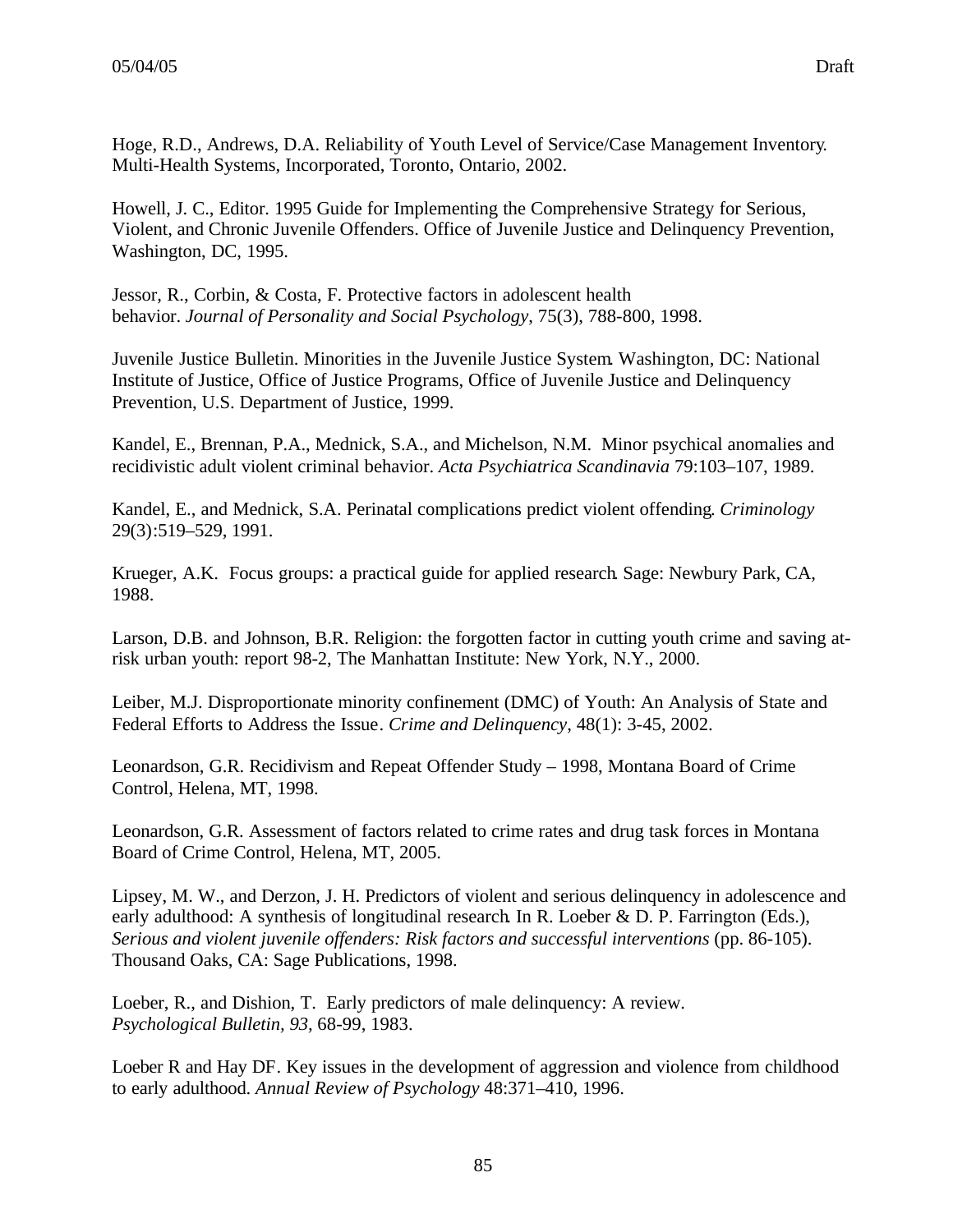Hoge, R.D., Andrews, D.A. Reliability of Youth Level of Service/Case Management Inventory. Multi-Health Systems, Incorporated, Toronto, Ontario, 2002.

Howell, J. C., Editor. 1995 Guide for Implementing the Comprehensive Strategy for Serious, Violent, and Chronic Juvenile Offenders. Office of Juvenile Justice and Delinquency Prevention, Washington, DC, 1995.

Jessor, R., Corbin, & Costa, F. Protective factors in adolescent health behavior. *Journal of Personality and Social Psychology*, 75(3), 788-800, 1998.

Juvenile Justice Bulletin. Minorities in the Juvenile Justice System. Washington, DC: National Institute of Justice, Office of Justice Programs, Office of Juvenile Justice and Delinquency Prevention, U.S. Department of Justice, 1999.

Kandel, E., Brennan, P.A., Mednick, S.A., and Michelson, N.M. Minor psychical anomalies and recidivistic adult violent criminal behavior. *Acta Psychiatrica Scandinavia* 79:103–107, 1989.

Kandel, E., and Mednick, S.A. Perinatal complications predict violent offending. *Criminology* 29(3):519–529, 1991.

Krueger, A.K. Focus groups: a practical guide for applied research. Sage: Newbury Park, CA, 1988.

Larson, D.B. and Johnson, B.R. Religion: the forgotten factor in cutting youth crime and saving at-risk urban youth: report 98-2, The Manhattan Institute: New York, N.Y., 2000.

Leiber, M.J. Disproportionate minority confinement (DMC) of Youth: An Analysis of State and Federal Efforts to Address the Issue. *Crime and Delinquency*, 48(1): 3-45, 2002.

Leonardson, G.R. Recidivism and Repeat Offender Study – 1998, Montana Board of Crime Control, Helena, MT, 1998.

Leonardson, G.R. Assessment of factors related to crime rates and drug task forces in Montana Board of Crime Control, Helena, MT, 2005.

Lipsey, M. W., and Derzon, J. H. Predictors of violent and serious delinquency in adolescence and early adulthood: A synthesis of longitudinal research. In R. Loeber & D. P. Farrington (Eds.), *Serious and violent juvenile offenders: Risk factors and successful interventions* (pp. 86-105). Thousand Oaks, CA: Sage Publications, 1998.

Loeber, R., and Dishion, T. Early predictors of male delinquency: A review. *Psychological Bulletin, 93*, 68-99, 1983.

Loeber R and Hay DF. Key issues in the development of aggression and violence from childhood to early adulthood. *Annual Review of Psychology* 48:371–410, 1996.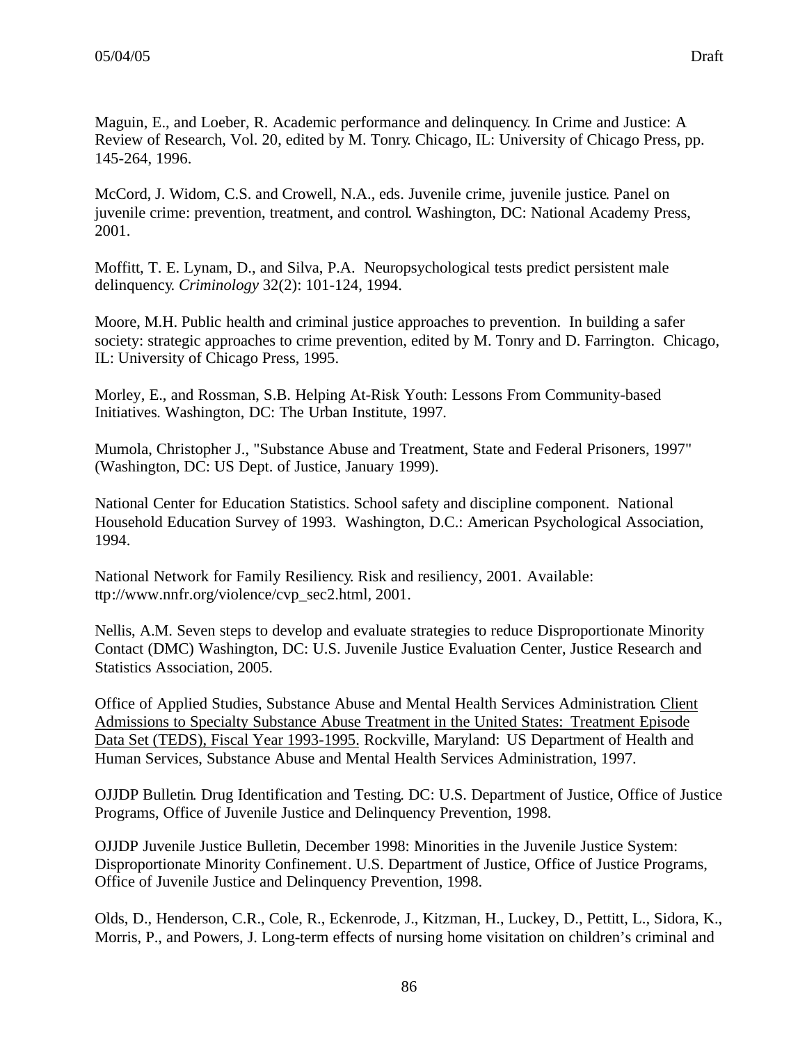Maguin, E., and Loeber, R. Academic performance and delinquency. In Crime and Justice: A Review of Research, Vol. 20, edited by M. Tonry. Chicago, IL: University of Chicago Press, pp. 145-264, 1996.

McCord, J. Widom, C.S. and Crowell, N.A., eds. Juvenile crime, juvenile justice. Panel on juvenile crime: prevention, treatment, and control. Washington, DC: National Academy Press, 2001.

Moffitt, T. E. Lynam, D., and Silva, P.A. Neuropsychological tests predict persistent male delinquency. *Criminology* 32(2): 101-124, 1994.

Moore, M.H. Public health and criminal justice approaches to prevention. In building a safer society: strategic approaches to crime prevention, edited by M. Tonry and D. Farrington. Chicago, IL: University of Chicago Press, 1995.

Morley, E., and Rossman, S.B. Helping At-Risk Youth: Lessons From Community-based Initiatives. Washington, DC: The Urban Institute, 1997.

Mumola, Christopher J., "Substance Abuse and Treatment, State and Federal Prisoners, 1997" (Washington, DC: US Dept. of Justice, January 1999).

National Center for Education Statistics. School safety and discipline component. National Household Education Survey of 1993. Washington, D.C.: American Psychological Association, 1994.

National Network for Family Resiliency. Risk and resiliency, 2001. Available: ttp://www.nnfr.org/violence/cvp_sec2.html, 2001.

Nellis, A.M. Seven steps to develop and evaluate strategies to reduce Disproportionate Minority Contact (DMC) Washington, DC: U.S. Juvenile Justice Evaluation Center, Justice Research and Statistics Association, 2005.

Office of Applied Studies, Substance Abuse and Mental Health Services Administration. <u>Client Admissions to Specialty Substance Abuse Treatment in the United States: Treatment Episode Data Set (TEDS), Fiscal Year 1993-1995.</u> Rockville, Maryland: US Department of Health and Human Services, Substance Abuse and Mental Health Services Administration, 1997.

OJJDP Bulletin. Drug Identification and Testing. DC: U.S. Department of Justice, Office of Justice Programs, Office of Juvenile Justice and Delinquency Prevention, 1998.

OJJDP Juvenile Justice Bulletin, December 1998: Minorities in the Juvenile Justice System: Disproportionate Minority Confinement. U.S. Department of Justice, Office of Justice Programs, Office of Juvenile Justice and Delinquency Prevention, 1998.

Olds, D., Henderson, C.R., Cole, R., Eckenrode, J., Kitzman, H., Luckey, D., Pettitt, L., Sidora, K., Morris, P., and Powers, J. Long-term effects of nursing home visitation on children's criminal and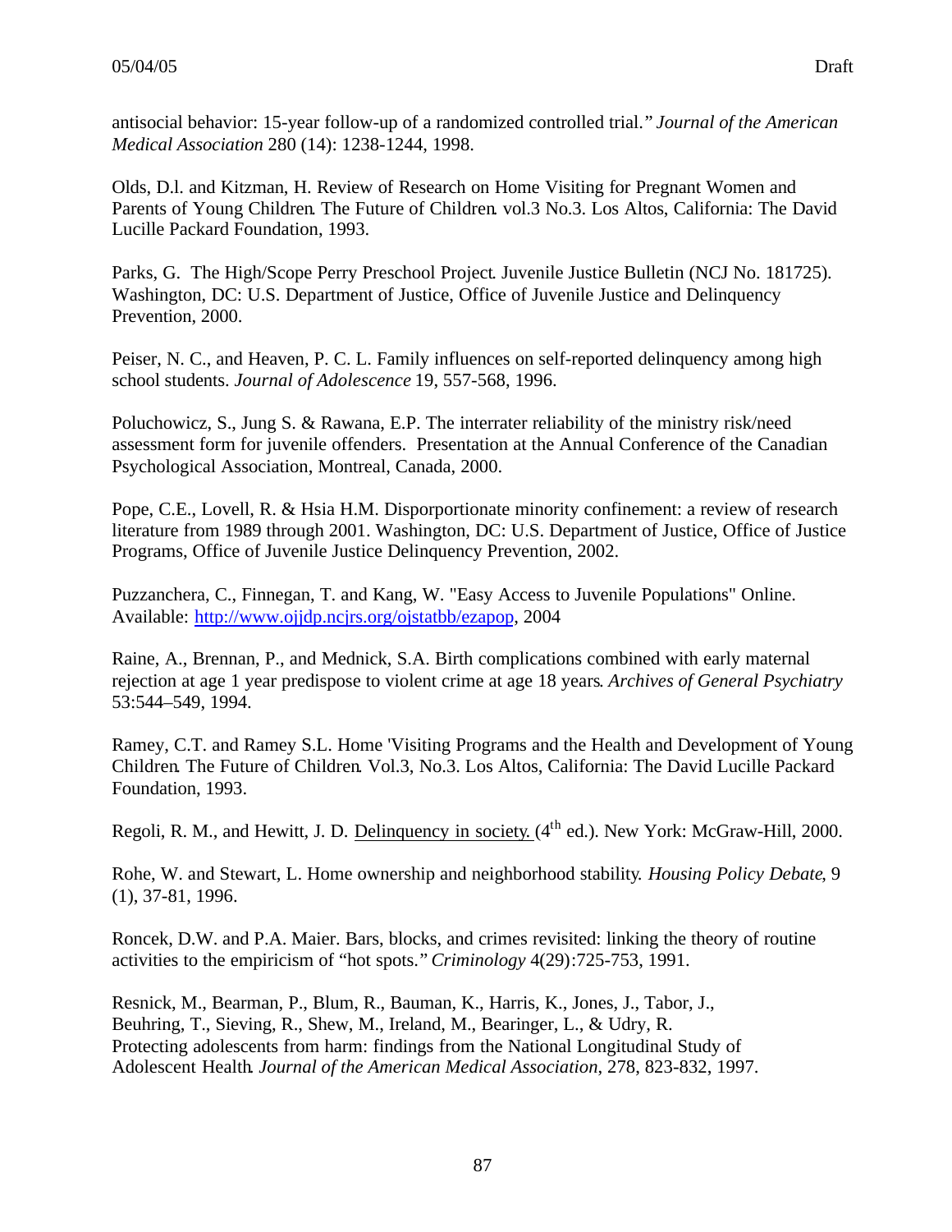antisocial behavior: 15-year follow-up of a randomized controlled trial." *Journal of the American Medical Association* 280 (14): 1238-1244, 1998.

Olds, D.l. and Kitzman, H. Review of Research on Home Visiting for Pregnant Women and Parents of Young Children. The Future of Children. vol.3 No.3. Los Altos, California: The David Lucille Packard Foundation, 1993.

Parks, G. The High/Scope Perry Preschool Project. Juvenile Justice Bulletin (NCJ No. 181725). Washington, DC: U.S. Department of Justice, Office of Juvenile Justice and Delinquency Prevention, 2000.

Peiser, N. C., and Heaven, P. C. L. Family influences on self-reported delinquency among high school students. *Journal of Adolescence* 19, 557-568, 1996.

Poluchowicz, S., Jung S. & Rawana, E.P. The interrater reliability of the ministry risk/need assessment form for juvenile offenders. Presentation at the Annual Conference of the Canadian Psychological Association, Montreal, Canada, 2000.

Pope, C.E., Lovell, R. & Hsia H.M. Disporportionate minority confinement: a review of research literature from 1989 through 2001. Washington, DC: U.S. Department of Justice, Office of Justice Programs, Office of Juvenile Justice Delinquency Prevention, 2002.

Puzzanchera, C., Finnegan, T. and Kang, W. "Easy Access to Juvenile Populations" Online. Available: http://www.ojjdp.ncjrs.org/ojstatbb/ezapop, 2004

Raine, A., Brennan, P., and Mednick, S.A. Birth complications combined with early maternal rejection at age 1 year predispose to violent crime at age 18 years. *Archives of General Psychiatry* 53:544–549, 1994.

Ramey, C.T. and Ramey S.L. Home 'Visiting Programs and the Health and Development of Young Children. The Future of Children. Vol.3, No.3. Los Altos, California: The David Lucille Packard Foundation, 1993.

Regoli, R. M., and Hewitt, J. D. Delinquency in society. (4th ed.). New York: McGraw-Hill, 2000.

Rohe, W. and Stewart, L. Home ownership and neighborhood stability. *Housing Policy Debate*, 9 (1), 37-81, 1996.

Roncek, D.W. and P.A. Maier. Bars, blocks, and crimes revisited: linking the theory of routine activities to the empiricism of "hot spots." *Criminology* 4(29):725-753, 1991.

Resnick, M., Bearman, P., Blum, R., Bauman, K., Harris, K., Jones, J., Tabor, J., Beuhring, T., Sieving, R., Shew, M., Ireland, M., Bearinger, L., & Udry, R. Protecting adolescents from harm: findings from the National Longitudinal Study of Adolescent Health. *Journal of the American Medical Association*, 278, 823-832, 1997.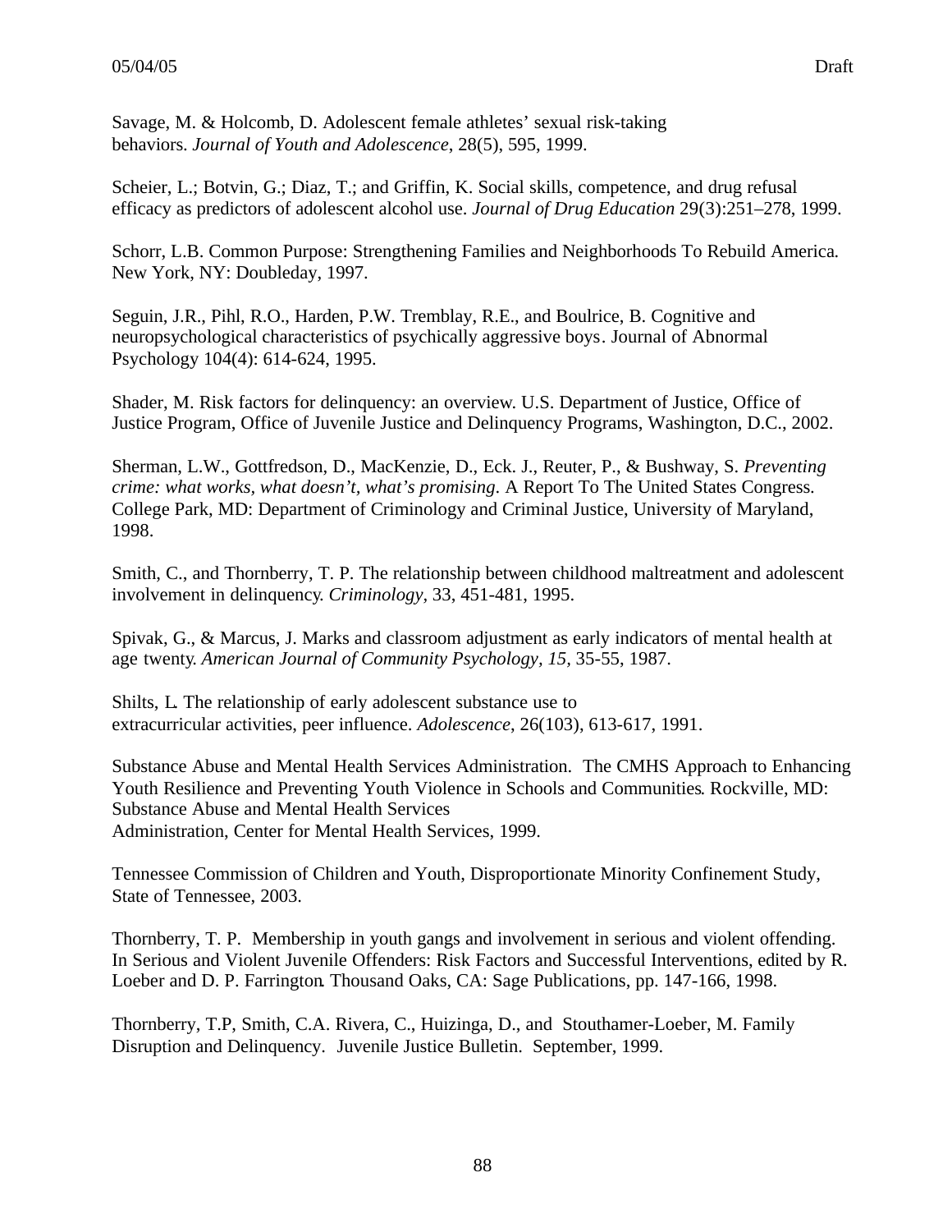Savage, M. & Holcomb, D. Adolescent female athletes' sexual risk-taking behaviors. *Journal of Youth and Adolescence*, 28(5), 595, 1999.

Scheier, L.; Botvin, G.; Diaz, T.; and Griffin, K. Social skills, competence, and drug refusal efficacy as predictors of adolescent alcohol use. *Journal of Drug Education* 29(3):251–278, 1999.

Schorr, L.B. Common Purpose: Strengthening Families and Neighborhoods To Rebuild America. New York, NY: Doubleday, 1997.

Seguin, J.R., Pihl, R.O., Harden, P.W. Tremblay, R.E., and Boulrice, B. Cognitive and neuropsychological characteristics of psychically aggressive boys. Journal of Abnormal Psychology 104(4): 614-624, 1995.

Shader, M. Risk factors for delinquency: an overview. U.S. Department of Justice, Office of Justice Program, Office of Juvenile Justice and Delinquency Programs, Washington, D.C., 2002.

Sherman, L.W., Gottfredson, D., MacKenzie, D., Eck. J., Reuter, P., & Bushway, S. *Preventing crime: what works, what doesn't, what's promising.* A Report To The United States Congress. College Park, MD: Department of Criminology and Criminal Justice, University of Maryland, 1998.

Smith, C., and Thornberry, T. P. The relationship between childhood maltreatment and adolescent involvement in delinquency. *Criminology*, 33, 451-481, 1995.

Spivak, G., & Marcus, J. Marks and classroom adjustment as early indicators of mental health at age twenty. *American Journal of Community Psychology, 15*, 35-55, 1987.

Shilts, L. The relationship of early adolescent substance use to extracurricular activities, peer influence. *Adolescence*, 26(103), 613-617, 1991.

Substance Abuse and Mental Health Services Administration. The CMHS Approach to Enhancing Youth Resilience and Preventing Youth Violence in Schools and Communities. Rockville, MD: Substance Abuse and Mental Health Services Administration, Center for Mental Health Services, 1999.

Tennessee Commission of Children and Youth, Disproportionate Minority Confinement Study, State of Tennessee, 2003.

Thornberry, T. P. Membership in youth gangs and involvement in serious and violent offending. In Serious and Violent Juvenile Offenders: Risk Factors and Successful Interventions, edited by R. Loeber and D. P. Farrington. Thousand Oaks, CA: Sage Publications, pp. 147-166, 1998.

Thornberry, T.P, Smith, C.A. Rivera, C., Huizinga, D., and Stouthamer-Loeber, M. Family Disruption and Delinquency. Juvenile Justice Bulletin. September, 1999.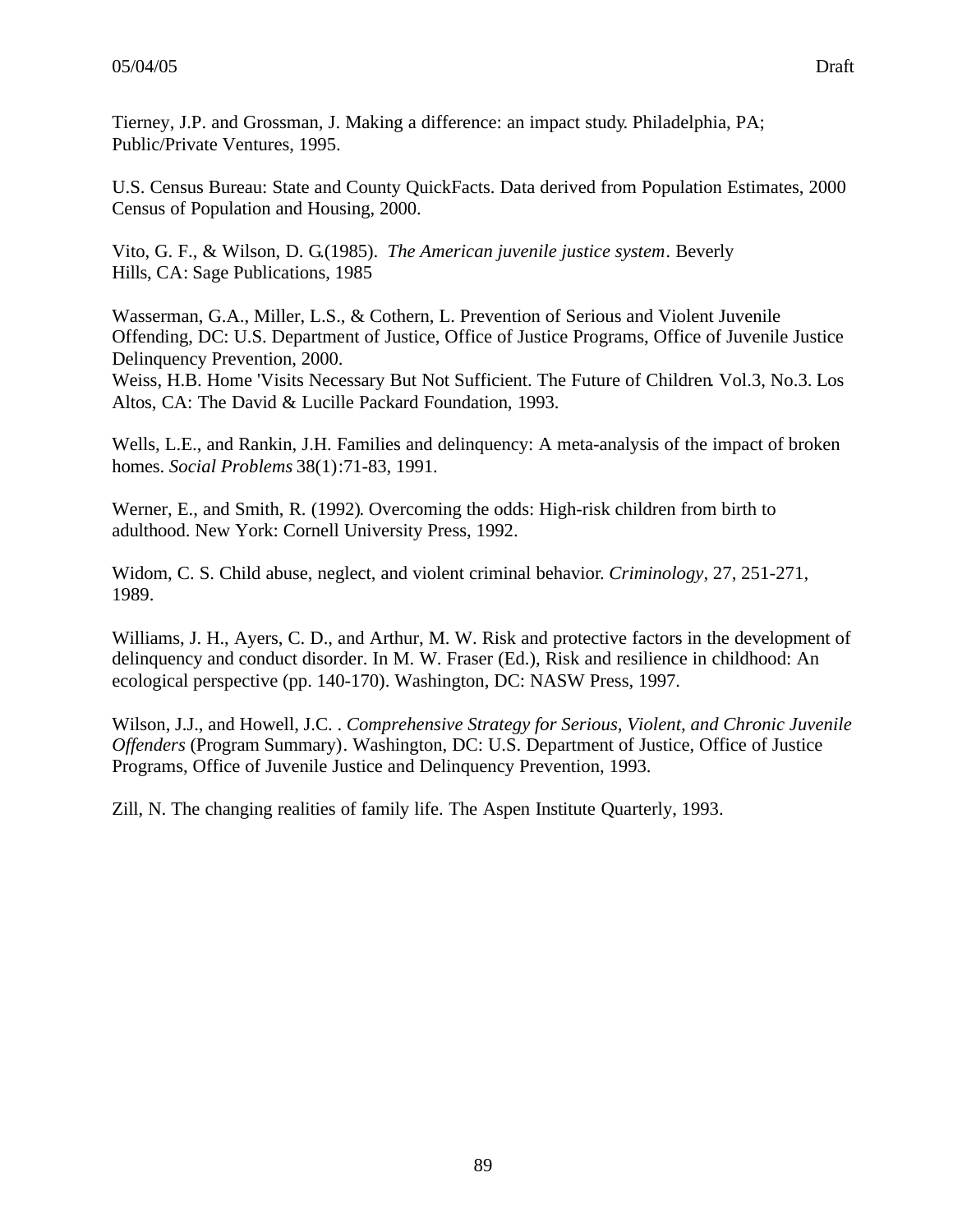Tierney, J.P. and Grossman, J. Making a difference: an impact study. Philadelphia, PA; Public/Private Ventures, 1995.

U.S. Census Bureau: State and County QuickFacts. Data derived from Population Estimates, 2000 Census of Population and Housing, 2000.

Vito, G. F., & Wilson, D. G.(1985). *The American juvenile justice system*. Beverly Hills, CA: Sage Publications, 1985

Wasserman, G.A., Miller, L.S., & Cothern, L. Prevention of Serious and Violent Juvenile Offending, DC: U.S. Department of Justice, Office of Justice Programs, Office of Juvenile Justice Delinquency Prevention, 2000.

Weiss, H.B. Home 'Visits Necessary But Not Sufficient. The Future of Children. Vol.3, No.3. Los Altos, CA: The David & Lucille Packard Foundation, 1993.

Wells, L.E., and Rankin, J.H. Families and delinquency: A meta-analysis of the impact of broken homes. *Social Problems* 38(1):71-83, 1991.

Werner, E., and Smith, R. (1992). Overcoming the odds: High-risk children from birth to adulthood. New York: Cornell University Press, 1992.

Widom, C. S. Child abuse, neglect, and violent criminal behavior. *Criminology,* 27, 251-271, 1989.

Williams, J. H., Ayers, C. D., and Arthur, M. W. Risk and protective factors in the development of delinquency and conduct disorder. In M. W. Fraser (Ed.), Risk and resilience in childhood: An ecological perspective (pp. 140-170). Washington, DC: NASW Press, 1997.

Wilson, J.J., and Howell, J.C. . *Comprehensive Strategy for Serious, Violent, and Chronic Juvenile Offenders* (Program Summary). Washington, DC: U.S. Department of Justice, Office of Justice Programs, Office of Juvenile Justice and Delinquency Prevention, 1993.

Zill, N. The changing realities of family life. The Aspen Institute Quarterly, 1993.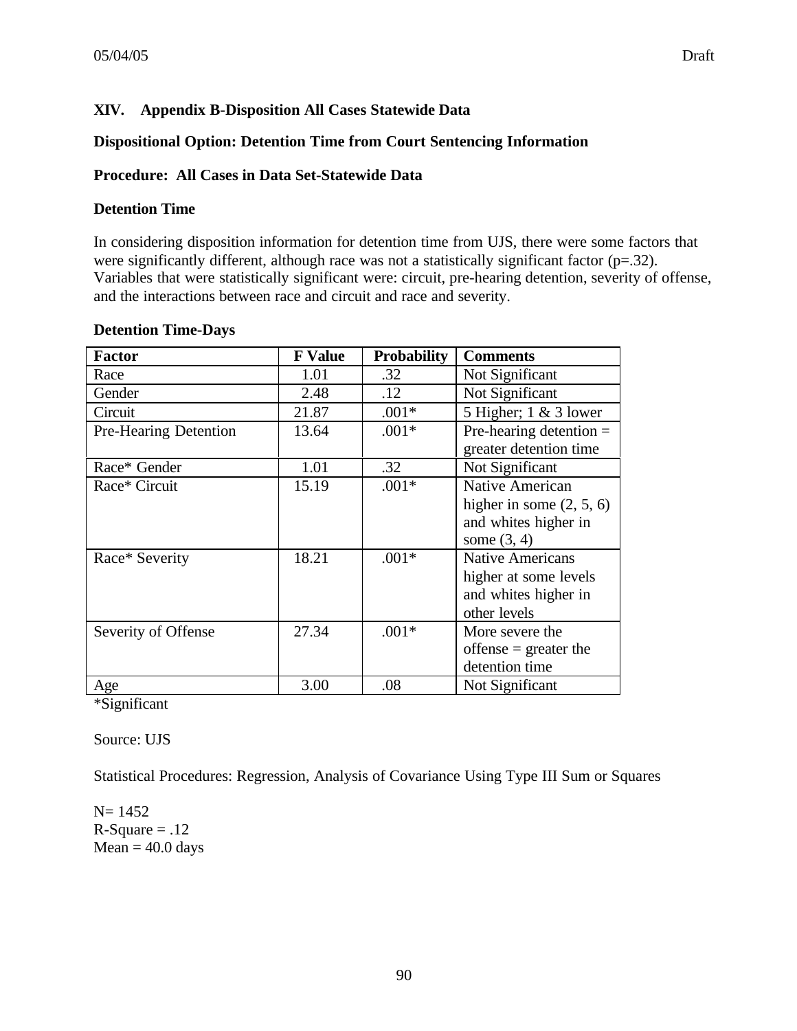## XIV. Appendix B-Disposition All Cases Statewide Data

**Dispositional Option: Detention Time from Court Sentencing Information**

**Procedure: All Cases in Data Set-Statewide Data**

**Detention Time**

In considering disposition information for detention time from UJS, there were some factors that were significantly different, although race was not a statistically significant factor (p=.32). Variables that were statistically significant were: circuit, pre-hearing detention, severity of offense, and the interactions between race and circuit and race and severity.

**Detention Time-Days**

| Factor | F Value | Probability | Comments |
|---|---|---|---|
| Race | 1.01 | .32 | Not Significant |
| Gender | 2.48 | .12 | Not Significant |
| Circuit | 21.87 | .001* | 5 Higher; 1 & 3 lower |
| Pre-Hearing Detention | 13.64 | .001* | Pre-hearing detention = greater detention time |
| Race* Gender | 1.01 | .32 | Not Significant |
| Race* Circuit | 15.19 | .001* | Native American higher in some (2, 5, 6) and whites higher in some (3, 4) |
| Race* Severity | 18.21 | .001* | Native Americans higher at some levels and whites higher in other levels |
| Severity of Offense | 27.34 | .001* | More severe the offense = greater the detention time |
| Age | 3.00 | .08 | Not Significant |

*Significant

Source: UJS

Statistical Procedures: Regression, Analysis of Covariance Using Type III Sum or Squares

N= 1452
R-Square = .12
Mean = 40.0 days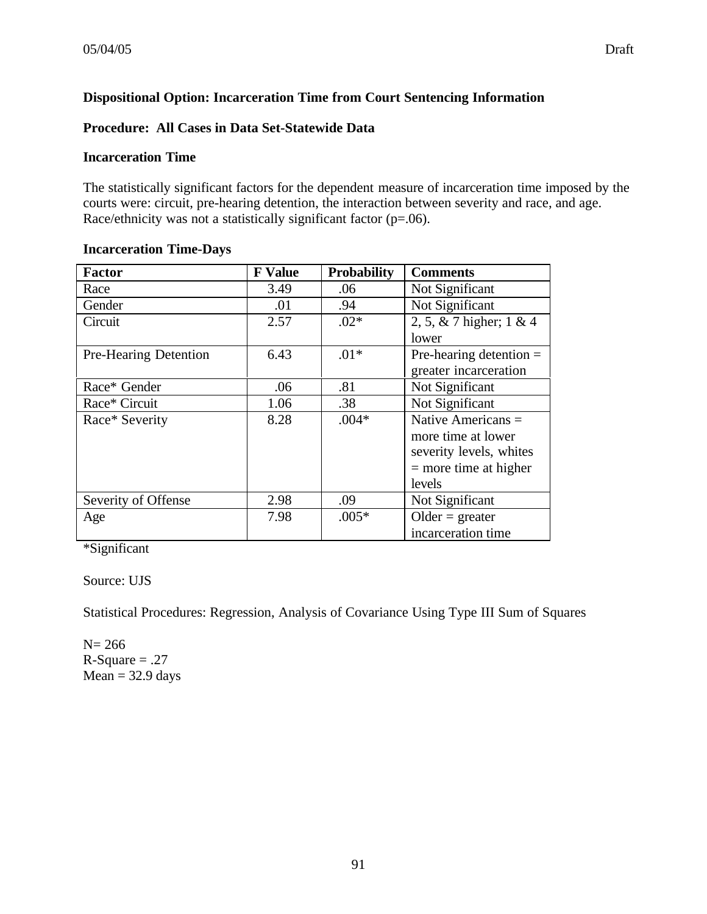### Dispositional Option: Incarceration Time from Court Sentencing Information

### Procedure: All Cases in Data Set-Statewide Data

### Incarceration Time

The statistically significant factors for the dependent measure of incarceration time imposed by the courts were: circuit, pre-hearing detention, the interaction between severity and race, and age. Race/ethnicity was not a statistically significant factor (p=.06).

**Incarceration Time-Days**

| Factor | F Value | Probability | Comments |
|---|---|---|---|
| Race | 3.49 | .06 | Not Significant |
| Gender | .01 | .94 | Not Significant |
| Circuit | 2.57 | .02* | 2, 5, & 7 higher; 1 & 4 lower |
| Pre-Hearing Detention | 6.43 | .01* | Pre-hearing detention = greater incarceration |
| Race* Gender | .06 | .81 | Not Significant |
| Race* Circuit | 1.06 | .38 | Not Significant |
| Race* Severity | 8.28 | .004* | Native Americans = more time at lower severity levels, whites = more time at higher levels |
| Severity of Offense | 2.98 | .09 | Not Significant |
| Age | 7.98 | .005* | Older = greater incarceration time |

*Significant

Source: UJS

Statistical Procedures: Regression, Analysis of Covariance Using Type III Sum of Squares

N= 266
R-Square = .27
Mean = 32.9 days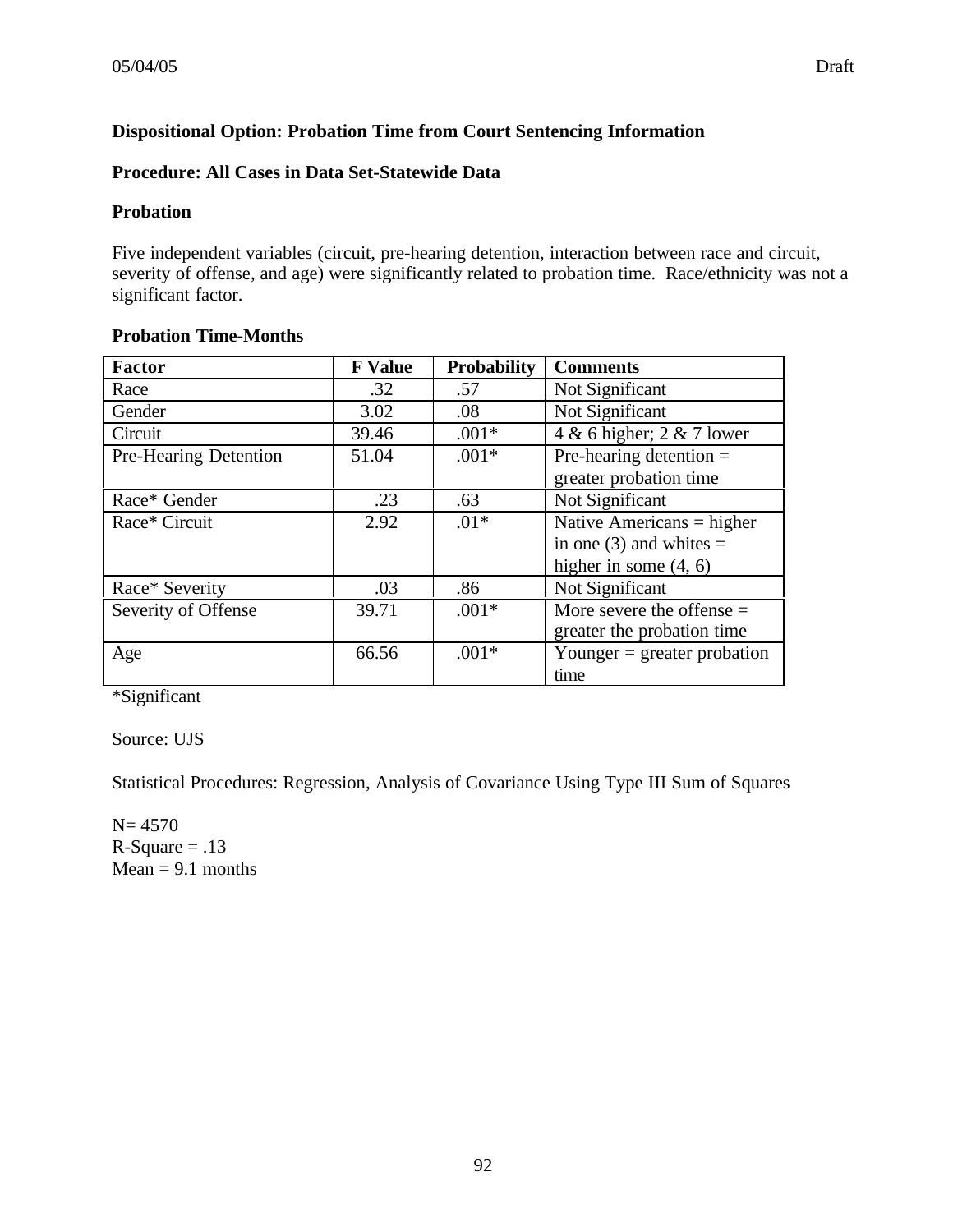**Dispositional Option: Probation Time from Court Sentencing Information**

**Procedure: All Cases in Data Set-Statewide Data**

**Probation**

Five independent variables (circuit, pre-hearing detention, interaction between race and circuit, severity of offense, and age) were significantly related to probation time. Race/ethnicity was not a significant factor.

**Probation Time-Months**

| Factor | F Value | Probability | Comments |
|---|---|---|---|
| Race | .32 | .57 | Not Significant |
| Gender | 3.02 | .08 | Not Significant |
| Circuit | 39.46 | .001* | 4 & 6 higher; 2 & 7 lower |
| Pre-Hearing Detention | 51.04 | .001* | Pre-hearing detention = greater probation time |
| Race* Gender | .23 | .63 | Not Significant |
| Race* Circuit | 2.92 | .01* | Native Americans = higher in one (3) and whites = higher in some (4, 6) |
| Race* Severity | .03 | .86 | Not Significant |
| Severity of Offense | 39.71 | .001* | More severe the offense = greater the probation time |
| Age | 66.56 | .001* | Younger = greater probation time |

*Significant

Source: UJS

Statistical Procedures: Regression, Analysis of Covariance Using Type III Sum of Squares

N= 4570
R-Square = .13
Mean = 9.1 months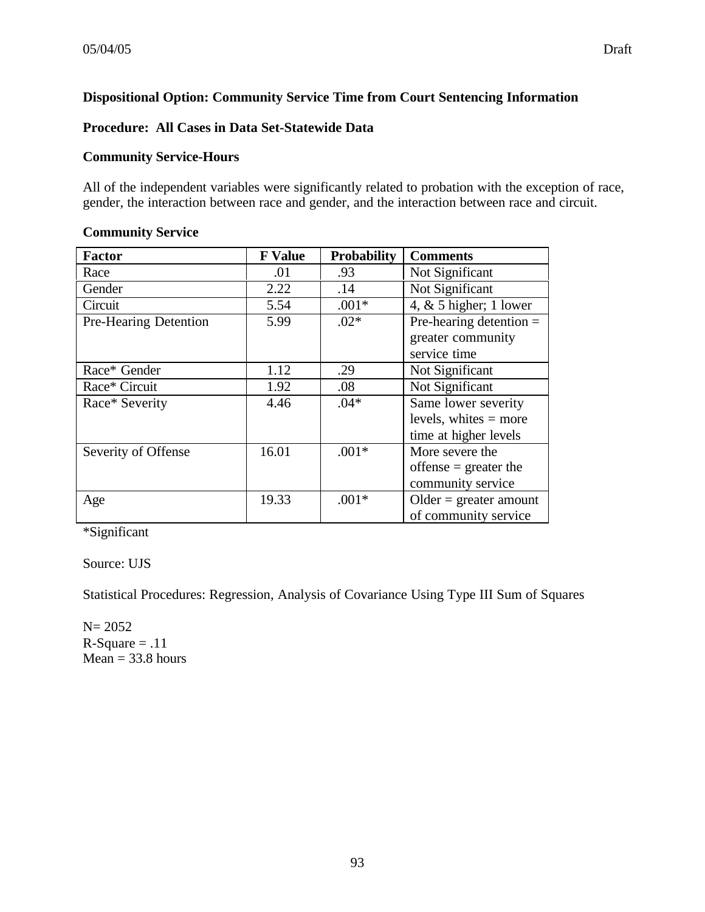**Dispositional Option: Community Service Time from Court Sentencing Information**

**Procedure: All Cases in Data Set-Statewide Data**

**Community Service-Hours**

All of the independent variables were significantly related to probation with the exception of race, gender, the interaction between race and gender, and the interaction between race and circuit.

**Community Service**

| Factor | F Value | Probability | Comments |
|---|---|---|---|
| Race | .01 | .93 | Not Significant |
| Gender | 2.22 | .14 | Not Significant |
| Circuit | 5.54 | .001* | 4, & 5 higher; 1 lower |
| Pre-Hearing Detention | 5.99 | .02* | Pre-hearing detention = greater community service time |
| Race* Gender | 1.12 | .29 | Not Significant |
| Race* Circuit | 1.92 | .08 | Not Significant |
| Race* Severity | 4.46 | .04* | Same lower severity levels, whites = more time at higher levels |
| Severity of Offense | 16.01 | .001* | More severe the offense = greater the community service |
| Age | 19.33 | .001* | Older = greater amount of community service |

*Significant

Source: UJS

Statistical Procedures: Regression, Analysis of Covariance Using Type III Sum of Squares

N= 2052
R-Square = .11
Mean = 33.8 hours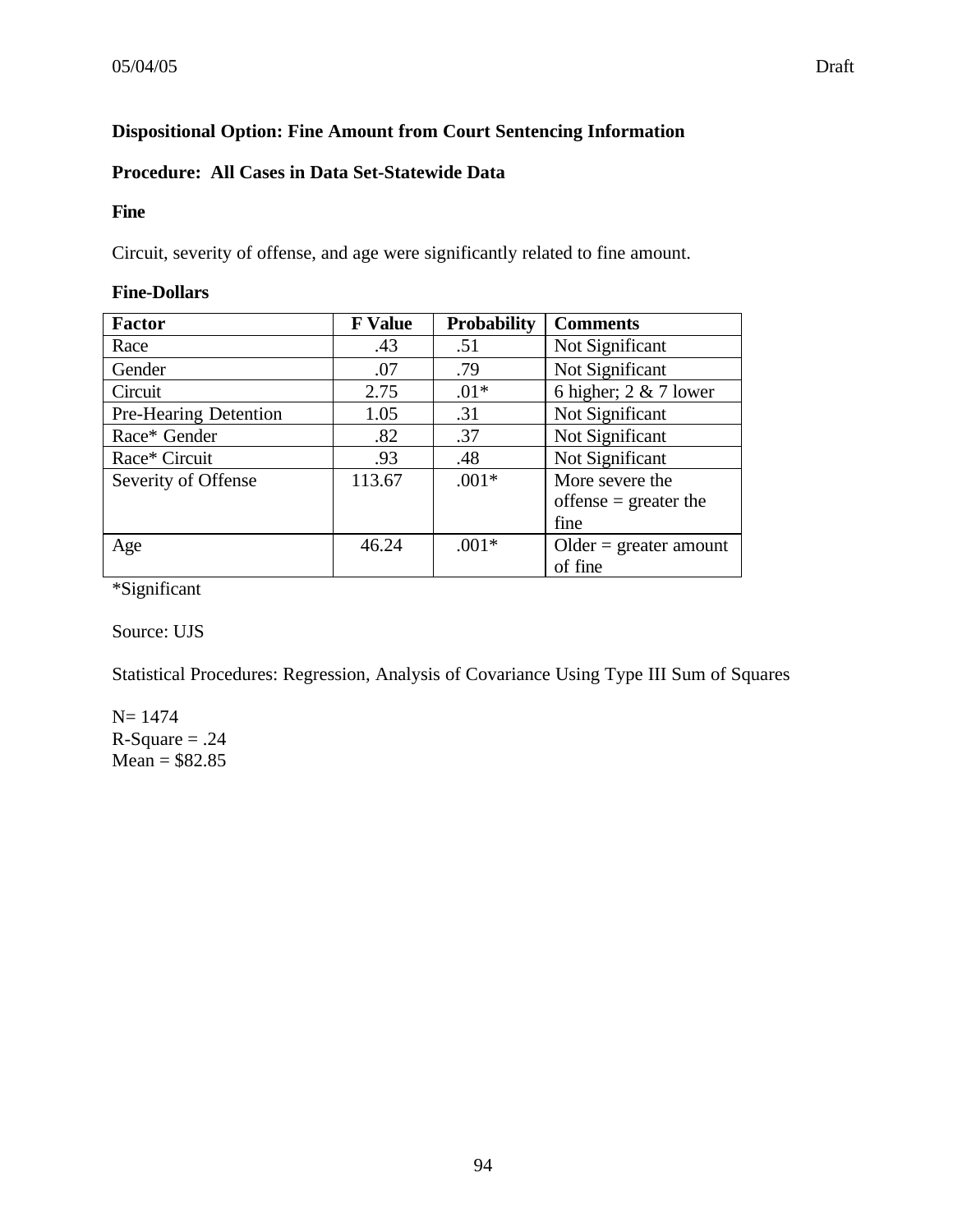**Dispositional Option: Fine Amount from Court Sentencing Information**

**Procedure: All Cases in Data Set-Statewide Data**

**Fine**

Circuit, severity of offense, and age were significantly related to fine amount.

**Fine-Dollars**

| Factor | F Value | Probability | Comments |
|---|---|---|---|
| Race | .43 | .51 | Not Significant |
| Gender | .07 | .79 | Not Significant |
| Circuit | 2.75 | .01* | 6 higher; 2 & 7 lower |
| Pre-Hearing Detention | 1.05 | .31 | Not Significant |
| Race* Gender | .82 | .37 | Not Significant |
| Race* Circuit | .93 | .48 | Not Significant |
| Severity of Offense | 113.67 | .001* | More severe the offense = greater the fine |
| Age | 46.24 | .001* | Older = greater amount of fine |

*Significant

Source: UJS

Statistical Procedures: Regression, Analysis of Covariance Using Type III Sum of Squares

N= 1474
R-Square = .24
Mean = $82.85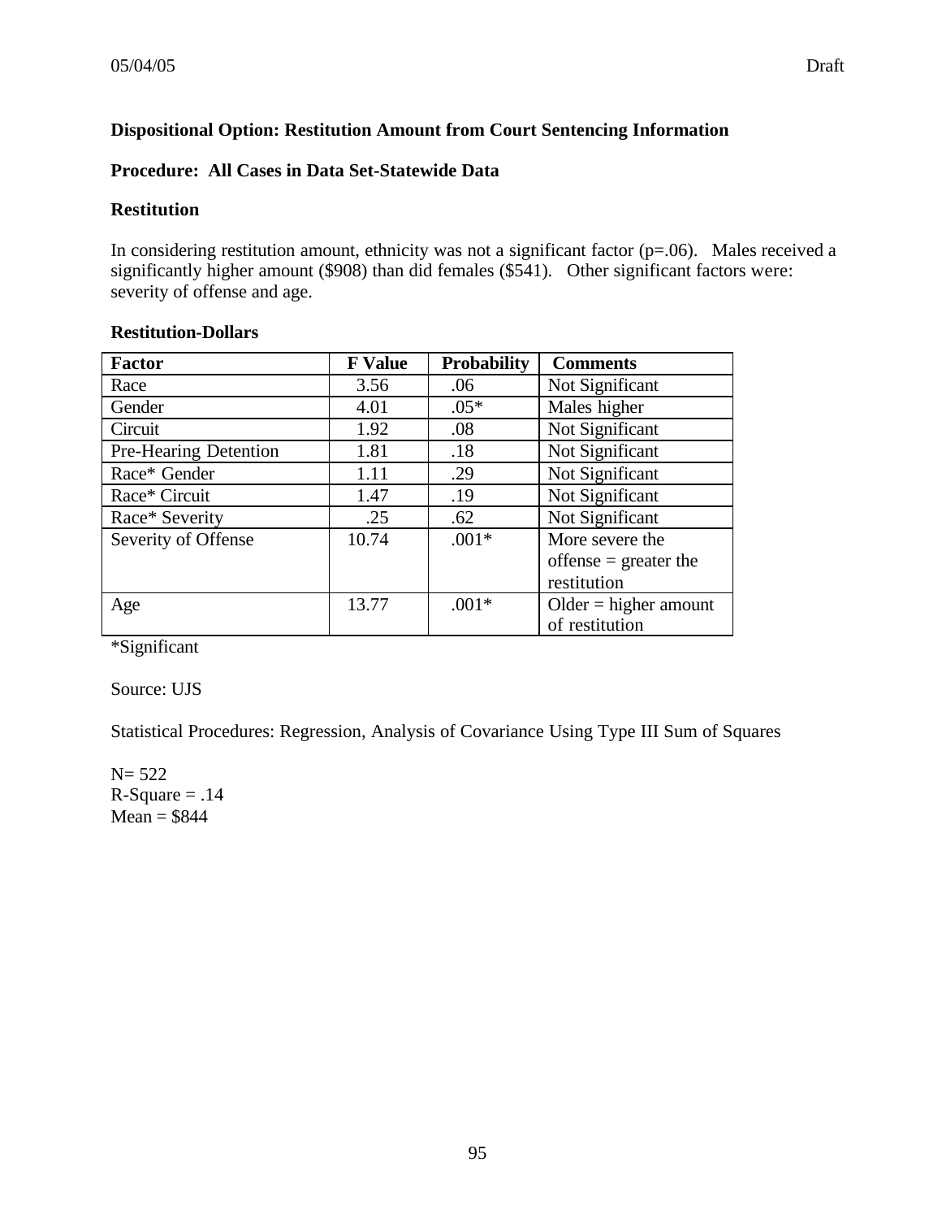**Dispositional Option: Restitution Amount from Court Sentencing Information**

**Procedure: All Cases in Data Set-Statewide Data**

**Restitution**

In considering restitution amount, ethnicity was not a significant factor (p=.06). Males received a significantly higher amount ($908) than did females ($541). Other significant factors were: severity of offense and age.

**Restitution-Dollars**

| Factor | F Value | Probability | Comments |
|---|---|---|---|
| Race | 3.56 | .06 | Not Significant |
| Gender | 4.01 | .05* | Males higher |
| Circuit | 1.92 | .08 | Not Significant |
| Pre-Hearing Detention | 1.81 | .18 | Not Significant |
| Race* Gender | 1.11 | .29 | Not Significant |
| Race* Circuit | 1.47 | .19 | Not Significant |
| Race* Severity | .25 | .62 | Not Significant |
| Severity of Offense | 10.74 | .001* | More severe the offense = greater the restitution |
| Age | 13.77 | .001* | Older = higher amount of restitution |

*Significant

Source: UJS

Statistical Procedures: Regression, Analysis of Covariance Using Type III Sum of Squares

N= 522
R-Square = .14
Mean = $844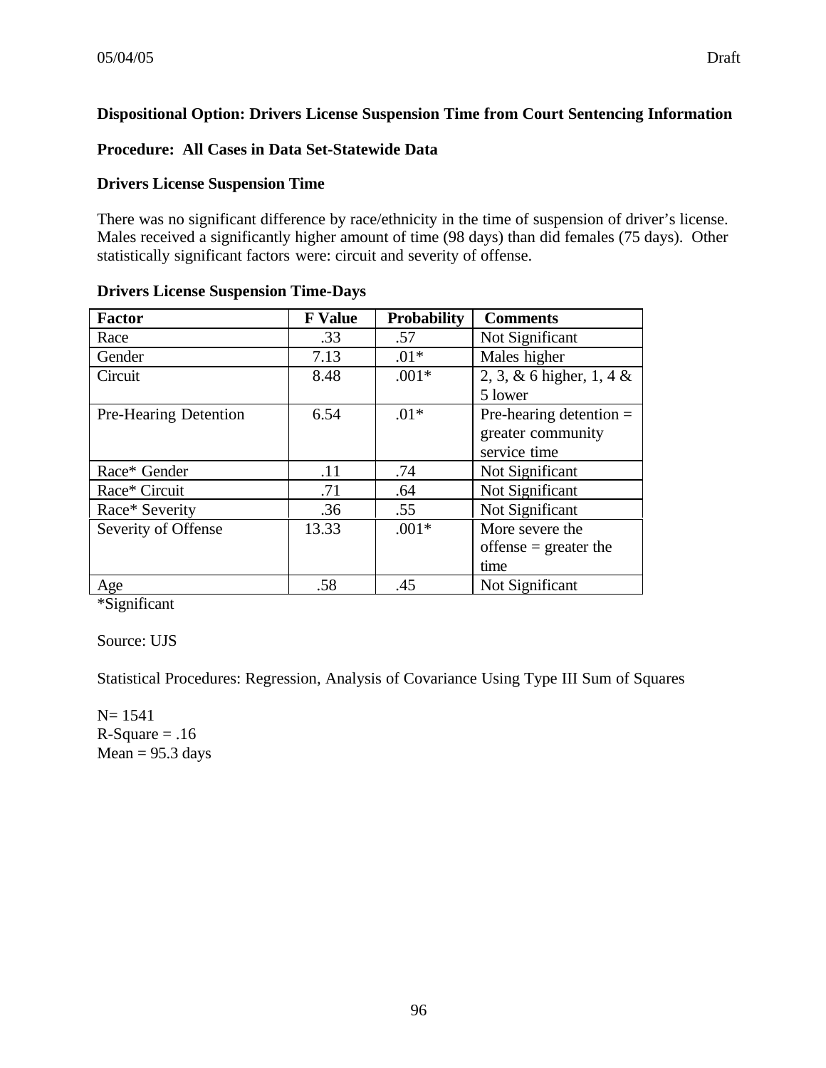**Dispositional Option: Drivers License Suspension Time from Court Sentencing Information**

**Procedure: All Cases in Data Set-Statewide Data**

**Drivers License Suspension Time**

There was no significant difference by race/ethnicity in the time of suspension of driver's license. Males received a significantly higher amount of time (98 days) than did females (75 days). Other statistically significant factors were: circuit and severity of offense.

**Drivers License Suspension Time-Days**

| Factor | F Value | Probability | Comments |
|---|---|---|---|
| Race | .33 | .57 | Not Significant |
| Gender | 7.13 | .01* | Males higher |
| Circuit | 8.48 | .001* | 2, 3, & 6 higher, 1, 4 & 5 lower |
| Pre-Hearing Detention | 6.54 | .01* | Pre-hearing detention = greater community service time |
| Race* Gender | .11 | .74 | Not Significant |
| Race* Circuit | .71 | .64 | Not Significant |
| Race* Severity | .36 | .55 | Not Significant |
| Severity of Offense | 13.33 | .001* | More severe the offense = greater the time |
| Age | .58 | .45 | Not Significant |

*Significant

Source: UJS

Statistical Procedures: Regression, Analysis of Covariance Using Type III Sum of Squares

N= 1541
R-Square = .16
Mean = 95.3 days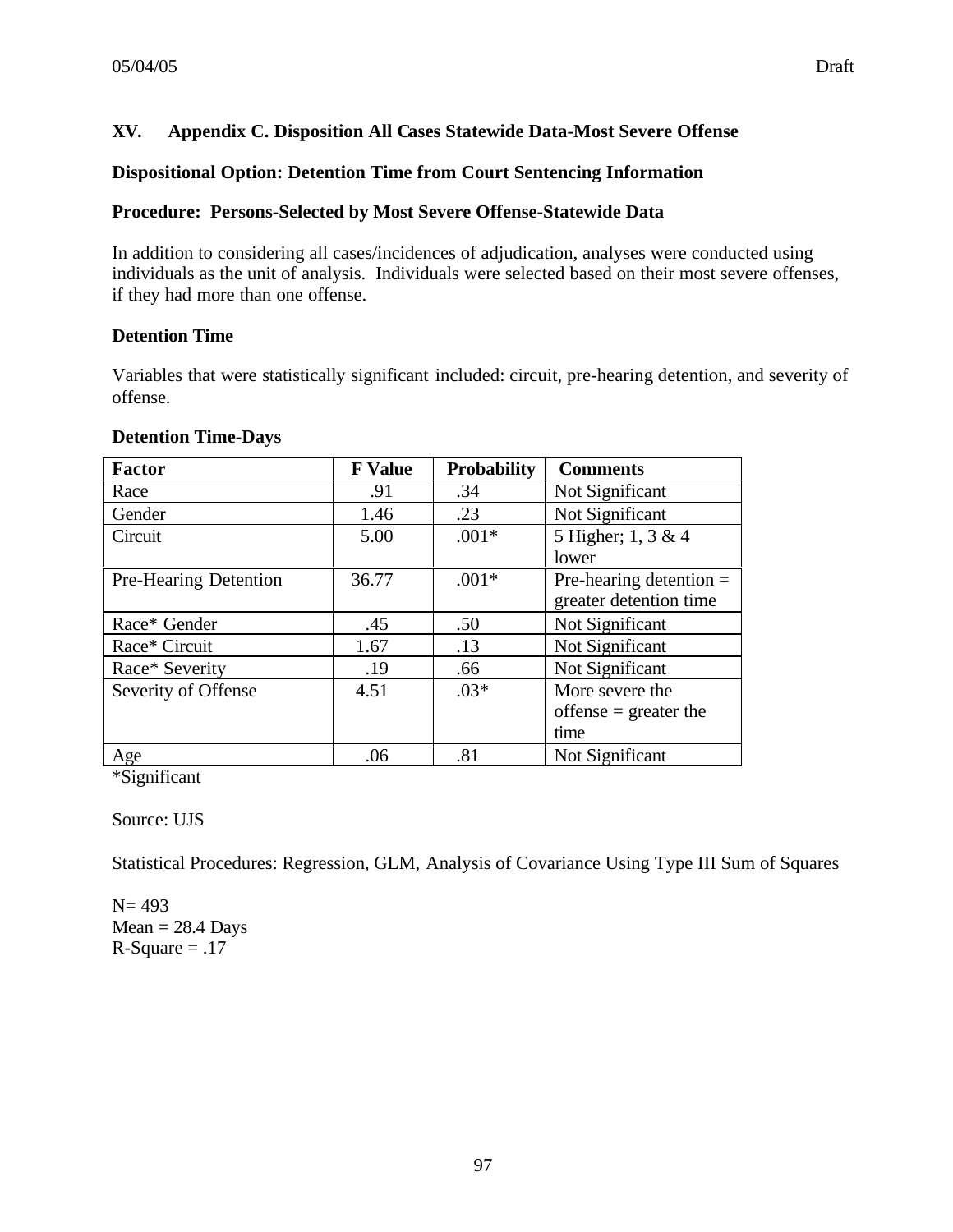## XV. Appendix C. Disposition All Cases Statewide Data-Most Severe Offense

**Dispositional Option: Detention Time from Court Sentencing Information**

**Procedure: Persons-Selected by Most Severe Offense-Statewide Data**

In addition to considering all cases/incidences of adjudication, analyses were conducted using individuals as the unit of analysis. Individuals were selected based on their most severe offenses, if they had more than one offense.

**Detention Time**

Variables that were statistically significant included: circuit, pre-hearing detention, and severity of offense.

**Detention Time-Days**

| Factor | F Value | Probability | Comments |
|---|---|---|---|
| Race | .91 | .34 | Not Significant |
| Gender | 1.46 | .23 | Not Significant |
| Circuit | 5.00 | .001* | 5 Higher; 1, 3 & 4 lower |
| Pre-Hearing Detention | 36.77 | .001* | Pre-hearing detention = greater detention time |
| Race* Gender | .45 | .50 | Not Significant |
| Race* Circuit | 1.67 | .13 | Not Significant |
| Race* Severity | .19 | .66 | Not Significant |
| Severity of Offense | 4.51 | .03* | More severe the offense = greater the time |
| Age | .06 | .81 | Not Significant |

*Significant

Source: UJS

Statistical Procedures: Regression, GLM, Analysis of Covariance Using Type III Sum of Squares

N= 493
Mean = 28.4 Days
R-Square = .17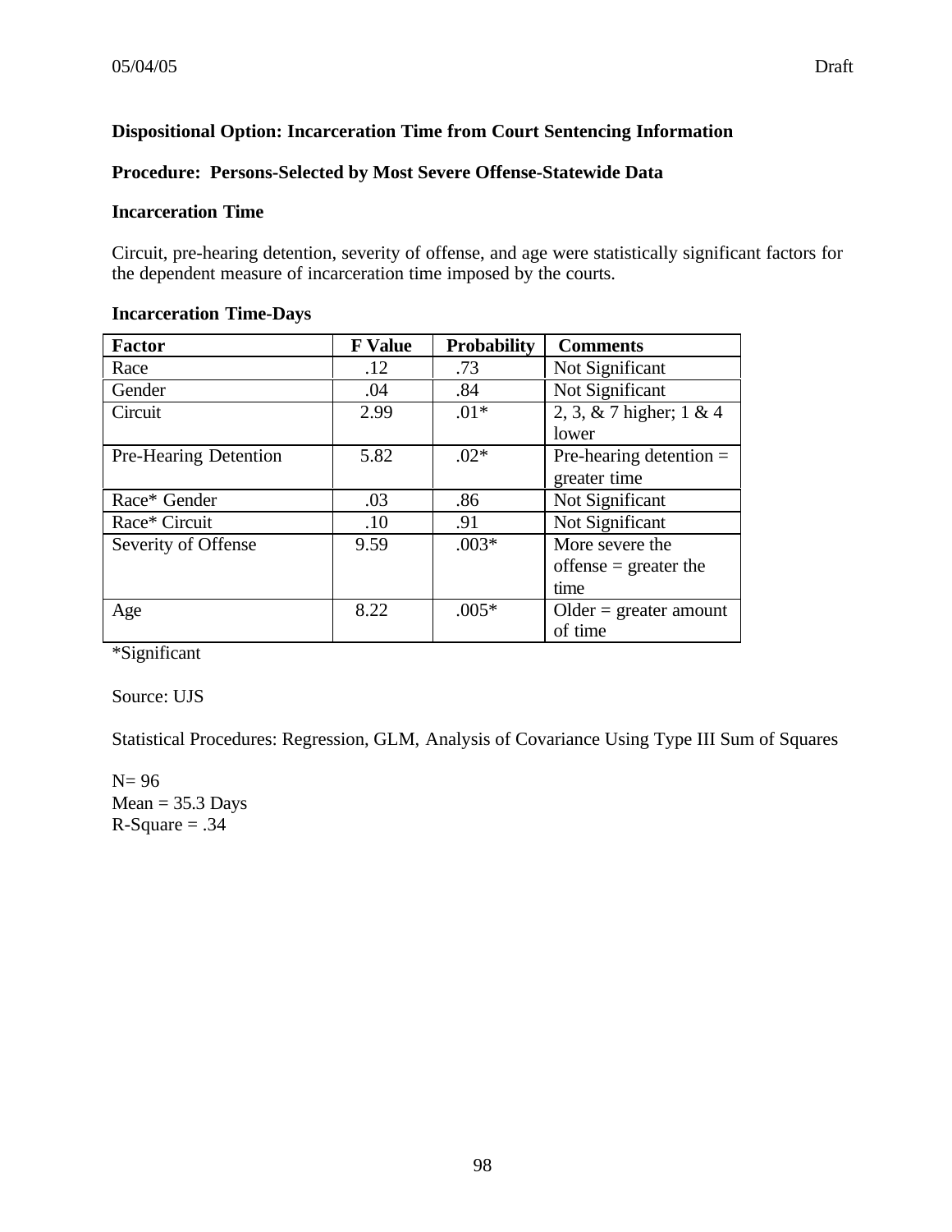**Dispositional Option: Incarceration Time from Court Sentencing Information**

**Procedure: Persons-Selected by Most Severe Offense-Statewide Data**

**Incarceration Time**

Circuit, pre-hearing detention, severity of offense, and age were statistically significant factors for the dependent measure of incarceration time imposed by the courts.

**Incarceration Time-Days**

| Factor | F Value | Probability | Comments |
|---|---|---|---|
| Race | .12 | .73 | Not Significant |
| Gender | .04 | .84 | Not Significant |
| Circuit | 2.99 | .01* | 2, 3, & 7 higher; 1 & 4 lower |
| Pre-Hearing Detention | 5.82 | .02* | Pre-hearing detention = greater time |
| Race* Gender | .03 | .86 | Not Significant |
| Race* Circuit | .10 | .91 | Not Significant |
| Severity of Offense | 9.59 | .003* | More severe the offense = greater the time |
| Age | 8.22 | .005* | Older = greater amount of time |

*Significant

Source: UJS

Statistical Procedures: Regression, GLM, Analysis of Covariance Using Type III Sum of Squares

N= 96
Mean = 35.3 Days
R-Square = .34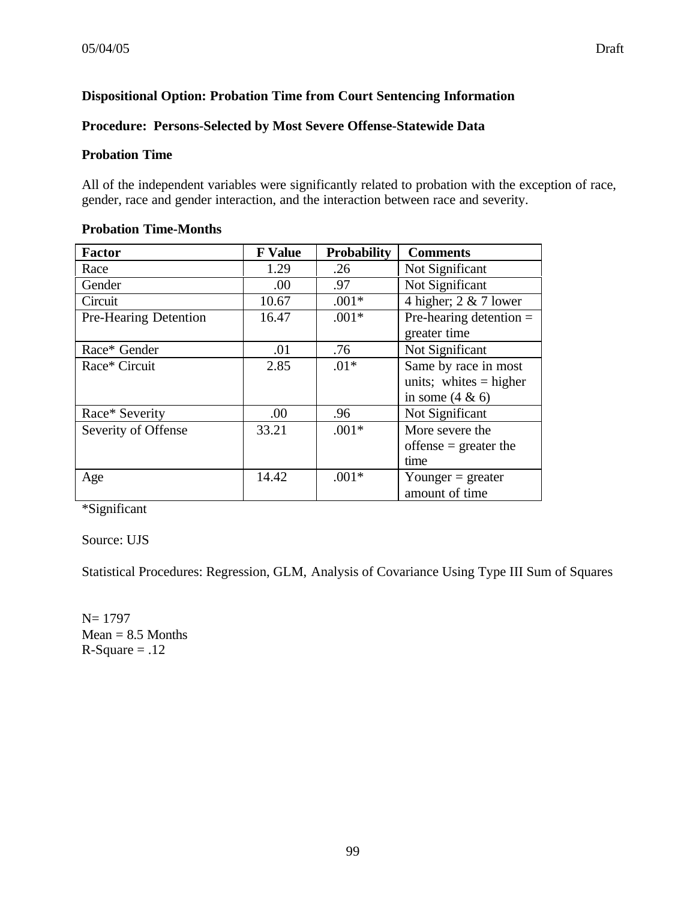**Dispositional Option: Probation Time from Court Sentencing Information**

**Procedure: Persons-Selected by Most Severe Offense-Statewide Data**

**Probation Time**

All of the independent variables were significantly related to probation with the exception of race, gender, race and gender interaction, and the interaction between race and severity.

**Probation Time-Months**

| Factor | F Value | Probability | Comments |
|---|---|---|---|
| Race | 1.29 | .26 | Not Significant |
| Gender | .00 | .97 | Not Significant |
| Circuit | 10.67 | .001* | 4 higher; 2 & 7 lower |
| Pre-Hearing Detention | 16.47 | .001* | Pre-hearing detention = greater time |
| Race* Gender | .01 | .76 | Not Significant |
| Race* Circuit | 2.85 | .01* | Same by race in most units; whites = higher in some (4 & 6) |
| Race* Severity | .00 | .96 | Not Significant |
| Severity of Offense | 33.21 | .001* | More severe the offense = greater the time |
| Age | 14.42 | .001* | Younger = greater amount of time |

*Significant

Source: UJS

Statistical Procedures: Regression, GLM, Analysis of Covariance Using Type III Sum of Squares

N= 1797
Mean = 8.5 Months
R-Square = .12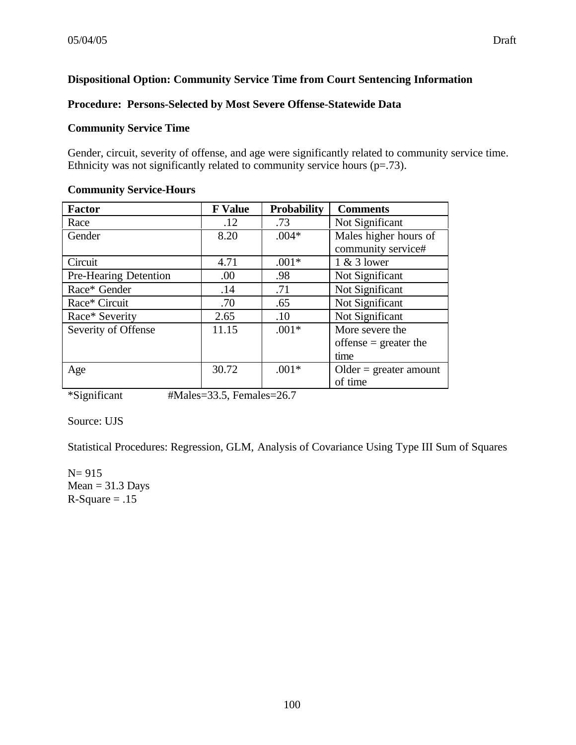**Dispositional Option: Community Service Time from Court Sentencing Information**

**Procedure: Persons-Selected by Most Severe Offense-Statewide Data**

**Community Service Time**

Gender, circuit, severity of offense, and age were significantly related to community service time. Ethnicity was not significantly related to community service hours (p=.73).

**Community Service-Hours**

| Factor | F Value | Probability | Comments |
|---|---|---|---|
| Race | .12 | .73 | Not Significant |
| Gender | 8.20 | .004* | Males higher hours of community service# |
| Circuit | 4.71 | .001* | 1 & 3 lower |
| Pre-Hearing Detention | .00 | .98 | Not Significant |
| Race* Gender | .14 | .71 | Not Significant |
| Race* Circuit | .70 | .65 | Not Significant |
| Race* Severity | 2.65 | .10 | Not Significant |
| Severity of Offense | 11.15 | .001* | More severe the offense = greater the time |
| Age | 30.72 | .001* | Older = greater amount of time |

*Significant #Males=33.5, Females=26.7

Source: UJS

Statistical Procedures: Regression, GLM, Analysis of Covariance Using Type III Sum of Squares

N= 915
Mean = 31.3 Days
R-Square = .15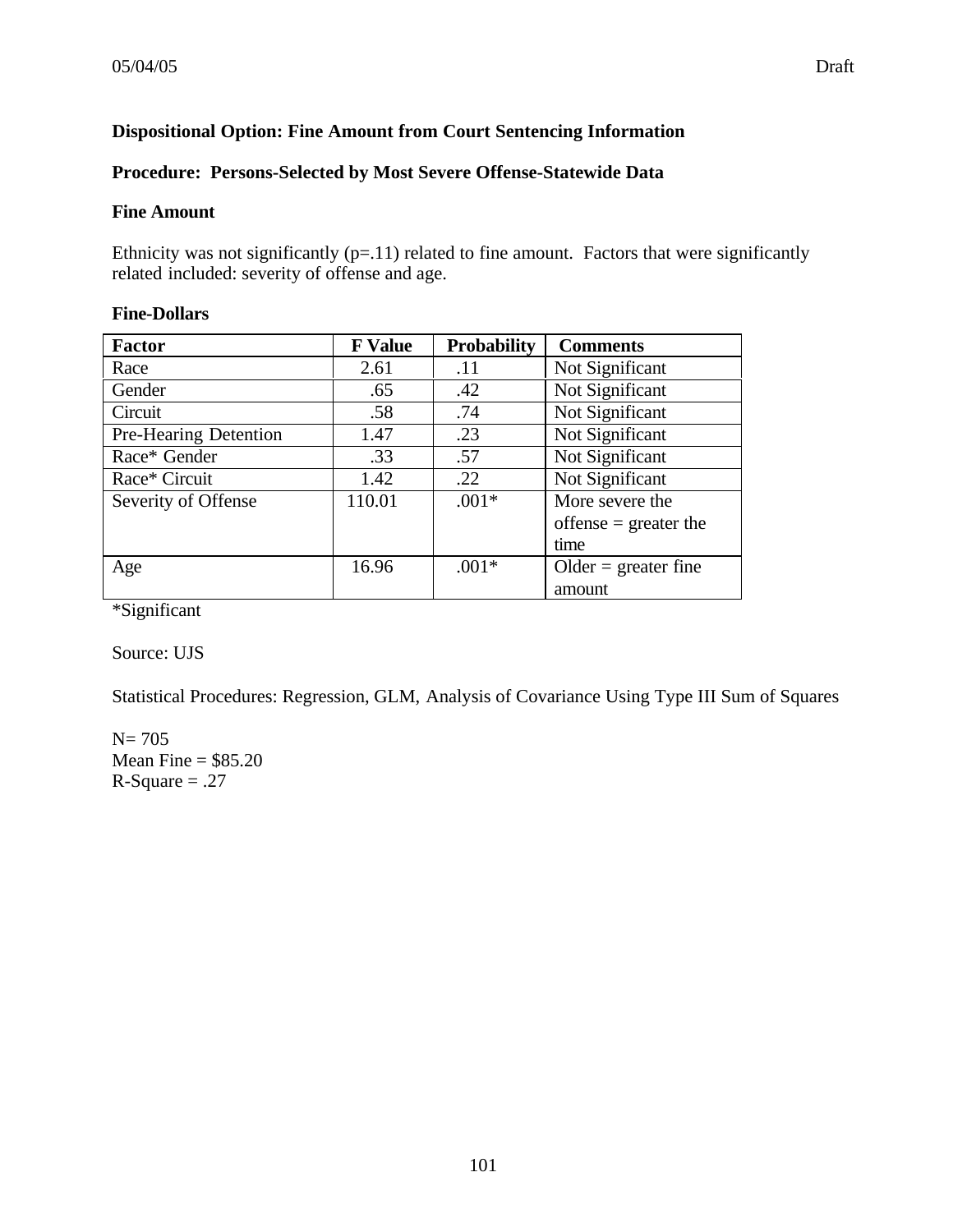**Dispositional Option: Fine Amount from Court Sentencing Information**

**Procedure: Persons-Selected by Most Severe Offense-Statewide Data**

**Fine Amount**

Ethnicity was not significantly (p=.11) related to fine amount. Factors that were significantly related included: severity of offense and age.

**Fine-Dollars**

| Factor | F Value | Probability | Comments |
|---|---|---|---|
| Race | 2.61 | .11 | Not Significant |
| Gender | .65 | .42 | Not Significant |
| Circuit | .58 | .74 | Not Significant |
| Pre-Hearing Detention | 1.47 | .23 | Not Significant |
| Race* Gender | .33 | .57 | Not Significant |
| Race* Circuit | 1.42 | .22 | Not Significant |
| Severity of Offense | 110.01 | .001* | More severe the offense = greater the time |
| Age | 16.96 | .001* | Older = greater fine amount |

*Significant

Source: UJS

Statistical Procedures: Regression, GLM, Analysis of Covariance Using Type III Sum of Squares

N= 705
Mean Fine = $85.20
R-Square = .27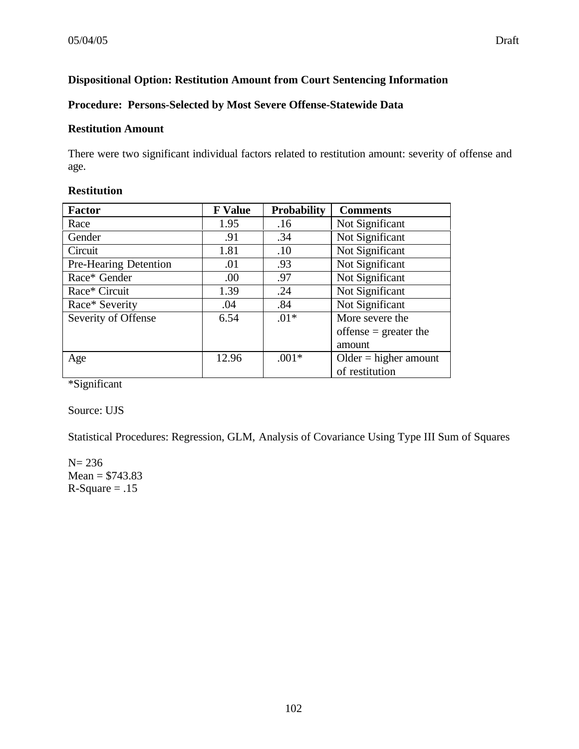**Dispositional Option: Restitution Amount from Court Sentencing Information**

**Procedure: Persons-Selected by Most Severe Offense-Statewide Data**

**Restitution Amount**

There were two significant individual factors related to restitution amount: severity of offense and age.

**Restitution**

| Factor | F Value | Probability | Comments |
|---|---|---|---|
| Race | 1.95 | .16 | Not Significant |
| Gender | .91 | .34 | Not Significant |
| Circuit | 1.81 | .10 | Not Significant |
| Pre-Hearing Detention | .01 | .93 | Not Significant |
| Race* Gender | .00 | .97 | Not Significant |
| Race* Circuit | 1.39 | .24 | Not Significant |
| Race* Severity | .04 | .84 | Not Significant |
| Severity of Offense | 6.54 | .01* | More severe the offense = greater the amount |
| Age | 12.96 | .001* | Older = higher amount of restitution |

*Significant

Source: UJS

Statistical Procedures: Regression, GLM, Analysis of Covariance Using Type III Sum of Squares

N= 236
Mean = $743.83
R-Square = .15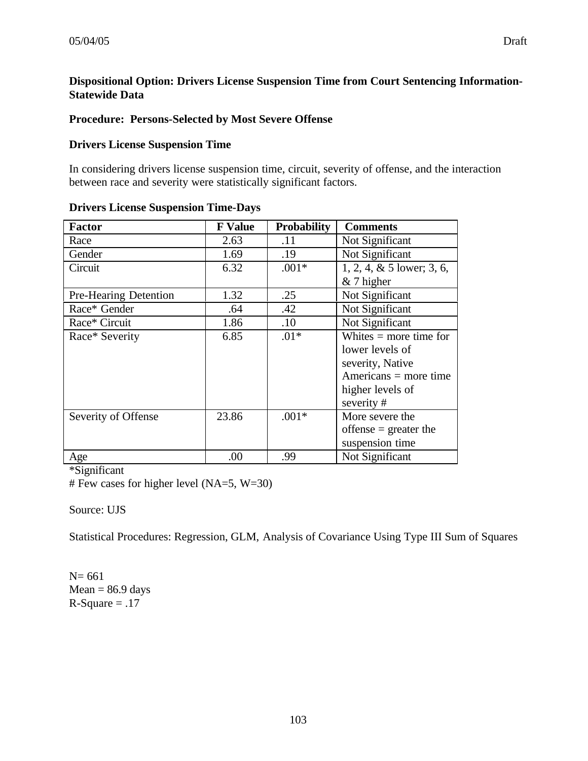**Dispositional Option: Drivers License Suspension Time from Court Sentencing Information-Statewide Data**

**Procedure: Persons-Selected by Most Severe Offense**

**Drivers License Suspension Time**

In considering drivers license suspension time, circuit, severity of offense, and the interaction between race and severity were statistically significant factors.

**Drivers License Suspension Time-Days**

| Factor | F Value | Probability | Comments |
|---|---|---|---|
| Race | 2.63 | .11 | Not Significant |
| Gender | 1.69 | .19 | Not Significant |
| Circuit | 6.32 | .001* | 1, 2, 4, & 5 lower; 3, 6, & 7 higher |
| Pre-Hearing Detention | 1.32 | .25 | Not Significant |
| Race* Gender | .64 | .42 | Not Significant |
| Race* Circuit | 1.86 | .10 | Not Significant |
| Race* Severity | 6.85 | .01* | Whites = more time for lower levels of severity, Native Americans = more time higher levels of severity # |
| Severity of Offense | 23.86 | .001* | More severe the offense = greater the suspension time |
| Age | .00 | .99 | Not Significant |

*Significant

# Few cases for higher level (NA=5, W=30)

Source: UJS

Statistical Procedures: Regression, GLM, Analysis of Covariance Using Type III Sum of Squares

N= 661
Mean = 86.9 days
R-Square = .17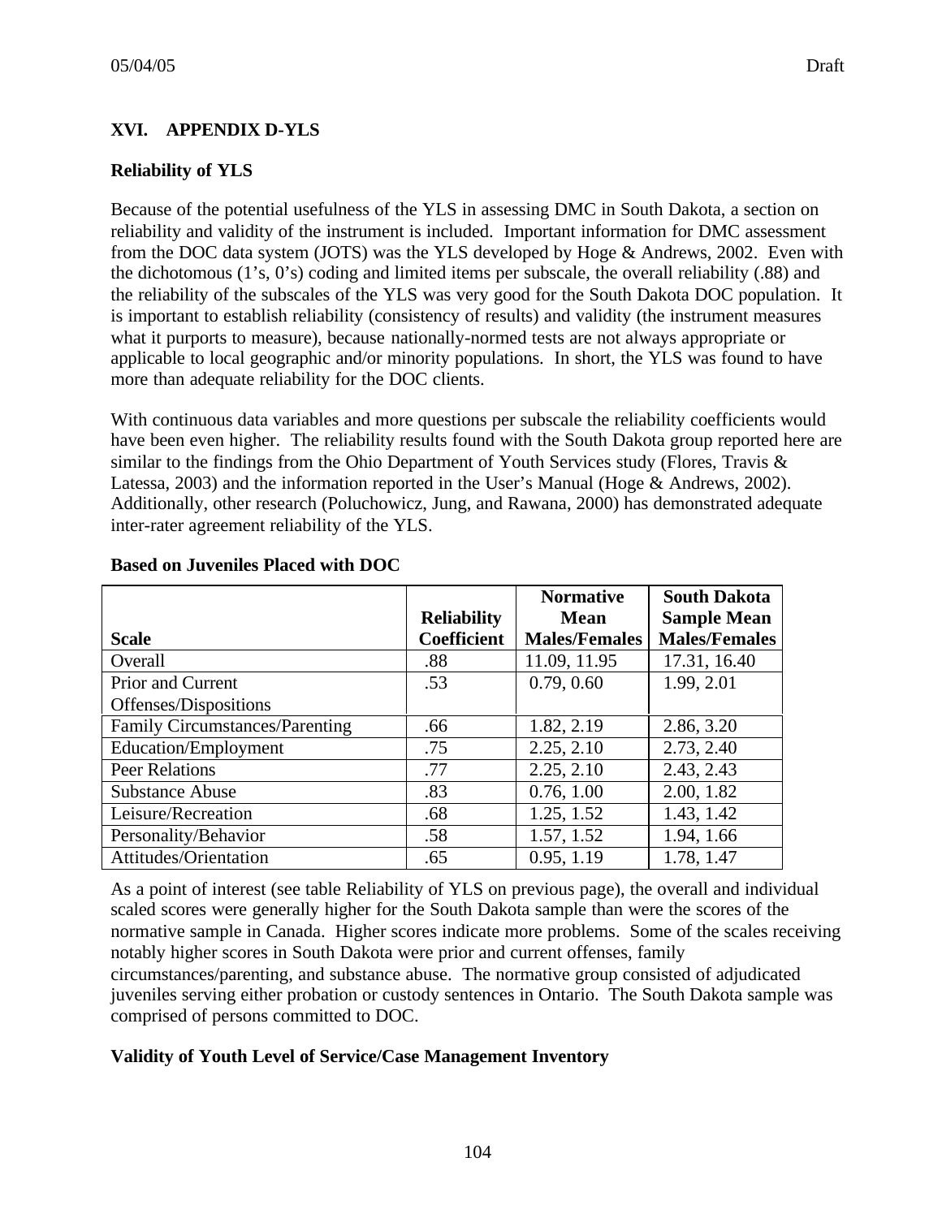## XVI. APPENDIX D-YLS

### Reliability of YLS

Because of the potential usefulness of the YLS in assessing DMC in South Dakota, a section on reliability and validity of the instrument is included. Important information for DMC assessment from the DOC data system (JOTS) was the YLS developed by Hoge & Andrews, 2002. Even with the dichotomous (1's, 0's) coding and limited items per subscale, the overall reliability (.88) and the reliability of the subscales of the YLS was very good for the South Dakota DOC population. It is important to establish reliability (consistency of results) and validity (the instrument measures what it purports to measure), because nationally-normed tests are not always appropriate or applicable to local geographic and/or minority populations. In short, the YLS was found to have more than adequate reliability for the DOC clients.

With continuous data variables and more questions per subscale the reliability coefficients would have been even higher. The reliability results found with the South Dakota group reported here are similar to the findings from the Ohio Department of Youth Services study (Flores, Travis & Latessa, 2003) and the information reported in the User's Manual (Hoge & Andrews, 2002). Additionally, other research (Poluchowicz, Jung, and Rawana, 2000) has demonstrated adequate inter-rater agreement reliability of the YLS.

**Based on Juveniles Placed with DOC**

| Scale | Reliability Coefficient | Normative Mean Males/Females | South Dakota Sample Mean Males/Females |
|---|---|---|---|
| Overall | .88 | 11.09, 11.95 | 17.31, 16.40 |
| Prior and Current Offenses/Dispositions | .53 | 0.79, 0.60 | 1.99, 2.01 |
| Family Circumstances/Parenting | .66 | 1.82, 2.19 | 2.86, 3.20 |
| Education/Employment | .75 | 2.25, 2.10 | 2.73, 2.40 |
| Peer Relations | .77 | 2.25, 2.10 | 2.43, 2.43 |
| Substance Abuse | .83 | 0.76, 1.00 | 2.00, 1.82 |
| Leisure/Recreation | .68 | 1.25, 1.52 | 1.43, 1.42 |
| Personality/Behavior | .58 | 1.57, 1.52 | 1.94, 1.66 |
| Attitudes/Orientation | .65 | 0.95, 1.19 | 1.78, 1.47 |

As a point of interest (see table Reliability of YLS on previous page), the overall and individual scaled scores were generally higher for the South Dakota sample than were the scores of the normative sample in Canada. Higher scores indicate more problems. Some of the scales receiving notably higher scores in South Dakota were prior and current offenses, family circumstances/parenting, and substance abuse. The normative group consisted of adjudicated juveniles serving either probation or custody sentences in Ontario. The South Dakota sample was comprised of persons committed to DOC.

### Validity of Youth Level of Service/Case Management Inventory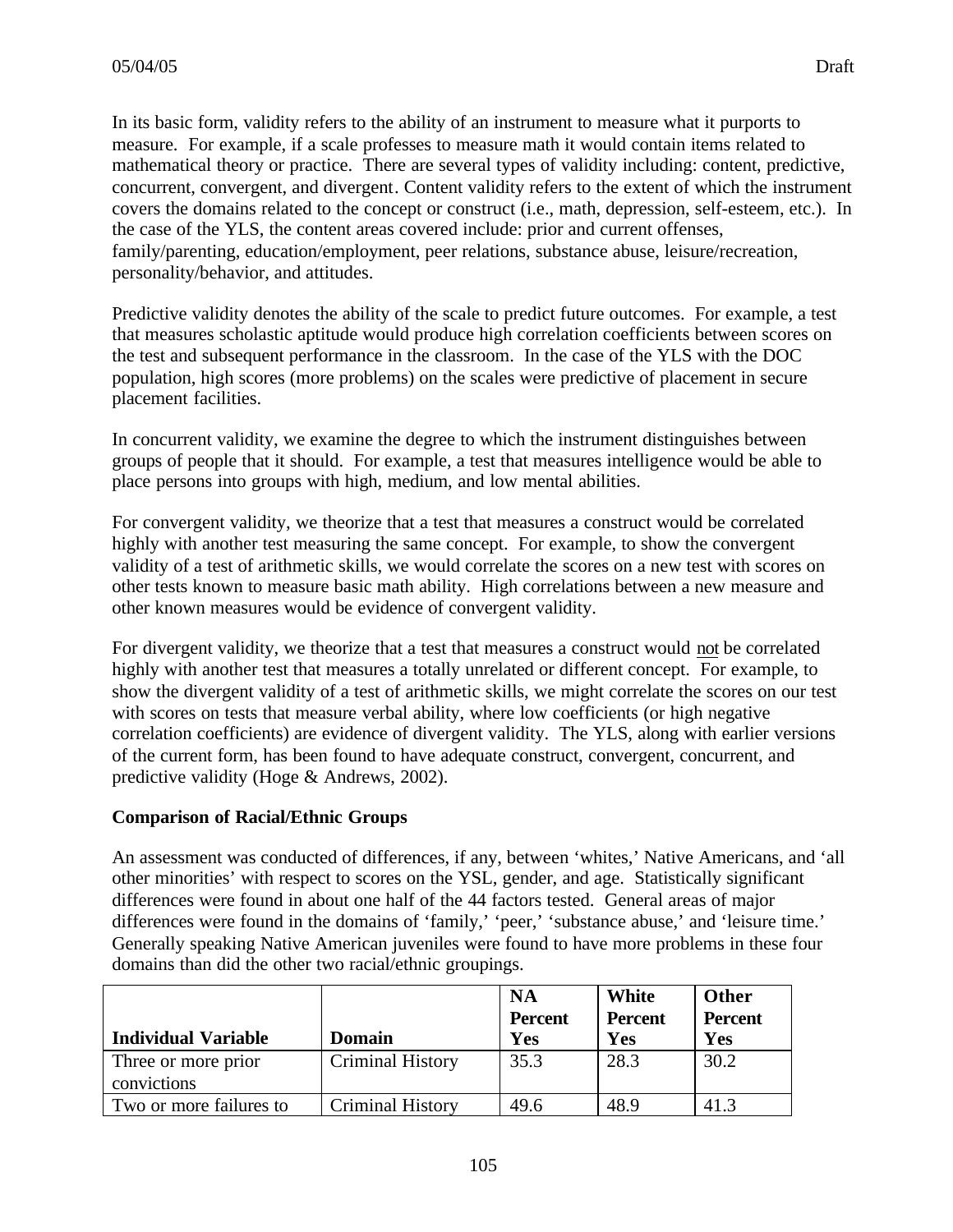In its basic form, validity refers to the ability of an instrument to measure what it purports to measure. For example, if a scale professes to measure math it would contain items related to mathematical theory or practice. There are several types of validity including: content, predictive, concurrent, convergent, and divergent. Content validity refers to the extent of which the instrument covers the domains related to the concept or construct (i.e., math, depression, self-esteem, etc.). In the case of the YLS, the content areas covered include: prior and current offenses, family/parenting, education/employment, peer relations, substance abuse, leisure/recreation, personality/behavior, and attitudes.

Predictive validity denotes the ability of the scale to predict future outcomes. For example, a test that measures scholastic aptitude would produce high correlation coefficients between scores on the test and subsequent performance in the classroom. In the case of the YLS with the DOC population, high scores (more problems) on the scales were predictive of placement in secure placement facilities.

In concurrent validity, we examine the degree to which the instrument distinguishes between groups of people that it should. For example, a test that measures intelligence would be able to place persons into groups with high, medium, and low mental abilities.

For convergent validity, we theorize that a test that measures a construct would be correlated highly with another test measuring the same concept. For example, to show the convergent validity of a test of arithmetic skills, we would correlate the scores on a new test with scores on other tests known to measure basic math ability. High correlations between a new measure and other known measures would be evidence of convergent validity.

For divergent validity, we theorize that a test that measures a construct would not be correlated highly with another test that measures a totally unrelated or different concept. For example, to show the divergent validity of a test of arithmetic skills, we might correlate the scores on our test with scores on tests that measure verbal ability, where low coefficients (or high negative correlation coefficients) are evidence of divergent validity. The YLS, along with earlier versions of the current form, has been found to have adequate construct, convergent, concurrent, and predictive validity (Hoge & Andrews, 2002).

**Comparison of Racial/Ethnic Groups**

An assessment was conducted of differences, if any, between 'whites,' Native Americans, and 'all other minorities' with respect to scores on the YSL, gender, and age. Statistically significant differences were found in about one half of the 44 factors tested. General areas of major differences were found in the domains of 'family,' 'peer,' 'substance abuse,' and 'leisure time.' Generally speaking Native American juveniles were found to have more problems in these four domains than did the other two racial/ethnic groupings.

| Individual Variable | Domain | NA Percent Yes | White Percent Yes | Other Percent Yes |
|---|---|---|---|---|
| Three or more prior convictions | Criminal History | 35.3 | 28.3 | 30.2 |
| Two or more failures to | Criminal History | 49.6 | 48.9 | 41.3 |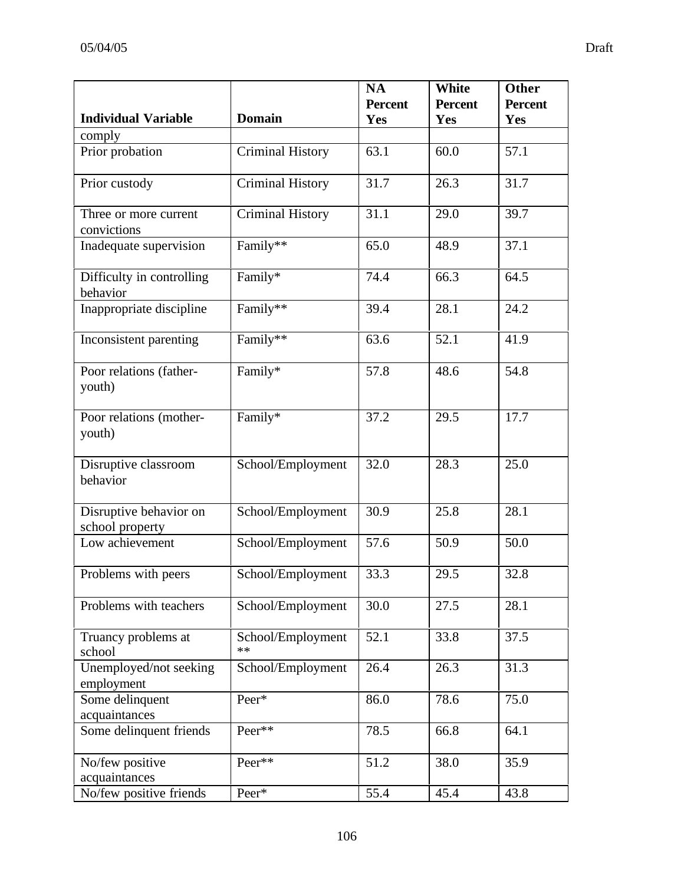| Individual Variable | Domain | NA Percent Yes | White Percent Yes | Other Percent Yes |
|---|---|---|---|---|
| comply | | | | |
| Prior probation | Criminal History | 63.1 | 60.0 | 57.1 |
| Prior custody | Criminal History | 31.7 | 26.3 | 31.7 |
| Three or more current convictions | Criminal History | 31.1 | 29.0 | 39.7 |
| Inadequate supervision | Family** | 65.0 | 48.9 | 37.1 |
| Difficulty in controlling behavior | Family* | 74.4 | 66.3 | 64.5 |
| Inappropriate discipline | Family** | 39.4 | 28.1 | 24.2 |
| Inconsistent parenting | Family** | 63.6 | 52.1 | 41.9 |
| Poor relations (father-youth) | Family* | 57.8 | 48.6 | 54.8 |
| Poor relations (mother-youth) | Family* | 37.2 | 29.5 | 17.7 |
| Disruptive classroom behavior | School/Employment | 32.0 | 28.3 | 25.0 |
| Disruptive behavior on school property | School/Employment | 30.9 | 25.8 | 28.1 |
| Low achievement | School/Employment | 57.6 | 50.9 | 50.0 |
| Problems with peers | School/Employment | 33.3 | 29.5 | 32.8 |
| Problems with teachers | School/Employment | 30.0 | 27.5 | 28.1 |
| Truancy problems at school | School/Employment ** | 52.1 | 33.8 | 37.5 |
| Unemployed/not seeking employment | School/Employment | 26.4 | 26.3 | 31.3 |
| Some delinquent acquaintances | Peer* | 86.0 | 78.6 | 75.0 |
| Some delinquent friends | Peer** | 78.5 | 66.8 | 64.1 |
| No/few positive acquaintances | Peer** | 51.2 | 38.0 | 35.9 |
| No/few positive friends | Peer* | 55.4 | 45.4 | 43.8 |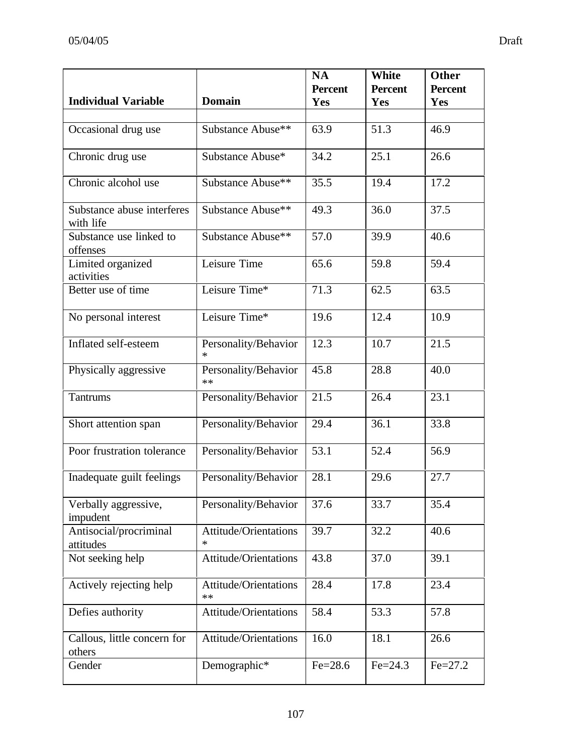| Individual Variable | Domain | NA Percent Yes | White Percent Yes | Other Percent Yes |
|---|---|---|---|---|
| | | | | |
| Occasional drug use | Substance Abuse** | 63.9 | 51.3 | 46.9 |
| Chronic drug use | Substance Abuse* | 34.2 | 25.1 | 26.6 |
| Chronic alcohol use | Substance Abuse** | 35.5 | 19.4 | 17.2 |
| Substance abuse interferes with life | Substance Abuse** | 49.3 | 36.0 | 37.5 |
| Substance use linked to offenses | Substance Abuse** | 57.0 | 39.9 | 40.6 |
| Limited organized activities | Leisure Time | 65.6 | 59.8 | 59.4 |
| Better use of time | Leisure Time* | 71.3 | 62.5 | 63.5 |
| No personal interest | Leisure Time* | 19.6 | 12.4 | 10.9 |
| Inflated self-esteem | Personality/Behavior * | 12.3 | 10.7 | 21.5 |
| Physically aggressive | Personality/Behavior ** | 45.8 | 28.8 | 40.0 |
| Tantrums | Personality/Behavior | 21.5 | 26.4 | 23.1 |
| Short attention span | Personality/Behavior | 29.4 | 36.1 | 33.8 |
| Poor frustration tolerance | Personality/Behavior | 53.1 | 52.4 | 56.9 |
| Inadequate guilt feelings | Personality/Behavior | 28.1 | 29.6 | 27.7 |
| Verbally aggressive, impudent | Personality/Behavior | 37.6 | 33.7 | 35.4 |
| Antisocial/procriminal attitudes | Attitude/Orientations * | 39.7 | 32.2 | 40.6 |
| Not seeking help | Attitude/Orientations | 43.8 | 37.0 | 39.1 |
| Actively rejecting help | Attitude/Orientations ** | 28.4 | 17.8 | 23.4 |
| Defies authority | Attitude/Orientations | 58.4 | 53.3 | 57.8 |
| Callous, little concern for others | Attitude/Orientations | 16.0 | 18.1 | 26.6 |
| Gender | Demographic* | Fe=28.6 | Fe=24.3 | Fe=27.2 |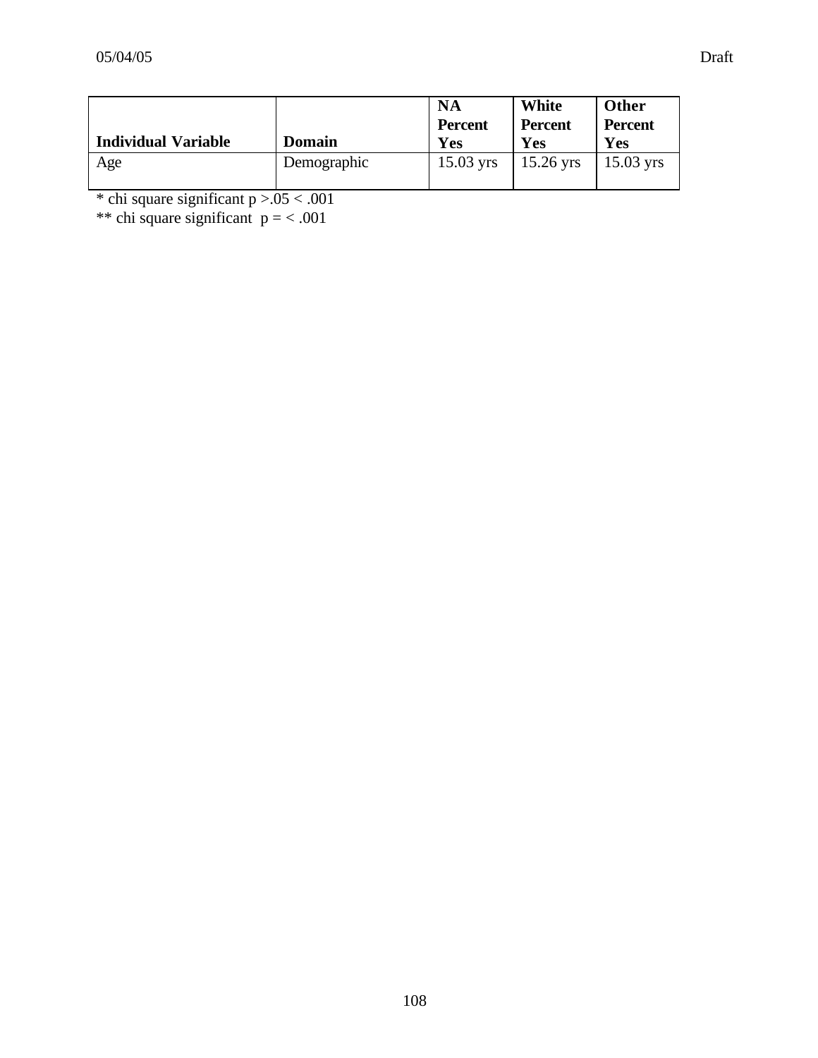| Individual Variable | Domain | NA Percent Yes | White Percent Yes | Other Percent Yes |
| --- | --- | --- | --- | --- |
| Age | Demographic | 15.03 yrs | 15.26 yrs | 15.03 yrs |

* chi square significant p >.05 < .001

** chi square significant  p = < .001